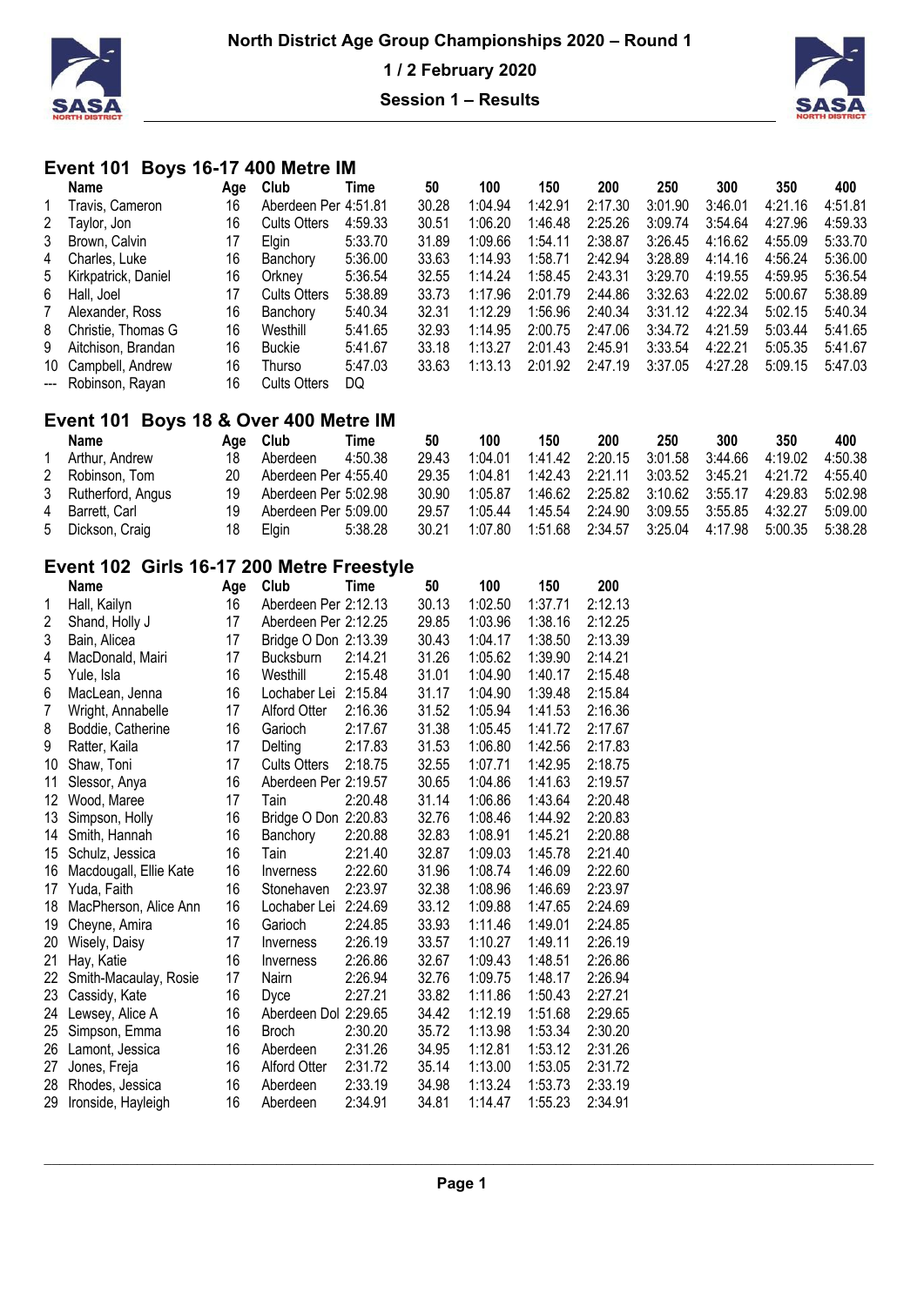# North District Age Group Championships 2020 – Round 1

**1 / 2 February 2020**

**Session 1 – Results**

## Event 101 Boys 16-17 400 Metre IM

| | Name | Age | Club | Time | 50 | 100 | 150 | 200 | 250 | 300 | 350 | 400 |
|---|---|---|---|---|---|---|---|---|---|---|---|---|
| 1 | Travis, Cameron | 16 | Aberdeen Per | 4:51.81 | 30.28 | 1:04.94 | 1:42.91 | 2:17.30 | 3:01.90 | 3:46.01 | 4:21.16 | 4:51.81 |
| 2 | Taylor, Jon | 16 | Cults Otters | 4:59.33 | 30.51 | 1:06.20 | 1:46.48 | 2:25.26 | 3:09.74 | 3:54.64 | 4:27.96 | 4:59.33 |
| 3 | Brown, Calvin | 17 | Elgin | 5:33.70 | 31.89 | 1:09.66 | 1:54.11 | 2:38.87 | 3:26.45 | 4:16.62 | 4:55.09 | 5:33.70 |
| 4 | Charles, Luke | 16 | Banchory | 5:36.00 | 33.63 | 1:14.93 | 1:58.71 | 2:42.94 | 3:28.89 | 4:14.16 | 4:56.24 | 5:36.00 |
| 5 | Kirkpatrick, Daniel | 16 | Orkney | 5:36.54 | 32.55 | 1:14.24 | 1:58.45 | 2:43.31 | 3:29.70 | 4:19.55 | 4:59.95 | 5:36.54 |
| 6 | Hall, Joel | 17 | Cults Otters | 5:38.89 | 33.73 | 1:17.96 | 2:01.79 | 2:44.86 | 3:32.63 | 4:22.02 | 5:00.67 | 5:38.89 |
| 7 | Alexander, Ross | 16 | Banchory | 5:40.34 | 32.31 | 1:12.29 | 1:56.96 | 2:40.34 | 3:31.12 | 4:22.34 | 5:02.15 | 5:40.34 |
| 8 | Christie, Thomas G | 16 | Westhill | 5:41.65 | 32.93 | 1:14.95 | 2:00.75 | 2:47.06 | 3:34.72 | 4:21.59 | 5:03.44 | 5:41.65 |
| 9 | Aitchison, Brandan | 16 | Buckie | 5:41.67 | 33.18 | 1:13.27 | 2:01.43 | 2:45.91 | 3:33.54 | 4:22.21 | 5:05.35 | 5:41.67 |
| 10 | Campbell, Andrew | 16 | Thurso | 5:47.03 | 33.63 | 1:13.13 | 2:01.92 | 2:47.19 | 3:37.05 | 4:27.28 | 5:09.15 | 5:47.03 |
| --- | Robinson, Rayan | 16 | Cults Otters | DQ | | | | | | | | |

## Event 101 Boys 18 & Over 400 Metre IM

| | Name | Age | Club | Time | 50 | 100 | 150 | 200 | 250 | 300 | 350 | 400 |
|---|---|---|---|---|---|---|---|---|---|---|---|---|
| 1 | Arthur, Andrew | 18 | Aberdeen | 4:50.38 | 29.43 | 1:04.01 | 1:41.42 | 2:20.15 | 3:01.58 | 3:44.66 | 4:19.02 | 4:50.38 |
| 2 | Robinson, Tom | 20 | Aberdeen Per | 4:55.40 | 29.35 | 1:04.81 | 1:42.43 | 2:21.11 | 3:03.52 | 3:45.21 | 4:21.72 | 4:55.40 |
| 3 | Rutherford, Angus | 19 | Aberdeen Per | 5:02.98 | 30.90 | 1:05.87 | 1:46.62 | 2:25.82 | 3:10.62 | 3:55.17 | 4:29.83 | 5:02.98 |
| 4 | Barrett, Carl | 19 | Aberdeen Per | 5:09.00 | 29.57 | 1:05.44 | 1:45.54 | 2:24.90 | 3:09.55 | 3:55.85 | 4:32.27 | 5:09.00 |
| 5 | Dickson, Craig | 18 | Elgin | 5:38.28 | 30.21 | 1:07.80 | 1:51.68 | 2:34.57 | 3:25.04 | 4:17.98 | 5:00.35 | 5:38.28 |

## Event 102 Girls 16-17 200 Metre Freestyle

| | Name | Age | Club | Time | 50 | 100 | 150 | 200 |
|---|---|---|---|---|---|---|---|---|
| 1 | Hall, Kailyn | 16 | Aberdeen Per | 2:12.13 | 30.13 | 1:02.50 | 1:37.71 | 2:12.13 |
| 2 | Shand, Holly J | 17 | Aberdeen Per | 2:12.25 | 29.85 | 1:03.96 | 1:38.16 | 2:12.25 |
| 3 | Bain, Alicea | 17 | Bridge O Don | 2:13.39 | 30.43 | 1:04.17 | 1:38.50 | 2:13.39 |
| 4 | MacDonald, Mairi | 17 | Bucksburn | 2:14.21 | 31.26 | 1:05.62 | 1:39.90 | 2:14.21 |
| 5 | Yule, Isla | 16 | Westhill | 2:15.48 | 31.01 | 1:04.90 | 1:40.17 | 2:15.48 |
| 6 | MacLean, Jenna | 16 | Lochaber Lei | 2:15.84 | 31.17 | 1:04.90 | 1:39.48 | 2:15.84 |
| 7 | Wright, Annabelle | 17 | Alford Otter | 2:16.36 | 31.52 | 1:05.94 | 1:41.53 | 2:16.36 |
| 8 | Boddie, Catherine | 16 | Garioch | 2:17.67 | 31.38 | 1:05.45 | 1:41.72 | 2:17.67 |
| 9 | Ratter, Kaila | 17 | Delting | 2:17.83 | 31.53 | 1:06.80 | 1:42.56 | 2:17.83 |
| 10 | Shaw, Toni | 17 | Cults Otters | 2:18.75 | 32.55 | 1:07.71 | 1:42.95 | 2:18.75 |
| 11 | Slessor, Anya | 16 | Aberdeen Per | 2:19.57 | 30.65 | 1:04.86 | 1:41.63 | 2:19.57 |
| 12 | Wood, Maree | 17 | Tain | 2:20.48 | 31.14 | 1:06.86 | 1:43.64 | 2:20.48 |
| 13 | Simpson, Holly | 16 | Bridge O Don | 2:20.83 | 32.76 | 1:08.46 | 1:44.92 | 2:20.83 |
| 14 | Smith, Hannah | 16 | Banchory | 2:20.88 | 32.83 | 1:08.91 | 1:45.21 | 2:20.88 |
| 15 | Schulz, Jessica | 16 | Tain | 2:21.40 | 32.87 | 1:09.03 | 1:45.78 | 2:21.40 |
| 16 | Macdougall, Ellie Kate | 16 | Inverness | 2:22.60 | 31.96 | 1:08.74 | 1:46.09 | 2:22.60 |
| 17 | Yuda, Faith | 16 | Stonehaven | 2:23.97 | 32.38 | 1:08.96 | 1:46.69 | 2:23.97 |
| 18 | MacPherson, Alice Ann | 16 | Lochaber Lei | 2:24.69 | 33.12 | 1:09.88 | 1:47.65 | 2:24.69 |
| 19 | Cheyne, Amira | 16 | Garioch | 2:24.85 | 33.93 | 1:11.46 | 1:49.01 | 2:24.85 |
| 20 | Wisely, Daisy | 17 | Inverness | 2:26.19 | 33.57 | 1:10.27 | 1:49.11 | 2:26.19 |
| 21 | Hay, Katie | 16 | Inverness | 2:26.86 | 32.67 | 1:09.43 | 1:48.51 | 2:26.86 |
| 22 | Smith-Macaulay, Rosie | 17 | Nairn | 2:26.94 | 32.76 | 1:09.75 | 1:48.17 | 2:26.94 |
| 23 | Cassidy, Kate | 16 | Dyce | 2:27.21 | 33.82 | 1:11.86 | 1:50.43 | 2:27.21 |
| 24 | Lewsey, Alice A | 16 | Aberdeen Dol | 2:29.65 | 34.42 | 1:12.19 | 1:51.68 | 2:29.65 |
| 25 | Simpson, Emma | 16 | Broch | 2:30.20 | 35.72 | 1:13.98 | 1:53.34 | 2:30.20 |
| 26 | Lamont, Jessica | 16 | Aberdeen | 2:31.26 | 34.95 | 1:12.81 | 1:53.12 | 2:31.26 |
| 27 | Jones, Freja | 16 | Alford Otter | 2:31.72 | 35.14 | 1:13.00 | 1:53.05 | 2:31.72 |
| 28 | Rhodes, Jessica | 16 | Aberdeen | 2:33.19 | 34.98 | 1:13.24 | 1:53.73 | 2:33.19 |
| 29 | Ironside, Hayleigh | 16 | Aberdeen | 2:34.91 | 34.81 | 1:14.47 | 1:55.23 | 2:34.91 |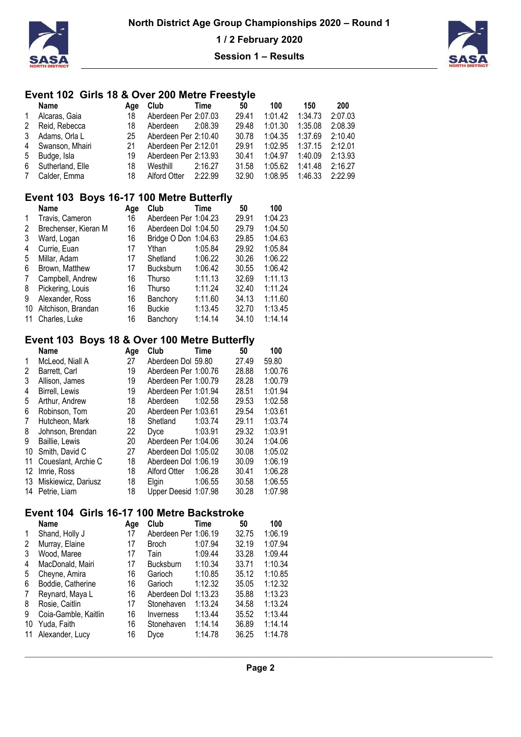## Event 102 Girls 18 & Over 200 Metre Freestyle

| | Name | Age | Club | Time | 50 | 100 | 150 | 200 |
|---|---|---|---|---|---|---|---|---|
| 1 | Alcaras, Gaia | 18 | Aberdeen Per | 2:07.03 | 29.41 | 1:01.42 | 1:34.73 | 2:07.03 |
| 2 | Reid, Rebecca | 18 | Aberdeen | 2:08.39 | 29.48 | 1:01.30 | 1:35.08 | 2:08.39 |
| 3 | Adams, Orla L | 25 | Aberdeen Per | 2:10.40 | 30.78 | 1:04.35 | 1:37.69 | 2:10.40 |
| 4 | Swanson, Mhairi | 21 | Aberdeen Per | 2:12.01 | 29.91 | 1:02.95 | 1:37.15 | 2:12.01 |
| 5 | Budge, Isla | 19 | Aberdeen Per | 2:13.93 | 30.41 | 1:04.97 | 1:40.09 | 2:13.93 |
| 6 | Sutherland, Elle | 18 | Westhill | 2:16.27 | 31.58 | 1:05.62 | 1:41.48 | 2:16.27 |
| 7 | Calder, Emma | 18 | Alford Otter | 2:22.99 | 32.90 | 1:08.95 | 1:46.33 | 2:22.99 |

## Event 103 Boys 16-17 100 Metre Butterfly

| | Name | Age | Club | Time | 50 | 100 |
|---|---|---|---|---|---|---|
| 1 | Travis, Cameron | 16 | Aberdeen Per | 1:04.23 | 29.91 | 1:04.23 |
| 2 | Brechenser, Kieran M | 16 | Aberdeen Dol | 1:04.50 | 29.79 | 1:04.50 |
| 3 | Ward, Logan | 16 | Bridge O Don | 1:04.63 | 29.85 | 1:04.63 |
| 4 | Currie, Euan | 17 | Ythan | 1:05.84 | 29.92 | 1:05.84 |
| 5 | Millar, Adam | 17 | Shetland | 1:06.22 | 30.26 | 1:06.22 |
| 6 | Brown, Matthew | 17 | Bucksburn | 1:06.42 | 30.55 | 1:06.42 |
| 7 | Campbell, Andrew | 16 | Thurso | 1:11.13 | 32.69 | 1:11.13 |
| 8 | Pickering, Louis | 16 | Thurso | 1:11.24 | 32.40 | 1:11.24 |
| 9 | Alexander, Ross | 16 | Banchory | 1:11.60 | 34.13 | 1:11.60 |
| 10 | Aitchison, Brandan | 16 | Buckie | 1:13.45 | 32.70 | 1:13.45 |
| 11 | Charles, Luke | 16 | Banchory | 1:14.14 | 34.10 | 1:14.14 |

## Event 103 Boys 18 & Over 100 Metre Butterfly

| | Name | Age | Club | Time | 50 | 100 |
|---|---|---|---|---|---|---|
| 1 | McLeod, Niall A | 27 | Aberdeen Dol | 59.80 | 27.49 | 59.80 |
| 2 | Barrett, Carl | 19 | Aberdeen Per | 1:00.76 | 28.88 | 1:00.76 |
| 3 | Allison, James | 19 | Aberdeen Per | 1:00.79 | 28.28 | 1:00.79 |
| 4 | Birrell, Lewis | 19 | Aberdeen Per | 1:01.94 | 28.51 | 1:01.94 |
| 5 | Arthur, Andrew | 18 | Aberdeen | 1:02.58 | 29.53 | 1:02.58 |
| 6 | Robinson, Tom | 20 | Aberdeen Per | 1:03.61 | 29.54 | 1:03.61 |
| 7 | Hutcheon, Mark | 18 | Shetland | 1:03.74 | 29.11 | 1:03.74 |
| 8 | Johnson, Brendan | 22 | Dyce | 1:03.91 | 29.32 | 1:03.91 |
| 9 | Baillie, Lewis | 20 | Aberdeen Per | 1:04.06 | 30.24 | 1:04.06 |
| 10 | Smith, David C | 27 | Aberdeen Dol | 1:05.02 | 30.08 | 1:05.02 |
| 11 | Coueslant, Archie C | 18 | Aberdeen Dol | 1:06.19 | 30.09 | 1:06.19 |
| 12 | Imrie, Ross | 18 | Alford Otter | 1:06.28 | 30.41 | 1:06.28 |
| 13 | Miskiewicz, Dariusz | 18 | Elgin | 1:06.55 | 30.58 | 1:06.55 |
| 14 | Petrie, Liam | 18 | Upper Deesid | 1:07.98 | 30.28 | 1:07.98 |

## Event 104 Girls 16-17 100 Metre Backstroke

| | Name | Age | Club | Time | 50 | 100 |
|---|---|---|---|---|---|---|
| 1 | Shand, Holly J | 17 | Aberdeen Per | 1:06.19 | 32.75 | 1:06.19 |
| 2 | Murray, Elaine | 17 | Broch | 1:07.94 | 32.19 | 1:07.94 |
| 3 | Wood, Maree | 17 | Tain | 1:09.44 | 33.28 | 1:09.44 |
| 4 | MacDonald, Mairi | 17 | Bucksburn | 1:10.34 | 33.71 | 1:10.34 |
| 5 | Cheyne, Amira | 16 | Garioch | 1:10.85 | 35.12 | 1:10.85 |
| 6 | Boddie, Catherine | 16 | Garioch | 1:12.32 | 35.05 | 1:12.32 |
| 7 | Reynard, Maya L | 16 | Aberdeen Dol | 1:13.23 | 35.88 | 1:13.23 |
| 8 | Rosie, Caitlin | 17 | Stonehaven | 1:13.24 | 34.58 | 1:13.24 |
| 9 | Coia-Gamble, Kaitlin | 16 | Inverness | 1:13.44 | 35.52 | 1:13.44 |
| 10 | Yuda, Faith | 16 | Stonehaven | 1:14.14 | 36.89 | 1:14.14 |
| 11 | Alexander, Lucy | 16 | Dyce | 1:14.78 | 36.25 | 1:14.78 |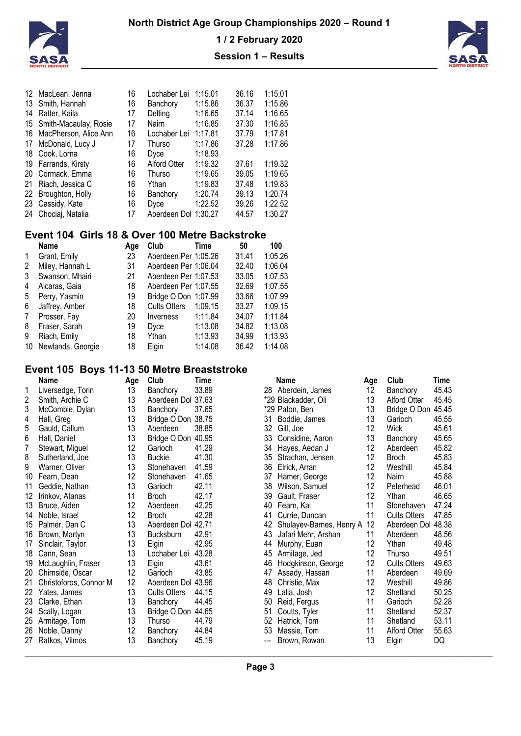| | | | | | | |
|---|---|---|---|---|---|---|
| 12 | MacLean, Jenna | 16 | Lochaber Lei | 1:15.01 | 36.16 | 1:15.01 |
| 13 | Smith, Hannah | 16 | Banchory | 1:15.86 | 36.37 | 1:15.86 |
| 14 | Ratter, Kaila | 17 | Delting | 1:16.65 | 37.14 | 1:16.65 |
| 15 | Smith-Macaulay, Rosie | 17 | Nairn | 1:16.85 | 37.30 | 1:16.85 |
| 16 | MacPherson, Alice Ann | 16 | Lochaber Lei | 1:17.81 | 37.79 | 1:17.81 |
| 17 | McDonald, Lucy J | 17 | Thurso | 1:17.86 | 37.28 | 1:17.86 |
| 18 | Cook, Lorna | 16 | Dyce | 1:18.93 | | |
| 19 | Farrands, Kirsty | 16 | Alford Otter | 1:19.32 | 37.61 | 1:19.32 |
| 20 | Cormack, Emma | 16 | Thurso | 1:19.65 | 39.05 | 1:19.65 |
| 21 | Riach, Jessica C | 16 | Ythan | 1:19.83 | 37.48 | 1:19.83 |
| 22 | Broughton, Holly | 16 | Banchory | 1:20.74 | 39.13 | 1:20.74 |
| 23 | Cassidy, Kate | 16 | Dyce | 1:22.52 | 39.26 | 1:22.52 |
| 24 | Chociaj, Natalia | 17 | Aberdeen Dol | 1:30.27 | 44.57 | 1:30.27 |

## Event 104 Girls 18 & Over 100 Metre Backstroke

| | Name | Age | Club | Time | 50 | 100 |
|---|---|---|---|---|---|---|
| 1 | Grant, Emily | 23 | Aberdeen Per | 1:05.26 | 31.41 | 1:05.26 |
| 2 | Miley, Hannah L | 31 | Aberdeen Per | 1:06.04 | 32.40 | 1:06.04 |
| 3 | Swanson, Mhairi | 21 | Aberdeen Per | 1:07.53 | 33.05 | 1:07.53 |
| 4 | Alcaras, Gaia | 18 | Aberdeen Per | 1:07.55 | 32.69 | 1:07.55 |
| 5 | Perry, Yasmin | 19 | Bridge O Don | 1:07.99 | 33.66 | 1:07.99 |
| 6 | Jaffrey, Amber | 18 | Cults Otters | 1:09.15 | 33.27 | 1:09.15 |
| 7 | Prosser, Fay | 20 | Inverness | 1:11.84 | 34.07 | 1:11.84 |
| 8 | Fraser, Sarah | 19 | Dyce | 1:13.08 | 34.82 | 1:13.08 |
| 9 | Riach, Emily | 18 | Ythan | 1:13.93 | 34.99 | 1:13.93 |
| 10 | Newlands, Georgie | 18 | Elgin | 1:14.08 | 36.42 | 1:14.08 |

## Event 105 Boys 11-13 50 Metre Breaststroke

| | Name | Age | Club | Time |
|---|---|---|---|---|
| 1 | Liversedge, Torin | 13 | Banchory | 33.89 |
| 2 | Smith, Archie C | 13 | Aberdeen Dol | 37.63 |
| 3 | McCombie, Dylan | 13 | Banchory | 37.65 |
| 4 | Hall, Greg | 13 | Bridge O Don | 38.75 |
| 5 | Gauld, Callum | 13 | Aberdeen | 38.85 |
| 6 | Hall, Daniel | 13 | Bridge O Don | 40.95 |
| 7 | Stewart, Miguel | 12 | Garioch | 41.29 |
| 8 | Sutherland, Joe | 13 | Buckie | 41.30 |
| 9 | Warner, Oliver | 13 | Stonehaven | 41.59 |
| 10 | Fearn, Dean | 12 | Stonehaven | 41.65 |
| 11 | Geddie, Nathan | 13 | Garioch | 42.11 |
| 12 | Irinkov, Atanas | 11 | Broch | 42.17 |
| 13 | Bruce, Aiden | 12 | Aberdeen | 42.25 |
| 14 | Noble, Israel | 12 | Broch | 42.28 |
| 15 | Palmer, Dan C | 13 | Aberdeen Dol | 42.71 |
| 16 | Brown, Martyn | 13 | Bucksburn | 42.91 |
| 17 | Sinclair, Taylor | 13 | Elgin | 42.95 |
| 18 | Cann, Sean | 13 | Lochaber Lei | 43.28 |
| 19 | McLaughlin, Fraser | 13 | Elgin | 43.61 |
| 20 | Chirnside, Oscar | 12 | Garioch | 43.85 |
| 21 | Christoforos, Connor M | 12 | Aberdeen Dol | 43.96 |
| 22 | Yates, James | 13 | Cults Otters | 44.15 |
| 23 | Clarke, Ethan | 13 | Banchory | 44.45 |
| 24 | Scally, Logan | 13 | Bridge O Don | 44.65 |
| 25 | Armitage, Tom | 13 | Thurso | 44.79 |
| 26 | Noble, Danny | 12 | Banchory | 44.84 |
| 27 | Ratkos, Vilmos | 13 | Banchory | 45.19 |
| 28 | Aberdein, James | 12 | Banchory | 45.43 |
| *29 | Blackadder, Oli | 13 | Alford Otter | 45.45 |
| *29 | Paton, Ben | 13 | Bridge O Don | 45.45 |
| 31 | Boddie, James | 13 | Garioch | 45.55 |
| 32 | Gill, Joe | 12 | Wick | 45.61 |
| 33 | Considine, Aaron | 13 | Banchory | 45.65 |
| 34 | Hayes, Aedan J | 12 | Aberdeen | 45.82 |
| 35 | Strachan, Jensen | 12 | Broch | 45.83 |
| 36 | Elrick, Arran | 12 | Westhill | 45.84 |
| 37 | Hamer, George | 12 | Nairn | 45.88 |
| 38 | Wilson, Samuel | 12 | Peterhead | 46.01 |
| 39 | Gault, Fraser | 12 | Ythan | 46.65 |
| 40 | Fearn, Kai | 11 | Stonehaven | 47.24 |
| 41 | Currie, Duncan | 11 | Cults Otters | 47.85 |
| 42 | Shulayev-Barnes, Henry A | 12 | Aberdeen Dol | 48.38 |
| 43 | Jafari Mehr, Arshan | 11 | Aberdeen | 48.56 |
| 44 | Murphy, Euan | 12 | Ythan | 49.48 |
| 45 | Armitage, Jed | 12 | Thurso | 49.51 |
| 46 | Hodgkinson, George | 12 | Cults Otters | 49.63 |
| 47 | Assady, Hassan | 11 | Aberdeen | 49.69 |
| 48 | Christie, Max | 12 | Westhill | 49.86 |
| 49 | Lalla, Josh | 12 | Shetland | 50.25 |
| 50 | Reid, Fergus | 11 | Garioch | 52.28 |
| 51 | Coutts, Tyler | 11 | Shetland | 52.37 |
| 52 | Hatrick, Tom | 11 | Shetland | 53.11 |
| 53 | Massie, Tom | 11 | Alford Otter | 55.63 |
| --- | Brown, Rowan | 13 | Elgin | DQ |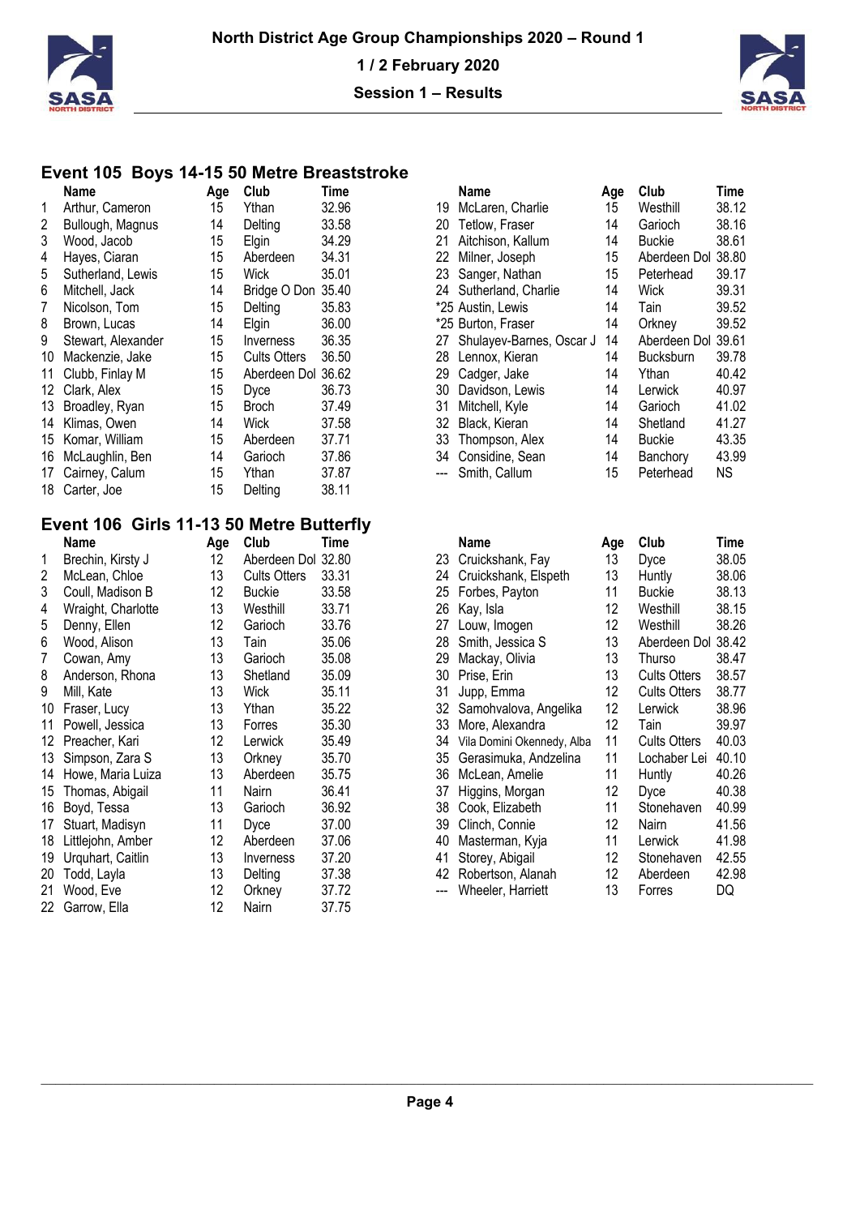# North District Age Group Championships 2020 – Round 1

1 / 2 February 2020

Session 1 – Results

## Event 105 Boys 14-15 50 Metre Breaststroke

| | Name | Age | Club | Time |
|---|---|---|---|---|
| 1 | Arthur, Cameron | 15 | Ythan | 32.96 |
| 2 | Bullough, Magnus | 14 | Delting | 33.58 |
| 3 | Wood, Jacob | 15 | Elgin | 34.29 |
| 4 | Hayes, Ciaran | 15 | Aberdeen | 34.31 |
| 5 | Sutherland, Lewis | 15 | Wick | 35.01 |
| 6 | Mitchell, Jack | 14 | Bridge O Don | 35.40 |
| 7 | Nicolson, Tom | 15 | Delting | 35.83 |
| 8 | Brown, Lucas | 14 | Elgin | 36.00 |
| 9 | Stewart, Alexander | 15 | Inverness | 36.35 |
| 10 | Mackenzie, Jake | 15 | Cults Otters | 36.50 |
| 11 | Clubb, Finlay M | 15 | Aberdeen Dol | 36.62 |
| 12 | Clark, Alex | 15 | Dyce | 36.73 |
| 13 | Broadley, Ryan | 15 | Broch | 37.49 |
| 14 | Klimas, Owen | 14 | Wick | 37.58 |
| 15 | Komar, William | 15 | Aberdeen | 37.71 |
| 16 | McLaughlin, Ben | 14 | Garioch | 37.86 |
| 17 | Cairney, Calum | 15 | Ythan | 37.87 |
| 18 | Carter, Joe | 15 | Delting | 38.11 |
| 19 | McLaren, Charlie | 15 | Westhill | 38.12 |
| 20 | Tetlow, Fraser | 14 | Garioch | 38.16 |
| 21 | Aitchison, Kallum | 14 | Buckie | 38.61 |
| 22 | Milner, Joseph | 15 | Aberdeen Dol | 38.80 |
| 23 | Sanger, Nathan | 15 | Peterhead | 39.17 |
| 24 | Sutherland, Charlie | 14 | Wick | 39.31 |
| *25 | Austin, Lewis | 14 | Tain | 39.52 |
| *25 | Burton, Fraser | 14 | Orkney | 39.52 |
| 27 | Shulayev-Barnes, Oscar J | 14 | Aberdeen Dol | 39.61 |
| 28 | Lennox, Kieran | 14 | Bucksburn | 39.78 |
| 29 | Cadger, Jake | 14 | Ythan | 40.42 |
| 30 | Davidson, Lewis | 14 | Lerwick | 40.97 |
| 31 | Mitchell, Kyle | 14 | Garioch | 41.02 |
| 32 | Black, Kieran | 14 | Shetland | 41.27 |
| 33 | Thompson, Alex | 14 | Buckie | 43.35 |
| 34 | Considine, Sean | 14 | Banchory | 43.99 |
| --- | Smith, Callum | 15 | Peterhead | NS |

## Event 106 Girls 11-13 50 Metre Butterfly

| | Name | Age | Club | Time |
|---|---|---|---|---|
| 1 | Brechin, Kirsty J | 12 | Aberdeen Dol | 32.80 |
| 2 | McLean, Chloe | 13 | Cults Otters | 33.31 |
| 3 | Coull, Madison B | 12 | Buckie | 33.58 |
| 4 | Wraight, Charlotte | 13 | Westhill | 33.71 |
| 5 | Denny, Ellen | 12 | Garioch | 33.76 |
| 6 | Wood, Alison | 13 | Tain | 35.06 |
| 7 | Cowan, Amy | 13 | Garioch | 35.08 |
| 8 | Anderson, Rhona | 13 | Shetland | 35.09 |
| 9 | Mill, Kate | 13 | Wick | 35.11 |
| 10 | Fraser, Lucy | 13 | Ythan | 35.22 |
| 11 | Powell, Jessica | 13 | Forres | 35.30 |
| 12 | Preacher, Kari | 12 | Lerwick | 35.49 |
| 13 | Simpson, Zara S | 13 | Orkney | 35.70 |
| 14 | Howe, Maria Luiza | 13 | Aberdeen | 35.75 |
| 15 | Thomas, Abigail | 11 | Nairn | 36.41 |
| 16 | Boyd, Tessa | 13 | Garioch | 36.92 |
| 17 | Stuart, Madisyn | 11 | Dyce | 37.00 |
| 18 | Littlejohn, Amber | 12 | Aberdeen | 37.06 |
| 19 | Urquhart, Caitlin | 13 | Inverness | 37.20 |
| 20 | Todd, Layla | 13 | Delting | 37.38 |
| 21 | Wood, Eve | 12 | Orkney | 37.72 |
| 22 | Garrow, Ella | 12 | Nairn | 37.75 |
| 23 | Cruickshank, Fay | 13 | Dyce | 38.05 |
| 24 | Cruickshank, Elspeth | 13 | Huntly | 38.06 |
| 25 | Forbes, Payton | 11 | Buckie | 38.13 |
| 26 | Kay, Isla | 12 | Westhill | 38.15 |
| 27 | Louw, Imogen | 12 | Westhill | 38.26 |
| 28 | Smith, Jessica S | 13 | Aberdeen Dol | 38.42 |
| 29 | Mackay, Olivia | 13 | Thurso | 38.47 |
| 30 | Prise, Erin | 13 | Cults Otters | 38.57 |
| 31 | Jupp, Emma | 12 | Cults Otters | 38.77 |
| 32 | Samohvalova, Angelika | 12 | Lerwick | 38.96 |
| 33 | More, Alexandra | 12 | Tain | 39.97 |
| 34 | Vila Domini Okennedy, Alba | 11 | Cults Otters | 40.03 |
| 35 | Gerasimuka, Andzelina | 11 | Lochaber Lei | 40.10 |
| 36 | McLean, Amelie | 11 | Huntly | 40.26 |
| 37 | Higgins, Morgan | 12 | Dyce | 40.38 |
| 38 | Cook, Elizabeth | 11 | Stonehaven | 40.99 |
| 39 | Clinch, Connie | 12 | Nairn | 41.56 |
| 40 | Masterman, Kyja | 11 | Lerwick | 41.98 |
| 41 | Storey, Abigail | 12 | Stonehaven | 42.55 |
| 42 | Robertson, Alanah | 12 | Aberdeen | 42.98 |
| --- | Wheeler, Harriett | 13 | Forres | DQ |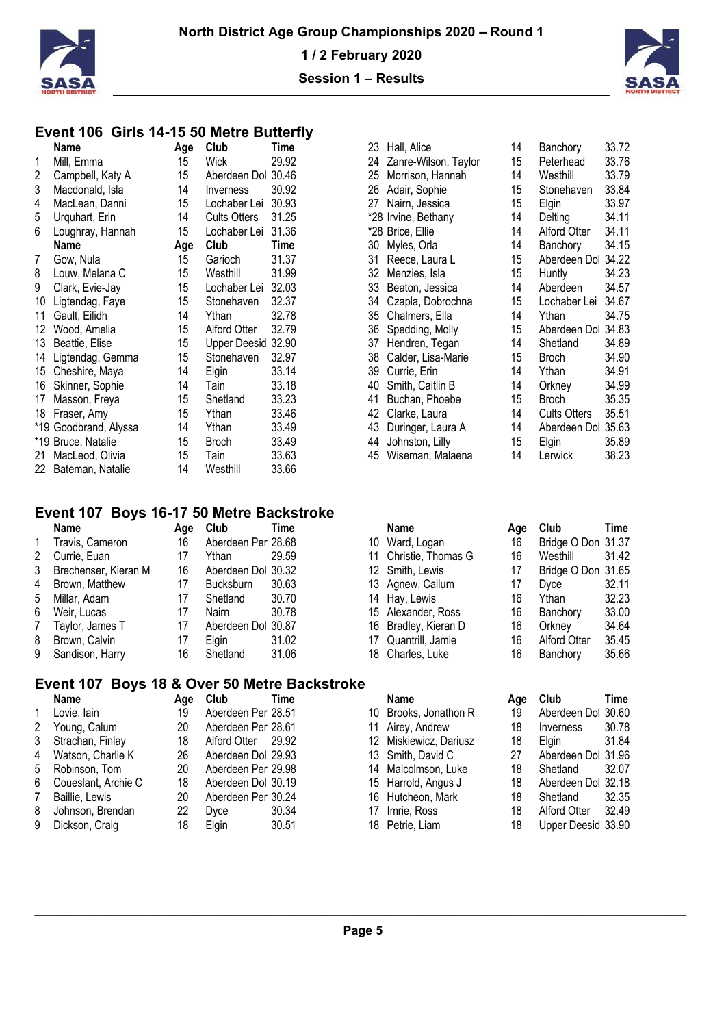# North District Age Group Championships 2020 – Round 1

**1 / 2 February 2020**

**Session 1 – Results**

## Event 106 Girls 14-15 50 Metre Butterfly

| | Name | Age | Club | Time |
|---|---|---|---|---|
| 1 | Mill, Emma | 15 | Wick | 29.92 |
| 2 | Campbell, Katy A | 15 | Aberdeen Dol | 30.46 |
| 3 | Macdonald, Isla | 14 | Inverness | 30.92 |
| 4 | MacLean, Danni | 15 | Lochaber Lei | 30.93 |
| 5 | Urquhart, Erin | 14 | Cults Otters | 31.25 |
| 6 | Loughray, Hannah | 15 | Lochaber Lei | 31.36 |
| 7 | Gow, Nula | 15 | Garioch | 31.37 |
| 8 | Louw, Melana C | 15 | Westhill | 31.99 |
| 9 | Clark, Evie-Jay | 15 | Lochaber Lei | 32.03 |
| 10 | Ligtendag, Faye | 15 | Stonehaven | 32.37 |
| 11 | Gault, Eilidh | 14 | Ythan | 32.78 |
| 12 | Wood, Amelia | 15 | Alford Otter | 32.79 |
| 13 | Beattie, Elise | 15 | Upper Deesid | 32.90 |
| 14 | Ligtendag, Gemma | 15 | Stonehaven | 32.97 |
| 15 | Cheshire, Maya | 14 | Elgin | 33.14 |
| 16 | Skinner, Sophie | 14 | Tain | 33.18 |
| 17 | Masson, Freya | 15 | Shetland | 33.23 |
| 18 | Fraser, Amy | 15 | Ythan | 33.46 |
| *19 | Goodbrand, Alyssa | 14 | Ythan | 33.49 |
| *19 | Bruce, Natalie | 15 | Broch | 33.49 |
| 21 | MacLeod, Olivia | 15 | Tain | 33.63 |
| 22 | Bateman, Natalie | 14 | Westhill | 33.66 |
| 23 | Hall, Alice | 14 | Banchory | 33.72 |
| 24 | Zanre-Wilson, Taylor | 15 | Peterhead | 33.76 |
| 25 | Morrison, Hannah | 14 | Westhill | 33.79 |
| 26 | Adair, Sophie | 15 | Stonehaven | 33.84 |
| 27 | Nairn, Jessica | 15 | Elgin | 33.97 |
| *28 | Irvine, Bethany | 14 | Delting | 34.11 |
| *28 | Brice, Ellie | 14 | Alford Otter | 34.11 |
| 30 | Myles, Orla | 14 | Banchory | 34.15 |
| 31 | Reece, Laura L | 15 | Aberdeen Dol | 34.22 |
| 32 | Menzies, Isla | 15 | Huntly | 34.23 |
| 33 | Beaton, Jessica | 14 | Aberdeen | 34.57 |
| 34 | Czapla, Dobrochna | 15 | Lochaber Lei | 34.67 |
| 35 | Chalmers, Ella | 14 | Ythan | 34.75 |
| 36 | Spedding, Molly | 15 | Aberdeen Dol | 34.83 |
| 37 | Hendren, Tegan | 14 | Shetland | 34.89 |
| 38 | Calder, Lisa-Marie | 15 | Broch | 34.90 |
| 39 | Currie, Erin | 14 | Ythan | 34.91 |
| 40 | Smith, Caitlin B | 14 | Orkney | 34.99 |
| 41 | Buchan, Phoebe | 15 | Broch | 35.35 |
| 42 | Clarke, Laura | 14 | Cults Otters | 35.51 |
| 43 | Duringer, Laura A | 14 | Aberdeen Dol | 35.63 |
| 44 | Johnston, Lilly | 15 | Elgin | 35.89 |
| 45 | Wiseman, Malaena | 14 | Lerwick | 38.23 |

## Event 107 Boys 16-17 50 Metre Backstroke

| | Name | Age | Club | Time |
|---|---|---|---|---|
| 1 | Travis, Cameron | 16 | Aberdeen Per | 28.68 |
| 2 | Currie, Euan | 17 | Ythan | 29.59 |
| 3 | Brechenser, Kieran M | 16 | Aberdeen Dol | 30.32 |
| 4 | Brown, Matthew | 17 | Bucksburn | 30.63 |
| 5 | Millar, Adam | 17 | Shetland | 30.70 |
| 6 | Weir, Lucas | 17 | Nairn | 30.78 |
| 7 | Taylor, James T | 17 | Aberdeen Dol | 30.87 |
| 8 | Brown, Calvin | 17 | Elgin | 31.02 |
| 9 | Sandison, Harry | 16 | Shetland | 31.06 |
| 10 | Ward, Logan | 16 | Bridge O Don | 31.37 |
| 11 | Christie, Thomas G | 16 | Westhill | 31.42 |
| 12 | Smith, Lewis | 17 | Bridge O Don | 31.65 |
| 13 | Agnew, Callum | 17 | Dyce | 32.11 |
| 14 | Hay, Lewis | 16 | Ythan | 32.23 |
| 15 | Alexander, Ross | 16 | Banchory | 33.00 |
| 16 | Bradley, Kieran D | 16 | Orkney | 34.64 |
| 17 | Quantrill, Jamie | 16 | Alford Otter | 35.45 |
| 18 | Charles, Luke | 16 | Banchory | 35.66 |

## Event 107 Boys 18 & Over 50 Metre Backstroke

| | Name | Age | Club | Time |
|---|---|---|---|---|
| 1 | Lovie, Iain | 19 | Aberdeen Per | 28.51 |
| 2 | Young, Calum | 20 | Aberdeen Per | 28.61 |
| 3 | Strachan, Finlay | 18 | Alford Otter | 29.92 |
| 4 | Watson, Charlie K | 26 | Aberdeen Dol | 29.93 |
| 5 | Robinson, Tom | 20 | Aberdeen Per | 29.98 |
| 6 | Coueslant, Archie C | 18 | Aberdeen Dol | 30.19 |
| 7 | Baillie, Lewis | 20 | Aberdeen Per | 30.24 |
| 8 | Johnson, Brendan | 22 | Dyce | 30.34 |
| 9 | Dickson, Craig | 18 | Elgin | 30.51 |
| 10 | Brooks, Jonathon R | 19 | Aberdeen Dol | 30.60 |
| 11 | Airey, Andrew | 18 | Inverness | 30.78 |
| 12 | Miskiewicz, Dariusz | 18 | Elgin | 31.84 |
| 13 | Smith, David C | 27 | Aberdeen Dol | 31.96 |
| 14 | Malcolmson, Luke | 18 | Shetland | 32.07 |
| 15 | Harrold, Angus J | 18 | Aberdeen Dol | 32.18 |
| 16 | Hutcheon, Mark | 18 | Shetland | 32.35 |
| 17 | Imrie, Ross | 18 | Alford Otter | 32.49 |
| 18 | Petrie, Liam | 18 | Upper Deesid | 33.90 |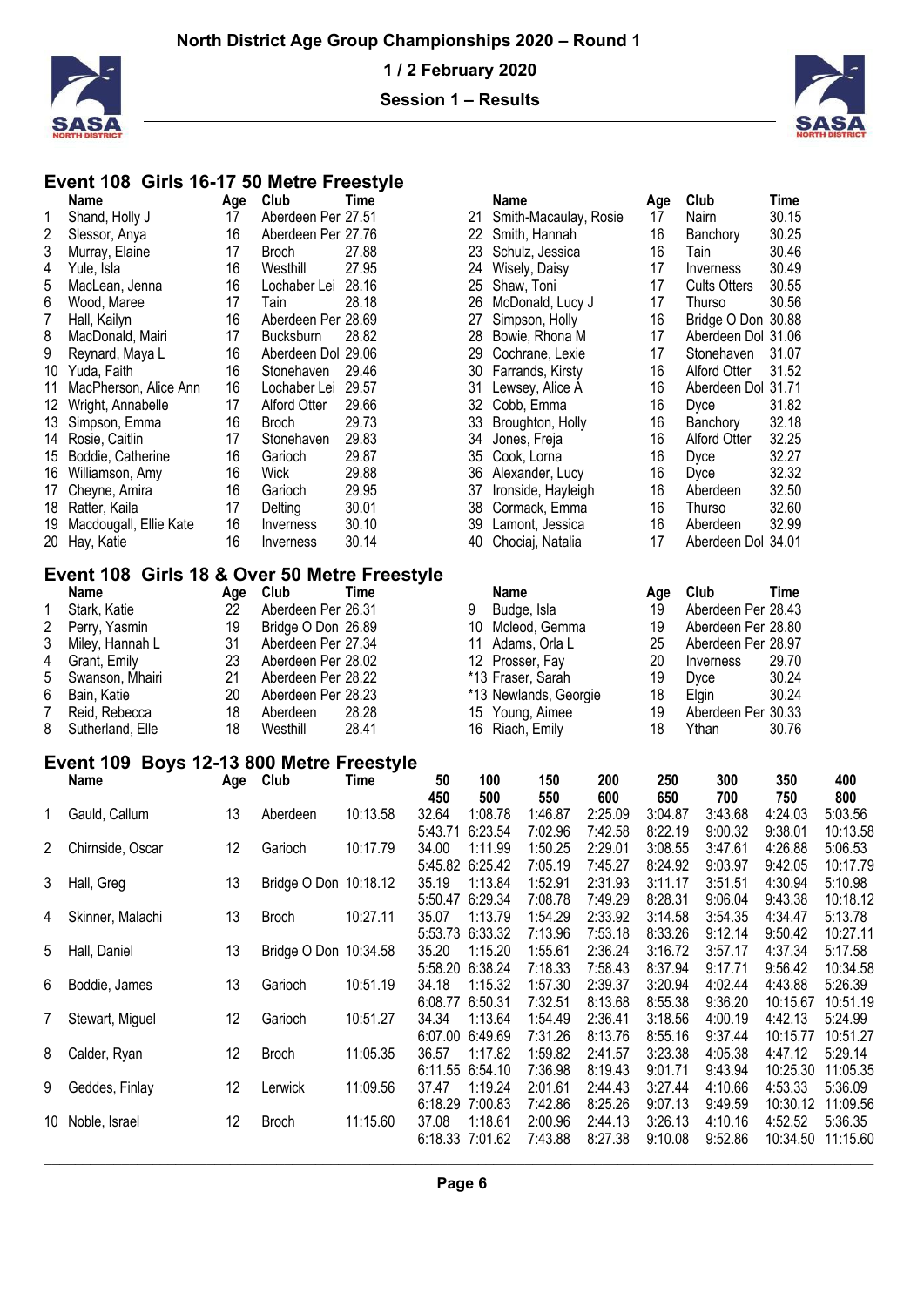# North District Age Group Championships 2020 – Round 1

**1 / 2 February 2020**

**Session 1 – Results**

## Event 108 Girls 16-17 50 Metre Freestyle

| | Name | Age | Club | Time |
|---|---|---|---|---|
| 1 | Shand, Holly J | 17 | Aberdeen Per | 27.51 |
| 2 | Slessor, Anya | 16 | Aberdeen Per | 27.76 |
| 3 | Murray, Elaine | 17 | Broch | 27.88 |
| 4 | Yule, Isla | 16 | Westhill | 27.95 |
| 5 | MacLean, Jenna | 16 | Lochaber Lei | 28.16 |
| 6 | Wood, Maree | 17 | Tain | 28.18 |
| 7 | Hall, Kailyn | 16 | Aberdeen Per | 28.69 |
| 8 | MacDonald, Mairi | 17 | Bucksburn | 28.82 |
| 9 | Reynard, Maya L | 16 | Aberdeen Dol | 29.06 |
| 10 | Yuda, Faith | 16 | Stonehaven | 29.46 |
| 11 | MacPherson, Alice Ann | 16 | Lochaber Lei | 29.57 |
| 12 | Wright, Annabelle | 17 | Alford Otter | 29.66 |
| 13 | Simpson, Emma | 16 | Broch | 29.73 |
| 14 | Rosie, Caitlin | 17 | Stonehaven | 29.83 |
| 15 | Boddie, Catherine | 16 | Garioch | 29.87 |
| 16 | Williamson, Amy | 16 | Wick | 29.88 |
| 17 | Cheyne, Amira | 16 | Garioch | 29.95 |
| 18 | Ratter, Kaila | 17 | Delting | 30.01 |
| 19 | Macdougall, Ellie Kate | 16 | Inverness | 30.10 |
| 20 | Hay, Katie | 16 | Inverness | 30.14 |
| 21 | Smith-Macaulay, Rosie | 17 | Nairn | 30.15 |
| 22 | Smith, Hannah | 16 | Banchory | 30.25 |
| 23 | Schulz, Jessica | 16 | Tain | 30.46 |
| 24 | Wisely, Daisy | 17 | Inverness | 30.49 |
| 25 | Shaw, Toni | 17 | Cults Otters | 30.55 |
| 26 | McDonald, Lucy J | 17 | Thurso | 30.56 |
| 27 | Simpson, Holly | 16 | Bridge O Don | 30.88 |
| 28 | Bowie, Rhona M | 17 | Aberdeen Dol | 31.06 |
| 29 | Cochrane, Lexie | 17 | Stonehaven | 31.07 |
| 30 | Farrands, Kirsty | 16 | Alford Otter | 31.52 |
| 31 | Lewsey, Alice A | 16 | Aberdeen Dol | 31.71 |
| 32 | Cobb, Emma | 16 | Dyce | 31.82 |
| 33 | Broughton, Holly | 16 | Banchory | 32.18 |
| 34 | Jones, Freja | 16 | Alford Otter | 32.25 |
| 35 | Cook, Lorna | 16 | Dyce | 32.27 |
| 36 | Alexander, Lucy | 16 | Dyce | 32.32 |
| 37 | Ironside, Hayleigh | 16 | Aberdeen | 32.50 |
| 38 | Cormack, Emma | 16 | Thurso | 32.60 |
| 39 | Lamont, Jessica | 16 | Aberdeen | 32.99 |
| 40 | Chociaj, Natalia | 17 | Aberdeen Dol | 34.01 |

## Event 108 Girls 18 & Over 50 Metre Freestyle

| | Name | Age | Club | Time |
|---|---|---|---|---|
| 1 | Stark, Katie | 22 | Aberdeen Per | 26.31 |
| 2 | Perry, Yasmin | 19 | Bridge O Don | 26.89 |
| 3 | Miley, Hannah L | 31 | Aberdeen Per | 27.34 |
| 4 | Grant, Emily | 23 | Aberdeen Per | 28.02 |
| 5 | Swanson, Mhairi | 21 | Aberdeen Per | 28.22 |
| 6 | Bain, Katie | 20 | Aberdeen Per | 28.23 |
| 7 | Reid, Rebecca | 18 | Aberdeen | 28.28 |
| 8 | Sutherland, Elle | 18 | Westhill | 28.41 |
| 9 | Budge, Isla | 19 | Aberdeen Per | 28.43 |
| 10 | Mcleod, Gemma | 19 | Aberdeen Per | 28.80 |
| 11 | Adams, Orla L | 25 | Aberdeen Per | 28.97 |
| 12 | Prosser, Fay | 20 | Inverness | 29.70 |
| *13 | Fraser, Sarah | 19 | Dyce | 30.24 |
| *13 | Newlands, Georgie | 18 | Elgin | 30.24 |
| 15 | Young, Aimee | 19 | Aberdeen Per | 30.33 |
| 16 | Riach, Emily | 18 | Ythan | 30.76 |

## Event 109 Boys 12-13 800 Metre Freestyle

| | Name | Age | Club | Time | 50 / 450 | 100 / 500 | 150 / 550 | 200 / 600 | 250 / 650 | 300 / 700 | 350 / 750 | 400 / 800 |
|---|---|---|---|---|---|---|---|---|---|---|---|---|
| 1 | Gauld, Callum | 13 | Aberdeen | 10:13.58 | 32.64 | 1:08.78 | 1:46.87 | 2:25.09 | 3:04.87 | 3:43.68 | 4:24.03 | 5:03.56 |
| | | | | | 5:43.71 | 6:23.54 | 7:02.96 | 7:42.58 | 8:22.19 | 9:00.32 | 9:38.01 | 10:13.58 |
| 2 | Chirnside, Oscar | 12 | Garioch | 10:17.79 | 34.00 | 1:11.99 | 1:50.25 | 2:29.01 | 3:08.55 | 3:47.61 | 4:26.88 | 5:06.53 |
| | | | | | 5:45.82 | 6:25.42 | 7:05.19 | 7:45.27 | 8:24.92 | 9:03.97 | 9:42.05 | 10:17.79 |
| 3 | Hall, Greg | 13 | Bridge O Don | 10:18.12 | 35.19 | 1:13.84 | 1:52.91 | 2:31.93 | 3:11.17 | 3:51.51 | 4:30.94 | 5:10.98 |
| | | | | | 5:50.47 | 6:29.34 | 7:08.78 | 7:49.29 | 8:28.31 | 9:06.04 | 9:43.38 | 10:18.12 |
| 4 | Skinner, Malachi | 13 | Broch | 10:27.11 | 35.07 | 1:13.79 | 1:54.29 | 2:33.92 | 3:14.58 | 3:54.35 | 4:34.47 | 5:13.78 |
| | | | | | 5:53.73 | 6:33.32 | 7:13.96 | 7:53.18 | 8:33.26 | 9:12.14 | 9:50.42 | 10:27.11 |
| 5 | Hall, Daniel | 13 | Bridge O Don | 10:34.58 | 35.20 | 1:15.20 | 1:55.61 | 2:36.24 | 3:16.72 | 3:57.17 | 4:37.34 | 5:17.58 |
| | | | | | 5:58.20 | 6:38.24 | 7:18.33 | 7:58.43 | 8:37.94 | 9:17.71 | 9:56.42 | 10:34.58 |
| 6 | Boddie, James | 13 | Garioch | 10:51.19 | 34.18 | 1:15.32 | 1:57.30 | 2:39.37 | 3:20.94 | 4:02.44 | 4:43.88 | 5:26.39 |
| | | | | | 6:08.77 | 6:50.31 | 7:32.51 | 8:13.68 | 8:55.38 | 9:36.20 | 10:15.67 | 10:51.19 |
| 7 | Stewart, Miguel | 12 | Garioch | 10:51.27 | 34.34 | 1:13.64 | 1:54.49 | 2:36.41 | 3:18.56 | 4:00.19 | 4:42.13 | 5:24.99 |
| | | | | | 6:07.00 | 6:49.69 | 7:31.26 | 8:13.76 | 8:55.16 | 9:37.44 | 10:15.77 | 10:51.27 |
| 8 | Calder, Ryan | 12 | Broch | 11:05.35 | 36.57 | 1:17.82 | 1:59.82 | 2:41.57 | 3:23.38 | 4:05.38 | 4:47.12 | 5:29.14 |
| | | | | | 6:11.55 | 6:54.10 | 7:36.98 | 8:19.43 | 9:01.71 | 9:43.94 | 10:25.30 | 11:05.35 |
| 9 | Geddes, Finlay | 12 | Lerwick | 11:09.56 | 37.47 | 1:19.24 | 2:01.61 | 2:44.43 | 3:27.44 | 4:10.66 | 4:53.33 | 5:36.09 |
| | | | | | 6:18.29 | 7:00.83 | 7:42.86 | 8:25.26 | 9:07.13 | 9:49.59 | 10:30.12 | 11:09.56 |
| 10 | Noble, Israel | 12 | Broch | 11:15.60 | 37.08 | 1:18.61 | 2:00.96 | 2:44.13 | 3:26.13 | 4:10.16 | 4:52.52 | 5:36.35 |
| | | | | | 6:18.33 | 7:01.62 | 7:43.88 | 8:27.38 | 9:10.08 | 9:52.86 | 10:34.50 | 11:15.60 |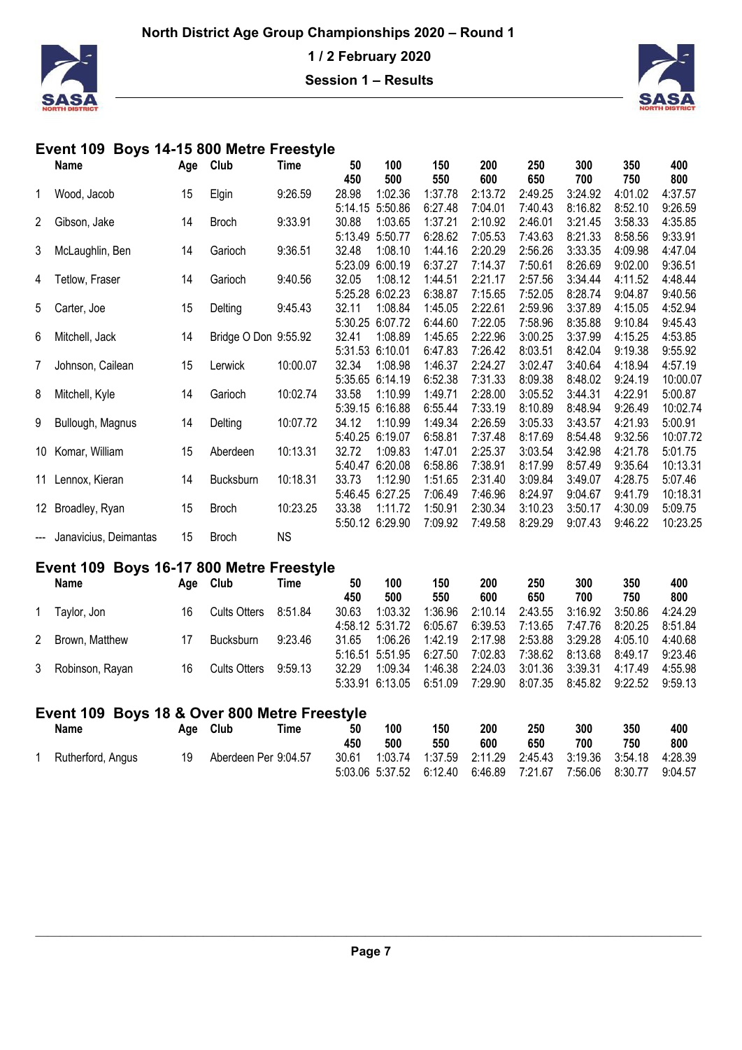# North District Age Group Championships 2020 – Round 1

**1 / 2 February 2020**

**Session 1 – Results**

## Event 109 Boys 14-15 800 Metre Freestyle

| | Name | Age | Club | Time | 50 / 450 | 100 / 500 | 150 / 550 | 200 / 600 | 250 / 650 | 300 / 700 | 350 / 750 | 400 / 800 |
|---|---|---|---|---|---|---|---|---|---|---|---|---|
| 1 | Wood, Jacob | 15 | Elgin | 9:26.59 | 28.98 | 1:02.36 | 1:37.78 | 2:13.72 | 2:49.25 | 3:24.92 | 4:01.02 | 4:37.57 |
| | | | | | 5:14.15 | 5:50.86 | 6:27.48 | 7:04.01 | 7:40.43 | 8:16.82 | 8:52.10 | 9:26.59 |
| 2 | Gibson, Jake | 14 | Broch | 9:33.91 | 30.88 | 1:03.65 | 1:37.21 | 2:10.92 | 2:46.01 | 3:21.45 | 3:58.33 | 4:35.85 |
| | | | | | 5:13.49 | 5:50.77 | 6:28.62 | 7:05.53 | 7:43.63 | 8:21.33 | 8:58.56 | 9:33.91 |
| 3 | McLaughlin, Ben | 14 | Garioch | 9:36.51 | 32.48 | 1:08.10 | 1:44.16 | 2:20.29 | 2:56.26 | 3:33.35 | 4:09.98 | 4:47.04 |
| | | | | | 5:23.09 | 6:00.19 | 6:37.27 | 7:14.37 | 7:50.61 | 8:26.69 | 9:02.00 | 9:36.51 |
| 4 | Tetlow, Fraser | 14 | Garioch | 9:40.56 | 32.05 | 1:08.12 | 1:44.51 | 2:21.17 | 2:57.56 | 3:34.44 | 4:11.52 | 4:48.44 |
| | | | | | 5:25.28 | 6:02.23 | 6:38.87 | 7:15.65 | 7:52.05 | 8:28.74 | 9:04.87 | 9:40.56 |
| 5 | Carter, Joe | 15 | Delting | 9:45.43 | 32.11 | 1:08.84 | 1:45.05 | 2:22.61 | 2:59.96 | 3:37.89 | 4:15.05 | 4:52.94 |
| | | | | | 5:30.25 | 6:07.72 | 6:44.60 | 7:22.05 | 7:58.96 | 8:35.88 | 9:10.84 | 9:45.43 |
| 6 | Mitchell, Jack | 14 | Bridge O Don | 9:55.92 | 32.41 | 1:08.89 | 1:45.65 | 2:22.96 | 3:00.25 | 3:37.99 | 4:15.25 | 4:53.85 |
| | | | | | 5:31.53 | 6:10.01 | 6:47.83 | 7:26.42 | 8:03.51 | 8:42.04 | 9:19.38 | 9:55.92 |
| 7 | Johnson, Cailean | 15 | Lerwick | 10:00.07 | 32.34 | 1:08.98 | 1:46.37 | 2:24.27 | 3:02.47 | 3:40.64 | 4:18.94 | 4:57.19 |
| | | | | | 5:35.65 | 6:14.19 | 6:52.38 | 7:31.33 | 8:09.38 | 8:48.02 | 9:24.19 | 10:00.07 |
| 8 | Mitchell, Kyle | 14 | Garioch | 10:02.74 | 33.58 | 1:10.99 | 1:49.71 | 2:28.00 | 3:05.52 | 3:44.31 | 4:22.91 | 5:00.87 |
| | | | | | 5:39.15 | 6:16.88 | 6:55.44 | 7:33.19 | 8:10.89 | 8:48.94 | 9:26.49 | 10:02.74 |
| 9 | Bullough, Magnus | 14 | Delting | 10:07.72 | 34.12 | 1:10.99 | 1:49.34 | 2:26.59 | 3:05.33 | 3:43.57 | 4:21.93 | 5:00.91 |
| | | | | | 5:40.25 | 6:19.07 | 6:58.81 | 7:37.48 | 8:17.69 | 8:54.48 | 9:32.56 | 10:07.72 |
| 10 | Komar, William | 15 | Aberdeen | 10:13.31 | 32.72 | 1:09.83 | 1:47.01 | 2:25.37 | 3:03.54 | 3:42.98 | 4:21.78 | 5:01.75 |
| | | | | | 5:40.47 | 6:20.08 | 6:58.86 | 7:38.91 | 8:17.99 | 8:57.49 | 9:35.64 | 10:13.31 |
| 11 | Lennox, Kieran | 14 | Bucksburn | 10:18.31 | 33.73 | 1:12.90 | 1:51.65 | 2:31.40 | 3:09.84 | 3:49.07 | 4:28.75 | 5:07.46 |
| | | | | | 5:46.45 | 6:27.25 | 7:06.49 | 7:46.96 | 8:24.97 | 9:04.67 | 9:41.79 | 10:18.31 |
| 12 | Broadley, Ryan | 15 | Broch | 10:23.25 | 33.38 | 1:11.72 | 1:50.91 | 2:30.34 | 3:10.23 | 3:50.17 | 4:30.09 | 5:09.75 |
| | | | | | 5:50.12 | 6:29.90 | 7:09.92 | 7:49.58 | 8:29.29 | 9:07.43 | 9:46.22 | 10:23.25 |
| --- | Janavicius, Deimantas | 15 | Broch | NS | | | | | | | | |

## Event 109 Boys 16-17 800 Metre Freestyle

| | Name | Age | Club | Time | 50 / 450 | 100 / 500 | 150 / 550 | 200 / 600 | 250 / 650 | 300 / 700 | 350 / 750 | 400 / 800 |
|---|---|---|---|---|---|---|---|---|---|---|---|---|
| 1 | Taylor, Jon | 16 | Cults Otters | 8:51.84 | 30.63 | 1:03.32 | 1:36.96 | 2:10.14 | 2:43.55 | 3:16.92 | 3:50.86 | 4:24.29 |
| | | | | | 4:58.12 | 5:31.72 | 6:05.67 | 6:39.53 | 7:13.65 | 7:47.76 | 8:20.25 | 8:51.84 |
| 2 | Brown, Matthew | 17 | Bucksburn | 9:23.46 | 31.65 | 1:06.26 | 1:42.19 | 2:17.98 | 2:53.88 | 3:29.28 | 4:05.10 | 4:40.68 |
| | | | | | 5:16.51 | 5:51.95 | 6:27.50 | 7:02.83 | 7:38.62 | 8:13.68 | 8:49.17 | 9:23.46 |
| 3 | Robinson, Rayan | 16 | Cults Otters | 9:59.13 | 32.29 | 1:09.34 | 1:46.38 | 2:24.03 | 3:01.36 | 3:39.31 | 4:17.49 | 4:55.98 |
| | | | | | 5:33.91 | 6:13.05 | 6:51.09 | 7:29.90 | 8:07.35 | 8:45.82 | 9:22.52 | 9:59.13 |

## Event 109 Boys 18 & Over 800 Metre Freestyle

| | Name | Age | Club | Time | 50 / 450 | 100 / 500 | 150 / 550 | 200 / 600 | 250 / 650 | 300 / 700 | 350 / 750 | 400 / 800 |
|---|---|---|---|---|---|---|---|---|---|---|---|---|
| 1 | Rutherford, Angus | 19 | Aberdeen Per | 9:04.57 | 30.61 | 1:03.74 | 1:37.59 | 2:11.29 | 2:45.43 | 3:19.36 | 3:54.18 | 4:28.39 |
| | | | | | 5:03.06 | 5:37.52 | 6:12.40 | 6:46.89 | 7:21.67 | 7:56.06 | 8:30.77 | 9:04.57 |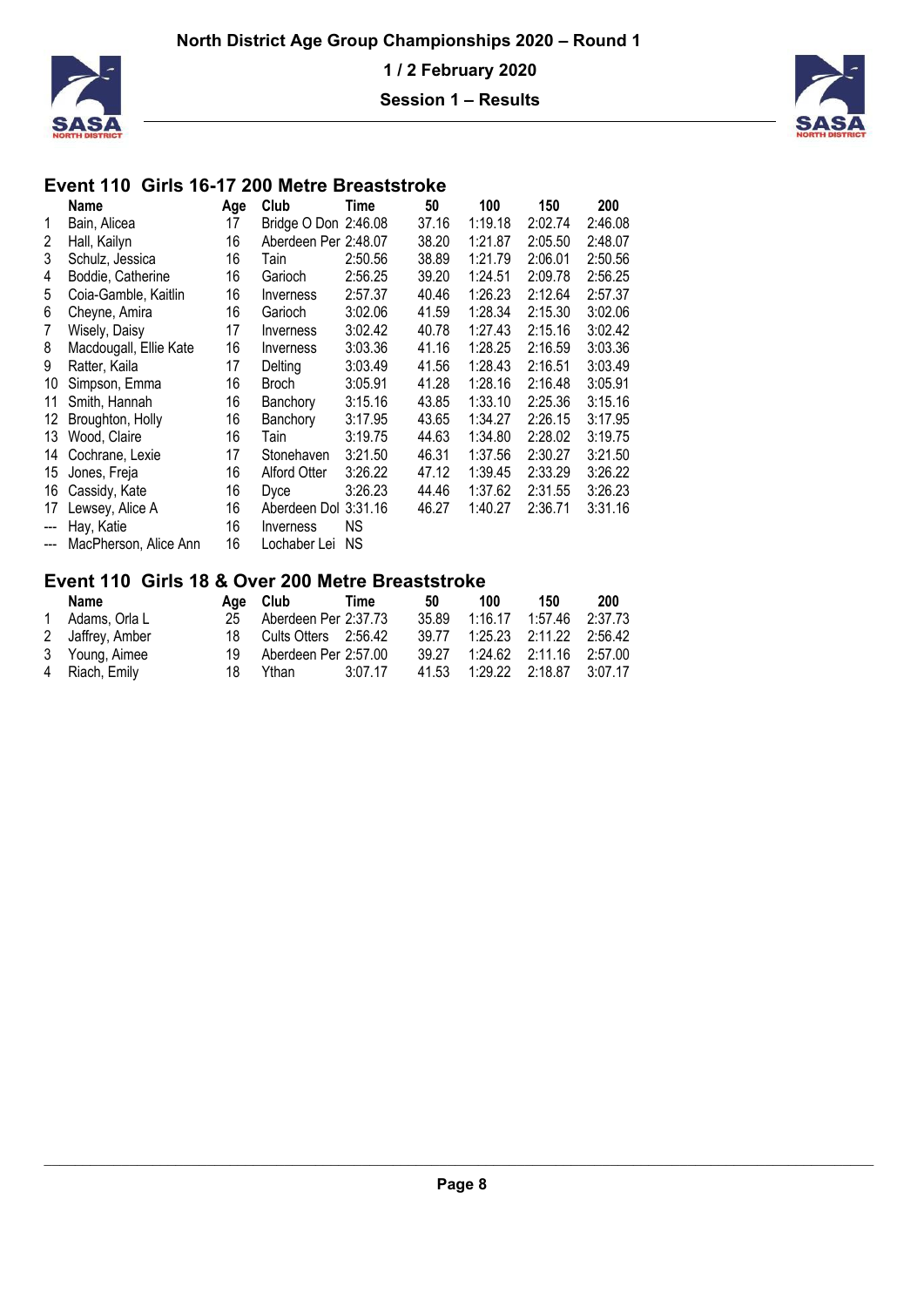## Event 110 Girls 16-17 200 Metre Breaststroke

| | Name | Age | Club | Time | 50 | 100 | 150 | 200 |
|---|---|---|---|---|---|---|---|---|
| 1 | Bain, Alicea | 17 | Bridge O Don | 2:46.08 | 37.16 | 1:19.18 | 2:02.74 | 2:46.08 |
| 2 | Hall, Kailyn | 16 | Aberdeen Per | 2:48.07 | 38.20 | 1:21.87 | 2:05.50 | 2:48.07 |
| 3 | Schulz, Jessica | 16 | Tain | 2:50.56 | 38.89 | 1:21.79 | 2:06.01 | 2:50.56 |
| 4 | Boddie, Catherine | 16 | Garioch | 2:56.25 | 39.20 | 1:24.51 | 2:09.78 | 2:56.25 |
| 5 | Coia-Gamble, Kaitlin | 16 | Inverness | 2:57.37 | 40.46 | 1:26.23 | 2:12.64 | 2:57.37 |
| 6 | Cheyne, Amira | 16 | Garioch | 3:02.06 | 41.59 | 1:28.34 | 2:15.30 | 3:02.06 |
| 7 | Wisely, Daisy | 17 | Inverness | 3:02.42 | 40.78 | 1:27.43 | 2:15.16 | 3:02.42 |
| 8 | Macdougall, Ellie Kate | 16 | Inverness | 3:03.36 | 41.16 | 1:28.25 | 2:16.59 | 3:03.36 |
| 9 | Ratter, Kaila | 17 | Delting | 3:03.49 | 41.56 | 1:28.43 | 2:16.51 | 3:03.49 |
| 10 | Simpson, Emma | 16 | Broch | 3:05.91 | 41.28 | 1:28.16 | 2:16.48 | 3:05.91 |
| 11 | Smith, Hannah | 16 | Banchory | 3:15.16 | 43.85 | 1:33.10 | 2:25.36 | 3:15.16 |
| 12 | Broughton, Holly | 16 | Banchory | 3:17.95 | 43.65 | 1:34.27 | 2:26.15 | 3:17.95 |
| 13 | Wood, Claire | 16 | Tain | 3:19.75 | 44.63 | 1:34.80 | 2:28.02 | 3:19.75 |
| 14 | Cochrane, Lexie | 17 | Stonehaven | 3:21.50 | 46.31 | 1:37.56 | 2:30.27 | 3:21.50 |
| 15 | Jones, Freja | 16 | Alford Otter | 3:26.22 | 47.12 | 1:39.45 | 2:33.29 | 3:26.22 |
| 16 | Cassidy, Kate | 16 | Dyce | 3:26.23 | 44.46 | 1:37.62 | 2:31.55 | 3:26.23 |
| 17 | Lewsey, Alice A | 16 | Aberdeen Dol | 3:31.16 | 46.27 | 1:40.27 | 2:36.71 | 3:31.16 |
| --- | Hay, Katie | 16 | Inverness | NS | | | | |
| --- | MacPherson, Alice Ann | 16 | Lochaber Lei | NS | | | | |

## Event 110 Girls 18 & Over 200 Metre Breaststroke

| | Name | Age | Club | Time | 50 | 100 | 150 | 200 |
|---|---|---|---|---|---|---|---|---|
| 1 | Adams, Orla L | 25 | Aberdeen Per | 2:37.73 | 35.89 | 1:16.17 | 1:57.46 | 2:37.73 |
| 2 | Jaffrey, Amber | 18 | Cults Otters | 2:56.42 | 39.77 | 1:25.23 | 2:11.22 | 2:56.42 |
| 3 | Young, Aimee | 19 | Aberdeen Per | 2:57.00 | 39.27 | 1:24.62 | 2:11.16 | 2:57.00 |
| 4 | Riach, Emily | 18 | Ythan | 3:07.17 | 41.53 | 1:29.22 | 2:18.87 | 3:07.17 |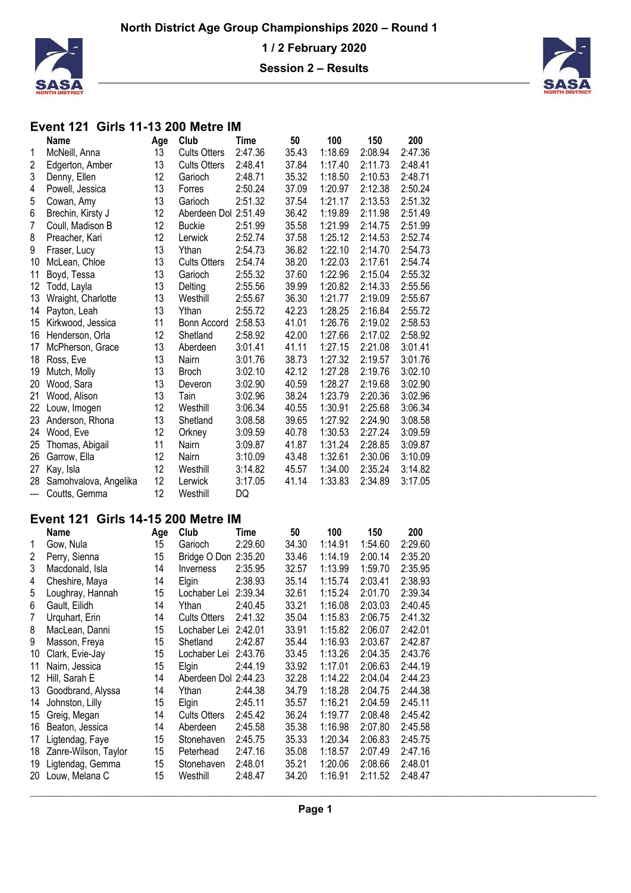# North District Age Group Championships 2020 – Round 1

**1 / 2 February 2020**

**Session 2 – Results**

## Event 121 Girls 11-13 200 Metre IM

| | Name | Age | Club | Time | 50 | 100 | 150 | 200 |
|---|---|---|---|---|---|---|---|---|
| 1 | McNeill, Anna | 13 | Cults Otters | 2:47.36 | 35.43 | 1:18.69 | 2:08.94 | 2:47.36 |
| 2 | Edgerton, Amber | 13 | Cults Otters | 2:48.41 | 37.84 | 1:17.40 | 2:11.73 | 2:48.41 |
| 3 | Denny, Ellen | 12 | Garioch | 2:48.71 | 35.32 | 1:18.50 | 2:10.53 | 2:48.71 |
| 4 | Powell, Jessica | 13 | Forres | 2:50.24 | 37.09 | 1:20.97 | 2:12.38 | 2:50.24 |
| 5 | Cowan, Amy | 13 | Garioch | 2:51.32 | 37.54 | 1:21.17 | 2:13.53 | 2:51.32 |
| 6 | Brechin, Kirsty J | 12 | Aberdeen Dol | 2:51.49 | 36.42 | 1:19.89 | 2:11.98 | 2:51.49 |
| 7 | Coull, Madison B | 12 | Buckie | 2:51.99 | 35.58 | 1:21.99 | 2:14.75 | 2:51.99 |
| 8 | Preacher, Kari | 12 | Lerwick | 2:52.74 | 37.58 | 1:25.12 | 2:14.53 | 2:52.74 |
| 9 | Fraser, Lucy | 13 | Ythan | 2:54.73 | 36.82 | 1:22.10 | 2:14.70 | 2:54.73 |
| 10 | McLean, Chloe | 13 | Cults Otters | 2:54.74 | 38.20 | 1:22.03 | 2:17.61 | 2:54.74 |
| 11 | Boyd, Tessa | 13 | Garioch | 2:55.32 | 37.60 | 1:22.96 | 2:15.04 | 2:55.32 |
| 12 | Todd, Layla | 13 | Delting | 2:55.56 | 39.99 | 1:20.82 | 2:14.33 | 2:55.56 |
| 13 | Wraight, Charlotte | 13 | Westhill | 2:55.67 | 36.30 | 1:21.77 | 2:19.09 | 2:55.67 |
| 14 | Payton, Leah | 13 | Ythan | 2:55.72 | 42.23 | 1:28.25 | 2:16.84 | 2:55.72 |
| 15 | Kirkwood, Jessica | 11 | Bonn Accord | 2:58.53 | 41.01 | 1:26.76 | 2:19.02 | 2:58.53 |
| 16 | Henderson, Orla | 12 | Shetland | 2:58.92 | 42.00 | 1:27.66 | 2:17.02 | 2:58.92 |
| 17 | McPherson, Grace | 13 | Aberdeen | 3:01.41 | 41.11 | 1:27.15 | 2:21.08 | 3:01.41 |
| 18 | Ross, Eve | 13 | Nairn | 3:01.76 | 38.73 | 1:27.32 | 2:19.57 | 3:01.76 |
| 19 | Mutch, Molly | 13 | Broch | 3:02.10 | 42.12 | 1:27.28 | 2:19.76 | 3:02.10 |
| 20 | Wood, Sara | 13 | Deveron | 3:02.90 | 40.59 | 1:28.27 | 2:19.68 | 3:02.90 |
| 21 | Wood, Alison | 13 | Tain | 3:02.96 | 38.24 | 1:23.79 | 2:20.36 | 3:02.96 |
| 22 | Louw, Imogen | 12 | Westhill | 3:06.34 | 40.55 | 1:30.91 | 2:25.68 | 3:06.34 |
| 23 | Anderson, Rhona | 13 | Shetland | 3:08.58 | 39.65 | 1:27.92 | 2:24.90 | 3:08.58 |
| 24 | Wood, Eve | 12 | Orkney | 3:09.59 | 40.78 | 1:30.53 | 2:27.24 | 3:09.59 |
| 25 | Thomas, Abigail | 11 | Nairn | 3:09.87 | 41.87 | 1:31.24 | 2:28.85 | 3:09.87 |
| 26 | Garrow, Ella | 12 | Nairn | 3:10.09 | 43.48 | 1:32.61 | 2:30.06 | 3:10.09 |
| 27 | Kay, Isla | 12 | Westhill | 3:14.82 | 45.57 | 1:34.00 | 2:35.24 | 3:14.82 |
| 28 | Samohvalova, Angelika | 12 | Lerwick | 3:17.05 | 41.14 | 1:33.83 | 2:34.89 | 3:17.05 |
| --- | Coutts, Gemma | 12 | Westhill | DQ | | | | |

## Event 121 Girls 14-15 200 Metre IM

| | Name | Age | Club | Time | 50 | 100 | 150 | 200 |
|---|---|---|---|---|---|---|---|---|
| 1 | Gow, Nula | 15 | Garioch | 2:29.60 | 34.30 | 1:14.91 | 1:54.60 | 2:29.60 |
| 2 | Perry, Sienna | 15 | Bridge O Don | 2:35.20 | 33.46 | 1:14.19 | 2:00.14 | 2:35.20 |
| 3 | Macdonald, Isla | 14 | Inverness | 2:35.95 | 32.57 | 1:13.99 | 1:59.70 | 2:35.95 |
| 4 | Cheshire, Maya | 14 | Elgin | 2:38.93 | 35.14 | 1:15.74 | 2:03.41 | 2:38.93 |
| 5 | Loughray, Hannah | 15 | Lochaber Lei | 2:39.34 | 32.61 | 1:15.24 | 2:01.70 | 2:39.34 |
| 6 | Gault, Eilidh | 14 | Ythan | 2:40.45 | 33.21 | 1:16.08 | 2:03.03 | 2:40.45 |
| 7 | Urquhart, Erin | 14 | Cults Otters | 2:41.32 | 35.04 | 1:15.83 | 2:06.75 | 2:41.32 |
| 8 | MacLean, Danni | 15 | Lochaber Lei | 2:42.01 | 33.91 | 1:15.82 | 2:06.07 | 2:42.01 |
| 9 | Masson, Freya | 15 | Shetland | 2:42.87 | 35.44 | 1:16.93 | 2:03.67 | 2:42.87 |
| 10 | Clark, Evie-Jay | 15 | Lochaber Lei | 2:43.76 | 33.45 | 1:13.26 | 2:04.35 | 2:43.76 |
| 11 | Nairn, Jessica | 15 | Elgin | 2:44.19 | 33.92 | 1:17.01 | 2:06.63 | 2:44.19 |
| 12 | Hill, Sarah E | 14 | Aberdeen Dol | 2:44.23 | 32.28 | 1:14.22 | 2:04.04 | 2:44.23 |
| 13 | Goodbrand, Alyssa | 14 | Ythan | 2:44.38 | 34.79 | 1:18.28 | 2:04.75 | 2:44.38 |
| 14 | Johnston, Lilly | 15 | Elgin | 2:45.11 | 35.57 | 1:16.21 | 2:04.59 | 2:45.11 |
| 15 | Greig, Megan | 14 | Cults Otters | 2:45.42 | 36.24 | 1:19.77 | 2:08.48 | 2:45.42 |
| 16 | Beaton, Jessica | 14 | Aberdeen | 2:45.58 | 35.38 | 1:16.98 | 2:07.80 | 2:45.58 |
| 17 | Ligtendag, Faye | 15 | Stonehaven | 2:45.75 | 35.33 | 1:20.34 | 2:06.83 | 2:45.75 |
| 18 | Zanre-Wilson, Taylor | 15 | Peterhead | 2:47.16 | 35.08 | 1:18.57 | 2:07.49 | 2:47.16 |
| 19 | Ligtendag, Gemma | 15 | Stonehaven | 2:48.01 | 35.21 | 1:20.06 | 2:08.66 | 2:48.01 |
| 20 | Louw, Melana C | 15 | Westhill | 2:48.47 | 34.20 | 1:16.91 | 2:11.52 | 2:48.47 |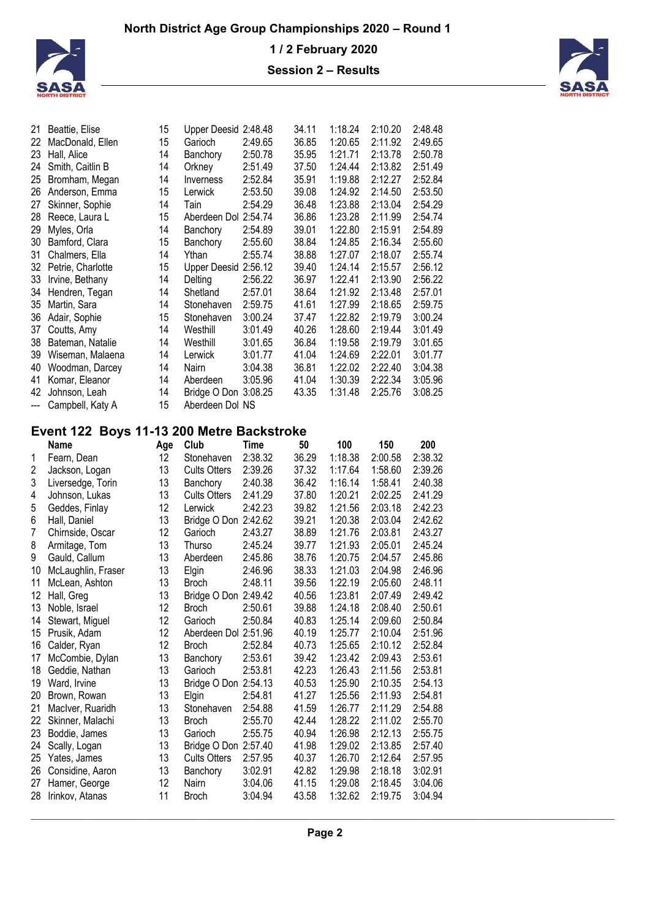| | Name | Age | Club | Time | 50 | 100 | 150 | 200 |
|---|---|---|---|---|---|---|---|---|
| 21 | Beattie, Elise | 15 | Upper Deesid | 2:48.48 | 34.11 | 1:18.24 | 2:10.20 | 2:48.48 |
| 22 | MacDonald, Ellen | 15 | Garioch | 2:49.65 | 36.85 | 1:20.65 | 2:11.92 | 2:49.65 |
| 23 | Hall, Alice | 14 | Banchory | 2:50.78 | 35.95 | 1:21.71 | 2:13.78 | 2:50.78 |
| 24 | Smith, Caitlin B | 14 | Orkney | 2:51.49 | 37.50 | 1:24.44 | 2:13.82 | 2:51.49 |
| 25 | Bromham, Megan | 14 | Inverness | 2:52.84 | 35.91 | 1:19.88 | 2:12.27 | 2:52.84 |
| 26 | Anderson, Emma | 15 | Lerwick | 2:53.50 | 39.08 | 1:24.92 | 2:14.50 | 2:53.50 |
| 27 | Skinner, Sophie | 14 | Tain | 2:54.29 | 36.48 | 1:23.88 | 2:13.04 | 2:54.29 |
| 28 | Reece, Laura L | 15 | Aberdeen Dol | 2:54.74 | 36.86 | 1:23.28 | 2:11.99 | 2:54.74 |
| 29 | Myles, Orla | 14 | Banchory | 2:54.89 | 39.01 | 1:22.80 | 2:15.91 | 2:54.89 |
| 30 | Bamford, Clara | 15 | Banchory | 2:55.60 | 38.84 | 1:24.85 | 2:16.34 | 2:55.60 |
| 31 | Chalmers, Ella | 14 | Ythan | 2:55.74 | 38.88 | 1:27.07 | 2:18.07 | 2:55.74 |
| 32 | Petrie, Charlotte | 15 | Upper Deesid | 2:56.12 | 39.40 | 1:24.14 | 2:15.57 | 2:56.12 |
| 33 | Irvine, Bethany | 14 | Delting | 2:56.22 | 36.97 | 1:22.41 | 2:13.90 | 2:56.22 |
| 34 | Hendren, Tegan | 14 | Shetland | 2:57.01 | 38.64 | 1:21.92 | 2:13.48 | 2:57.01 |
| 35 | Martin, Sara | 14 | Stonehaven | 2:59.75 | 41.61 | 1:27.99 | 2:18.65 | 2:59.75 |
| 36 | Adair, Sophie | 15 | Stonehaven | 3:00.24 | 37.47 | 1:22.82 | 2:19.79 | 3:00.24 |
| 37 | Coutts, Amy | 14 | Westhill | 3:01.49 | 40.26 | 1:28.60 | 2:19.44 | 3:01.49 |
| 38 | Bateman, Natalie | 14 | Westhill | 3:01.65 | 36.84 | 1:19.58 | 2:19.79 | 3:01.65 |
| 39 | Wiseman, Malaena | 14 | Lerwick | 3:01.77 | 41.04 | 1:24.69 | 2:22.01 | 3:01.77 |
| 40 | Woodman, Darcey | 14 | Nairn | 3:04.38 | 36.81 | 1:22.02 | 2:22.40 | 3:04.38 |
| 41 | Komar, Eleanor | 14 | Aberdeen | 3:05.96 | 41.04 | 1:30.39 | 2:22.34 | 3:05.96 |
| 42 | Johnson, Leah | 14 | Bridge O Don | 3:08.25 | 43.35 | 1:31.48 | 2:25.76 | 3:08.25 |
| --- | Campbell, Katy A | 15 | Aberdeen Dol | NS | | | | |

## Event 122 Boys 11-13 200 Metre Backstroke

| | Name | Age | Club | Time | 50 | 100 | 150 | 200 |
|---|---|---|---|---|---|---|---|---|
| 1 | Fearn, Dean | 12 | Stonehaven | 2:38.32 | 36.29 | 1:18.38 | 2:00.58 | 2:38.32 |
| 2 | Jackson, Logan | 13 | Cults Otters | 2:39.26 | 37.32 | 1:17.64 | 1:58.60 | 2:39.26 |
| 3 | Liversedge, Torin | 13 | Banchory | 2:40.38 | 36.42 | 1:16.14 | 1:58.41 | 2:40.38 |
| 4 | Johnson, Lukas | 13 | Cults Otters | 2:41.29 | 37.80 | 1:20.21 | 2:02.25 | 2:41.29 |
| 5 | Geddes, Finlay | 12 | Lerwick | 2:42.23 | 39.82 | 1:21.56 | 2:03.18 | 2:42.23 |
| 6 | Hall, Daniel | 13 | Bridge O Don | 2:42.62 | 39.21 | 1:20.38 | 2:03.04 | 2:42.62 |
| 7 | Chirnside, Oscar | 12 | Garioch | 2:43.27 | 38.89 | 1:21.76 | 2:03.81 | 2:43.27 |
| 8 | Armitage, Tom | 13 | Thurso | 2:45.24 | 39.77 | 1:21.93 | 2:05.01 | 2:45.24 |
| 9 | Gauld, Callum | 13 | Aberdeen | 2:45.86 | 38.76 | 1:20.75 | 2:04.57 | 2:45.86 |
| 10 | McLaughlin, Fraser | 13 | Elgin | 2:46.96 | 38.33 | 1:21.03 | 2:04.98 | 2:46.96 |
| 11 | McLean, Ashton | 13 | Broch | 2:48.11 | 39.56 | 1:22.19 | 2:05.60 | 2:48.11 |
| 12 | Hall, Greg | 13 | Bridge O Don | 2:49.42 | 40.56 | 1:23.81 | 2:07.49 | 2:49.42 |
| 13 | Noble, Israel | 12 | Broch | 2:50.61 | 39.88 | 1:24.18 | 2:08.40 | 2:50.61 |
| 14 | Stewart, Miguel | 12 | Garioch | 2:50.84 | 40.83 | 1:25.14 | 2:09.60 | 2:50.84 |
| 15 | Prusik, Adam | 12 | Aberdeen Dol | 2:51.96 | 40.19 | 1:25.77 | 2:10.04 | 2:51.96 |
| 16 | Calder, Ryan | 12 | Broch | 2:52.84 | 40.73 | 1:25.65 | 2:10.12 | 2:52.84 |
| 17 | McCombie, Dylan | 13 | Banchory | 2:53.61 | 39.42 | 1:23.42 | 2:09.43 | 2:53.61 |
| 18 | Geddie, Nathan | 13 | Garioch | 2:53.81 | 42.23 | 1:26.43 | 2:11.56 | 2:53.81 |
| 19 | Ward, Irvine | 13 | Bridge O Don | 2:54.13 | 40.53 | 1:25.90 | 2:10.35 | 2:54.13 |
| 20 | Brown, Rowan | 13 | Elgin | 2:54.81 | 41.27 | 1:25.56 | 2:11.93 | 2:54.81 |
| 21 | MacIver, Ruaridh | 13 | Stonehaven | 2:54.88 | 41.59 | 1:26.77 | 2:11.29 | 2:54.88 |
| 22 | Skinner, Malachi | 13 | Broch | 2:55.70 | 42.44 | 1:28.22 | 2:11.02 | 2:55.70 |
| 23 | Boddie, James | 13 | Garioch | 2:55.75 | 40.94 | 1:26.98 | 2:12.13 | 2:55.75 |
| 24 | Scally, Logan | 13 | Bridge O Don | 2:57.40 | 41.98 | 1:29.02 | 2:13.85 | 2:57.40 |
| 25 | Yates, James | 13 | Cults Otters | 2:57.95 | 40.37 | 1:26.70 | 2:12.64 | 2:57.95 |
| 26 | Considine, Aaron | 13 | Banchory | 3:02.91 | 42.82 | 1:29.98 | 2:18.18 | 3:02.91 |
| 27 | Hamer, George | 12 | Nairn | 3:04.06 | 41.15 | 1:29.08 | 2:18.45 | 3:04.06 |
| 28 | Irinkov, Atanas | 11 | Broch | 3:04.94 | 43.58 | 1:32.62 | 2:19.75 | 3:04.94 |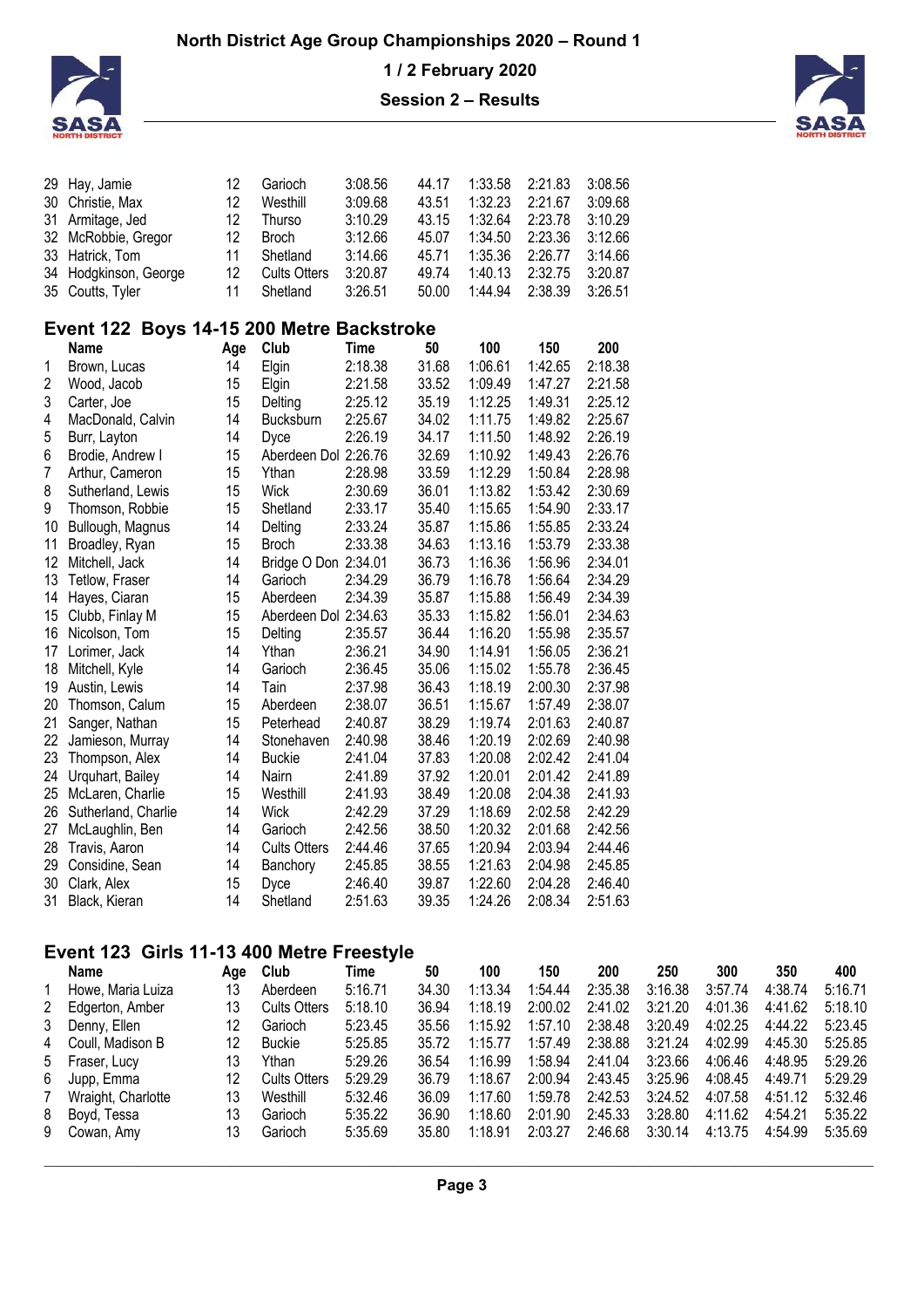| | Name | Age | Club | Time | 50 | 100 | 150 | 200 |
|---|---|---|---|---|---|---|---|---|
| 29 | Hay, Jamie | 12 | Garioch | 3:08.56 | 44.17 | 1:33.58 | 2:21.83 | 3:08.56 |
| 30 | Christie, Max | 12 | Westhill | 3:09.68 | 43.51 | 1:32.23 | 2:21.67 | 3:09.68 |
| 31 | Armitage, Jed | 12 | Thurso | 3:10.29 | 43.15 | 1:32.64 | 2:23.78 | 3:10.29 |
| 32 | McRobbie, Gregor | 12 | Broch | 3:12.66 | 45.07 | 1:34.50 | 2:23.36 | 3:12.66 |
| 33 | Hatrick, Tom | 11 | Shetland | 3:14.66 | 45.71 | 1:35.36 | 2:26.77 | 3:14.66 |
| 34 | Hodgkinson, George | 12 | Cults Otters | 3:20.87 | 49.74 | 1:40.13 | 2:32.75 | 3:20.87 |
| 35 | Coutts, Tyler | 11 | Shetland | 3:26.51 | 50.00 | 1:44.94 | 2:38.39 | 3:26.51 |

## Event 122 Boys 14-15 200 Metre Backstroke

| | Name | Age | Club | Time | 50 | 100 | 150 | 200 |
|---|---|---|---|---|---|---|---|---|
| 1 | Brown, Lucas | 14 | Elgin | 2:18.38 | 31.68 | 1:06.61 | 1:42.65 | 2:18.38 |
| 2 | Wood, Jacob | 15 | Elgin | 2:21.58 | 33.52 | 1:09.49 | 1:47.27 | 2:21.58 |
| 3 | Carter, Joe | 15 | Delting | 2:25.12 | 35.19 | 1:12.25 | 1:49.31 | 2:25.12 |
| 4 | MacDonald, Calvin | 14 | Bucksburn | 2:25.67 | 34.02 | 1:11.75 | 1:49.82 | 2:25.67 |
| 5 | Burr, Layton | 14 | Dyce | 2:26.19 | 34.17 | 1:11.50 | 1:48.92 | 2:26.19 |
| 6 | Brodie, Andrew I | 15 | Aberdeen Dol | 2:26.76 | 32.69 | 1:10.92 | 1:49.43 | 2:26.76 |
| 7 | Arthur, Cameron | 15 | Ythan | 2:28.98 | 33.59 | 1:12.29 | 1:50.84 | 2:28.98 |
| 8 | Sutherland, Lewis | 15 | Wick | 2:30.69 | 36.01 | 1:13.82 | 1:53.42 | 2:30.69 |
| 9 | Thomson, Robbie | 15 | Shetland | 2:33.17 | 35.40 | 1:15.65 | 1:54.90 | 2:33.17 |
| 10 | Bullough, Magnus | 14 | Delting | 2:33.24 | 35.87 | 1:15.86 | 1:55.85 | 2:33.24 |
| 11 | Broadley, Ryan | 15 | Broch | 2:33.38 | 34.63 | 1:13.16 | 1:53.79 | 2:33.38 |
| 12 | Mitchell, Jack | 14 | Bridge O Don | 2:34.01 | 36.73 | 1:16.36 | 1:56.96 | 2:34.01 |
| 13 | Tetlow, Fraser | 14 | Garioch | 2:34.29 | 36.79 | 1:16.78 | 1:56.64 | 2:34.29 |
| 14 | Hayes, Ciaran | 15 | Aberdeen | 2:34.39 | 35.87 | 1:15.88 | 1:56.49 | 2:34.39 |
| 15 | Clubb, Finlay M | 15 | Aberdeen Dol | 2:34.63 | 35.33 | 1:15.82 | 1:56.01 | 2:34.63 |
| 16 | Nicolson, Tom | 15 | Delting | 2:35.57 | 36.44 | 1:16.20 | 1:55.98 | 2:35.57 |
| 17 | Lorimer, Jack | 14 | Ythan | 2:36.21 | 34.90 | 1:14.91 | 1:56.05 | 2:36.21 |
| 18 | Mitchell, Kyle | 14 | Garioch | 2:36.45 | 35.06 | 1:15.02 | 1:55.78 | 2:36.45 |
| 19 | Austin, Lewis | 14 | Tain | 2:37.98 | 36.43 | 1:18.19 | 2:00.30 | 2:37.98 |
| 20 | Thomson, Calum | 15 | Aberdeen | 2:38.07 | 36.51 | 1:15.67 | 1:57.49 | 2:38.07 |
| 21 | Sanger, Nathan | 15 | Peterhead | 2:40.87 | 38.29 | 1:19.74 | 2:01.63 | 2:40.87 |
| 22 | Jamieson, Murray | 14 | Stonehaven | 2:40.98 | 38.46 | 1:20.19 | 2:02.69 | 2:40.98 |
| 23 | Thompson, Alex | 14 | Buckie | 2:41.04 | 37.83 | 1:20.08 | 2:02.42 | 2:41.04 |
| 24 | Urquhart, Bailey | 14 | Nairn | 2:41.89 | 37.92 | 1:20.01 | 2:01.42 | 2:41.89 |
| 25 | McLaren, Charlie | 15 | Westhill | 2:41.93 | 38.49 | 1:20.08 | 2:04.38 | 2:41.93 |
| 26 | Sutherland, Charlie | 14 | Wick | 2:42.29 | 37.29 | 1:18.69 | 2:02.58 | 2:42.29 |
| 27 | McLaughlin, Ben | 14 | Garioch | 2:42.56 | 38.50 | 1:20.32 | 2:01.68 | 2:42.56 |
| 28 | Travis, Aaron | 14 | Cults Otters | 2:44.46 | 37.65 | 1:20.94 | 2:03.94 | 2:44.46 |
| 29 | Considine, Sean | 14 | Banchory | 2:45.85 | 38.55 | 1:21.63 | 2:04.98 | 2:45.85 |
| 30 | Clark, Alex | 15 | Dyce | 2:46.40 | 39.87 | 1:22.60 | 2:04.28 | 2:46.40 |
| 31 | Black, Kieran | 14 | Shetland | 2:51.63 | 39.35 | 1:24.26 | 2:08.34 | 2:51.63 |

## Event 123 Girls 11-13 400 Metre Freestyle

| | Name | Age | Club | Time | 50 | 100 | 150 | 200 | 250 | 300 | 350 | 400 |
|---|---|---|---|---|---|---|---|---|---|---|---|---|
| 1 | Howe, Maria Luiza | 13 | Aberdeen | 5:16.71 | 34.30 | 1:13.34 | 1:54.44 | 2:35.38 | 3:16.38 | 3:57.74 | 4:38.74 | 5:16.71 |
| 2 | Edgerton, Amber | 13 | Cults Otters | 5:18.10 | 36.94 | 1:18.19 | 2:00.02 | 2:41.02 | 3:21.20 | 4:01.36 | 4:41.62 | 5:18.10 |
| 3 | Denny, Ellen | 12 | Garioch | 5:23.45 | 35.56 | 1:15.92 | 1:57.10 | 2:38.48 | 3:20.49 | 4:02.25 | 4:44.22 | 5:23.45 |
| 4 | Coull, Madison B | 12 | Buckie | 5:25.85 | 35.72 | 1:15.77 | 1:57.49 | 2:38.88 | 3:21.24 | 4:02.99 | 4:45.30 | 5:25.85 |
| 5 | Fraser, Lucy | 13 | Ythan | 5:29.26 | 36.54 | 1:16.99 | 1:58.94 | 2:41.04 | 3:23.66 | 4:06.46 | 4:48.95 | 5:29.26 |
| 6 | Jupp, Emma | 12 | Cults Otters | 5:29.29 | 36.79 | 1:18.67 | 2:00.94 | 2:43.45 | 3:25.96 | 4:08.45 | 4:49.71 | 5:29.29 |
| 7 | Wraight, Charlotte | 13 | Westhill | 5:32.46 | 36.09 | 1:17.60 | 1:59.78 | 2:42.53 | 3:24.52 | 4:07.58 | 4:51.12 | 5:32.46 |
| 8 | Boyd, Tessa | 13 | Garioch | 5:35.22 | 36.90 | 1:18.60 | 2:01.90 | 2:45.33 | 3:28.80 | 4:11.62 | 4:54.21 | 5:35.22 |
| 9 | Cowan, Amy | 13 | Garioch | 5:35.69 | 35.80 | 1:18.91 | 2:03.27 | 2:46.68 | 3:30.14 | 4:13.75 | 4:54.99 | 5:35.69 |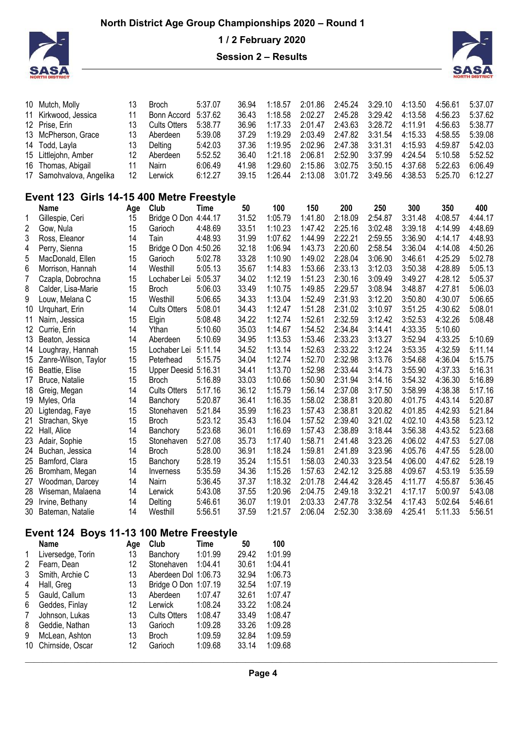| | Name | Age | Club | Time | 50 | 100 | 150 | 200 | 250 | 300 | 350 | 400 |
|---|---|---|---|---|---|---|---|---|---|---|---|---|
| 10 | Mutch, Molly | 13 | Broch | 5:37.07 | 36.94 | 1:18.57 | 2:01.86 | 2:45.24 | 3:29.10 | 4:13.50 | 4:56.61 | 5:37.07 |
| 11 | Kirkwood, Jessica | 11 | Bonn Accord | 5:37.62 | 36.43 | 1:18.58 | 2:02.27 | 2:45.28 | 3:29.42 | 4:13.58 | 4:56.23 | 5:37.62 |
| 12 | Prise, Erin | 13 | Cults Otters | 5:38.77 | 36.96 | 1:17.33 | 2:01.47 | 2:43.63 | 3:28.72 | 4:11.91 | 4:56.63 | 5:38.77 |
| 13 | McPherson, Grace | 13 | Aberdeen | 5:39.08 | 37.29 | 1:19.29 | 2:03.49 | 2:47.82 | 3:31.54 | 4:15.33 | 4:58.55 | 5:39.08 |
| 14 | Todd, Layla | 13 | Delting | 5:42.03 | 37.36 | 1:19.95 | 2:02.96 | 2:47.38 | 3:31.31 | 4:15.93 | 4:59.87 | 5:42.03 |
| 15 | Littlejohn, Amber | 12 | Aberdeen | 5:52.52 | 36.40 | 1:21.18 | 2:06.81 | 2:52.90 | 3:37.99 | 4:24.54 | 5:10.58 | 5:52.52 |
| 16 | Thomas, Abigail | 11 | Nairn | 6:06.49 | 41.98 | 1:29.60 | 2:15.86 | 3:02.75 | 3:50.15 | 4:37.68 | 5:22.63 | 6:06.49 |
| 17 | Samohvalova, Angelika | 12 | Lerwick | 6:12.27 | 39.15 | 1:26.44 | 2:13.08 | 3:01.72 | 3:49.56 | 4:38.53 | 5:25.70 | 6:12.27 |

## Event 123 Girls 14-15 400 Metre Freestyle

| | Name | Age | Club | Time | 50 | 100 | 150 | 200 | 250 | 300 | 350 | 400 |
|---|---|---|---|---|---|---|---|---|---|---|---|---|
| 1 | Gillespie, Ceri | 15 | Bridge O Don | 4:44.17 | 31.52 | 1:05.79 | 1:41.80 | 2:18.09 | 2:54.87 | 3:31.48 | 4:08.57 | 4:44.17 |
| 2 | Gow, Nula | 15 | Garioch | 4:48.69 | 33.51 | 1:10.23 | 1:47.42 | 2:25.16 | 3:02.48 | 3:39.18 | 4:14.99 | 4:48.69 |
| 3 | Ross, Eleanor | 14 | Tain | 4:48.93 | 31.99 | 1:07.62 | 1:44.99 | 2:22.21 | 2:59.55 | 3:36.90 | 4:14.17 | 4:48.93 |
| 4 | Perry, Sienna | 15 | Bridge O Don | 4:50.26 | 32.18 | 1:06.94 | 1:43.73 | 2:20.60 | 2:58.54 | 3:36.04 | 4:14.08 | 4:50.26 |
| 5 | MacDonald, Ellen | 15 | Garioch | 5:02.78 | 33.28 | 1:10.90 | 1:49.02 | 2:28.04 | 3:06.90 | 3:46.61 | 4:25.29 | 5:02.78 |
| 6 | Morrison, Hannah | 14 | Westhill | 5:05.13 | 35.67 | 1:14.83 | 1:53.66 | 2:33.13 | 3:12.03 | 3:50.38 | 4:28.89 | 5:05.13 |
| 7 | Czapla, Dobrochna | 15 | Lochaber Lei | 5:05.37 | 34.02 | 1:12.19 | 1:51.23 | 2:30.16 | 3:09.49 | 3:49.27 | 4:28.12 | 5:05.37 |
| 8 | Calder, Lisa-Marie | 15 | Broch | 5:06.03 | 33.49 | 1:10.75 | 1:49.85 | 2:29.57 | 3:08.94 | 3:48.87 | 4:27.81 | 5:06.03 |
| 9 | Louw, Melana C | 15 | Westhill | 5:06.65 | 34.33 | 1:13.04 | 1:52.49 | 2:31.93 | 3:12.20 | 3:50.80 | 4:30.07 | 5:06.65 |
| 10 | Urquhart, Erin | 14 | Cults Otters | 5:08.01 | 34.43 | 1:12.47 | 1:51.28 | 2:31.02 | 3:10.97 | 3:51.25 | 4:30.62 | 5:08.01 |
| 11 | Nairn, Jessica | 15 | Elgin | 5:08.48 | 34.22 | 1:12.74 | 1:52.61 | 2:32.59 | 3:12.42 | 3:52.53 | 4:32.26 | 5:08.48 |
| 12 | Currie, Erin | 14 | Ythan | 5:10.60 | 35.03 | 1:14.67 | 1:54.52 | 2:34.84 | 3:14.41 | 4:33.35 | 5:10.60 | |
| 13 | Beaton, Jessica | 14 | Aberdeen | 5:10.69 | 34.95 | 1:13.53 | 1:53.46 | 2:33.23 | 3:13.27 | 3:52.94 | 4:33.25 | 5:10.69 |
| 14 | Loughray, Hannah | 15 | Lochaber Lei | 5:11.14 | 34.52 | 1:13.14 | 1:52.63 | 2:33.22 | 3:12.24 | 3:53.35 | 4:32.59 | 5:11.14 |
| 15 | Zanre-Wilson, Taylor | 15 | Peterhead | 5:15.75 | 34.04 | 1:12.74 | 1:52.70 | 2:32.98 | 3:13.76 | 3:54.68 | 4:36.04 | 5:15.75 |
| 16 | Beattie, Elise | 15 | Upper Deesid | 5:16.31 | 34.41 | 1:13.70 | 1:52.98 | 2:33.44 | 3:14.73 | 3:55.90 | 4:37.33 | 5:16.31 |
| 17 | Bruce, Natalie | 15 | Broch | 5:16.89 | 33.03 | 1:10.66 | 1:50.90 | 2:31.94 | 3:14.16 | 3:54.32 | 4:36.30 | 5:16.89 |
| 18 | Greig, Megan | 14 | Cults Otters | 5:17.16 | 36.12 | 1:15.79 | 1:56.14 | 2:37.08 | 3:17.50 | 3:58.99 | 4:38.38 | 5:17.16 |
| 19 | Myles, Orla | 14 | Banchory | 5:20.87 | 36.41 | 1:16.35 | 1:58.02 | 2:38.81 | 3:20.80 | 4:01.75 | 4:43.14 | 5:20.87 |
| 20 | Ligtendag, Faye | 15 | Stonehaven | 5:21.84 | 35.99 | 1:16.23 | 1:57.43 | 2:38.81 | 3:20.82 | 4:01.85 | 4:42.93 | 5:21.84 |
| 21 | Strachan, Skye | 15 | Broch | 5:23.12 | 35.43 | 1:16.04 | 1:57.52 | 2:39.40 | 3:21.02 | 4:02.10 | 4:43.58 | 5:23.12 |
| 22 | Hall, Alice | 14 | Banchory | 5:23.68 | 36.01 | 1:16.69 | 1:57.43 | 2:38.89 | 3:18.44 | 3:56.38 | 4:43.52 | 5:23.68 |
| 23 | Adair, Sophie | 15 | Stonehaven | 5:27.08 | 35.73 | 1:17.40 | 1:58.71 | 2:41.48 | 3:23.26 | 4:06.02 | 4:47.53 | 5:27.08 |
| 24 | Buchan, Jessica | 14 | Broch | 5:28.00 | 36.91 | 1:18.24 | 1:59.81 | 2:41.89 | 3:23.96 | 4:05.76 | 4:47.55 | 5:28.00 |
| 25 | Bamford, Clara | 15 | Banchory | 5:28.19 | 35.24 | 1:15.51 | 1:58.03 | 2:40.33 | 3:23.54 | 4:06.00 | 4:47.62 | 5:28.19 |
| 26 | Bromham, Megan | 14 | Inverness | 5:35.59 | 34.36 | 1:15.26 | 1:57.63 | 2:42.12 | 3:25.88 | 4:09.67 | 4:53.19 | 5:35.59 |
| 27 | Woodman, Darcey | 14 | Nairn | 5:36.45 | 37.37 | 1:18.32 | 2:01.78 | 2:44.42 | 3:28.45 | 4:11.77 | 4:55.87 | 5:36.45 |
| 28 | Wiseman, Malaena | 14 | Lerwick | 5:43.08 | 37.55 | 1:20.96 | 2:04.75 | 2:49.18 | 3:32.21 | 4:17.17 | 5:00.97 | 5:43.08 |
| 29 | Irvine, Bethany | 14 | Delting | 5:46.61 | 36.07 | 1:19.01 | 2:03.33 | 2:47.78 | 3:32.54 | 4:17.43 | 5:02.64 | 5:46.61 |
| 30 | Bateman, Natalie | 14 | Westhill | 5:56.51 | 37.59 | 1:21.57 | 2:06.04 | 2:52.30 | 3:38.69 | 4:25.41 | 5:11.33 | 5:56.51 |

## Event 124 Boys 11-13 100 Metre Freestyle

| | Name | Age | Club | Time | 50 | 100 |
|---|---|---|---|---|---|---|
| 1 | Liversedge, Torin | 13 | Banchory | 1:01.99 | 29.42 | 1:01.99 |
| 2 | Fearn, Dean | 12 | Stonehaven | 1:04.41 | 30.61 | 1:04.41 |
| 3 | Smith, Archie C | 13 | Aberdeen Dol | 1:06.73 | 32.94 | 1:06.73 |
| 4 | Hall, Greg | 13 | Bridge O Don | 1:07.19 | 32.54 | 1:07.19 |
| 5 | Gauld, Callum | 13 | Aberdeen | 1:07.47 | 32.61 | 1:07.47 |
| 6 | Geddes, Finlay | 12 | Lerwick | 1:08.24 | 33.22 | 1:08.24 |
| 7 | Johnson, Lukas | 13 | Cults Otters | 1:08.47 | 33.49 | 1:08.47 |
| 8 | Geddie, Nathan | 13 | Garioch | 1:09.28 | 33.26 | 1:09.28 |
| 9 | McLean, Ashton | 13 | Broch | 1:09.59 | 32.84 | 1:09.59 |
| 10 | Chirnside, Oscar | 12 | Garioch | 1:09.68 | 33.14 | 1:09.68 |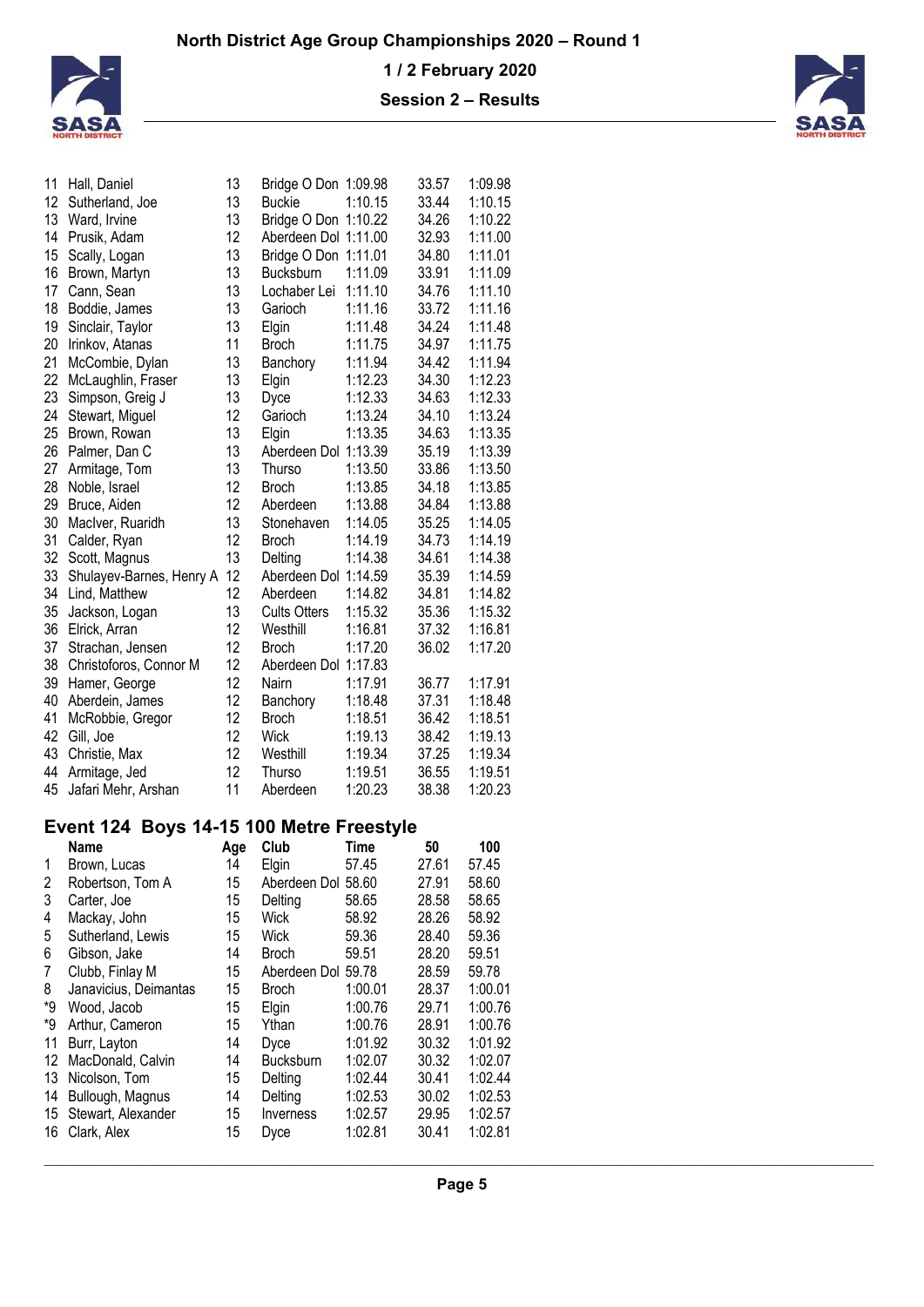| | Name | Age | Club | Time | 50 | 100 |
|---|---|---|---|---|---|---|
| 11 | Hall, Daniel | 13 | Bridge O Don | 1:09.98 | 33.57 | 1:09.98 |
| 12 | Sutherland, Joe | 13 | Buckie | 1:10.15 | 33.44 | 1:10.15 |
| 13 | Ward, Irvine | 13 | Bridge O Don | 1:10.22 | 34.26 | 1:10.22 |
| 14 | Prusik, Adam | 12 | Aberdeen Dol | 1:11.00 | 32.93 | 1:11.00 |
| 15 | Scally, Logan | 13 | Bridge O Don | 1:11.01 | 34.80 | 1:11.01 |
| 16 | Brown, Martyn | 13 | Bucksburn | 1:11.09 | 33.91 | 1:11.09 |
| 17 | Cann, Sean | 13 | Lochaber Lei | 1:11.10 | 34.76 | 1:11.10 |
| 18 | Boddie, James | 13 | Garioch | 1:11.16 | 33.72 | 1:11.16 |
| 19 | Sinclair, Taylor | 13 | Elgin | 1:11.48 | 34.24 | 1:11.48 |
| 20 | Irinkov, Atanas | 11 | Broch | 1:11.75 | 34.97 | 1:11.75 |
| 21 | McCombie, Dylan | 13 | Banchory | 1:11.94 | 34.42 | 1:11.94 |
| 22 | McLaughlin, Fraser | 13 | Elgin | 1:12.23 | 34.30 | 1:12.23 |
| 23 | Simpson, Greig J | 13 | Dyce | 1:12.33 | 34.63 | 1:12.33 |
| 24 | Stewart, Miguel | 12 | Garioch | 1:13.24 | 34.10 | 1:13.24 |
| 25 | Brown, Rowan | 13 | Elgin | 1:13.35 | 34.63 | 1:13.35 |
| 26 | Palmer, Dan C | 13 | Aberdeen Dol | 1:13.39 | 35.19 | 1:13.39 |
| 27 | Armitage, Tom | 13 | Thurso | 1:13.50 | 33.86 | 1:13.50 |
| 28 | Noble, Israel | 12 | Broch | 1:13.85 | 34.18 | 1:13.85 |
| 29 | Bruce, Aiden | 12 | Aberdeen | 1:13.88 | 34.84 | 1:13.88 |
| 30 | MacIver, Ruaridh | 13 | Stonehaven | 1:14.05 | 35.25 | 1:14.05 |
| 31 | Calder, Ryan | 12 | Broch | 1:14.19 | 34.73 | 1:14.19 |
| 32 | Scott, Magnus | 13 | Delting | 1:14.38 | 34.61 | 1:14.38 |
| 33 | Shulayev-Barnes, Henry A | 12 | Aberdeen Dol | 1:14.59 | 35.39 | 1:14.59 |
| 34 | Lind, Matthew | 12 | Aberdeen | 1:14.82 | 34.81 | 1:14.82 |
| 35 | Jackson, Logan | 13 | Cults Otters | 1:15.32 | 35.36 | 1:15.32 |
| 36 | Elrick, Arran | 12 | Westhill | 1:16.81 | 37.32 | 1:16.81 |
| 37 | Strachan, Jensen | 12 | Broch | 1:17.20 | 36.02 | 1:17.20 |
| 38 | Christoforos, Connor M | 12 | Aberdeen Dol | 1:17.83 | | |
| 39 | Hamer, George | 12 | Nairn | 1:17.91 | 36.77 | 1:17.91 |
| 40 | Aberdein, James | 12 | Banchory | 1:18.48 | 37.31 | 1:18.48 |
| 41 | McRobbie, Gregor | 12 | Broch | 1:18.51 | 36.42 | 1:18.51 |
| 42 | Gill, Joe | 12 | Wick | 1:19.13 | 38.42 | 1:19.13 |
| 43 | Christie, Max | 12 | Westhill | 1:19.34 | 37.25 | 1:19.34 |
| 44 | Armitage, Jed | 12 | Thurso | 1:19.51 | 36.55 | 1:19.51 |
| 45 | Jafari Mehr, Arshan | 11 | Aberdeen | 1:20.23 | 38.38 | 1:20.23 |

## Event 124 Boys 14-15 100 Metre Freestyle

| | Name | Age | Club | Time | 50 | 100 |
|---|---|---|---|---|---|---|
| 1 | Brown, Lucas | 14 | Elgin | 57.45 | 27.61 | 57.45 |
| 2 | Robertson, Tom A | 15 | Aberdeen Dol | 58.60 | 27.91 | 58.60 |
| 3 | Carter, Joe | 15 | Delting | 58.65 | 28.58 | 58.65 |
| 4 | Mackay, John | 15 | Wick | 58.92 | 28.26 | 58.92 |
| 5 | Sutherland, Lewis | 15 | Wick | 59.36 | 28.40 | 59.36 |
| 6 | Gibson, Jake | 14 | Broch | 59.51 | 28.20 | 59.51 |
| 7 | Clubb, Finlay M | 15 | Aberdeen Dol | 59.78 | 28.59 | 59.78 |
| 8 | Janavicius, Deimantas | 15 | Broch | 1:00.01 | 28.37 | 1:00.01 |
| *9 | Wood, Jacob | 15 | Elgin | 1:00.76 | 29.71 | 1:00.76 |
| *9 | Arthur, Cameron | 15 | Ythan | 1:00.76 | 28.91 | 1:00.76 |
| 11 | Burr, Layton | 14 | Dyce | 1:01.92 | 30.32 | 1:01.92 |
| 12 | MacDonald, Calvin | 14 | Bucksburn | 1:02.07 | 30.32 | 1:02.07 |
| 13 | Nicolson, Tom | 15 | Delting | 1:02.44 | 30.41 | 1:02.44 |
| 14 | Bullough, Magnus | 14 | Delting | 1:02.53 | 30.02 | 1:02.53 |
| 15 | Stewart, Alexander | 15 | Inverness | 1:02.57 | 29.95 | 1:02.57 |
| 16 | Clark, Alex | 15 | Dyce | 1:02.81 | 30.41 | 1:02.81 |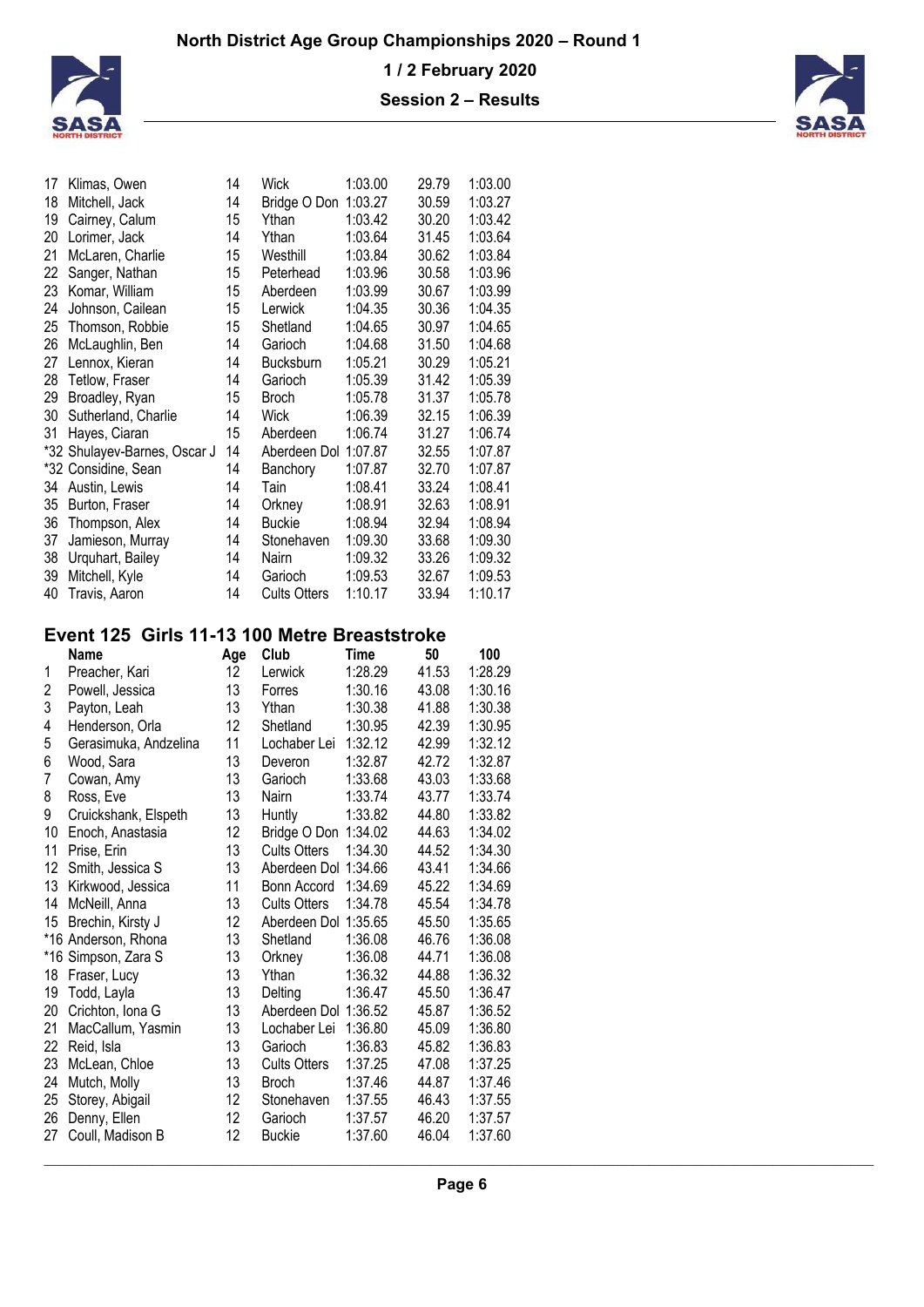| | | | | | | |
|---|---|---|---|---|---|---|
| 17 | Klimas, Owen | 14 | Wick | 1:03.00 | 29.79 | 1:03.00 |
| 18 | Mitchell, Jack | 14 | Bridge O Don | 1:03.27 | 30.59 | 1:03.27 |
| 19 | Cairney, Calum | 15 | Ythan | 1:03.42 | 30.20 | 1:03.42 |
| 20 | Lorimer, Jack | 14 | Ythan | 1:03.64 | 31.45 | 1:03.64 |
| 21 | McLaren, Charlie | 15 | Westhill | 1:03.84 | 30.62 | 1:03.84 |
| 22 | Sanger, Nathan | 15 | Peterhead | 1:03.96 | 30.58 | 1:03.96 |
| 23 | Komar, William | 15 | Aberdeen | 1:03.99 | 30.67 | 1:03.99 |
| 24 | Johnson, Cailean | 15 | Lerwick | 1:04.35 | 30.36 | 1:04.35 |
| 25 | Thomson, Robbie | 15 | Shetland | 1:04.65 | 30.97 | 1:04.65 |
| 26 | McLaughlin, Ben | 14 | Garioch | 1:04.68 | 31.50 | 1:04.68 |
| 27 | Lennox, Kieran | 14 | Bucksburn | 1:05.21 | 30.29 | 1:05.21 |
| 28 | Tetlow, Fraser | 14 | Garioch | 1:05.39 | 31.42 | 1:05.39 |
| 29 | Broadley, Ryan | 15 | Broch | 1:05.78 | 31.37 | 1:05.78 |
| 30 | Sutherland, Charlie | 14 | Wick | 1:06.39 | 32.15 | 1:06.39 |
| 31 | Hayes, Ciaran | 15 | Aberdeen | 1:06.74 | 31.27 | 1:06.74 |
| *32 | Shulayev-Barnes, Oscar J | 14 | Aberdeen Dol | 1:07.87 | 32.55 | 1:07.87 |
| *32 | Considine, Sean | 14 | Banchory | 1:07.87 | 32.70 | 1:07.87 |
| 34 | Austin, Lewis | 14 | Tain | 1:08.41 | 33.24 | 1:08.41 |
| 35 | Burton, Fraser | 14 | Orkney | 1:08.91 | 32.63 | 1:08.91 |
| 36 | Thompson, Alex | 14 | Buckie | 1:08.94 | 32.94 | 1:08.94 |
| 37 | Jamieson, Murray | 14 | Stonehaven | 1:09.30 | 33.68 | 1:09.30 |
| 38 | Urquhart, Bailey | 14 | Nairn | 1:09.32 | 33.26 | 1:09.32 |
| 39 | Mitchell, Kyle | 14 | Garioch | 1:09.53 | 32.67 | 1:09.53 |
| 40 | Travis, Aaron | 14 | Cults Otters | 1:10.17 | 33.94 | 1:10.17 |

## Event 125 Girls 11-13 100 Metre Breaststroke

| | Name | Age | Club | Time | 50 | 100 |
|---|---|---|---|---|---|---|
| 1 | Preacher, Kari | 12 | Lerwick | 1:28.29 | 41.53 | 1:28.29 |
| 2 | Powell, Jessica | 13 | Forres | 1:30.16 | 43.08 | 1:30.16 |
| 3 | Payton, Leah | 13 | Ythan | 1:30.38 | 41.88 | 1:30.38 |
| 4 | Henderson, Orla | 12 | Shetland | 1:30.95 | 42.39 | 1:30.95 |
| 5 | Gerasimuka, Andzelina | 11 | Lochaber Lei | 1:32.12 | 42.99 | 1:32.12 |
| 6 | Wood, Sara | 13 | Deveron | 1:32.87 | 42.72 | 1:32.87 |
| 7 | Cowan, Amy | 13 | Garioch | 1:33.68 | 43.03 | 1:33.68 |
| 8 | Ross, Eve | 13 | Nairn | 1:33.74 | 43.77 | 1:33.74 |
| 9 | Cruickshank, Elspeth | 13 | Huntly | 1:33.82 | 44.80 | 1:33.82 |
| 10 | Enoch, Anastasia | 12 | Bridge O Don | 1:34.02 | 44.63 | 1:34.02 |
| 11 | Prise, Erin | 13 | Cults Otters | 1:34.30 | 44.52 | 1:34.30 |
| 12 | Smith, Jessica S | 13 | Aberdeen Dol | 1:34.66 | 43.41 | 1:34.66 |
| 13 | Kirkwood, Jessica | 11 | Bonn Accord | 1:34.69 | 45.22 | 1:34.69 |
| 14 | McNeill, Anna | 13 | Cults Otters | 1:34.78 | 45.54 | 1:34.78 |
| 15 | Brechin, Kirsty J | 12 | Aberdeen Dol | 1:35.65 | 45.50 | 1:35.65 |
| *16 | Anderson, Rhona | 13 | Shetland | 1:36.08 | 46.76 | 1:36.08 |
| *16 | Simpson, Zara S | 13 | Orkney | 1:36.08 | 44.71 | 1:36.08 |
| 18 | Fraser, Lucy | 13 | Ythan | 1:36.32 | 44.88 | 1:36.32 |
| 19 | Todd, Layla | 13 | Delting | 1:36.47 | 45.50 | 1:36.47 |
| 20 | Crichton, Iona G | 13 | Aberdeen Dol | 1:36.52 | 45.87 | 1:36.52 |
| 21 | MacCallum, Yasmin | 13 | Lochaber Lei | 1:36.80 | 45.09 | 1:36.80 |
| 22 | Reid, Isla | 13 | Garioch | 1:36.83 | 45.82 | 1:36.83 |
| 23 | McLean, Chloe | 13 | Cults Otters | 1:37.25 | 47.08 | 1:37.25 |
| 24 | Mutch, Molly | 13 | Broch | 1:37.46 | 44.87 | 1:37.46 |
| 25 | Storey, Abigail | 12 | Stonehaven | 1:37.55 | 46.43 | 1:37.55 |
| 26 | Denny, Ellen | 12 | Garioch | 1:37.57 | 46.20 | 1:37.57 |
| 27 | Coull, Madison B | 12 | Buckie | 1:37.60 | 46.04 | 1:37.60 |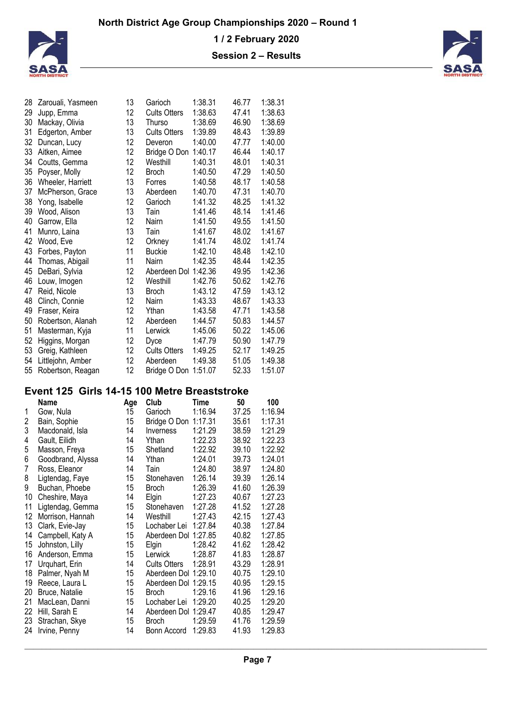| | Name | Age | Club | Time | 50 | 100 |
|---|---|---|---|---|---|---|
| 28 | Zarouali, Yasmeen | 13 | Garioch | 1:38.31 | 46.77 | 1:38.31 |
| 29 | Jupp, Emma | 12 | Cults Otters | 1:38.63 | 47.41 | 1:38.63 |
| 30 | Mackay, Olivia | 13 | Thurso | 1:38.69 | 46.90 | 1:38.69 |
| 31 | Edgerton, Amber | 13 | Cults Otters | 1:39.89 | 48.43 | 1:39.89 |
| 32 | Duncan, Lucy | 12 | Deveron | 1:40.00 | 47.77 | 1:40.00 |
| 33 | Aitken, Aimee | 12 | Bridge O Don | 1:40.17 | 46.44 | 1:40.17 |
| 34 | Coutts, Gemma | 12 | Westhill | 1:40.31 | 48.01 | 1:40.31 |
| 35 | Poyser, Molly | 12 | Broch | 1:40.50 | 47.29 | 1:40.50 |
| 36 | Wheeler, Harriett | 13 | Forres | 1:40.58 | 48.17 | 1:40.58 |
| 37 | McPherson, Grace | 13 | Aberdeen | 1:40.70 | 47.31 | 1:40.70 |
| 38 | Yong, Isabelle | 12 | Garioch | 1:41.32 | 48.25 | 1:41.32 |
| 39 | Wood, Alison | 13 | Tain | 1:41.46 | 48.14 | 1:41.46 |
| 40 | Garrow, Ella | 12 | Nairn | 1:41.50 | 49.55 | 1:41.50 |
| 41 | Munro, Laina | 13 | Tain | 1:41.67 | 48.02 | 1:41.67 |
| 42 | Wood, Eve | 12 | Orkney | 1:41.74 | 48.02 | 1:41.74 |
| 43 | Forbes, Payton | 11 | Buckie | 1:42.10 | 48.48 | 1:42.10 |
| 44 | Thomas, Abigail | 11 | Nairn | 1:42.35 | 48.44 | 1:42.35 |
| 45 | DeBari, Sylvia | 12 | Aberdeen Dol | 1:42.36 | 49.95 | 1:42.36 |
| 46 | Louw, Imogen | 12 | Westhill | 1:42.76 | 50.62 | 1:42.76 |
| 47 | Reid, Nicole | 13 | Broch | 1:43.12 | 47.59 | 1:43.12 |
| 48 | Clinch, Connie | 12 | Nairn | 1:43.33 | 48.67 | 1:43.33 |
| 49 | Fraser, Keira | 12 | Ythan | 1:43.58 | 47.71 | 1:43.58 |
| 50 | Robertson, Alanah | 12 | Aberdeen | 1:44.57 | 50.83 | 1:44.57 |
| 51 | Masterman, Kyja | 11 | Lerwick | 1:45.06 | 50.22 | 1:45.06 |
| 52 | Higgins, Morgan | 12 | Dyce | 1:47.79 | 50.90 | 1:47.79 |
| 53 | Greig, Kathleen | 12 | Cults Otters | 1:49.25 | 52.17 | 1:49.25 |
| 54 | Littlejohn, Amber | 12 | Aberdeen | 1:49.38 | 51.05 | 1:49.38 |
| 55 | Robertson, Reagan | 12 | Bridge O Don | 1:51.07 | 52.33 | 1:51.07 |

## Event 125 Girls 14-15 100 Metre Breaststroke

| | Name | Age | Club | Time | 50 | 100 |
|---|---|---|---|---|---|---|
| 1 | Gow, Nula | 15 | Garioch | 1:16.94 | 37.25 | 1:16.94 |
| 2 | Bain, Sophie | 15 | Bridge O Don | 1:17.31 | 35.61 | 1:17.31 |
| 3 | Macdonald, Isla | 14 | Inverness | 1:21.29 | 38.59 | 1:21.29 |
| 4 | Gault, Eilidh | 14 | Ythan | 1:22.23 | 38.92 | 1:22.23 |
| 5 | Masson, Freya | 15 | Shetland | 1:22.92 | 39.10 | 1:22.92 |
| 6 | Goodbrand, Alyssa | 14 | Ythan | 1:24.01 | 39.73 | 1:24.01 |
| 7 | Ross, Eleanor | 14 | Tain | 1:24.80 | 38.97 | 1:24.80 |
| 8 | Ligtendag, Faye | 15 | Stonehaven | 1:26.14 | 39.39 | 1:26.14 |
| 9 | Buchan, Phoebe | 15 | Broch | 1:26.39 | 41.60 | 1:26.39 |
| 10 | Cheshire, Maya | 14 | Elgin | 1:27.23 | 40.67 | 1:27.23 |
| 11 | Ligtendag, Gemma | 15 | Stonehaven | 1:27.28 | 41.52 | 1:27.28 |
| 12 | Morrison, Hannah | 14 | Westhill | 1:27.43 | 42.15 | 1:27.43 |
| 13 | Clark, Evie-Jay | 15 | Lochaber Lei | 1:27.84 | 40.38 | 1:27.84 |
| 14 | Campbell, Katy A | 15 | Aberdeen Dol | 1:27.85 | 40.82 | 1:27.85 |
| 15 | Johnston, Lilly | 15 | Elgin | 1:28.42 | 41.62 | 1:28.42 |
| 16 | Anderson, Emma | 15 | Lerwick | 1:28.87 | 41.83 | 1:28.87 |
| 17 | Urquhart, Erin | 14 | Cults Otters | 1:28.91 | 43.29 | 1:28.91 |
| 18 | Palmer, Nyah M | 15 | Aberdeen Dol | 1:29.10 | 40.75 | 1:29.10 |
| 19 | Reece, Laura L | 15 | Aberdeen Dol | 1:29.15 | 40.95 | 1:29.15 |
| 20 | Bruce, Natalie | 15 | Broch | 1:29.16 | 41.96 | 1:29.16 |
| 21 | MacLean, Danni | 15 | Lochaber Lei | 1:29.20 | 40.25 | 1:29.20 |
| 22 | Hill, Sarah E | 14 | Aberdeen Dol | 1:29.47 | 40.85 | 1:29.47 |
| 23 | Strachan, Skye | 15 | Broch | 1:29.59 | 41.76 | 1:29.59 |
| 24 | Irvine, Penny | 14 | Bonn Accord | 1:29.83 | 41.93 | 1:29.83 |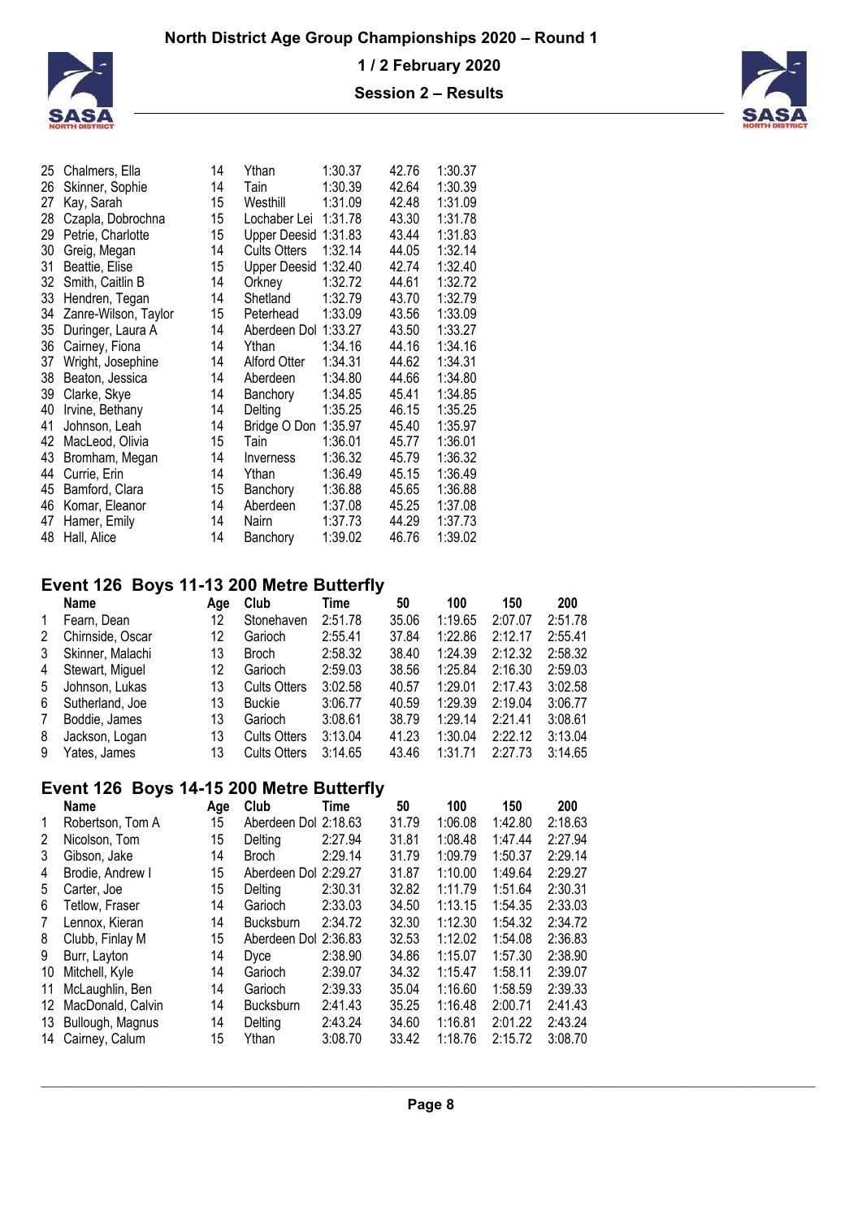| | | | | | | |
|---|---|---|---|---|---|---|
| 25 | Chalmers, Ella | 14 | Ythan | 1:30.37 | 42.76 | 1:30.37 |
| 26 | Skinner, Sophie | 14 | Tain | 1:30.39 | 42.64 | 1:30.39 |
| 27 | Kay, Sarah | 15 | Westhill | 1:31.09 | 42.48 | 1:31.09 |
| 28 | Czapla, Dobrochna | 15 | Lochaber Lei | 1:31.78 | 43.30 | 1:31.78 |
| 29 | Petrie, Charlotte | 15 | Upper Deesid | 1:31.83 | 43.44 | 1:31.83 |
| 30 | Greig, Megan | 14 | Cults Otters | 1:32.14 | 44.05 | 1:32.14 |
| 31 | Beattie, Elise | 15 | Upper Deesid | 1:32.40 | 42.74 | 1:32.40 |
| 32 | Smith, Caitlin B | 14 | Orkney | 1:32.72 | 44.61 | 1:32.72 |
| 33 | Hendren, Tegan | 14 | Shetland | 1:32.79 | 43.70 | 1:32.79 |
| 34 | Zanre-Wilson, Taylor | 15 | Peterhead | 1:33.09 | 43.56 | 1:33.09 |
| 35 | Duringer, Laura A | 14 | Aberdeen Dol | 1:33.27 | 43.50 | 1:33.27 |
| 36 | Cairney, Fiona | 14 | Ythan | 1:34.16 | 44.16 | 1:34.16 |
| 37 | Wright, Josephine | 14 | Alford Otter | 1:34.31 | 44.62 | 1:34.31 |
| 38 | Beaton, Jessica | 14 | Aberdeen | 1:34.80 | 44.66 | 1:34.80 |
| 39 | Clarke, Skye | 14 | Banchory | 1:34.85 | 45.41 | 1:34.85 |
| 40 | Irvine, Bethany | 14 | Delting | 1:35.25 | 46.15 | 1:35.25 |
| 41 | Johnson, Leah | 14 | Bridge O Don | 1:35.97 | 45.40 | 1:35.97 |
| 42 | MacLeod, Olivia | 15 | Tain | 1:36.01 | 45.77 | 1:36.01 |
| 43 | Bromham, Megan | 14 | Inverness | 1:36.32 | 45.79 | 1:36.32 |
| 44 | Currie, Erin | 14 | Ythan | 1:36.49 | 45.15 | 1:36.49 |
| 45 | Bamford, Clara | 15 | Banchory | 1:36.88 | 45.65 | 1:36.88 |
| 46 | Komar, Eleanor | 14 | Aberdeen | 1:37.08 | 45.25 | 1:37.08 |
| 47 | Hamer, Emily | 14 | Nairn | 1:37.73 | 44.29 | 1:37.73 |
| 48 | Hall, Alice | 14 | Banchory | 1:39.02 | 46.76 | 1:39.02 |

## Event 126 Boys 11-13 200 Metre Butterfly

| | Name | Age | Club | Time | 50 | 100 | 150 | 200 |
|---|---|---|---|---|---|---|---|---|
| 1 | Fearn, Dean | 12 | Stonehaven | 2:51.78 | 35.06 | 1:19.65 | 2:07.07 | 2:51.78 |
| 2 | Chirnside, Oscar | 12 | Garioch | 2:55.41 | 37.84 | 1:22.86 | 2:12.17 | 2:55.41 |
| 3 | Skinner, Malachi | 13 | Broch | 2:58.32 | 38.40 | 1:24.39 | 2:12.32 | 2:58.32 |
| 4 | Stewart, Miguel | 12 | Garioch | 2:59.03 | 38.56 | 1:25.84 | 2:16.30 | 2:59.03 |
| 5 | Johnson, Lukas | 13 | Cults Otters | 3:02.58 | 40.57 | 1:29.01 | 2:17.43 | 3:02.58 |
| 6 | Sutherland, Joe | 13 | Buckie | 3:06.77 | 40.59 | 1:29.39 | 2:19.04 | 3:06.77 |
| 7 | Boddie, James | 13 | Garioch | 3:08.61 | 38.79 | 1:29.14 | 2:21.41 | 3:08.61 |
| 8 | Jackson, Logan | 13 | Cults Otters | 3:13.04 | 41.23 | 1:30.04 | 2:22.12 | 3:13.04 |
| 9 | Yates, James | 13 | Cults Otters | 3:14.65 | 43.46 | 1:31.71 | 2:27.73 | 3:14.65 |

## Event 126 Boys 14-15 200 Metre Butterfly

| | Name | Age | Club | Time | 50 | 100 | 150 | 200 |
|---|---|---|---|---|---|---|---|---|
| 1 | Robertson, Tom A | 15 | Aberdeen Dol | 2:18.63 | 31.79 | 1:06.08 | 1:42.80 | 2:18.63 |
| 2 | Nicolson, Tom | 15 | Delting | 2:27.94 | 31.81 | 1:08.48 | 1:47.44 | 2:27.94 |
| 3 | Gibson, Jake | 14 | Broch | 2:29.14 | 31.79 | 1:09.79 | 1:50.37 | 2:29.14 |
| 4 | Brodie, Andrew I | 15 | Aberdeen Dol | 2:29.27 | 31.87 | 1:10.00 | 1:49.64 | 2:29.27 |
| 5 | Carter, Joe | 15 | Delting | 2:30.31 | 32.82 | 1:11.79 | 1:51.64 | 2:30.31 |
| 6 | Tetlow, Fraser | 14 | Garioch | 2:33.03 | 34.50 | 1:13.15 | 1:54.35 | 2:33.03 |
| 7 | Lennox, Kieran | 14 | Bucksburn | 2:34.72 | 32.30 | 1:12.30 | 1:54.32 | 2:34.72 |
| 8 | Clubb, Finlay M | 15 | Aberdeen Dol | 2:36.83 | 32.53 | 1:12.02 | 1:54.08 | 2:36.83 |
| 9 | Burr, Layton | 14 | Dyce | 2:38.90 | 34.86 | 1:15.07 | 1:57.30 | 2:38.90 |
| 10 | Mitchell, Kyle | 14 | Garioch | 2:39.07 | 34.32 | 1:15.47 | 1:58.11 | 2:39.07 |
| 11 | McLaughlin, Ben | 14 | Garioch | 2:39.33 | 35.04 | 1:16.60 | 1:58.59 | 2:39.33 |
| 12 | MacDonald, Calvin | 14 | Bucksburn | 2:41.43 | 35.25 | 1:16.48 | 2:00.71 | 2:41.43 |
| 13 | Bullough, Magnus | 14 | Delting | 2:43.24 | 34.60 | 1:16.81 | 2:01.22 | 2:43.24 |
| 14 | Cairney, Calum | 15 | Ythan | 3:08.70 | 33.42 | 1:18.76 | 2:15.72 | 3:08.70 |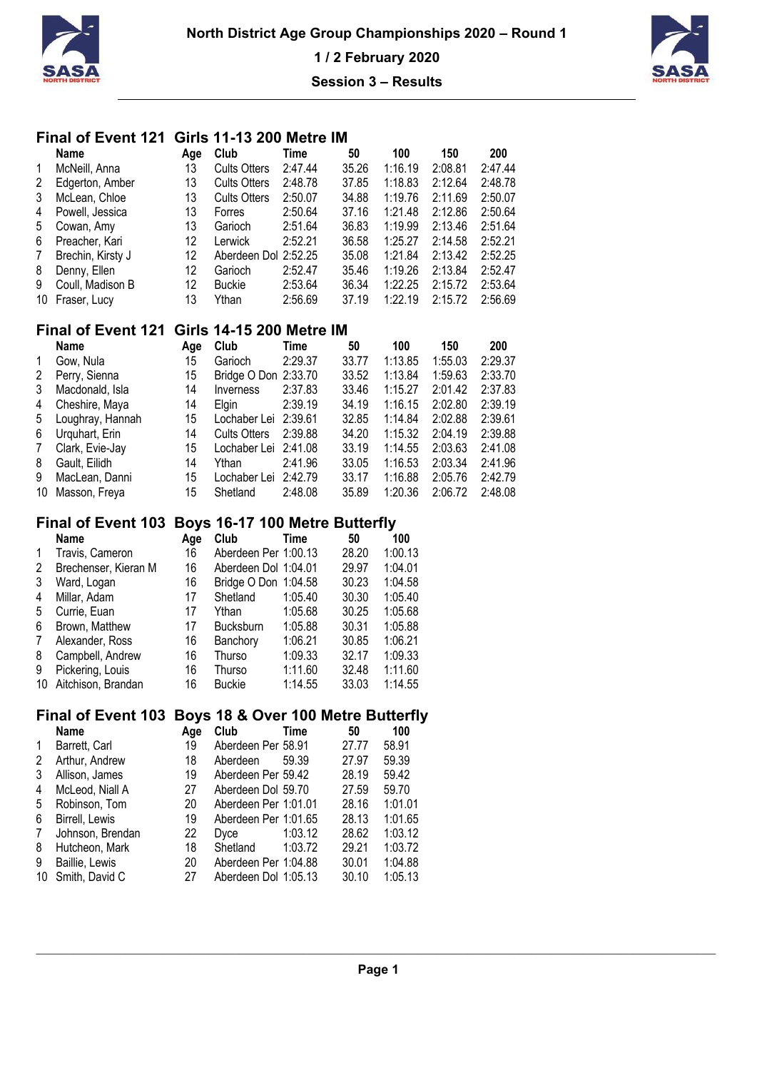# North District Age Group Championships 2020 – Round 1

**1 / 2 February 2020**

**Session 3 – Results**

## Final of Event 121 Girls 11-13 200 Metre IM

| | Name | Age | Club | Time | 50 | 100 | 150 | 200 |
|---|---|---|---|---|---|---|---|---|
| 1 | McNeill, Anna | 13 | Cults Otters | 2:47.44 | 35.26 | 1:16.19 | 2:08.81 | 2:47.44 |
| 2 | Edgerton, Amber | 13 | Cults Otters | 2:48.78 | 37.85 | 1:18.83 | 2:12.64 | 2:48.78 |
| 3 | McLean, Chloe | 13 | Cults Otters | 2:50.07 | 34.88 | 1:19.76 | 2:11.69 | 2:50.07 |
| 4 | Powell, Jessica | 13 | Forres | 2:50.64 | 37.16 | 1:21.48 | 2:12.86 | 2:50.64 |
| 5 | Cowan, Amy | 13 | Garioch | 2:51.64 | 36.83 | 1:19.99 | 2:13.46 | 2:51.64 |
| 6 | Preacher, Kari | 12 | Lerwick | 2:52.21 | 36.58 | 1:25.27 | 2:14.58 | 2:52.21 |
| 7 | Brechin, Kirsty J | 12 | Aberdeen Dol | 2:52.25 | 35.08 | 1:21.84 | 2:13.42 | 2:52.25 |
| 8 | Denny, Ellen | 12 | Garioch | 2:52.47 | 35.46 | 1:19.26 | 2:13.84 | 2:52.47 |
| 9 | Coull, Madison B | 12 | Buckie | 2:53.64 | 36.34 | 1:22.25 | 2:15.72 | 2:53.64 |
| 10 | Fraser, Lucy | 13 | Ythan | 2:56.69 | 37.19 | 1:22.19 | 2:15.72 | 2:56.69 |

## Final of Event 121 Girls 14-15 200 Metre IM

| | Name | Age | Club | Time | 50 | 100 | 150 | 200 |
|---|---|---|---|---|---|---|---|---|
| 1 | Gow, Nula | 15 | Garioch | 2:29.37 | 33.77 | 1:13.85 | 1:55.03 | 2:29.37 |
| 2 | Perry, Sienna | 15 | Bridge O Don | 2:33.70 | 33.52 | 1:13.84 | 1:59.63 | 2:33.70 |
| 3 | Macdonald, Isla | 14 | Inverness | 2:37.83 | 33.46 | 1:15.27 | 2:01.42 | 2:37.83 |
| 4 | Cheshire, Maya | 14 | Elgin | 2:39.19 | 34.19 | 1:16.15 | 2:02.80 | 2:39.19 |
| 5 | Loughray, Hannah | 15 | Lochaber Lei | 2:39.61 | 32.85 | 1:14.84 | 2:02.88 | 2:39.61 |
| 6 | Urquhart, Erin | 14 | Cults Otters | 2:39.88 | 34.20 | 1:15.32 | 2:04.19 | 2:39.88 |
| 7 | Clark, Evie-Jay | 15 | Lochaber Lei | 2:41.08 | 33.19 | 1:14.55 | 2:03.63 | 2:41.08 |
| 8 | Gault, Eilidh | 14 | Ythan | 2:41.96 | 33.05 | 1:16.53 | 2:03.34 | 2:41.96 |
| 9 | MacLean, Danni | 15 | Lochaber Lei | 2:42.79 | 33.17 | 1:16.88 | 2:05.76 | 2:42.79 |
| 10 | Masson, Freya | 15 | Shetland | 2:48.08 | 35.89 | 1:20.36 | 2:06.72 | 2:48.08 |

## Final of Event 103 Boys 16-17 100 Metre Butterfly

| | Name | Age | Club | Time | 50 | 100 |
|---|---|---|---|---|---|---|
| 1 | Travis, Cameron | 16 | Aberdeen Per | 1:00.13 | 28.20 | 1:00.13 |
| 2 | Brechenser, Kieran M | 16 | Aberdeen Dol | 1:04.01 | 29.97 | 1:04.01 |
| 3 | Ward, Logan | 16 | Bridge O Don | 1:04.58 | 30.23 | 1:04.58 |
| 4 | Millar, Adam | 17 | Shetland | 1:05.40 | 30.30 | 1:05.40 |
| 5 | Currie, Euan | 17 | Ythan | 1:05.68 | 30.25 | 1:05.68 |
| 6 | Brown, Matthew | 17 | Bucksburn | 1:05.88 | 30.31 | 1:05.88 |
| 7 | Alexander, Ross | 16 | Banchory | 1:06.21 | 30.85 | 1:06.21 |
| 8 | Campbell, Andrew | 16 | Thurso | 1:09.33 | 32.17 | 1:09.33 |
| 9 | Pickering, Louis | 16 | Thurso | 1:11.60 | 32.48 | 1:11.60 |
| 10 | Aitchison, Brandan | 16 | Buckie | 1:14.55 | 33.03 | 1:14.55 |

## Final of Event 103 Boys 18 & Over 100 Metre Butterfly

| | Name | Age | Club | Time | 50 | 100 |
|---|---|---|---|---|---|---|
| 1 | Barrett, Carl | 19 | Aberdeen Per | 58.91 | 27.77 | 58.91 |
| 2 | Arthur, Andrew | 18 | Aberdeen | 59.39 | 27.97 | 59.39 |
| 3 | Allison, James | 19 | Aberdeen Per | 59.42 | 28.19 | 59.42 |
| 4 | McLeod, Niall A | 27 | Aberdeen Dol | 59.70 | 27.59 | 59.70 |
| 5 | Robinson, Tom | 20 | Aberdeen Per | 1:01.01 | 28.16 | 1:01.01 |
| 6 | Birrell, Lewis | 19 | Aberdeen Per | 1:01.65 | 28.13 | 1:01.65 |
| 7 | Johnson, Brendan | 22 | Dyce | 1:03.12 | 28.62 | 1:03.12 |
| 8 | Hutcheon, Mark | 18 | Shetland | 1:03.72 | 29.21 | 1:03.72 |
| 9 | Baillie, Lewis | 20 | Aberdeen Per | 1:04.88 | 30.01 | 1:04.88 |
| 10 | Smith, David C | 27 | Aberdeen Dol | 1:05.13 | 30.10 | 1:05.13 |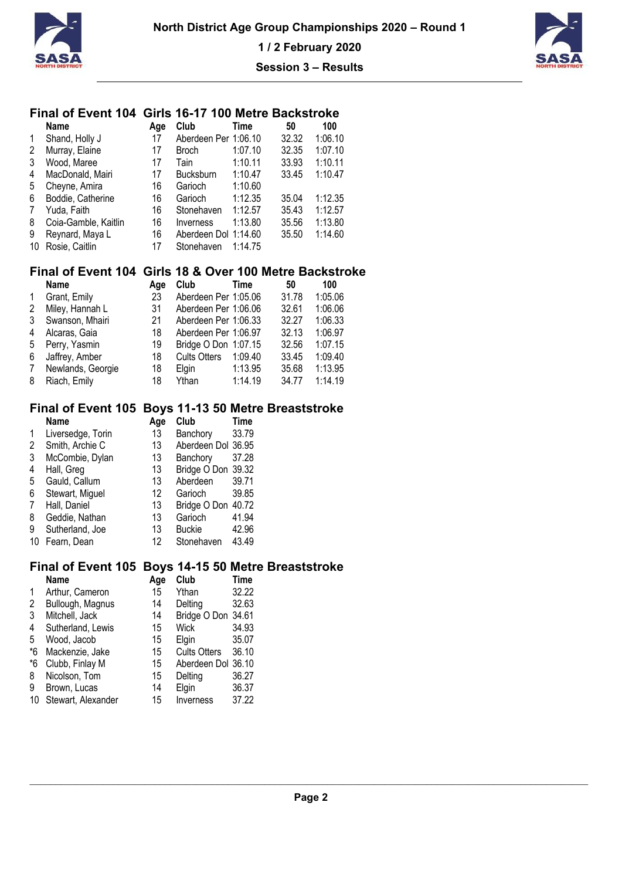North District Age Group Championships 2020 – Round 1

1 / 2 February 2020

Session 3 – Results

## Final of Event 104 Girls 16-17 100 Metre Backstroke

| | Name | Age | Club | Time | 50 | 100 |
|---|---|---|---|---|---|---|
| 1 | Shand, Holly J | 17 | Aberdeen Per | 1:06.10 | 32.32 | 1:06.10 |
| 2 | Murray, Elaine | 17 | Broch | 1:07.10 | 32.35 | 1:07.10 |
| 3 | Wood, Maree | 17 | Tain | 1:10.11 | 33.93 | 1:10.11 |
| 4 | MacDonald, Mairi | 17 | Bucksburn | 1:10.47 | 33.45 | 1:10.47 |
| 5 | Cheyne, Amira | 16 | Garioch | 1:10.60 | | |
| 6 | Boddie, Catherine | 16 | Garioch | 1:12.35 | 35.04 | 1:12.35 |
| 7 | Yuda, Faith | 16 | Stonehaven | 1:12.57 | 35.43 | 1:12.57 |
| 8 | Coia-Gamble, Kaitlin | 16 | Inverness | 1:13.80 | 35.56 | 1:13.80 |
| 9 | Reynard, Maya L | 16 | Aberdeen Dol | 1:14.60 | 35.50 | 1:14.60 |
| 10 | Rosie, Caitlin | 17 | Stonehaven | 1:14.75 | | |

## Final of Event 104 Girls 18 & Over 100 Metre Backstroke

| | Name | Age | Club | Time | 50 | 100 |
|---|---|---|---|---|---|---|
| 1 | Grant, Emily | 23 | Aberdeen Per | 1:05.06 | 31.78 | 1:05.06 |
| 2 | Miley, Hannah L | 31 | Aberdeen Per | 1:06.06 | 32.61 | 1:06.06 |
| 3 | Swanson, Mhairi | 21 | Aberdeen Per | 1:06.33 | 32.27 | 1:06.33 |
| 4 | Alcaras, Gaia | 18 | Aberdeen Per | 1:06.97 | 32.13 | 1:06.97 |
| 5 | Perry, Yasmin | 19 | Bridge O Don | 1:07.15 | 32.56 | 1:07.15 |
| 6 | Jaffrey, Amber | 18 | Cults Otters | 1:09.40 | 33.45 | 1:09.40 |
| 7 | Newlands, Georgie | 18 | Elgin | 1:13.95 | 35.68 | 1:13.95 |
| 8 | Riach, Emily | 18 | Ythan | 1:14.19 | 34.77 | 1:14.19 |

## Final of Event 105 Boys 11-13 50 Metre Breaststroke

| | Name | Age | Club | Time |
|---|---|---|---|---|
| 1 | Liversedge, Torin | 13 | Banchory | 33.79 |
| 2 | Smith, Archie C | 13 | Aberdeen Dol | 36.95 |
| 3 | McCombie, Dylan | 13 | Banchory | 37.28 |
| 4 | Hall, Greg | 13 | Bridge O Don | 39.32 |
| 5 | Gauld, Callum | 13 | Aberdeen | 39.71 |
| 6 | Stewart, Miguel | 12 | Garioch | 39.85 |
| 7 | Hall, Daniel | 13 | Bridge O Don | 40.72 |
| 8 | Geddie, Nathan | 13 | Garioch | 41.94 |
| 9 | Sutherland, Joe | 13 | Buckie | 42.96 |
| 10 | Fearn, Dean | 12 | Stonehaven | 43.49 |

## Final of Event 105 Boys 14-15 50 Metre Breaststroke

| | Name | Age | Club | Time |
|---|---|---|---|---|
| 1 | Arthur, Cameron | 15 | Ythan | 32.22 |
| 2 | Bullough, Magnus | 14 | Delting | 32.63 |
| 3 | Mitchell, Jack | 14 | Bridge O Don | 34.61 |
| 4 | Sutherland, Lewis | 15 | Wick | 34.93 |
| 5 | Wood, Jacob | 15 | Elgin | 35.07 |
| *6 | Mackenzie, Jake | 15 | Cults Otters | 36.10 |
| *6 | Clubb, Finlay M | 15 | Aberdeen Dol | 36.10 |
| 8 | Nicolson, Tom | 15 | Delting | 36.27 |
| 9 | Brown, Lucas | 14 | Elgin | 36.37 |
| 10 | Stewart, Alexander | 15 | Inverness | 37.22 |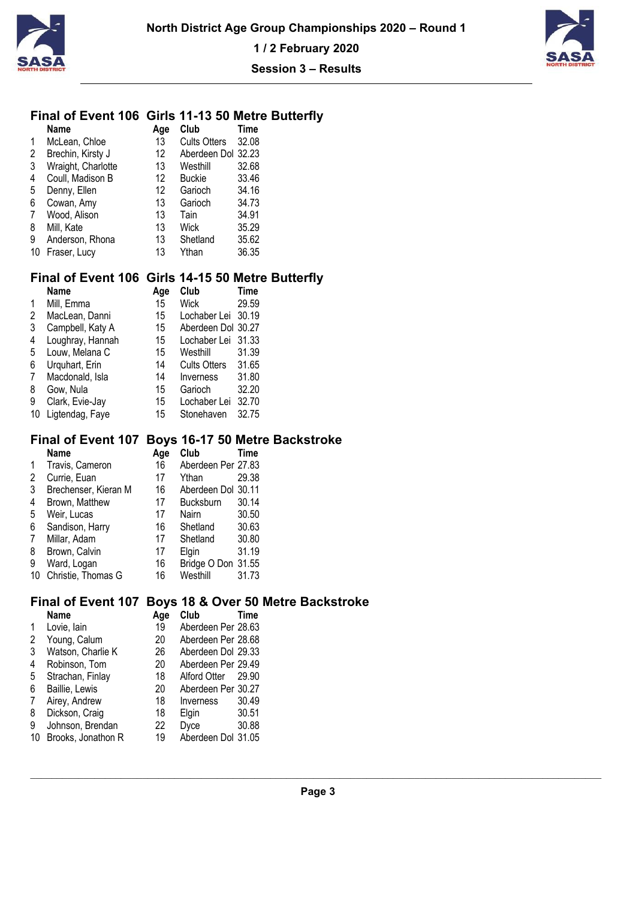North District Age Group Championships 2020 – Round 1

1 / 2 February 2020

Session 3 – Results

## Final of Event 106 Girls 11-13 50 Metre Butterfly

| | Name | Age | Club | Time |
|---|---|---|---|---|
| 1 | McLean, Chloe | 13 | Cults Otters | 32.08 |
| 2 | Brechin, Kirsty J | 12 | Aberdeen Dol | 32.23 |
| 3 | Wraight, Charlotte | 13 | Westhill | 32.68 |
| 4 | Coull, Madison B | 12 | Buckie | 33.46 |
| 5 | Denny, Ellen | 12 | Garioch | 34.16 |
| 6 | Cowan, Amy | 13 | Garioch | 34.73 |
| 7 | Wood, Alison | 13 | Tain | 34.91 |
| 8 | Mill, Kate | 13 | Wick | 35.29 |
| 9 | Anderson, Rhona | 13 | Shetland | 35.62 |
| 10 | Fraser, Lucy | 13 | Ythan | 36.35 |

## Final of Event 106 Girls 14-15 50 Metre Butterfly

| | Name | Age | Club | Time |
|---|---|---|---|---|
| 1 | Mill, Emma | 15 | Wick | 29.59 |
| 2 | MacLean, Danni | 15 | Lochaber Lei | 30.19 |
| 3 | Campbell, Katy A | 15 | Aberdeen Dol | 30.27 |
| 4 | Loughray, Hannah | 15 | Lochaber Lei | 31.33 |
| 5 | Louw, Melana C | 15 | Westhill | 31.39 |
| 6 | Urquhart, Erin | 14 | Cults Otters | 31.65 |
| 7 | Macdonald, Isla | 14 | Inverness | 31.80 |
| 8 | Gow, Nula | 15 | Garioch | 32.20 |
| 9 | Clark, Evie-Jay | 15 | Lochaber Lei | 32.70 |
| 10 | Ligtendag, Faye | 15 | Stonehaven | 32.75 |

## Final of Event 107 Boys 16-17 50 Metre Backstroke

| | Name | Age | Club | Time |
|---|---|---|---|---|
| 1 | Travis, Cameron | 16 | Aberdeen Per | 27.83 |
| 2 | Currie, Euan | 17 | Ythan | 29.38 |
| 3 | Brechenser, Kieran M | 16 | Aberdeen Dol | 30.11 |
| 4 | Brown, Matthew | 17 | Bucksburn | 30.14 |
| 5 | Weir, Lucas | 17 | Nairn | 30.50 |
| 6 | Sandison, Harry | 16 | Shetland | 30.63 |
| 7 | Millar, Adam | 17 | Shetland | 30.80 |
| 8 | Brown, Calvin | 17 | Elgin | 31.19 |
| 9 | Ward, Logan | 16 | Bridge O Don | 31.55 |
| 10 | Christie, Thomas G | 16 | Westhill | 31.73 |

## Final of Event 107 Boys 18 & Over 50 Metre Backstroke

| | Name | Age | Club | Time |
|---|---|---|---|---|
| 1 | Lovie, Iain | 19 | Aberdeen Per | 28.63 |
| 2 | Young, Calum | 20 | Aberdeen Per | 28.68 |
| 3 | Watson, Charlie K | 26 | Aberdeen Dol | 29.33 |
| 4 | Robinson, Tom | 20 | Aberdeen Per | 29.49 |
| 5 | Strachan, Finlay | 18 | Alford Otter | 29.90 |
| 6 | Baillie, Lewis | 20 | Aberdeen Per | 30.27 |
| 7 | Airey, Andrew | 18 | Inverness | 30.49 |
| 8 | Dickson, Craig | 18 | Elgin | 30.51 |
| 9 | Johnson, Brendan | 22 | Dyce | 30.88 |
| 10 | Brooks, Jonathon R | 19 | Aberdeen Dol | 31.05 |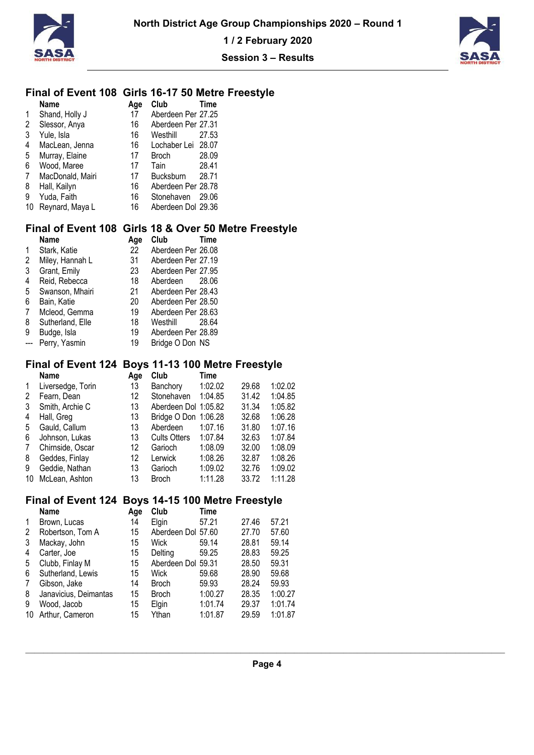## Final of Event 108 Girls 16-17 50 Metre Freestyle

| | Name | Age | Club | Time |
|---|---|---|---|---|
| 1 | Shand, Holly J | 17 | Aberdeen Per | 27.25 |
| 2 | Slessor, Anya | 16 | Aberdeen Per | 27.31 |
| 3 | Yule, Isla | 16 | Westhill | 27.53 |
| 4 | MacLean, Jenna | 16 | Lochaber Lei | 28.07 |
| 5 | Murray, Elaine | 17 | Broch | 28.09 |
| 6 | Wood, Maree | 17 | Tain | 28.41 |
| 7 | MacDonald, Mairi | 17 | Bucksburn | 28.71 |
| 8 | Hall, Kailyn | 16 | Aberdeen Per | 28.78 |
| 9 | Yuda, Faith | 16 | Stonehaven | 29.06 |
| 10 | Reynard, Maya L | 16 | Aberdeen Dol | 29.36 |

## Final of Event 108 Girls 18 & Over 50 Metre Freestyle

| | Name | Age | Club | Time |
|---|---|---|---|---|
| 1 | Stark, Katie | 22 | Aberdeen Per | 26.08 |
| 2 | Miley, Hannah L | 31 | Aberdeen Per | 27.19 |
| 3 | Grant, Emily | 23 | Aberdeen Per | 27.95 |
| 4 | Reid, Rebecca | 18 | Aberdeen | 28.06 |
| 5 | Swanson, Mhairi | 21 | Aberdeen Per | 28.43 |
| 6 | Bain, Katie | 20 | Aberdeen Per | 28.50 |
| 7 | Mcleod, Gemma | 19 | Aberdeen Per | 28.63 |
| 8 | Sutherland, Elle | 18 | Westhill | 28.64 |
| 9 | Budge, Isla | 19 | Aberdeen Per | 28.89 |
| --- | Perry, Yasmin | 19 | Bridge O Don | NS |

## Final of Event 124 Boys 11-13 100 Metre Freestyle

| | Name | Age | Club | Time | | |
|---|---|---|---|---|---|---|
| 1 | Liversedge, Torin | 13 | Banchory | 1:02.02 | 29.68 | 1:02.02 |
| 2 | Fearn, Dean | 12 | Stonehaven | 1:04.85 | 31.42 | 1:04.85 |
| 3 | Smith, Archie C | 13 | Aberdeen Dol | 1:05.82 | 31.34 | 1:05.82 |
| 4 | Hall, Greg | 13 | Bridge O Don | 1:06.28 | 32.68 | 1:06.28 |
| 5 | Gauld, Callum | 13 | Aberdeen | 1:07.16 | 31.80 | 1:07.16 |
| 6 | Johnson, Lukas | 13 | Cults Otters | 1:07.84 | 32.63 | 1:07.84 |
| 7 | Chirnside, Oscar | 12 | Garioch | 1:08.09 | 32.00 | 1:08.09 |
| 8 | Geddes, Finlay | 12 | Lerwick | 1:08.26 | 32.87 | 1:08.26 |
| 9 | Geddie, Nathan | 13 | Garioch | 1:09.02 | 32.76 | 1:09.02 |
| 10 | McLean, Ashton | 13 | Broch | 1:11.28 | 33.72 | 1:11.28 |

## Final of Event 124 Boys 14-15 100 Metre Freestyle

| | Name | Age | Club | Time | | |
|---|---|---|---|---|---|---|
| 1 | Brown, Lucas | 14 | Elgin | 57.21 | 27.46 | 57.21 |
| 2 | Robertson, Tom A | 15 | Aberdeen Dol | 57.60 | 27.70 | 57.60 |
| 3 | Mackay, John | 15 | Wick | 59.14 | 28.81 | 59.14 |
| 4 | Carter, Joe | 15 | Delting | 59.25 | 28.83 | 59.25 |
| 5 | Clubb, Finlay M | 15 | Aberdeen Dol | 59.31 | 28.50 | 59.31 |
| 6 | Sutherland, Lewis | 15 | Wick | 59.68 | 28.90 | 59.68 |
| 7 | Gibson, Jake | 14 | Broch | 59.93 | 28.24 | 59.93 |
| 8 | Janavicius, Deimantas | 15 | Broch | 1:00.27 | 28.35 | 1:00.27 |
| 9 | Wood, Jacob | 15 | Elgin | 1:01.74 | 29.37 | 1:01.74 |
| 10 | Arthur, Cameron | 15 | Ythan | 1:01.87 | 29.59 | 1:01.87 |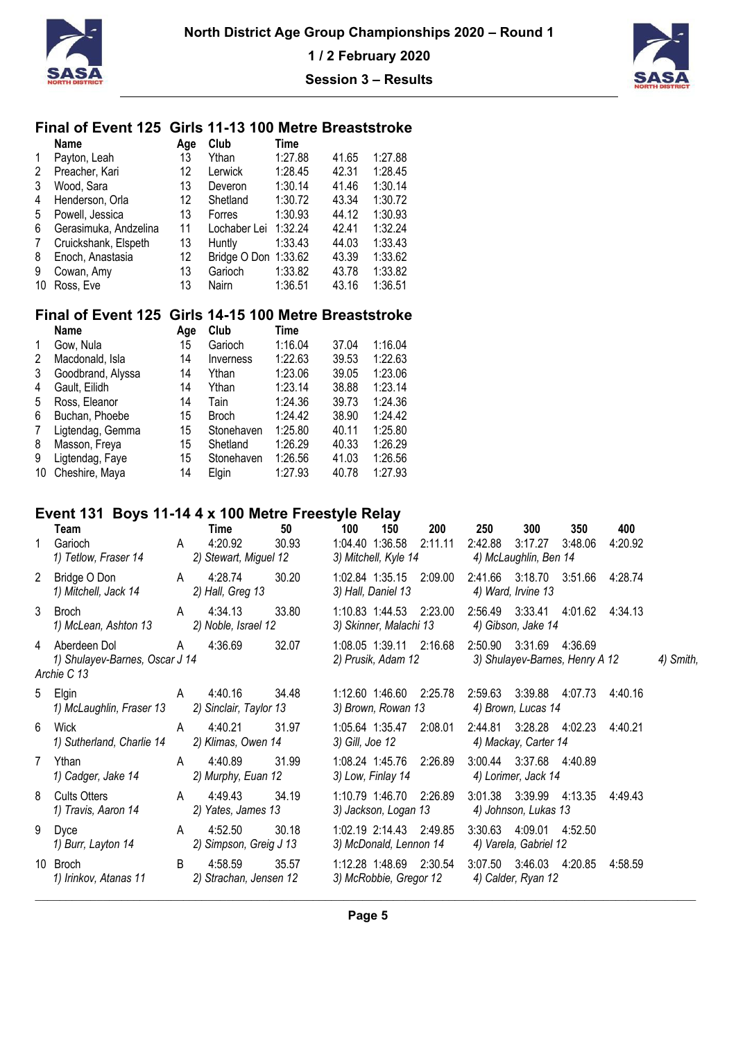## Final of Event 125 Girls 11-13 100 Metre Breaststroke

| | Name | Age | Club | Time | | |
|---|---|---|---|---|---|---|
| 1 | Payton, Leah | 13 | Ythan | 1:27.88 | 41.65 | 1:27.88 |
| 2 | Preacher, Kari | 12 | Lerwick | 1:28.45 | 42.31 | 1:28.45 |
| 3 | Wood, Sara | 13 | Deveron | 1:30.14 | 41.46 | 1:30.14 |
| 4 | Henderson, Orla | 12 | Shetland | 1:30.72 | 43.34 | 1:30.72 |
| 5 | Powell, Jessica | 13 | Forres | 1:30.93 | 44.12 | 1:30.93 |
| 6 | Gerasimuka, Andzelina | 11 | Lochaber Lei | 1:32.24 | 42.41 | 1:32.24 |
| 7 | Cruickshank, Elspeth | 13 | Huntly | 1:33.43 | 44.03 | 1:33.43 |
| 8 | Enoch, Anastasia | 12 | Bridge O Don | 1:33.62 | 43.39 | 1:33.62 |
| 9 | Cowan, Amy | 13 | Garioch | 1:33.82 | 43.78 | 1:33.82 |
| 10 | Ross, Eve | 13 | Nairn | 1:36.51 | 43.16 | 1:36.51 |

## Final of Event 125 Girls 14-15 100 Metre Breaststroke

| | Name | Age | Club | Time | | |
|---|---|---|---|---|---|---|
| 1 | Gow, Nula | 15 | Garioch | 1:16.04 | 37.04 | 1:16.04 |
| 2 | Macdonald, Isla | 14 | Inverness | 1:22.63 | 39.53 | 1:22.63 |
| 3 | Goodbrand, Alyssa | 14 | Ythan | 1:23.06 | 39.05 | 1:23.06 |
| 4 | Gault, Eilidh | 14 | Ythan | 1:23.14 | 38.88 | 1:23.14 |
| 5 | Ross, Eleanor | 14 | Tain | 1:24.36 | 39.73 | 1:24.36 |
| 6 | Buchan, Phoebe | 15 | Broch | 1:24.42 | 38.90 | 1:24.42 |
| 7 | Ligtendag, Gemma | 15 | Stonehaven | 1:25.80 | 40.11 | 1:25.80 |
| 8 | Masson, Freya | 15 | Shetland | 1:26.29 | 40.33 | 1:26.29 |
| 9 | Ligtendag, Faye | 15 | Stonehaven | 1:26.56 | 41.03 | 1:26.56 |
| 10 | Cheshire, Maya | 14 | Elgin | 1:27.93 | 40.78 | 1:27.93 |

## Event 131 Boys 11-14 4 x 100 Metre Freestyle Relay

| | Team | | Time | 50 | 100 | 150 | 200 | 250 | 300 | 350 | 400 |
|---|---|---|---|---|---|---|---|---|---|---|---|
| 1 | Garioch | A | 4:20.92 | 30.93 | 1:04.40 | 1:36.58 | 2:11.11 | 2:42.88 | 3:17.27 | 3:48.06 | 4:20.92 |
| | *1) Tetlow, Fraser 14* | | *2) Stewart, Miguel 12* | | *3) Mitchell, Kyle 14* | | | *4) McLaughlin, Ben 14* | | | |
| 2 | Bridge O Don | A | 4:28.74 | 30.20 | 1:02.84 | 1:35.15 | 2:09.00 | 2:41.66 | 3:18.70 | 3:51.66 | 4:28.74 |
| | *1) Mitchell, Jack 14* | | *2) Hall, Greg 13* | | *3) Hall, Daniel 13* | | | *4) Ward, Irvine 13* | | | |
| 3 | Broch | A | 4:34.13 | 33.80 | 1:10.83 | 1:44.53 | 2:23.00 | 2:56.49 | 3:33.41 | 4:01.62 | 4:34.13 |
| | *1) McLean, Ashton 13* | | *2) Noble, Israel 12* | | *3) Skinner, Malachi 13* | | | *4) Gibson, Jake 14* | | | |
| 4 | Aberdeen Dol | A | 4:36.69 | 32.07 | 1:08.05 | 1:39.11 | 2:16.68 | 2:50.90 | 3:31.69 | 4:36.69 | |
| | *1) Shulayev-Barnes, Oscar J 14* | | | | *2) Prusik, Adam 12* | | | *3) Shulayev-Barnes, Henry A 12* | | | *4) Smith, Archie C 13* |
| 5 | Elgin | A | 4:40.16 | 34.48 | 1:12.60 | 1:46.60 | 2:25.78 | 2:59.63 | 3:39.88 | 4:07.73 | 4:40.16 |
| | *1) McLaughlin, Fraser 13* | | *2) Sinclair, Taylor 13* | | *3) Brown, Rowan 13* | | | *4) Brown, Lucas 14* | | | |
| 6 | Wick | A | 4:40.21 | 31.97 | 1:05.64 | 1:35.47 | 2:08.01 | 2:44.81 | 3:28.28 | 4:02.23 | 4:40.21 |
| | *1) Sutherland, Charlie 14* | | *2) Klimas, Owen 14* | | *3) Gill, Joe 12* | | | *4) Mackay, Carter 14* | | | |
| 7 | Ythan | A | 4:40.89 | 31.99 | 1:08.24 | 1:45.76 | 2:26.89 | 3:00.44 | 3:37.68 | 4:40.89 | |
| | *1) Cadger, Jake 14* | | *2) Murphy, Euan 12* | | *3) Low, Finlay 14* | | | *4) Lorimer, Jack 14* | | | |
| 8 | Cults Otters | A | 4:49.43 | 34.19 | 1:10.79 | 1:46.70 | 2:26.89 | 3:01.38 | 3:39.99 | 4:13.35 | 4:49.43 |
| | *1) Travis, Aaron 14* | | *2) Yates, James 13* | | *3) Jackson, Logan 13* | | | *4) Johnson, Lukas 13* | | | |
| 9 | Dyce | A | 4:52.50 | 30.18 | 1:02.19 | 2:14.43 | 2:49.85 | 3:30.63 | 4:09.01 | 4:52.50 | |
| | *1) Burr, Layton 14* | | *2) Simpson, Greig J 13* | | *3) McDonald, Lennon 14* | | | *4) Varela, Gabriel 12* | | | |
| 10 | Broch | B | 4:58.59 | 35.57 | 1:12.28 | 1:48.69 | 2:30.54 | 3:07.50 | 3:46.03 | 4:20.85 | 4:58.59 |
| | *1) Irinkov, Atanas 11* | | *2) Strachan, Jensen 12* | | *3) McRobbie, Gregor 12* | | | *4) Calder, Ryan 12* | | | |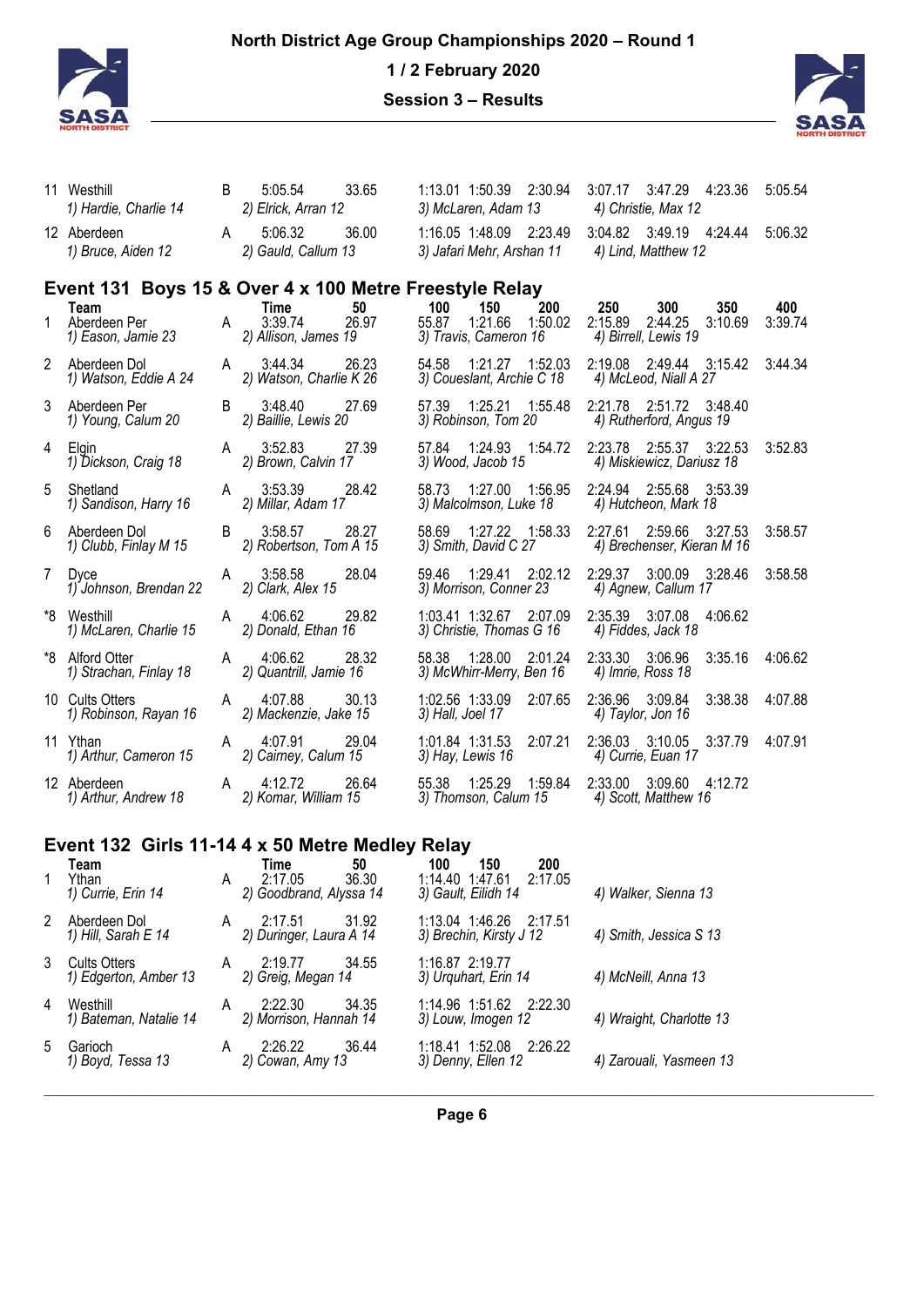| | Team | | Time | 50 | 100 | 150 | 200 | 250 | 300 | 350 | 400 |
|---|---|---|---|---|---|---|---|---|---|---|---|
| 11 | Westhill | B | 5:05.54 | 33.65 | 1:13.01 | 1:50.39 | 2:30.94 | 3:07.17 | 3:47.29 | 4:23.36 | 5:05.54 |
| | *1) Hardie, Charlie 14* | | *2) Elrick, Arran 12* | | *3) McLaren, Adam 13* | | | *4) Christie, Max 12* | | | |
| 12 | Aberdeen | A | 5:06.32 | 36.00 | 1:16.05 | 1:48.09 | 2:23.49 | 3:04.82 | 3:49.19 | 4:24.44 | 5:06.32 |
| | *1) Bruce, Aiden 12* | | *2) Gauld, Callum 13* | | *3) Jafari Mehr, Arshan 11* | | | *4) Lind, Matthew 12* | | | |

## Event 131 Boys 15 & Over 4 x 100 Metre Freestyle Relay

| | Team | | Time | 50 | 100 | 150 | 200 | 250 | 300 | 350 | 400 |
|---|---|---|---|---|---|---|---|---|---|---|---|
| 1 | Aberdeen Per | A | 3:39.74 | 26.97 | 55.87 | 1:21.66 | 1:50.02 | 2:15.89 | 2:44.25 | 3:10.69 | 3:39.74 |
| | *1) Eason, Jamie 23* | | *2) Allison, James 19* | | *3) Travis, Cameron 16* | | | *4) Birrell, Lewis 19* | | | |
| 2 | Aberdeen Dol | A | 3:44.34 | 26.23 | 54.58 | 1:21.27 | 1:52.03 | 2:19.08 | 2:49.44 | 3:15.42 | 3:44.34 |
| | *1) Watson, Eddie A 24* | | *2) Watson, Charlie K 26* | | *3) Coueslant, Archie C 18* | | | *4) McLeod, Niall A 27* | | | |
| 3 | Aberdeen Per | B | 3:48.40 | 27.69 | 57.39 | 1:25.21 | 1:55.48 | 2:21.78 | 2:51.72 | 3:48.40 | |
| | *1) Young, Calum 20* | | *2) Baillie, Lewis 20* | | *3) Robinson, Tom 20* | | | *4) Rutherford, Angus 19* | | | |
| 4 | Elgin | A | 3:52.83 | 27.39 | 57.84 | 1:24.93 | 1:54.72 | 2:23.78 | 2:55.37 | 3:22.53 | 3:52.83 |
| | *1) Dickson, Craig 18* | | *2) Brown, Calvin 17* | | *3) Wood, Jacob 15* | | | *4) Miskiewicz, Dariusz 18* | | | |
| 5 | Shetland | A | 3:53.39 | 28.42 | 58.73 | 1:27.00 | 1:56.95 | 2:24.94 | 2:55.68 | 3:53.39 | |
| | *1) Sandison, Harry 16* | | *2) Millar, Adam 17* | | *3) Malcolmson, Luke 18* | | | *4) Hutcheon, Mark 18* | | | |
| 6 | Aberdeen Dol | B | 3:58.57 | 28.27 | 58.69 | 1:27.22 | 1:58.33 | 2:27.61 | 2:59.66 | 3:27.53 | 3:58.57 |
| | *1) Clubb, Finlay M 15* | | *2) Robertson, Tom A 15* | | *3) Smith, David C 27* | | | *4) Brechenser, Kieran M 16* | | | |
| 7 | Dyce | A | 3:58.58 | 28.04 | 59.46 | 1:29.41 | 2:02.12 | 2:29.37 | 3:00.09 | 3:28.46 | 3:58.58 |
| | *1) Johnson, Brendan 22* | | *2) Clark, Alex 15* | | *3) Morrison, Conner 23* | | | *4) Agnew, Callum 17* | | | |
| *8 | Westhill | A | 4:06.62 | 29.82 | 1:03.41 | 1:32.67 | 2:07.09 | 2:35.39 | 3:07.08 | 4:06.62 | |
| | *1) McLaren, Charlie 15* | | *2) Donald, Ethan 16* | | *3) Christie, Thomas G 16* | | | *4) Fiddes, Jack 18* | | | |
| *8 | Alford Otter | A | 4:06.62 | 28.32 | 58.38 | 1:28.00 | 2:01.24 | 2:33.30 | 3:06.96 | 3:35.16 | 4:06.62 |
| | *1) Strachan, Finlay 18* | | *2) Quantrill, Jamie 16* | | *3) McWhirr-Merry, Ben 16* | | | *4) Imrie, Ross 18* | | | |
| 10 | Cults Otters | A | 4:07.88 | 30.13 | 1:02.56 | 1:33.09 | 2:07.65 | 2:36.96 | 3:09.84 | 3:38.38 | 4:07.88 |
| | *1) Robinson, Rayan 16* | | *2) Mackenzie, Jake 15* | | *3) Hall, Joel 17* | | | *4) Taylor, Jon 16* | | | |
| 11 | Ythan | A | 4:07.91 | 29.04 | 1:01.84 | 1:31.53 | 2:07.21 | 2:36.03 | 3:10.05 | 3:37.79 | 4:07.91 |
| | *1) Arthur, Cameron 15* | | *2) Cairney, Calum 15* | | *3) Hay, Lewis 16* | | | *4) Currie, Euan 17* | | | |
| 12 | Aberdeen | A | 4:12.72 | 26.64 | 55.38 | 1:25.29 | 1:59.84 | 2:33.00 | 3:09.60 | 4:12.72 | |
| | *1) Arthur, Andrew 18* | | *2) Komar, William 15* | | *3) Thomson, Calum 15* | | | *4) Scott, Matthew 16* | | | |

## Event 132 Girls 11-14 4 x 50 Metre Medley Relay

| | Team | | Time | 50 | 100 | 150 | 200 | |
|---|---|---|---|---|---|---|---|---|
| 1 | Ythan | A | 2:17.05 | 36.30 | 1:14.40 | 1:47.61 | 2:17.05 | |
| | *1) Currie, Erin 14* | | *2) Goodbrand, Alyssa 14* | | *3) Gault, Eilidh 14* | | | *4) Walker, Sienna 13* |
| 2 | Aberdeen Dol | A | 2:17.51 | 31.92 | 1:13.04 | 1:46.26 | 2:17.51 | |
| | *1) Hill, Sarah E 14* | | *2) Duringer, Laura A 14* | | *3) Brechin, Kirsty J 12* | | | *4) Smith, Jessica S 13* |
| 3 | Cults Otters | A | 2:19.77 | 34.55 | 1:16.87 | 2:19.77 | | |
| | *1) Edgerton, Amber 13* | | *2) Greig, Megan 14* | | *3) Urquhart, Erin 14* | | | *4) McNeill, Anna 13* |
| 4 | Westhill | A | 2:22.30 | 34.35 | 1:14.96 | 1:51.62 | 2:22.30 | |
| | *1) Bateman, Natalie 14* | | *2) Morrison, Hannah 14* | | *3) Louw, Imogen 12* | | | *4) Wraight, Charlotte 13* |
| 5 | Garioch | A | 2:26.22 | 36.44 | 1:18.41 | 1:52.08 | 2:26.22 | |
| | *1) Boyd, Tessa 13* | | *2) Cowan, Amy 13* | | *3) Denny, Ellen 12* | | | *4) Zarouali, Yasmeen 13* |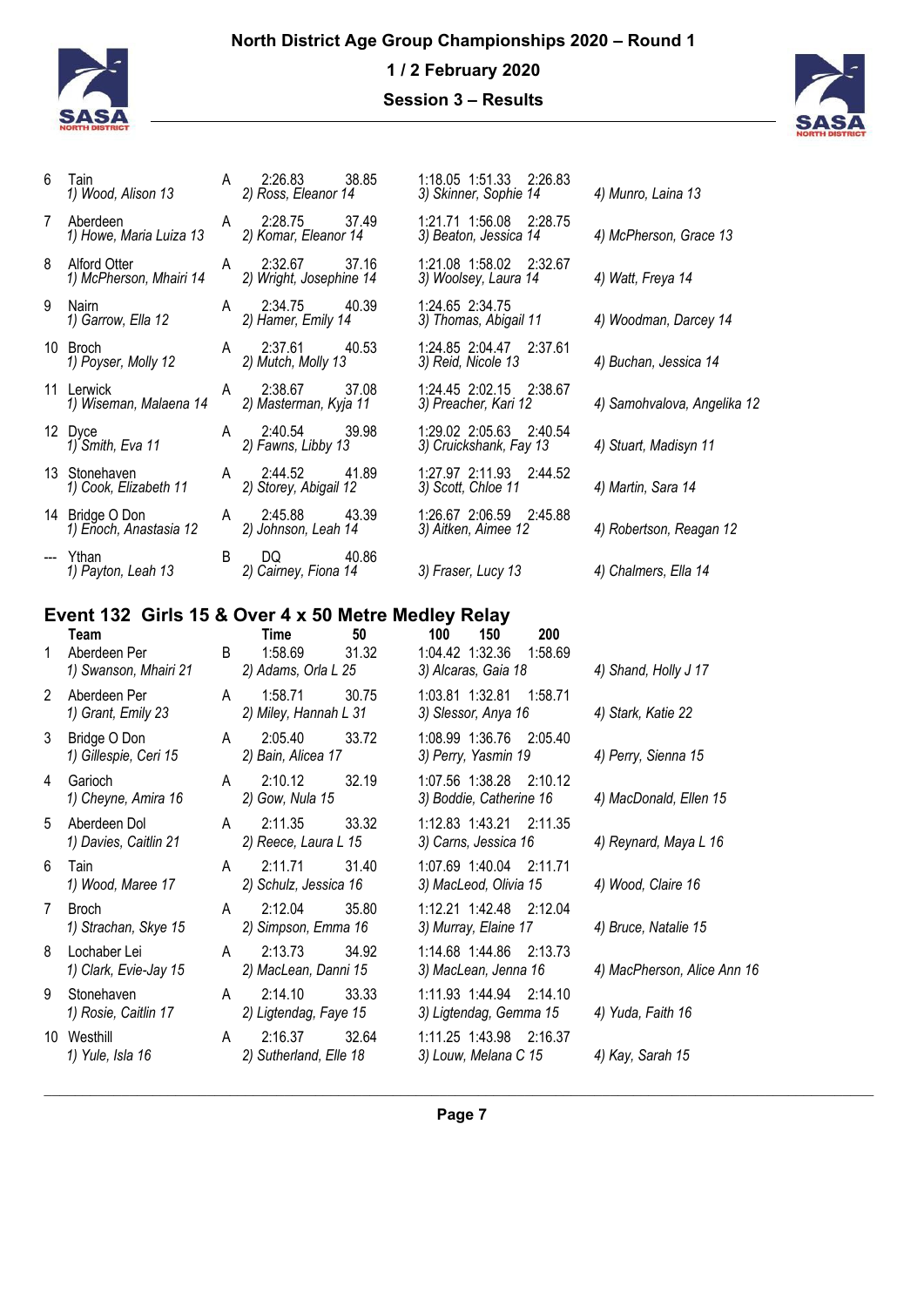| | Team | | Time | 50 | 100 | 150 | 200 | |
|---|---|---|---|---|---|---|---|---|
| 6 | Tain | A | 2:26.83 | 38.85 | 1:18.05 | 1:51.33 | 2:26.83 | |
| | 1) Wood, Alison 13 | | 2) Ross, Eleanor 14 | | 3) Skinner, Sophie 14 | | | 4) Munro, Laina 13 |
| 7 | Aberdeen | A | 2:28.75 | 37.49 | 1:21.71 | 1:56.08 | 2:28.75 | |
| | 1) Howe, Maria Luiza 13 | | 2) Komar, Eleanor 14 | | 3) Beaton, Jessica 14 | | | 4) McPherson, Grace 13 |
| 8 | Alford Otter | A | 2:32.67 | 37.16 | 1:21.08 | 1:58.02 | 2:32.67 | |
| | 1) McPherson, Mhairi 14 | | 2) Wright, Josephine 14 | | 3) Woolsey, Laura 14 | | | 4) Watt, Freya 14 |
| 9 | Nairn | A | 2:34.75 | 40.39 | 1:24.65 | 2:34.75 | | |
| | 1) Garrow, Ella 12 | | 2) Hamer, Emily 14 | | 3) Thomas, Abigail 11 | | | 4) Woodman, Darcey 14 |
| 10 | Broch | A | 2:37.61 | 40.53 | 1:24.85 | 2:04.47 | 2:37.61 | |
| | 1) Poyser, Molly 12 | | 2) Mutch, Molly 13 | | 3) Reid, Nicole 13 | | | 4) Buchan, Jessica 14 |
| 11 | Lerwick | A | 2:38.67 | 37.08 | 1:24.45 | 2:02.15 | 2:38.67 | |
| | 1) Wiseman, Malaena 14 | | 2) Masterman, Kyja 11 | | 3) Preacher, Kari 12 | | | 4) Samohvalova, Angelika 12 |
| 12 | Dyce | A | 2:40.54 | 39.98 | 1:29.02 | 2:05.63 | 2:40.54 | |
| | 1) Smith, Eva 11 | | 2) Fawns, Libby 13 | | 3) Cruickshank, Fay 13 | | | 4) Stuart, Madisyn 11 |
| 13 | Stonehaven | A | 2:44.52 | 41.89 | 1:27.97 | 2:11.93 | 2:44.52 | |
| | 1) Cook, Elizabeth 11 | | 2) Storey, Abigail 12 | | 3) Scott, Chloe 11 | | | 4) Martin, Sara 14 |
| 14 | Bridge O Don | A | 2:45.88 | 43.39 | 1:26.67 | 2:06.59 | 2:45.88 | |
| | 1) Enoch, Anastasia 12 | | 2) Johnson, Leah 14 | | 3) Aitken, Aimee 12 | | | 4) Robertson, Reagan 12 |
| --- | Ythan | B | DQ | 40.86 | | | | |
| | 1) Payton, Leah 13 | | 2) Cairney, Fiona 14 | | 3) Fraser, Lucy 13 | | | 4) Chalmers, Ella 14 |

## Event 132 Girls 15 & Over 4 x 50 Metre Medley Relay

| | Team | | Time | 50 | 100 | 150 | 200 | |
|---|---|---|---|---|---|---|---|---|
| 1 | Aberdeen Per | B | 1:58.69 | 31.32 | 1:04.42 | 1:32.36 | 1:58.69 | |
| | 1) Swanson, Mhairi 21 | | 2) Adams, Orla L 25 | | 3) Alcaras, Gaia 18 | | | 4) Shand, Holly J 17 |
| 2 | Aberdeen Per | A | 1:58.71 | 30.75 | 1:03.81 | 1:32.81 | 1:58.71 | |
| | 1) Grant, Emily 23 | | 2) Miley, Hannah L 31 | | 3) Slessor, Anya 16 | | | 4) Stark, Katie 22 |
| 3 | Bridge O Don | A | 2:05.40 | 33.72 | 1:08.99 | 1:36.76 | 2:05.40 | |
| | 1) Gillespie, Ceri 15 | | 2) Bain, Alicea 17 | | 3) Perry, Yasmin 19 | | | 4) Perry, Sienna 15 |
| 4 | Garioch | A | 2:10.12 | 32.19 | 1:07.56 | 1:38.28 | 2:10.12 | |
| | 1) Cheyne, Amira 16 | | 2) Gow, Nula 15 | | 3) Boddie, Catherine 16 | | | 4) MacDonald, Ellen 15 |
| 5 | Aberdeen Dol | A | 2:11.35 | 33.32 | 1:12.83 | 1:43.21 | 2:11.35 | |
| | 1) Davies, Caitlin 21 | | 2) Reece, Laura L 15 | | 3) Carns, Jessica 16 | | | 4) Reynard, Maya L 16 |
| 6 | Tain | A | 2:11.71 | 31.40 | 1:07.69 | 1:40.04 | 2:11.71 | |
| | 1) Wood, Maree 17 | | 2) Schulz, Jessica 16 | | 3) MacLeod, Olivia 15 | | | 4) Wood, Claire 16 |
| 7 | Broch | A | 2:12.04 | 35.80 | 1:12.21 | 1:42.48 | 2:12.04 | |
| | 1) Strachan, Skye 15 | | 2) Simpson, Emma 16 | | 3) Murray, Elaine 17 | | | 4) Bruce, Natalie 15 |
| 8 | Lochaber Lei | A | 2:13.73 | 34.92 | 1:14.68 | 1:44.86 | 2:13.73 | |
| | 1) Clark, Evie-Jay 15 | | 2) MacLean, Danni 15 | | 3) MacLean, Jenna 16 | | | 4) MacPherson, Alice Ann 16 |
| 9 | Stonehaven | A | 2:14.10 | 33.33 | 1:11.93 | 1:44.94 | 2:14.10 | |
| | 1) Rosie, Caitlin 17 | | 2) Ligtendag, Faye 15 | | 3) Ligtendag, Gemma 15 | | | 4) Yuda, Faith 16 |
| 10 | Westhill | A | 2:16.37 | 32.64 | 1:11.25 | 1:43.98 | 2:16.37 | |
| | 1) Yule, Isla 16 | | 2) Sutherland, Elle 18 | | 3) Louw, Melana C 15 | | | 4) Kay, Sarah 15 |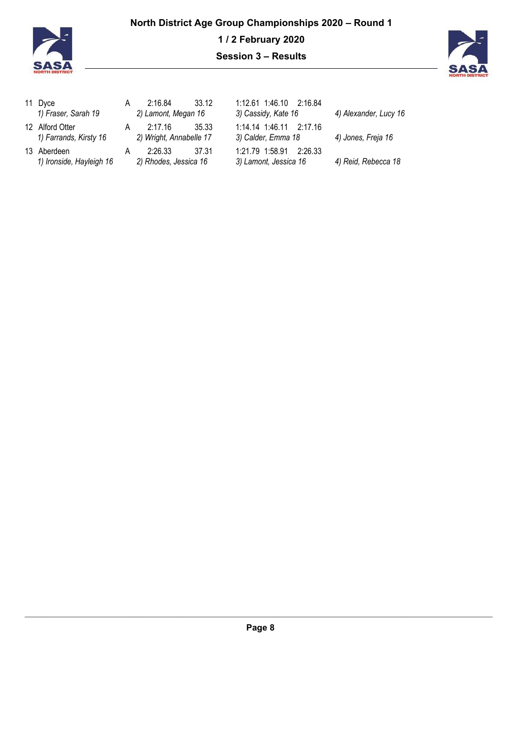| | | | | | | | |
|---|---|---|---|---|---|---|---|
| 11 | Dyce | A | 2:16.84 | 33.12 | 1:12.61 1:46.10 2:16.84 | | |
| | *1) Fraser, Sarah 19* | | *2) Lamont, Megan 16* | | *3) Cassidy, Kate 16* | *4) Alexander, Lucy 16* | |
| 12 | Alford Otter | A | 2:17.16 | 35.33 | 1:14.14 1:46.11 2:17.16 | | |
| | *1) Farrands, Kirsty 16* | | *2) Wright, Annabelle 17* | | *3) Calder, Emma 18* | *4) Jones, Freja 16* | |
| 13 | Aberdeen | A | 2:26.33 | 37.31 | 1:21.79 1:58.91 2:26.33 | | |
| | *1) Ironside, Hayleigh 16* | | *2) Rhodes, Jessica 16* | | *3) Lamont, Jessica 16* | *4) Reid, Rebecca 18* | |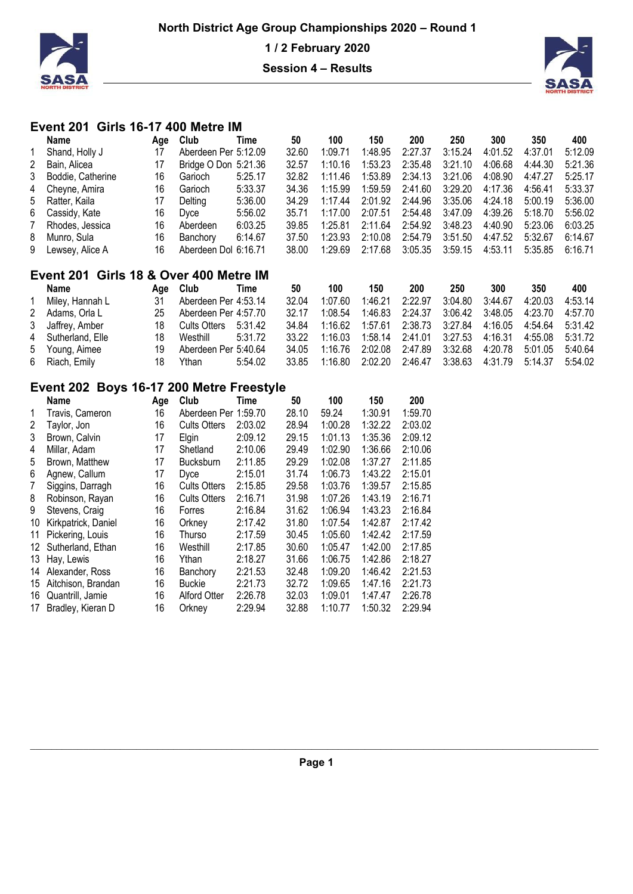# North District Age Group Championships 2020 – Round 1

**1 / 2 February 2020**

**Session 4 – Results**

## Event 201 Girls 16-17 400 Metre IM

| | Name | Age | Club | Time | 50 | 100 | 150 | 200 | 250 | 300 | 350 | 400 |
|---|---|---|---|---|---|---|---|---|---|---|---|---|
| 1 | Shand, Holly J | 17 | Aberdeen Per | 5:12.09 | 32.60 | 1:09.71 | 1:48.95 | 2:27.37 | 3:15.24 | 4:01.52 | 4:37.01 | 5:12.09 |
| 2 | Bain, Alicea | 17 | Bridge O Don | 5:21.36 | 32.57 | 1:10.16 | 1:53.23 | 2:35.48 | 3:21.10 | 4:06.68 | 4:44.30 | 5:21.36 |
| 3 | Boddie, Catherine | 16 | Garioch | 5:25.17 | 32.82 | 1:11.46 | 1:53.89 | 2:34.13 | 3:21.06 | 4:08.90 | 4:47.27 | 5:25.17 |
| 4 | Cheyne, Amira | 16 | Garioch | 5:33.37 | 34.36 | 1:15.99 | 1:59.59 | 2:41.60 | 3:29.20 | 4:17.36 | 4:56.41 | 5:33.37 |
| 5 | Ratter, Kaila | 17 | Delting | 5:36.00 | 34.29 | 1:17.44 | 2:01.92 | 2:44.96 | 3:35.06 | 4:24.18 | 5:00.19 | 5:36.00 |
| 6 | Cassidy, Kate | 16 | Dyce | 5:56.02 | 35.71 | 1:17.00 | 2:07.51 | 2:54.48 | 3:47.09 | 4:39.26 | 5:18.70 | 5:56.02 |
| 7 | Rhodes, Jessica | 16 | Aberdeen | 6:03.25 | 39.85 | 1:25.81 | 2:11.64 | 2:54.92 | 3:48.23 | 4:40.90 | 5:23.06 | 6:03.25 |
| 8 | Munro, Sula | 16 | Banchory | 6:14.67 | 37.50 | 1:23.93 | 2:10.08 | 2:54.79 | 3:51.50 | 4:47.52 | 5:32.67 | 6:14.67 |
| 9 | Lewsey, Alice A | 16 | Aberdeen Dol | 6:16.71 | 38.00 | 1:29.69 | 2:17.68 | 3:05.35 | 3:59.15 | 4:53.11 | 5:35.85 | 6:16.71 |

## Event 201 Girls 18 & Over 400 Metre IM

| | Name | Age | Club | Time | 50 | 100 | 150 | 200 | 250 | 300 | 350 | 400 |
|---|---|---|---|---|---|---|---|---|---|---|---|---|
| 1 | Miley, Hannah L | 31 | Aberdeen Per | 4:53.14 | 32.04 | 1:07.60 | 1:46.21 | 2:22.97 | 3:04.80 | 3:44.67 | 4:20.03 | 4:53.14 |
| 2 | Adams, Orla L | 25 | Aberdeen Per | 4:57.70 | 32.17 | 1:08.54 | 1:46.83 | 2:24.37 | 3:06.42 | 3:48.05 | 4:23.70 | 4:57.70 |
| 3 | Jaffrey, Amber | 18 | Cults Otters | 5:31.42 | 34.84 | 1:16.62 | 1:57.61 | 2:38.73 | 3:27.84 | 4:16.05 | 4:54.64 | 5:31.42 |
| 4 | Sutherland, Elle | 18 | Westhill | 5:31.72 | 33.22 | 1:16.03 | 1:58.14 | 2:41.01 | 3:27.53 | 4:16.31 | 4:55.08 | 5:31.72 |
| 5 | Young, Aimee | 19 | Aberdeen Per | 5:40.64 | 34.05 | 1:16.76 | 2:02.08 | 2:47.89 | 3:32.68 | 4:20.78 | 5:01.05 | 5:40.64 |
| 6 | Riach, Emily | 18 | Ythan | 5:54.02 | 33.85 | 1:16.80 | 2:02.20 | 2:46.47 | 3:38.63 | 4:31.79 | 5:14.37 | 5:54.02 |

## Event 202 Boys 16-17 200 Metre Freestyle

| | Name | Age | Club | Time | 50 | 100 | 150 | 200 |
|---|---|---|---|---|---|---|---|---|
| 1 | Travis, Cameron | 16 | Aberdeen Per | 1:59.70 | 28.10 | 59.24 | 1:30.91 | 1:59.70 |
| 2 | Taylor, Jon | 16 | Cults Otters | 2:03.02 | 28.94 | 1:00.28 | 1:32.22 | 2:03.02 |
| 3 | Brown, Calvin | 17 | Elgin | 2:09.12 | 29.15 | 1:01.13 | 1:35.36 | 2:09.12 |
| 4 | Millar, Adam | 17 | Shetland | 2:10.06 | 29.49 | 1:02.90 | 1:36.66 | 2:10.06 |
| 5 | Brown, Matthew | 17 | Bucksburn | 2:11.85 | 29.29 | 1:02.08 | 1:37.27 | 2:11.85 |
| 6 | Agnew, Callum | 17 | Dyce | 2:15.01 | 31.74 | 1:06.73 | 1:43.22 | 2:15.01 |
| 7 | Siggins, Darragh | 16 | Cults Otters | 2:15.85 | 29.58 | 1:03.76 | 1:39.57 | 2:15.85 |
| 8 | Robinson, Rayan | 16 | Cults Otters | 2:16.71 | 31.98 | 1:07.26 | 1:43.19 | 2:16.71 |
| 9 | Stevens, Craig | 16 | Forres | 2:16.84 | 31.62 | 1:06.94 | 1:43.23 | 2:16.84 |
| 10 | Kirkpatrick, Daniel | 16 | Orkney | 2:17.42 | 31.80 | 1:07.54 | 1:42.87 | 2:17.42 |
| 11 | Pickering, Louis | 16 | Thurso | 2:17.59 | 30.45 | 1:05.60 | 1:42.42 | 2:17.59 |
| 12 | Sutherland, Ethan | 16 | Westhill | 2:17.85 | 30.60 | 1:05.47 | 1:42.00 | 2:17.85 |
| 13 | Hay, Lewis | 16 | Ythan | 2:18.27 | 31.66 | 1:06.75 | 1:42.86 | 2:18.27 |
| 14 | Alexander, Ross | 16 | Banchory | 2:21.53 | 32.48 | 1:09.20 | 1:46.42 | 2:21.53 |
| 15 | Aitchison, Brandan | 16 | Buckie | 2:21.73 | 32.72 | 1:09.65 | 1:47.16 | 2:21.73 |
| 16 | Quantrill, Jamie | 16 | Alford Otter | 2:26.78 | 32.03 | 1:09.01 | 1:47.47 | 2:26.78 |
| 17 | Bradley, Kieran D | 16 | Orkney | 2:29.94 | 32.88 | 1:10.77 | 1:50.32 | 2:29.94 |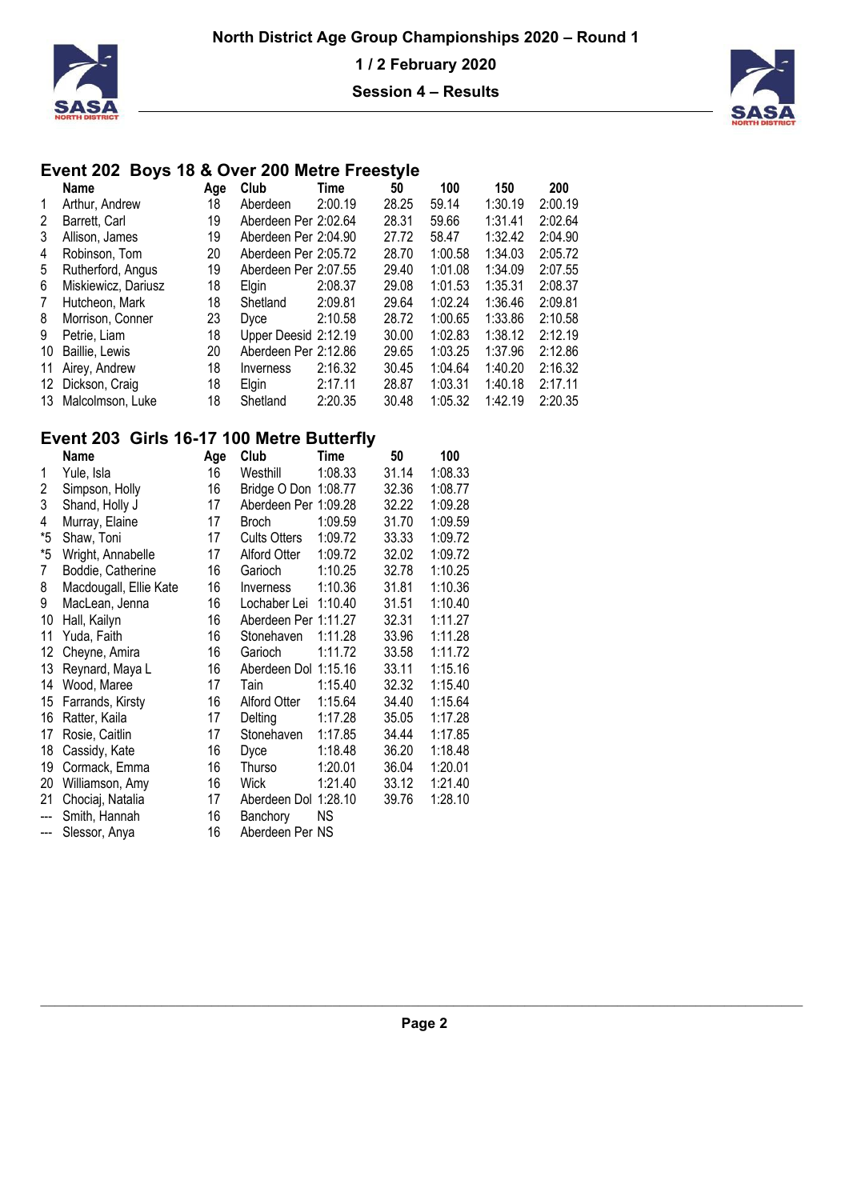# North District Age Group Championships 2020 – Round 1

**1 / 2 February 2020**

**Session 4 – Results**

## Event 202 Boys 18 & Over 200 Metre Freestyle

| | Name | Age | Club | Time | 50 | 100 | 150 | 200 |
|---|---|---|---|---|---|---|---|---|
| 1 | Arthur, Andrew | 18 | Aberdeen | 2:00.19 | 28.25 | 59.14 | 1:30.19 | 2:00.19 |
| 2 | Barrett, Carl | 19 | Aberdeen Per | 2:02.64 | 28.31 | 59.66 | 1:31.41 | 2:02.64 |
| 3 | Allison, James | 19 | Aberdeen Per | 2:04.90 | 27.72 | 58.47 | 1:32.42 | 2:04.90 |
| 4 | Robinson, Tom | 20 | Aberdeen Per | 2:05.72 | 28.70 | 1:00.58 | 1:34.03 | 2:05.72 |
| 5 | Rutherford, Angus | 19 | Aberdeen Per | 2:07.55 | 29.40 | 1:01.08 | 1:34.09 | 2:07.55 |
| 6 | Miskiewicz, Dariusz | 18 | Elgin | 2:08.37 | 29.08 | 1:01.53 | 1:35.31 | 2:08.37 |
| 7 | Hutcheon, Mark | 18 | Shetland | 2:09.81 | 29.64 | 1:02.24 | 1:36.46 | 2:09.81 |
| 8 | Morrison, Conner | 23 | Dyce | 2:10.58 | 28.72 | 1:00.65 | 1:33.86 | 2:10.58 |
| 9 | Petrie, Liam | 18 | Upper Deesid | 2:12.19 | 30.00 | 1:02.83 | 1:38.12 | 2:12.19 |
| 10 | Baillie, Lewis | 20 | Aberdeen Per | 2:12.86 | 29.65 | 1:03.25 | 1:37.96 | 2:12.86 |
| 11 | Airey, Andrew | 18 | Inverness | 2:16.32 | 30.45 | 1:04.64 | 1:40.20 | 2:16.32 |
| 12 | Dickson, Craig | 18 | Elgin | 2:17.11 | 28.87 | 1:03.31 | 1:40.18 | 2:17.11 |
| 13 | Malcolmson, Luke | 18 | Shetland | 2:20.35 | 30.48 | 1:05.32 | 1:42.19 | 2:20.35 |

## Event 203 Girls 16-17 100 Metre Butterfly

| | Name | Age | Club | Time | 50 | 100 |
|---|---|---|---|---|---|---|
| 1 | Yule, Isla | 16 | Westhill | 1:08.33 | 31.14 | 1:08.33 |
| 2 | Simpson, Holly | 16 | Bridge O Don | 1:08.77 | 32.36 | 1:08.77 |
| 3 | Shand, Holly J | 17 | Aberdeen Per | 1:09.28 | 32.22 | 1:09.28 |
| 4 | Murray, Elaine | 17 | Broch | 1:09.59 | 31.70 | 1:09.59 |
| *5 | Shaw, Toni | 17 | Cults Otters | 1:09.72 | 33.33 | 1:09.72 |
| *5 | Wright, Annabelle | 17 | Alford Otter | 1:09.72 | 32.02 | 1:09.72 |
| 7 | Boddie, Catherine | 16 | Garioch | 1:10.25 | 32.78 | 1:10.25 |
| 8 | Macdougall, Ellie Kate | 16 | Inverness | 1:10.36 | 31.81 | 1:10.36 |
| 9 | MacLean, Jenna | 16 | Lochaber Lei | 1:10.40 | 31.51 | 1:10.40 |
| 10 | Hall, Kailyn | 16 | Aberdeen Per | 1:11.27 | 32.31 | 1:11.27 |
| 11 | Yuda, Faith | 16 | Stonehaven | 1:11.28 | 33.96 | 1:11.28 |
| 12 | Cheyne, Amira | 16 | Garioch | 1:11.72 | 33.58 | 1:11.72 |
| 13 | Reynard, Maya L | 16 | Aberdeen Dol | 1:15.16 | 33.11 | 1:15.16 |
| 14 | Wood, Maree | 17 | Tain | 1:15.40 | 32.32 | 1:15.40 |
| 15 | Farrands, Kirsty | 16 | Alford Otter | 1:15.64 | 34.40 | 1:15.64 |
| 16 | Ratter, Kaila | 17 | Delting | 1:17.28 | 35.05 | 1:17.28 |
| 17 | Rosie, Caitlin | 17 | Stonehaven | 1:17.85 | 34.44 | 1:17.85 |
| 18 | Cassidy, Kate | 16 | Dyce | 1:18.48 | 36.20 | 1:18.48 |
| 19 | Cormack, Emma | 16 | Thurso | 1:20.01 | 36.04 | 1:20.01 |
| 20 | Williamson, Amy | 16 | Wick | 1:21.40 | 33.12 | 1:21.40 |
| 21 | Chociaj, Natalia | 17 | Aberdeen Dol | 1:28.10 | 39.76 | 1:28.10 |
| --- | Smith, Hannah | 16 | Banchory | NS | | |
| --- | Slessor, Anya | 16 | Aberdeen Per | NS | | |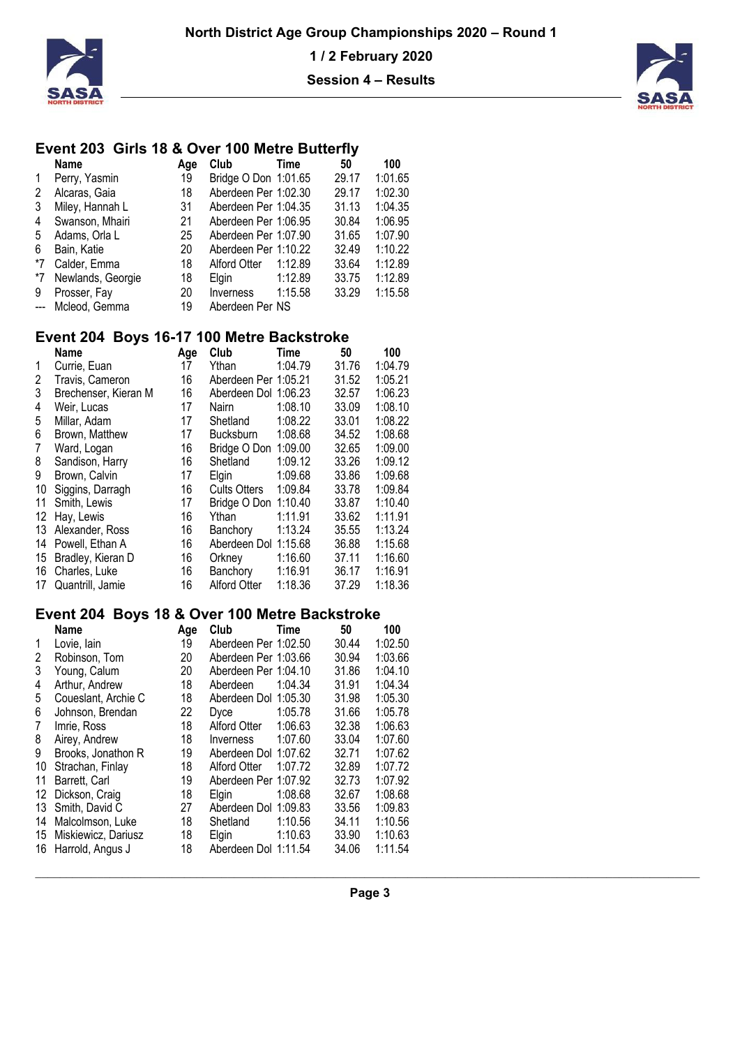# North District Age Group Championships 2020 – Round 1

**1 / 2 February 2020**

**Session 4 – Results**

## Event 203 Girls 18 & Over 100 Metre Butterfly

| | Name | Age | Club | Time | 50 | 100 |
|---|---|---|---|---|---|---|
| 1 | Perry, Yasmin | 19 | Bridge O Don | 1:01.65 | 29.17 | 1:01.65 |
| 2 | Alcaras, Gaia | 18 | Aberdeen Per | 1:02.30 | 29.17 | 1:02.30 |
| 3 | Miley, Hannah L | 31 | Aberdeen Per | 1:04.35 | 31.13 | 1:04.35 |
| 4 | Swanson, Mhairi | 21 | Aberdeen Per | 1:06.95 | 30.84 | 1:06.95 |
| 5 | Adams, Orla L | 25 | Aberdeen Per | 1:07.90 | 31.65 | 1:07.90 |
| 6 | Bain, Katie | 20 | Aberdeen Per | 1:10.22 | 32.49 | 1:10.22 |
| *7 | Calder, Emma | 18 | Alford Otter | 1:12.89 | 33.64 | 1:12.89 |
| *7 | Newlands, Georgie | 18 | Elgin | 1:12.89 | 33.75 | 1:12.89 |
| 9 | Prosser, Fay | 20 | Inverness | 1:15.58 | 33.29 | 1:15.58 |
| --- | Mcleod, Gemma | 19 | Aberdeen Per | NS | | |

## Event 204 Boys 16-17 100 Metre Backstroke

| | Name | Age | Club | Time | 50 | 100 |
|---|---|---|---|---|---|---|
| 1 | Currie, Euan | 17 | Ythan | 1:04.79 | 31.76 | 1:04.79 |
| 2 | Travis, Cameron | 16 | Aberdeen Per | 1:05.21 | 31.52 | 1:05.21 |
| 3 | Brechenser, Kieran M | 16 | Aberdeen Dol | 1:06.23 | 32.57 | 1:06.23 |
| 4 | Weir, Lucas | 17 | Nairn | 1:08.10 | 33.09 | 1:08.10 |
| 5 | Millar, Adam | 17 | Shetland | 1:08.22 | 33.01 | 1:08.22 |
| 6 | Brown, Matthew | 17 | Bucksburn | 1:08.68 | 34.52 | 1:08.68 |
| 7 | Ward, Logan | 16 | Bridge O Don | 1:09.00 | 32.65 | 1:09.00 |
| 8 | Sandison, Harry | 16 | Shetland | 1:09.12 | 33.26 | 1:09.12 |
| 9 | Brown, Calvin | 17 | Elgin | 1:09.68 | 33.86 | 1:09.68 |
| 10 | Siggins, Darragh | 16 | Cults Otters | 1:09.84 | 33.78 | 1:09.84 |
| 11 | Smith, Lewis | 17 | Bridge O Don | 1:10.40 | 33.87 | 1:10.40 |
| 12 | Hay, Lewis | 16 | Ythan | 1:11.91 | 33.62 | 1:11.91 |
| 13 | Alexander, Ross | 16 | Banchory | 1:13.24 | 35.55 | 1:13.24 |
| 14 | Powell, Ethan A | 16 | Aberdeen Dol | 1:15.68 | 36.88 | 1:15.68 |
| 15 | Bradley, Kieran D | 16 | Orkney | 1:16.60 | 37.11 | 1:16.60 |
| 16 | Charles, Luke | 16 | Banchory | 1:16.91 | 36.17 | 1:16.91 |
| 17 | Quantrill, Jamie | 16 | Alford Otter | 1:18.36 | 37.29 | 1:18.36 |

## Event 204 Boys 18 & Over 100 Metre Backstroke

| | Name | Age | Club | Time | 50 | 100 |
|---|---|---|---|---|---|---|
| 1 | Lovie, Iain | 19 | Aberdeen Per | 1:02.50 | 30.44 | 1:02.50 |
| 2 | Robinson, Tom | 20 | Aberdeen Per | 1:03.66 | 30.94 | 1:03.66 |
| 3 | Young, Calum | 20 | Aberdeen Per | 1:04.10 | 31.86 | 1:04.10 |
| 4 | Arthur, Andrew | 18 | Aberdeen | 1:04.34 | 31.91 | 1:04.34 |
| 5 | Coueslant, Archie C | 18 | Aberdeen Dol | 1:05.30 | 31.98 | 1:05.30 |
| 6 | Johnson, Brendan | 22 | Dyce | 1:05.78 | 31.66 | 1:05.78 |
| 7 | Imrie, Ross | 18 | Alford Otter | 1:06.63 | 32.38 | 1:06.63 |
| 8 | Airey, Andrew | 18 | Inverness | 1:07.60 | 33.04 | 1:07.60 |
| 9 | Brooks, Jonathon R | 19 | Aberdeen Dol | 1:07.62 | 32.71 | 1:07.62 |
| 10 | Strachan, Finlay | 18 | Alford Otter | 1:07.72 | 32.89 | 1:07.72 |
| 11 | Barrett, Carl | 19 | Aberdeen Per | 1:07.92 | 32.73 | 1:07.92 |
| 12 | Dickson, Craig | 18 | Elgin | 1:08.68 | 32.67 | 1:08.68 |
| 13 | Smith, David C | 27 | Aberdeen Dol | 1:09.83 | 33.56 | 1:09.83 |
| 14 | Malcolmson, Luke | 18 | Shetland | 1:10.56 | 34.11 | 1:10.56 |
| 15 | Miskiewicz, Dariusz | 18 | Elgin | 1:10.63 | 33.90 | 1:10.63 |
| 16 | Harrold, Angus J | 18 | Aberdeen Dol | 1:11.54 | 34.06 | 1:11.54 |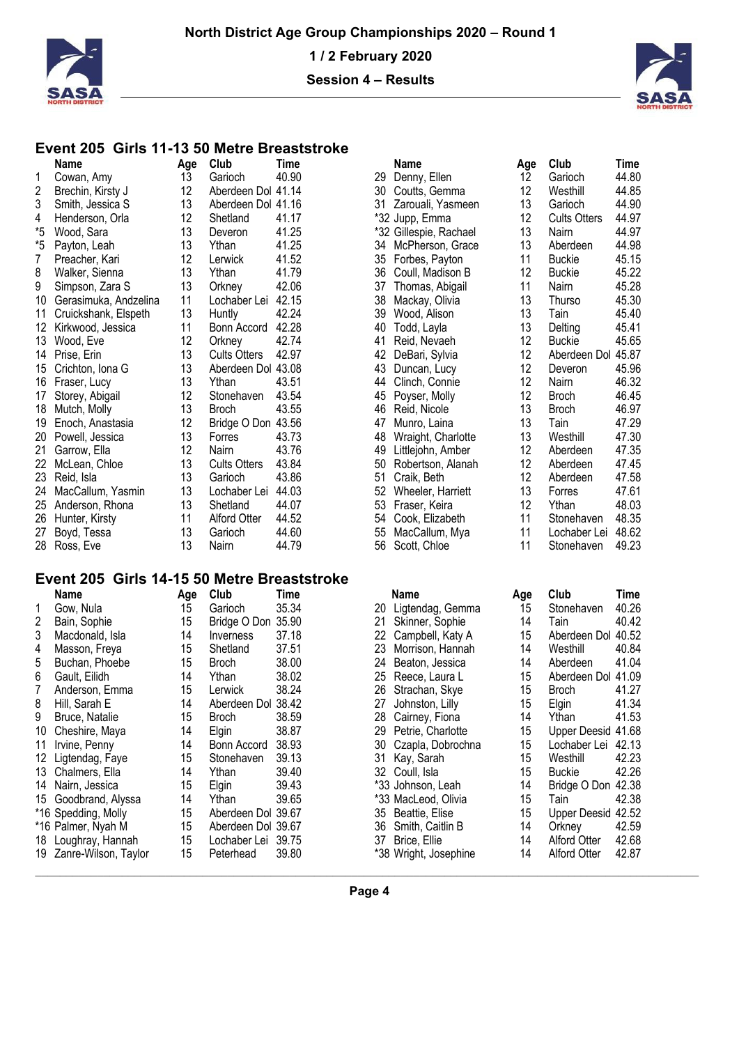# North District Age Group Championships 2020 – Round 1

**1 / 2 February 2020**

**Session 4 – Results**

## Event 205 Girls 11-13 50 Metre Breaststroke

| | Name | Age | Club | Time |
|---|---|---|---|---|
| 1 | Cowan, Amy | 13 | Garioch | 40.90 |
| 2 | Brechin, Kirsty J | 12 | Aberdeen Dol | 41.14 |
| 3 | Smith, Jessica S | 13 | Aberdeen Dol | 41.16 |
| 4 | Henderson, Orla | 12 | Shetland | 41.17 |
| *5 | Wood, Sara | 13 | Deveron | 41.25 |
| *5 | Payton, Leah | 13 | Ythan | 41.25 |
| 7 | Preacher, Kari | 12 | Lerwick | 41.52 |
| 8 | Walker, Sienna | 13 | Ythan | 41.79 |
| 9 | Simpson, Zara S | 13 | Orkney | 42.06 |
| 10 | Gerasimuka, Andzelina | 11 | Lochaber Lei | 42.15 |
| 11 | Cruickshank, Elspeth | 13 | Huntly | 42.24 |
| 12 | Kirkwood, Jessica | 11 | Bonn Accord | 42.28 |
| 13 | Wood, Eve | 12 | Orkney | 42.74 |
| 14 | Prise, Erin | 13 | Cults Otters | 42.97 |
| 15 | Crichton, Iona G | 13 | Aberdeen Dol | 43.08 |
| 16 | Fraser, Lucy | 13 | Ythan | 43.51 |
| 17 | Storey, Abigail | 12 | Stonehaven | 43.54 |
| 18 | Mutch, Molly | 13 | Broch | 43.55 |
| 19 | Enoch, Anastasia | 12 | Bridge O Don | 43.56 |
| 20 | Powell, Jessica | 13 | Forres | 43.73 |
| 21 | Garrow, Ella | 12 | Nairn | 43.76 |
| 22 | McLean, Chloe | 13 | Cults Otters | 43.84 |
| 23 | Reid, Isla | 13 | Garioch | 43.86 |
| 24 | MacCallum, Yasmin | 13 | Lochaber Lei | 44.03 |
| 25 | Anderson, Rhona | 13 | Shetland | 44.07 |
| 26 | Hunter, Kirsty | 11 | Alford Otter | 44.52 |
| 27 | Boyd, Tessa | 13 | Garioch | 44.60 |
| 28 | Ross, Eve | 13 | Nairn | 44.79 |
| 29 | Denny, Ellen | 12 | Garioch | 44.80 |
| 30 | Coutts, Gemma | 12 | Westhill | 44.85 |
| 31 | Zarouali, Yasmeen | 13 | Garioch | 44.90 |
| *32 | Jupp, Emma | 12 | Cults Otters | 44.97 |
| *32 | Gillespie, Rachael | 13 | Nairn | 44.97 |
| 34 | McPherson, Grace | 13 | Aberdeen | 44.98 |
| 35 | Forbes, Payton | 11 | Buckie | 45.15 |
| 36 | Coull, Madison B | 12 | Buckie | 45.22 |
| 37 | Thomas, Abigail | 11 | Nairn | 45.28 |
| 38 | Mackay, Olivia | 13 | Thurso | 45.30 |
| 39 | Wood, Alison | 13 | Tain | 45.40 |
| 40 | Todd, Layla | 13 | Delting | 45.41 |
| 41 | Reid, Nevaeh | 12 | Buckie | 45.65 |
| 42 | DeBari, Sylvia | 12 | Aberdeen Dol | 45.87 |
| 43 | Duncan, Lucy | 12 | Deveron | 45.96 |
| 44 | Clinch, Connie | 12 | Nairn | 46.32 |
| 45 | Poyser, Molly | 12 | Broch | 46.45 |
| 46 | Reid, Nicole | 13 | Broch | 46.97 |
| 47 | Munro, Laina | 13 | Tain | 47.29 |
| 48 | Wraight, Charlotte | 13 | Westhill | 47.30 |
| 49 | Littlejohn, Amber | 12 | Aberdeen | 47.35 |
| 50 | Robertson, Alanah | 12 | Aberdeen | 47.45 |
| 51 | Craik, Beth | 12 | Aberdeen | 47.58 |
| 52 | Wheeler, Harriett | 13 | Forres | 47.61 |
| 53 | Fraser, Keira | 12 | Ythan | 48.03 |
| 54 | Cook, Elizabeth | 11 | Stonehaven | 48.35 |
| 55 | MacCallum, Mya | 11 | Lochaber Lei | 48.62 |
| 56 | Scott, Chloe | 11 | Stonehaven | 49.23 |

## Event 205 Girls 14-15 50 Metre Breaststroke

| | Name | Age | Club | Time |
|---|---|---|---|---|
| 1 | Gow, Nula | 15 | Garioch | 35.34 |
| 2 | Bain, Sophie | 15 | Bridge O Don | 35.90 |
| 3 | Macdonald, Isla | 14 | Inverness | 37.18 |
| 4 | Masson, Freya | 15 | Shetland | 37.51 |
| 5 | Buchan, Phoebe | 15 | Broch | 38.00 |
| 6 | Gault, Eilidh | 14 | Ythan | 38.02 |
| 7 | Anderson, Emma | 15 | Lerwick | 38.24 |
| 8 | Hill, Sarah E | 14 | Aberdeen Dol | 38.42 |
| 9 | Bruce, Natalie | 15 | Broch | 38.59 |
| 10 | Cheshire, Maya | 14 | Elgin | 38.87 |
| 11 | Irvine, Penny | 14 | Bonn Accord | 38.93 |
| 12 | Ligtendag, Faye | 15 | Stonehaven | 39.13 |
| 13 | Chalmers, Ella | 14 | Ythan | 39.40 |
| 14 | Nairn, Jessica | 15 | Elgin | 39.43 |
| 15 | Goodbrand, Alyssa | 14 | Ythan | 39.65 |
| *16 | Spedding, Molly | 15 | Aberdeen Dol | 39.67 |
| *16 | Palmer, Nyah M | 15 | Aberdeen Dol | 39.67 |
| 18 | Loughray, Hannah | 15 | Lochaber Lei | 39.75 |
| 19 | Zanre-Wilson, Taylor | 15 | Peterhead | 39.80 |
| 20 | Ligtendag, Gemma | 15 | Stonehaven | 40.26 |
| 21 | Skinner, Sophie | 14 | Tain | 40.42 |
| 22 | Campbell, Katy A | 15 | Aberdeen Dol | 40.52 |
| 23 | Morrison, Hannah | 14 | Westhill | 40.84 |
| 24 | Beaton, Jessica | 14 | Aberdeen | 41.04 |
| 25 | Reece, Laura L | 15 | Aberdeen Dol | 41.09 |
| 26 | Strachan, Skye | 15 | Broch | 41.27 |
| 27 | Johnston, Lilly | 15 | Elgin | 41.34 |
| 28 | Cairney, Fiona | 14 | Ythan | 41.53 |
| 29 | Petrie, Charlotte | 15 | Upper Deesid | 41.68 |
| 30 | Czapla, Dobrochna | 15 | Lochaber Lei | 42.13 |
| 31 | Kay, Sarah | 15 | Westhill | 42.23 |
| 32 | Coull, Isla | 15 | Buckie | 42.26 |
| *33 | Johnson, Leah | 14 | Bridge O Don | 42.38 |
| *33 | MacLeod, Olivia | 15 | Tain | 42.38 |
| 35 | Beattie, Elise | 15 | Upper Deesid | 42.52 |
| 36 | Smith, Caitlin B | 14 | Orkney | 42.59 |
| 37 | Brice, Ellie | 14 | Alford Otter | 42.68 |
| *38 | Wright, Josephine | 14 | Alford Otter | 42.87 |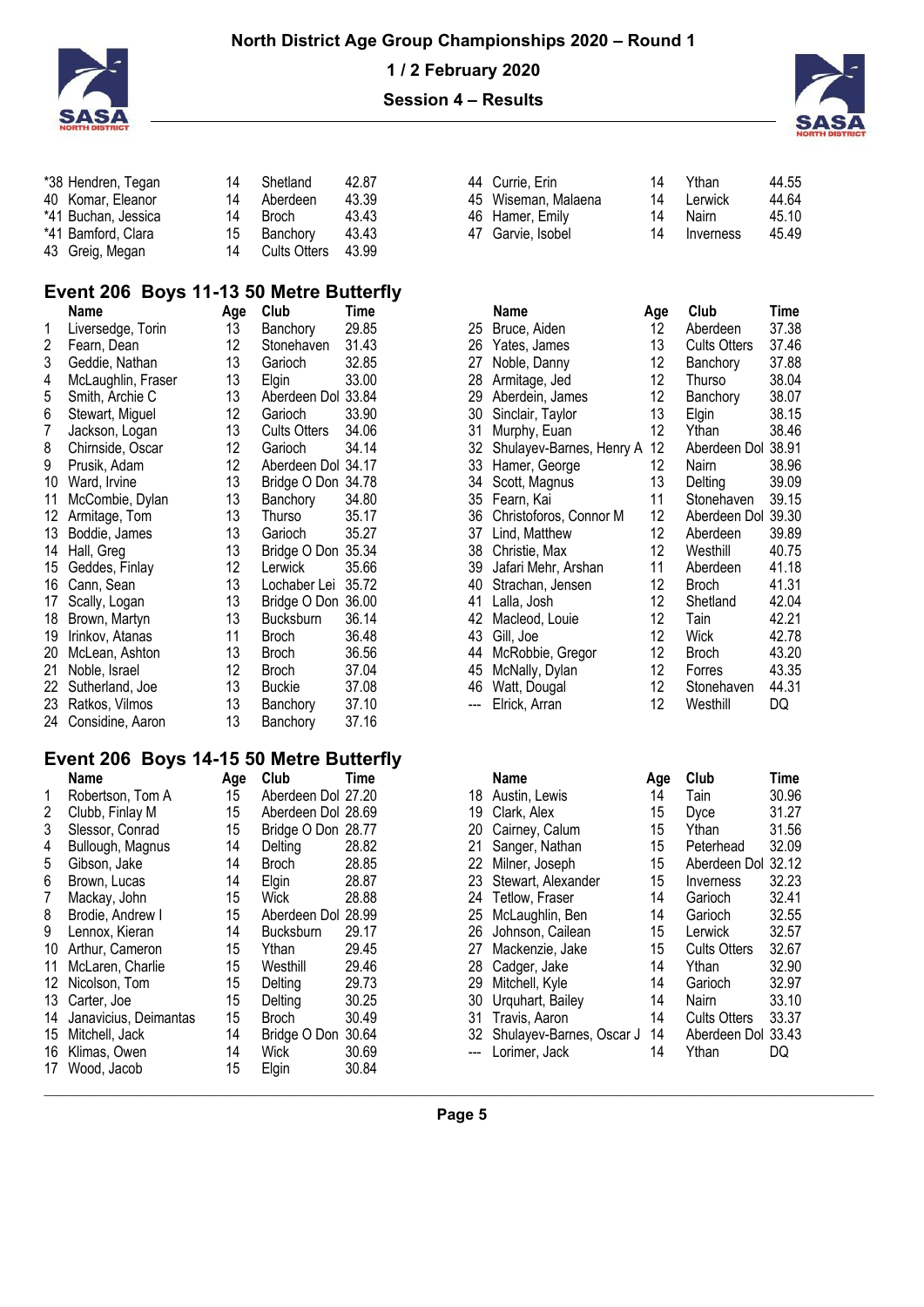| Place | Name | Age | Club | Time |
|---|---|---|---|---|
| *38 | Hendren, Tegan | 14 | Shetland | 42.87 |
| 40 | Komar, Eleanor | 14 | Aberdeen | 43.39 |
| *41 | Buchan, Jessica | 14 | Broch | 43.43 |
| *41 | Bamford, Clara | 15 | Banchory | 43.43 |
| 43 | Greig, Megan | 14 | Cults Otters | 43.99 |
| 44 | Currie, Erin | 14 | Ythan | 44.55 |
| 45 | Wiseman, Malaena | 14 | Lerwick | 44.64 |
| 46 | Hamer, Emily | 14 | Nairn | 45.10 |
| 47 | Garvie, Isobel | 14 | Inverness | 45.49 |

## Event 206 Boys 11-13 50 Metre Butterfly

| Place | Name | Age | Club | Time |
|---|---|---|---|---|
| 1 | Liversedge, Torin | 13 | Banchory | 29.85 |
| 2 | Fearn, Dean | 13 | Stonehaven | 31.43 |
| 3 | Geddie, Nathan | 13 | Garioch | 32.85 |
| 4 | McLaughlin, Fraser | 13 | Elgin | 33.00 |
| 5 | Smith, Archie C | 13 | Aberdeen Dol | 33.84 |
| 6 | Stewart, Miguel | 12 | Garioch | 33.90 |
| 7 | Jackson, Logan | 13 | Cults Otters | 34.06 |
| 8 | Chirnside, Oscar | 12 | Garioch | 34.14 |
| 9 | Prusik, Adam | 12 | Aberdeen Dol | 34.17 |
| 10 | Ward, Irvine | 13 | Bridge O Don | 34.78 |
| 11 | McCombie, Dylan | 13 | Banchory | 34.80 |
| 12 | Armitage, Tom | 13 | Thurso | 35.17 |
| 13 | Boddie, James | 13 | Garioch | 35.27 |
| 14 | Hall, Greg | 13 | Bridge O Don | 35.34 |
| 15 | Geddes, Finlay | 12 | Lerwick | 35.66 |
| 16 | Cann, Sean | 13 | Lochaber Lei | 35.72 |
| 17 | Scally, Logan | 13 | Bridge O Don | 36.00 |
| 18 | Brown, Martyn | 13 | Bucksburn | 36.14 |
| 19 | Irinkov, Atanas | 11 | Broch | 36.48 |
| 20 | McLean, Ashton | 13 | Broch | 36.56 |
| 21 | Noble, Israel | 12 | Broch | 37.04 |
| 22 | Sutherland, Joe | 13 | Buckie | 37.08 |
| 23 | Ratkos, Vilmos | 13 | Banchory | 37.10 |
| 24 | Considine, Aaron | 13 | Banchory | 37.16 |
| 25 | Bruce, Aiden | 12 | Aberdeen | 37.38 |
| 26 | Yates, James | 13 | Cults Otters | 37.46 |
| 27 | Noble, Danny | 12 | Banchory | 37.88 |
| 28 | Armitage, Jed | 12 | Thurso | 38.04 |
| 29 | Aberdein, James | 12 | Banchory | 38.07 |
| 30 | Sinclair, Taylor | 13 | Elgin | 38.15 |
| 31 | Murphy, Euan | 12 | Ythan | 38.46 |
| 32 | Shulayev-Barnes, Henry A | 12 | Aberdeen Dol | 38.91 |
| 33 | Hamer, George | 12 | Nairn | 38.96 |
| 34 | Scott, Magnus | 13 | Delting | 39.09 |
| 35 | Fearn, Kai | 11 | Stonehaven | 39.15 |
| 36 | Christoforos, Connor M | 12 | Aberdeen Dol | 39.30 |
| 37 | Lind, Matthew | 12 | Aberdeen | 39.89 |
| 38 | Christie, Max | 12 | Westhill | 40.75 |
| 39 | Jafari Mehr, Arshan | 11 | Aberdeen | 41.18 |
| 40 | Strachan, Jensen | 12 | Broch | 41.31 |
| 41 | Lalla, Josh | 12 | Shetland | 42.04 |
| 42 | Macleod, Louie | 12 | Tain | 42.21 |
| 43 | Gill, Joe | 12 | Wick | 42.78 |
| 44 | McRobbie, Gregor | 12 | Broch | 43.20 |
| 45 | McNally, Dylan | 12 | Forres | 43.35 |
| 46 | Watt, Dougal | 12 | Stonehaven | 44.31 |
| --- | Elrick, Arran | 12 | Westhill | DQ |

## Event 206 Boys 14-15 50 Metre Butterfly

| Place | Name | Age | Club | Time |
|---|---|---|---|---|
| 1 | Robertson, Tom A | 15 | Aberdeen Dol | 27.20 |
| 2 | Clubb, Finlay M | 15 | Aberdeen Dol | 28.69 |
| 3 | Slessor, Conrad | 15 | Bridge O Don | 28.77 |
| 4 | Bullough, Magnus | 14 | Delting | 28.82 |
| 5 | Gibson, Jake | 14 | Broch | 28.85 |
| 6 | Brown, Lucas | 14 | Elgin | 28.87 |
| 7 | Mackay, John | 15 | Wick | 28.88 |
| 8 | Brodie, Andrew I | 15 | Aberdeen Dol | 28.99 |
| 9 | Lennox, Kieran | 14 | Bucksburn | 29.17 |
| 10 | Arthur, Cameron | 15 | Ythan | 29.45 |
| 11 | McLaren, Charlie | 15 | Westhill | 29.46 |
| 12 | Nicolson, Tom | 15 | Delting | 29.73 |
| 13 | Carter, Joe | 15 | Delting | 30.25 |
| 14 | Janavicius, Deimantas | 15 | Broch | 30.49 |
| 15 | Mitchell, Jack | 14 | Bridge O Don | 30.64 |
| 16 | Klimas, Owen | 14 | Wick | 30.69 |
| 17 | Wood, Jacob | 15 | Elgin | 30.84 |
| 18 | Austin, Lewis | 14 | Tain | 30.96 |
| 19 | Clark, Alex | 15 | Dyce | 31.27 |
| 20 | Cairney, Calum | 15 | Ythan | 31.56 |
| 21 | Sanger, Nathan | 15 | Peterhead | 32.09 |
| 22 | Milner, Joseph | 15 | Aberdeen Dol | 32.12 |
| 23 | Stewart, Alexander | 15 | Inverness | 32.23 |
| 24 | Tetlow, Fraser | 14 | Garioch | 32.41 |
| 25 | McLaughlin, Ben | 14 | Garioch | 32.55 |
| 26 | Johnson, Cailean | 15 | Lerwick | 32.57 |
| 27 | Mackenzie, Jake | 15 | Cults Otters | 32.67 |
| 28 | Cadger, Jake | 14 | Ythan | 32.90 |
| 29 | Mitchell, Kyle | 14 | Garioch | 32.97 |
| 30 | Urquhart, Bailey | 14 | Nairn | 33.10 |
| 31 | Travis, Aaron | 14 | Cults Otters | 33.37 |
| 32 | Shulayev-Barnes, Oscar J | 14 | Aberdeen Dol | 33.43 |
| --- | Lorimer, Jack | 14 | Ythan | DQ |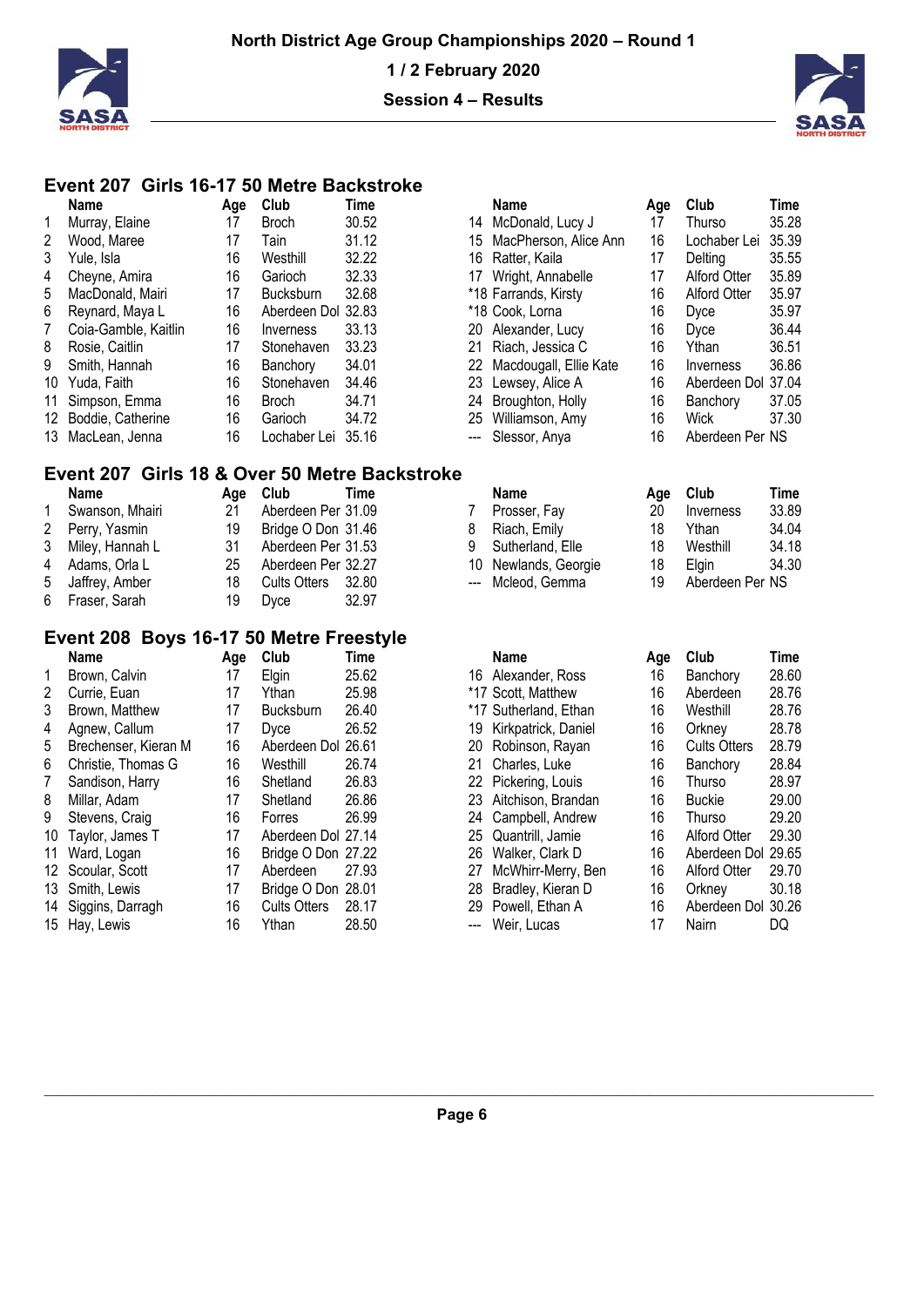North District Age Group Championships 2020 – Round 1

1 / 2 February 2020

Session 4 – Results

## Event 207 Girls 16-17 50 Metre Backstroke

| | Name | Age | Club | Time |
|---|---|---|---|---|
| 1 | Murray, Elaine | 17 | Broch | 30.52 |
| 2 | Wood, Maree | 17 | Tain | 31.12 |
| 3 | Yule, Isla | 16 | Westhill | 32.22 |
| 4 | Cheyne, Amira | 16 | Garioch | 32.33 |
| 5 | MacDonald, Mairi | 17 | Bucksburn | 32.68 |
| 6 | Reynard, Maya L | 16 | Aberdeen Dol | 32.83 |
| 7 | Coia-Gamble, Kaitlin | 16 | Inverness | 33.13 |
| 8 | Rosie, Caitlin | 17 | Stonehaven | 33.23 |
| 9 | Smith, Hannah | 16 | Banchory | 34.01 |
| 10 | Yuda, Faith | 16 | Stonehaven | 34.46 |
| 11 | Simpson, Emma | 16 | Broch | 34.71 |
| 12 | Boddie, Catherine | 16 | Garioch | 34.72 |
| 13 | MacLean, Jenna | 16 | Lochaber Lei | 35.16 |
| 14 | McDonald, Lucy J | 17 | Thurso | 35.28 |
| 15 | MacPherson, Alice Ann | 16 | Lochaber Lei | 35.39 |
| 16 | Ratter, Kaila | 17 | Delting | 35.55 |
| 17 | Wright, Annabelle | 17 | Alford Otter | 35.89 |
| *18 | Farrands, Kirsty | 16 | Alford Otter | 35.97 |
| *18 | Cook, Lorna | 16 | Dyce | 35.97 |
| 20 | Alexander, Lucy | 16 | Dyce | 36.44 |
| 21 | Riach, Jessica C | 16 | Ythan | 36.51 |
| 22 | Macdougall, Ellie Kate | 16 | Inverness | 36.86 |
| 23 | Lewsey, Alice A | 16 | Aberdeen Dol | 37.04 |
| 24 | Broughton, Holly | 16 | Banchory | 37.05 |
| 25 | Williamson, Amy | 16 | Wick | 37.30 |
| --- | Slessor, Anya | 16 | Aberdeen Per | NS |

## Event 207 Girls 18 & Over 50 Metre Backstroke

| | Name | Age | Club | Time |
|---|---|---|---|---|
| 1 | Swanson, Mhairi | 21 | Aberdeen Per | 31.09 |
| 2 | Perry, Yasmin | 19 | Bridge O Don | 31.46 |
| 3 | Miley, Hannah L | 31 | Aberdeen Per | 31.53 |
| 4 | Adams, Orla L | 25 | Aberdeen Per | 32.27 |
| 5 | Jaffrey, Amber | 18 | Cults Otters | 32.80 |
| 6 | Fraser, Sarah | 19 | Dyce | 32.97 |
| 7 | Prosser, Fay | 20 | Inverness | 33.89 |
| 8 | Riach, Emily | 18 | Ythan | 34.04 |
| 9 | Sutherland, Elle | 18 | Westhill | 34.18 |
| 10 | Newlands, Georgie | 18 | Elgin | 34.30 |
| --- | Mcleod, Gemma | 19 | Aberdeen Per | NS |

## Event 208 Boys 16-17 50 Metre Freestyle

| | Name | Age | Club | Time |
|---|---|---|---|---|
| 1 | Brown, Calvin | 17 | Elgin | 25.62 |
| 2 | Currie, Euan | 17 | Ythan | 25.98 |
| 3 | Brown, Matthew | 17 | Bucksburn | 26.40 |
| 4 | Agnew, Callum | 17 | Dyce | 26.52 |
| 5 | Brechenser, Kieran M | 16 | Aberdeen Dol | 26.61 |
| 6 | Christie, Thomas G | 16 | Westhill | 26.74 |
| 7 | Sandison, Harry | 16 | Shetland | 26.83 |
| 8 | Millar, Adam | 17 | Shetland | 26.86 |
| 9 | Stevens, Craig | 16 | Forres | 26.99 |
| 10 | Taylor, James T | 17 | Aberdeen Dol | 27.14 |
| 11 | Ward, Logan | 16 | Bridge O Don | 27.22 |
| 12 | Scoular, Scott | 17 | Aberdeen | 27.93 |
| 13 | Smith, Lewis | 17 | Bridge O Don | 28.01 |
| 14 | Siggins, Darragh | 16 | Cults Otters | 28.17 |
| 15 | Hay, Lewis | 16 | Ythan | 28.50 |
| 16 | Alexander, Ross | 16 | Banchory | 28.60 |
| *17 | Scott, Matthew | 16 | Aberdeen | 28.76 |
| *17 | Sutherland, Ethan | 16 | Westhill | 28.76 |
| 19 | Kirkpatrick, Daniel | 16 | Orkney | 28.78 |
| 20 | Robinson, Rayan | 16 | Cults Otters | 28.79 |
| 21 | Charles, Luke | 16 | Banchory | 28.84 |
| 22 | Pickering, Louis | 16 | Thurso | 28.97 |
| 23 | Aitchison, Brandan | 16 | Buckie | 29.00 |
| 24 | Campbell, Andrew | 16 | Thurso | 29.20 |
| 25 | Quantrill, Jamie | 16 | Alford Otter | 29.30 |
| 26 | Walker, Clark D | 16 | Aberdeen Dol | 29.65 |
| 27 | McWhirr-Merry, Ben | 16 | Alford Otter | 29.70 |
| 28 | Bradley, Kieran D | 16 | Orkney | 30.18 |
| 29 | Powell, Ethan A | 16 | Aberdeen Dol | 30.26 |
| --- | Weir, Lucas | 17 | Nairn | DQ |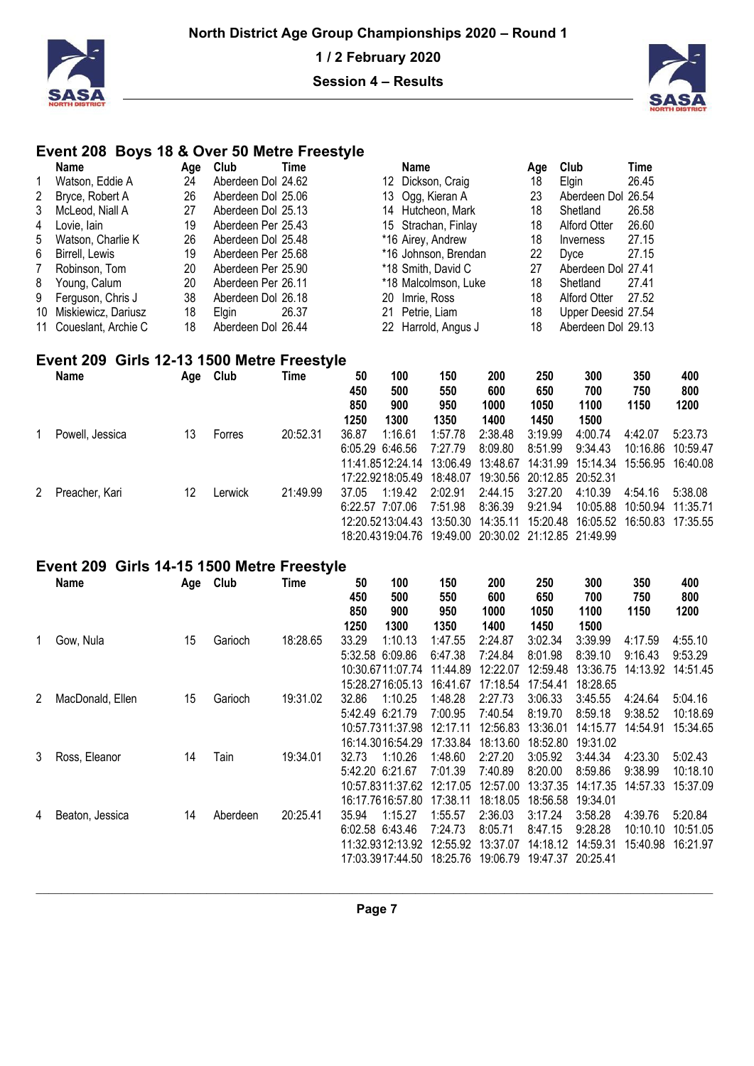# North District Age Group Championships 2020 – Round 1

**1 / 2 February 2020**

**Session 4 – Results**

## Event 208 Boys 18 & Over 50 Metre Freestyle

| | Name | Age | Club | Time |
|---|---|---|---|---|
| 1 | Watson, Eddie A | 24 | Aberdeen Dol | 24.62 |
| 2 | Bryce, Robert A | 26 | Aberdeen Dol | 25.06 |
| 3 | McLeod, Niall A | 27 | Aberdeen Dol | 25.13 |
| 4 | Lovie, Iain | 19 | Aberdeen Per | 25.43 |
| 5 | Watson, Charlie K | 26 | Aberdeen Dol | 25.48 |
| 6 | Birrell, Lewis | 19 | Aberdeen Per | 25.68 |
| 7 | Robinson, Tom | 20 | Aberdeen Per | 25.90 |
| 8 | Young, Calum | 20 | Aberdeen Per | 26.11 |
| 9 | Ferguson, Chris J | 38 | Aberdeen Dol | 26.18 |
| 10 | Miskiewicz, Dariusz | 18 | Elgin | 26.37 |
| 11 | Coueslant, Archie C | 18 | Aberdeen Dol | 26.44 |
| 12 | Dickson, Craig | 18 | Elgin | 26.45 |
| 13 | Ogg, Kieran A | 23 | Aberdeen Dol | 26.54 |
| 14 | Hutcheon, Mark | 18 | Shetland | 26.58 |
| 15 | Strachan, Finlay | 18 | Alford Otter | 26.60 |
| *16 | Airey, Andrew | 18 | Inverness | 27.15 |
| *16 | Johnson, Brendan | 22 | Dyce | 27.15 |
| *18 | Smith, David C | 27 | Aberdeen Dol | 27.41 |
| *18 | Malcolmson, Luke | 18 | Shetland | 27.41 |
| 20 | Imrie, Ross | 18 | Alford Otter | 27.52 |
| 21 | Petrie, Liam | 18 | Upper Deesid | 27.54 |
| 22 | Harrold, Angus J | 18 | Aberdeen Dol | 29.13 |

## Event 209 Girls 12-13 1500 Metre Freestyle

| | Name | Age | Club | Time | 50 / 450 / 850 / 1250 | 100 / 500 / 900 / 1300 | 150 / 550 / 950 / 1350 | 200 / 600 / 1000 / 1400 | 250 / 650 / 1050 / 1450 | 300 / 700 / 1100 / 1500 | 350 / 750 / 1150 | 400 / 800 / 1200 |
|---|---|---|---|---|---|---|---|---|---|---|---|---|
| 1 | Powell, Jessica | 13 | Forres | 20:52.31 | 36.87 | 1:16.61 | 1:57.78 | 2:38.48 | 3:19.99 | 4:00.74 | 4:42.07 | 5:23.73 |
| | | | | | 6:05.29 | 6:46.56 | 7:27.79 | 8:09.80 | 8:51.99 | 9:34.43 | 10:16.86 | 10:59.47 |
| | | | | | 11:41.85 | 12:24.14 | 13:06.49 | 13:48.67 | 14:31.99 | 15:14.34 | 15:56.95 | 16:40.08 |
| | | | | | 17:22.92 | 18:05.49 | 18:48.07 | 19:30.56 | 20:12.85 | 20:52.31 | | |
| 2 | Preacher, Kari | 12 | Lerwick | 21:49.99 | 37.05 | 1:19.42 | 2:02.91 | 2:44.15 | 3:27.20 | 4:10.39 | 4:54.16 | 5:38.08 |
| | | | | | 6:22.57 | 7:07.06 | 7:51.98 | 8:36.39 | 9:21.94 | 10:05.88 | 10:50.94 | 11:35.71 |
| | | | | | 12:20.52 | 13:04.43 | 13:50.30 | 14:35.11 | 15:20.48 | 16:05.52 | 16:50.83 | 17:35.55 |
| | | | | | 18:20.43 | 19:04.76 | 19:49.00 | 20:30.02 | 21:12.85 | 21:49.99 | | |

## Event 209 Girls 14-15 1500 Metre Freestyle

| | Name | Age | Club | Time | 50 / 450 / 850 / 1250 | 100 / 500 / 900 / 1300 | 150 / 550 / 950 / 1350 | 200 / 600 / 1000 / 1400 | 250 / 650 / 1050 / 1450 | 300 / 700 / 1100 / 1500 | 350 / 750 / 1150 | 400 / 800 / 1200 |
|---|---|---|---|---|---|---|---|---|---|---|---|---|
| 1 | Gow, Nula | 15 | Garioch | 18:28.65 | 33.29 | 1:10.13 | 1:47.55 | 2:24.87 | 3:02.34 | 3:39.99 | 4:17.59 | 4:55.10 |
| | | | | | 5:32.58 | 6:09.86 | 6:47.38 | 7:24.84 | 8:01.98 | 8:39.10 | 9:16.43 | 9:53.29 |
| | | | | | 10:30.67 | 11:07.74 | 11:44.89 | 12:22.07 | 12:59.48 | 13:36.75 | 14:13.92 | 14:51.45 |
| | | | | | 15:28.27 | 16:05.13 | 16:41.67 | 17:18.54 | 17:54.41 | 18:28.65 | | |
| 2 | MacDonald, Ellen | 15 | Garioch | 19:31.02 | 32.86 | 1:10.25 | 1:48.28 | 2:27.73 | 3:06.33 | 3:45.55 | 4:24.64 | 5:04.16 |
| | | | | | 5:42.49 | 6:21.79 | 7:00.95 | 7:40.54 | 8:19.70 | 8:59.18 | 9:38.52 | 10:18.69 |
| | | | | | 10:57.73 | 11:37.98 | 12:17.11 | 12:56.83 | 13:36.01 | 14:15.77 | 14:54.91 | 15:34.65 |
| | | | | | 16:14.30 | 16:54.29 | 17:33.84 | 18:13.60 | 18:52.80 | 19:31.02 | | |
| 3 | Ross, Eleanor | 14 | Tain | 19:34.01 | 32.73 | 1:10.26 | 1:48.60 | 2:27.20 | 3:05.92 | 3:44.34 | 4:23.30 | 5:02.43 |
| | | | | | 5:42.20 | 6:21.67 | 7:01.39 | 7:40.89 | 8:20.00 | 8:59.86 | 9:38.99 | 10:18.10 |
| | | | | | 10:57.83 | 11:37.62 | 12:17.05 | 12:57.00 | 13:37.35 | 14:17.35 | 14:57.33 | 15:37.09 |
| | | | | | 16:17.76 | 16:57.80 | 17:38.11 | 18:18.05 | 18:56.58 | 19:34.01 | | |
| 4 | Beaton, Jessica | 14 | Aberdeen | 20:25.41 | 35.94 | 1:15.27 | 1:55.57 | 2:36.03 | 3:17.24 | 3:58.28 | 4:39.76 | 5:20.84 |
| | | | | | 6:02.58 | 6:43.46 | 7:24.73 | 8:05.71 | 8:47.15 | 9:28.28 | 10:10.10 | 10:51.05 |
| | | | | | 11:32.93 | 12:13.92 | 12:55.92 | 13:37.07 | 14:18.12 | 14:59.31 | 15:40.98 | 16:21.97 |
| | | | | | 17:03.39 | 17:44.50 | 18:25.76 | 19:06.79 | 19:47.37 | 20:25.41 | | |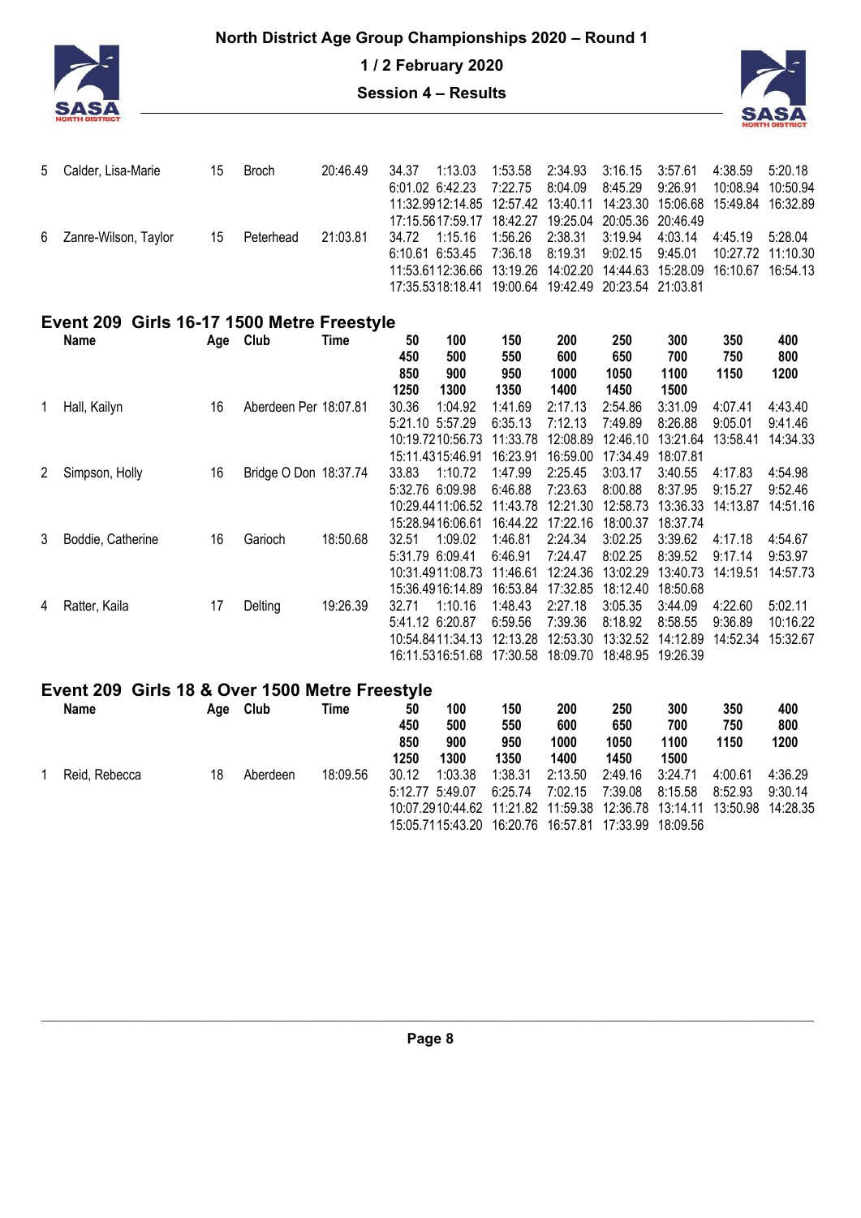| Place | Name | Age | Club | Time | | | | | | | | |
|---|---|---|---|---|---|---|---|---|---|---|---|---|
| 5 | Calder, Lisa-Marie | 15 | Broch | 20:46.49 | 34.37 | 1:13.03 | 1:53.58 | 2:34.93 | 3:16.15 | 3:57.61 | 4:38.59 | 5:20.18 |
| | | | | | 6:01.02 | 6:42.23 | 7:22.75 | 8:04.09 | 8:45.29 | 9:26.91 | 10:08.94 | 10:50.94 |
| | | | | | 11:32.99 | 12:14.85 | 12:57.42 | 13:40.11 | 14:23.30 | 15:06.68 | 15:49.84 | 16:32.89 |
| | | | | | 17:15.56 | 17:59.17 | 18:42.27 | 19:25.04 | 20:05.36 | 20:46.49 | | |
| 6 | Zanre-Wilson, Taylor | 15 | Peterhead | 21:03.81 | 34.72 | 1:15.16 | 1:56.26 | 2:38.31 | 3:19.94 | 4:03.14 | 4:45.19 | 5:28.04 |
| | | | | | 6:10.61 | 6:53.45 | 7:36.18 | 8:19.31 | 9:02.15 | 9:45.01 | 10:27.72 | 11:10.30 |
| | | | | | 11:53.61 | 12:36.66 | 13:19.26 | 14:02.20 | 14:44.63 | 15:28.09 | 16:10.67 | 16:54.13 |
| | | | | | 17:35.53 | 18:18.41 | 19:00.64 | 19:42.49 | 20:23.54 | 21:03.81 | | |

## Event 209 Girls 16-17 1500 Metre Freestyle

| | Name | Age | Club | Time | 50 / 450 / 850 / 1250 | 100 / 500 / 900 / 1300 | 150 / 550 / 950 / 1350 | 200 / 600 / 1000 / 1400 | 250 / 650 / 1050 / 1450 | 300 / 700 / 1100 / 1500 | 350 / 750 / 1150 | 400 / 800 / 1200 |
|---|---|---|---|---|---|---|---|---|---|---|---|---|
| 1 | Hall, Kailyn | 16 | Aberdeen Per | 18:07.81 | 30.36 | 1:04.92 | 1:41.69 | 2:17.13 | 2:54.86 | 3:31.09 | 4:07.41 | 4:43.40 |
| | | | | | 5:21.10 | 5:57.29 | 6:35.13 | 7:12.13 | 7:49.89 | 8:26.88 | 9:05.01 | 9:41.46 |
| | | | | | 10:19.72 | 10:56.73 | 11:33.78 | 12:08.89 | 12:46.10 | 13:21.64 | 13:58.41 | 14:34.33 |
| | | | | | 15:11.43 | 15:46.91 | 16:23.91 | 16:59.00 | 17:34.49 | 18:07.81 | | |
| 2 | Simpson, Holly | 16 | Bridge O Don | 18:37.74 | 33.83 | 1:10.72 | 1:47.99 | 2:25.45 | 3:03.17 | 3:40.55 | 4:17.83 | 4:54.98 |
| | | | | | 5:32.76 | 6:09.98 | 6:46.88 | 7:23.63 | 8:00.88 | 8:37.95 | 9:15.27 | 9:52.46 |
| | | | | | 10:29.44 | 11:06.52 | 11:43.78 | 12:21.30 | 12:58.73 | 13:36.33 | 14:13.87 | 14:51.16 |
| | | | | | 15:28.94 | 16:06.61 | 16:44.22 | 17:22.16 | 18:00.37 | 18:37.74 | | |
| 3 | Boddie, Catherine | 16 | Garioch | 18:50.68 | 32.51 | 1:09.02 | 1:46.81 | 2:24.34 | 3:02.25 | 3:39.62 | 4:17.18 | 4:54.67 |
| | | | | | 5:31.79 | 6:09.41 | 6:46.91 | 7:24.47 | 8:02.25 | 8:39.52 | 9:17.14 | 9:53.97 |
| | | | | | 10:31.49 | 11:08.73 | 11:46.61 | 12:24.36 | 13:02.29 | 13:40.73 | 14:19.51 | 14:57.73 |
| | | | | | 15:36.49 | 16:14.89 | 16:53.84 | 17:32.85 | 18:12.40 | 18:50.68 | | |
| 4 | Ratter, Kaila | 17 | Delting | 19:26.39 | 32.71 | 1:10.16 | 1:48.43 | 2:27.18 | 3:05.35 | 3:44.09 | 4:22.60 | 5:02.11 |
| | | | | | 5:41.12 | 6:20.87 | 6:59.56 | 7:39.36 | 8:18.92 | 8:58.55 | 9:36.89 | 10:16.22 |
| | | | | | 10:54.84 | 11:34.13 | 12:13.28 | 12:53.30 | 13:32.52 | 14:12.89 | 14:52.34 | 15:32.67 |
| | | | | | 16:11.53 | 16:51.68 | 17:30.58 | 18:09.70 | 18:48.95 | 19:26.39 | | |

## Event 209 Girls 18 & Over 1500 Metre Freestyle

| | Name | Age | Club | Time | 50 / 450 / 850 / 1250 | 100 / 500 / 900 / 1300 | 150 / 550 / 950 / 1350 | 200 / 600 / 1000 / 1400 | 250 / 650 / 1050 / 1450 | 300 / 700 / 1100 / 1500 | 350 / 750 / 1150 | 400 / 800 / 1200 |
|---|---|---|---|---|---|---|---|---|---|---|---|---|
| 1 | Reid, Rebecca | 18 | Aberdeen | 18:09.56 | 30.12 | 1:03.38 | 1:38.31 | 2:13.50 | 2:49.16 | 3:24.71 | 4:00.61 | 4:36.29 |
| | | | | | 5:12.77 | 5:49.07 | 6:25.74 | 7:02.15 | 7:39.08 | 8:15.58 | 8:52.93 | 9:30.14 |
| | | | | | 10:07.29 | 10:44.62 | 11:21.82 | 11:59.38 | 12:36.78 | 13:14.11 | 13:50.98 | 14:28.35 |
| | | | | | 15:05.71 | 15:43.20 | 16:20.76 | 16:57.81 | 17:33.99 | 18:09.56 | | |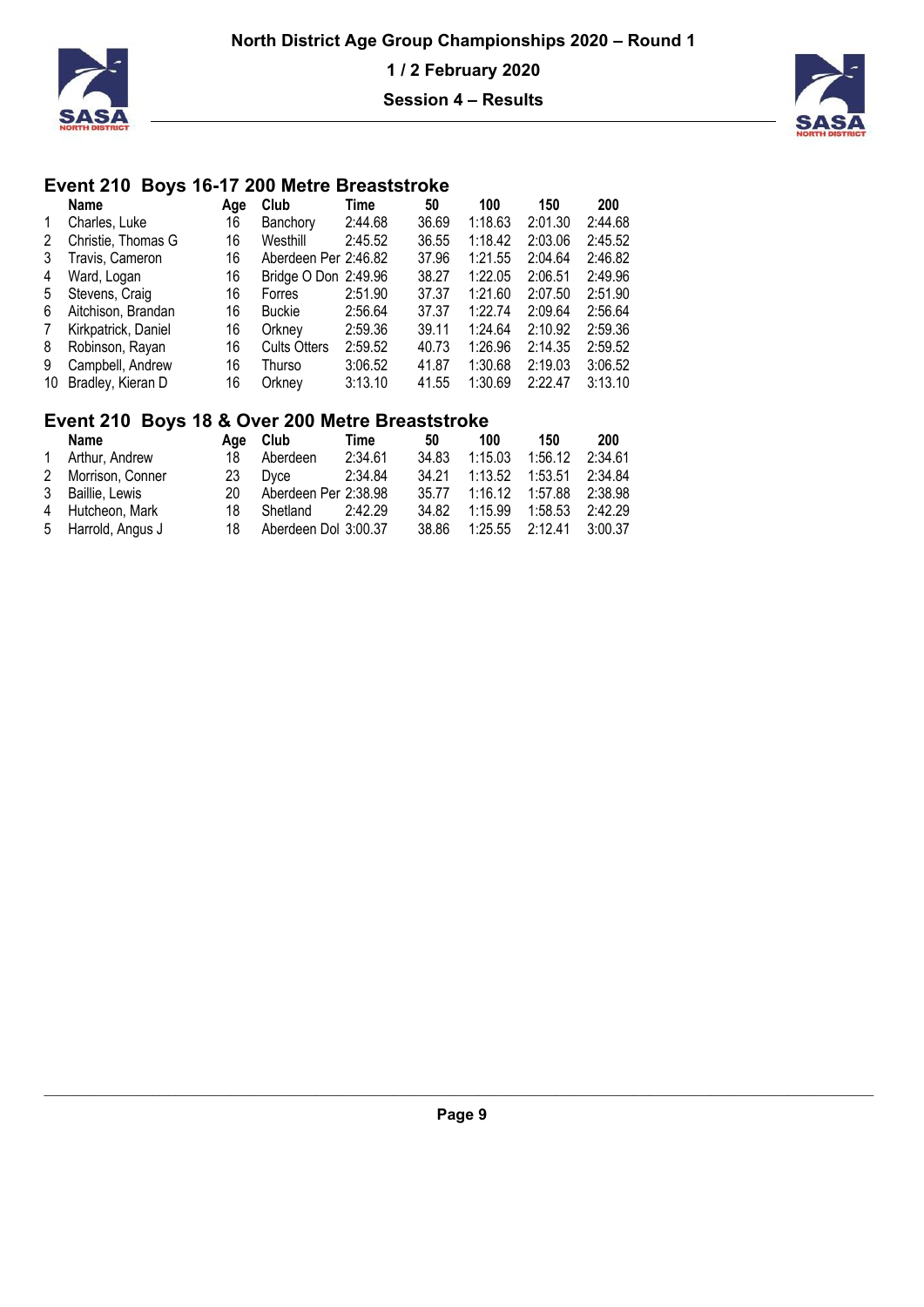## Event 210 Boys 16-17 200 Metre Breaststroke

| | Name | Age | Club | Time | 50 | 100 | 150 | 200 |
|---|---|---|---|---|---|---|---|---|
| 1 | Charles, Luke | 16 | Banchory | 2:44.68 | 36.69 | 1:18.63 | 2:01.30 | 2:44.68 |
| 2 | Christie, Thomas G | 16 | Westhill | 2:45.52 | 36.55 | 1:18.42 | 2:03.06 | 2:45.52 |
| 3 | Travis, Cameron | 16 | Aberdeen Per | 2:46.82 | 37.96 | 1:21.55 | 2:04.64 | 2:46.82 |
| 4 | Ward, Logan | 16 | Bridge O Don | 2:49.96 | 38.27 | 1:22.05 | 2:06.51 | 2:49.96 |
| 5 | Stevens, Craig | 16 | Forres | 2:51.90 | 37.37 | 1:21.60 | 2:07.50 | 2:51.90 |
| 6 | Aitchison, Brandan | 16 | Buckie | 2:56.64 | 37.37 | 1:22.74 | 2:09.64 | 2:56.64 |
| 7 | Kirkpatrick, Daniel | 16 | Orkney | 2:59.36 | 39.11 | 1:24.64 | 2:10.92 | 2:59.36 |
| 8 | Robinson, Rayan | 16 | Cults Otters | 2:59.52 | 40.73 | 1:26.96 | 2:14.35 | 2:59.52 |
| 9 | Campbell, Andrew | 16 | Thurso | 3:06.52 | 41.87 | 1:30.68 | 2:19.03 | 3:06.52 |
| 10 | Bradley, Kieran D | 16 | Orkney | 3:13.10 | 41.55 | 1:30.69 | 2:22.47 | 3:13.10 |

## Event 210 Boys 18 & Over 200 Metre Breaststroke

| | Name | Age | Club | Time | 50 | 100 | 150 | 200 |
|---|---|---|---|---|---|---|---|---|
| 1 | Arthur, Andrew | 18 | Aberdeen | 2:34.61 | 34.83 | 1:15.03 | 1:56.12 | 2:34.61 |
| 2 | Morrison, Conner | 23 | Dyce | 2:34.84 | 34.21 | 1:13.52 | 1:53.51 | 2:34.84 |
| 3 | Baillie, Lewis | 20 | Aberdeen Per | 2:38.98 | 35.77 | 1:16.12 | 1:57.88 | 2:38.98 |
| 4 | Hutcheon, Mark | 18 | Shetland | 2:42.29 | 34.82 | 1:15.99 | 1:58.53 | 2:42.29 |
| 5 | Harrold, Angus J | 18 | Aberdeen Dol | 3:00.37 | 38.86 | 1:25.55 | 2:12.41 | 3:00.37 |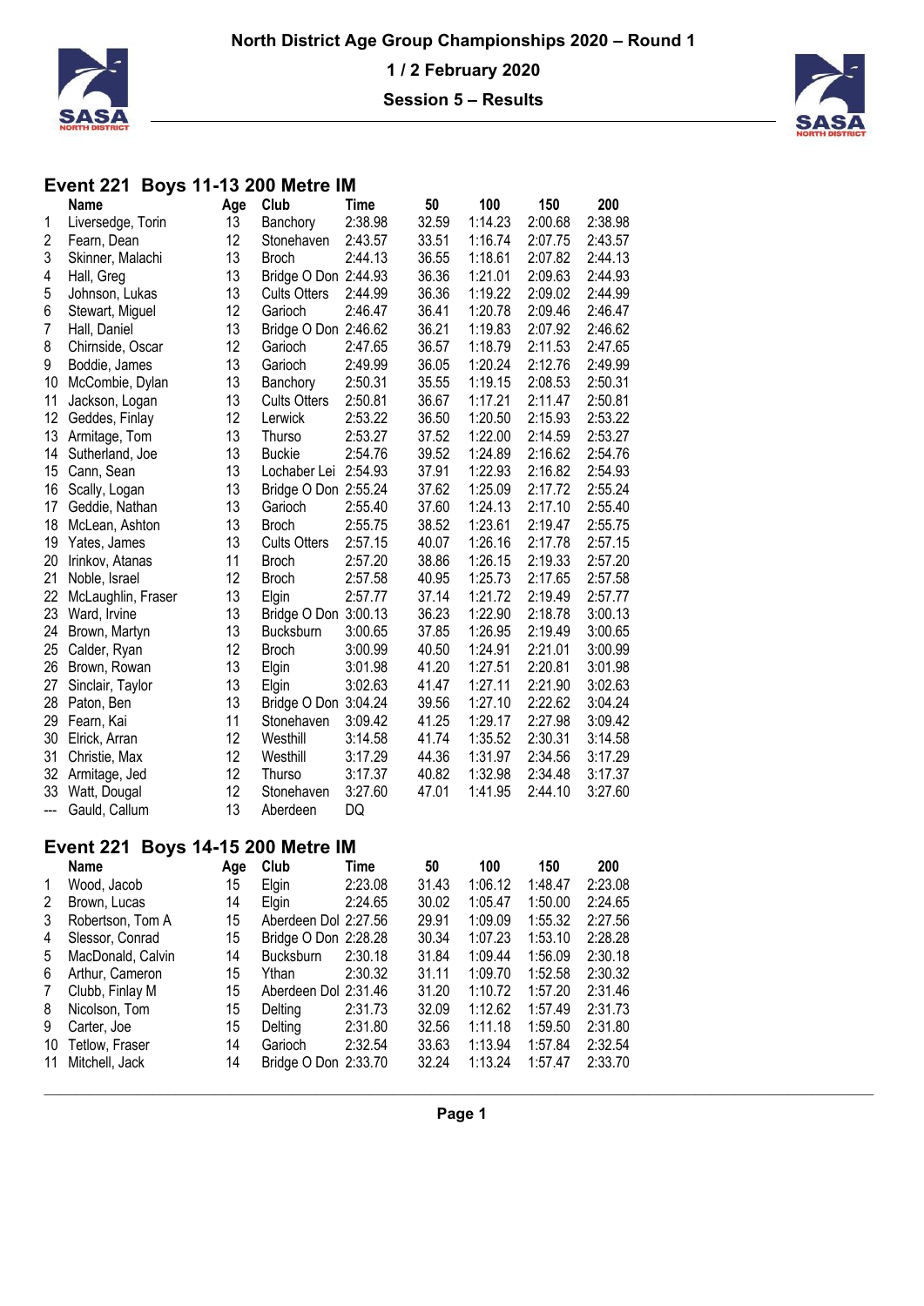# North District Age Group Championships 2020 – Round 1

**1 / 2 February 2020**

**Session 5 – Results**

## Event 221 Boys 11-13 200 Metre IM

| | Name | Age | Club | Time | 50 | 100 | 150 | 200 |
|---|---|---|---|---|---|---|---|---|
| 1 | Liversedge, Torin | 13 | Banchory | 2:38.98 | 32.59 | 1:14.23 | 2:00.68 | 2:38.98 |
| 2 | Fearn, Dean | 12 | Stonehaven | 2:43.57 | 33.51 | 1:16.74 | 2:07.75 | 2:43.57 |
| 3 | Skinner, Malachi | 13 | Broch | 2:44.13 | 36.55 | 1:18.61 | 2:07.82 | 2:44.13 |
| 4 | Hall, Greg | 13 | Bridge O Don | 2:44.93 | 36.36 | 1:21.01 | 2:09.63 | 2:44.93 |
| 5 | Johnson, Lukas | 13 | Cults Otters | 2:44.99 | 36.36 | 1:19.22 | 2:09.02 | 2:44.99 |
| 6 | Stewart, Miguel | 12 | Garioch | 2:46.47 | 36.41 | 1:20.78 | 2:09.46 | 2:46.47 |
| 7 | Hall, Daniel | 13 | Bridge O Don | 2:46.62 | 36.21 | 1:19.83 | 2:07.92 | 2:46.62 |
| 8 | Chirnside, Oscar | 12 | Garioch | 2:47.65 | 36.57 | 1:18.79 | 2:11.53 | 2:47.65 |
| 9 | Boddie, James | 13 | Garioch | 2:49.99 | 36.05 | 1:20.24 | 2:12.76 | 2:49.99 |
| 10 | McCombie, Dylan | 13 | Banchory | 2:50.31 | 35.55 | 1:19.15 | 2:08.53 | 2:50.31 |
| 11 | Jackson, Logan | 13 | Cults Otters | 2:50.81 | 36.67 | 1:17.21 | 2:11.47 | 2:50.81 |
| 12 | Geddes, Finlay | 12 | Lerwick | 2:53.22 | 36.50 | 1:20.50 | 2:15.93 | 2:53.22 |
| 13 | Armitage, Tom | 13 | Thurso | 2:53.27 | 37.52 | 1:22.00 | 2:14.59 | 2:53.27 |
| 14 | Sutherland, Joe | 13 | Buckie | 2:54.76 | 39.52 | 1:24.89 | 2:16.62 | 2:54.76 |
| 15 | Cann, Sean | 13 | Lochaber Lei | 2:54.93 | 37.91 | 1:22.93 | 2:16.82 | 2:54.93 |
| 16 | Scally, Logan | 13 | Bridge O Don | 2:55.24 | 37.62 | 1:25.09 | 2:17.72 | 2:55.24 |
| 17 | Geddie, Nathan | 13 | Garioch | 2:55.40 | 37.60 | 1:24.13 | 2:17.10 | 2:55.40 |
| 18 | McLean, Ashton | 13 | Broch | 2:55.75 | 38.52 | 1:23.61 | 2:19.47 | 2:55.75 |
| 19 | Yates, James | 13 | Cults Otters | 2:57.15 | 40.07 | 1:26.16 | 2:17.78 | 2:57.15 |
| 20 | Irinkov, Atanas | 11 | Broch | 2:57.20 | 38.86 | 1:26.15 | 2:19.33 | 2:57.20 |
| 21 | Noble, Israel | 12 | Broch | 2:57.58 | 40.95 | 1:25.73 | 2:17.65 | 2:57.58 |
| 22 | McLaughlin, Fraser | 13 | Elgin | 2:57.77 | 37.14 | 1:21.72 | 2:19.49 | 2:57.77 |
| 23 | Ward, Irvine | 13 | Bridge O Don | 3:00.13 | 36.23 | 1:22.90 | 2:18.78 | 3:00.13 |
| 24 | Brown, Martyn | 13 | Bucksburn | 3:00.65 | 37.85 | 1:26.95 | 2:19.49 | 3:00.65 |
| 25 | Calder, Ryan | 12 | Broch | 3:00.99 | 40.50 | 1:24.91 | 2:21.01 | 3:00.99 |
| 26 | Brown, Rowan | 13 | Elgin | 3:01.98 | 41.20 | 1:27.51 | 2:20.81 | 3:01.98 |
| 27 | Sinclair, Taylor | 13 | Elgin | 3:02.63 | 41.47 | 1:27.11 | 2:21.90 | 3:02.63 |
| 28 | Paton, Ben | 13 | Bridge O Don | 3:04.24 | 39.56 | 1:27.10 | 2:22.62 | 3:04.24 |
| 29 | Fearn, Kai | 11 | Stonehaven | 3:09.42 | 41.25 | 1:29.17 | 2:27.98 | 3:09.42 |
| 30 | Elrick, Arran | 12 | Westhill | 3:14.58 | 41.74 | 1:35.52 | 2:30.31 | 3:14.58 |
| 31 | Christie, Max | 12 | Westhill | 3:17.29 | 44.36 | 1:31.97 | 2:34.56 | 3:17.29 |
| 32 | Armitage, Jed | 12 | Thurso | 3:17.37 | 40.82 | 1:32.98 | 2:34.48 | 3:17.37 |
| 33 | Watt, Dougal | 12 | Stonehaven | 3:27.60 | 47.01 | 1:41.95 | 2:44.10 | 3:27.60 |
| --- | Gauld, Callum | 13 | Aberdeen | DQ | | | | |

## Event 221 Boys 14-15 200 Metre IM

| | Name | Age | Club | Time | 50 | 100 | 150 | 200 |
|---|---|---|---|---|---|---|---|---|
| 1 | Wood, Jacob | 15 | Elgin | 2:23.08 | 31.43 | 1:06.12 | 1:48.47 | 2:23.08 |
| 2 | Brown, Lucas | 14 | Elgin | 2:24.65 | 30.02 | 1:05.47 | 1:50.00 | 2:24.65 |
| 3 | Robertson, Tom A | 15 | Aberdeen Dol | 2:27.56 | 29.91 | 1:09.09 | 1:55.32 | 2:27.56 |
| 4 | Slessor, Conrad | 15 | Bridge O Don | 2:28.28 | 30.34 | 1:07.23 | 1:53.10 | 2:28.28 |
| 5 | MacDonald, Calvin | 14 | Bucksburn | 2:30.18 | 31.84 | 1:09.44 | 1:56.09 | 2:30.18 |
| 6 | Arthur, Cameron | 15 | Ythan | 2:30.32 | 31.11 | 1:09.70 | 1:52.58 | 2:30.32 |
| 7 | Clubb, Finlay M | 15 | Aberdeen Dol | 2:31.46 | 31.20 | 1:10.72 | 1:57.20 | 2:31.46 |
| 8 | Nicolson, Tom | 15 | Delting | 2:31.73 | 32.09 | 1:12.62 | 1:57.49 | 2:31.73 |
| 9 | Carter, Joe | 15 | Delting | 2:31.80 | 32.56 | 1:11.18 | 1:59.50 | 2:31.80 |
| 10 | Tetlow, Fraser | 14 | Garioch | 2:32.54 | 33.63 | 1:13.94 | 1:57.84 | 2:32.54 |
| 11 | Mitchell, Jack | 14 | Bridge O Don | 2:33.70 | 32.24 | 1:13.24 | 1:57.47 | 2:33.70 |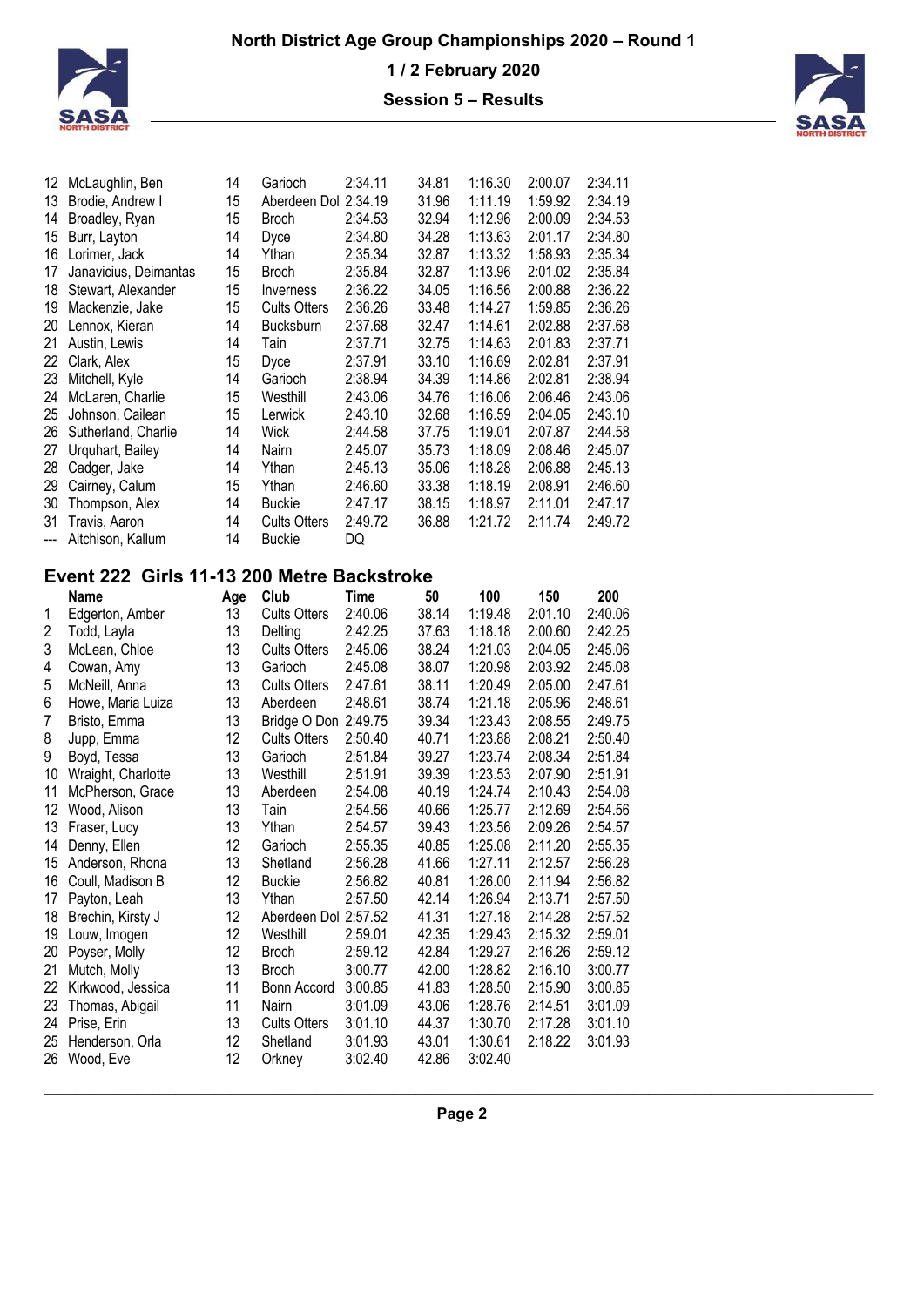| | Name | Age | Club | Time | 50 | 100 | 150 | 200 |
|---|---|---|---|---|---|---|---|---|
| 12 | McLaughlin, Ben | 14 | Garioch | 2:34.11 | 34.81 | 1:16.30 | 2:00.07 | 2:34.11 |
| 13 | Brodie, Andrew I | 15 | Aberdeen Dol | 2:34.19 | 31.96 | 1:11.19 | 1:59.92 | 2:34.19 |
| 14 | Broadley, Ryan | 15 | Broch | 2:34.53 | 32.94 | 1:12.96 | 2:00.09 | 2:34.53 |
| 15 | Burr, Layton | 14 | Dyce | 2:34.80 | 34.28 | 1:13.63 | 2:01.17 | 2:34.80 |
| 16 | Lorimer, Jack | 14 | Ythan | 2:35.34 | 32.87 | 1:13.32 | 1:58.93 | 2:35.34 |
| 17 | Janavicius, Deimantas | 15 | Broch | 2:35.84 | 32.87 | 1:13.96 | 2:01.02 | 2:35.84 |
| 18 | Stewart, Alexander | 15 | Inverness | 2:36.22 | 34.05 | 1:16.56 | 2:00.88 | 2:36.22 |
| 19 | Mackenzie, Jake | 15 | Cults Otters | 2:36.26 | 33.48 | 1:14.27 | 1:59.85 | 2:36.26 |
| 20 | Lennox, Kieran | 14 | Bucksburn | 2:37.68 | 32.47 | 1:14.61 | 2:02.88 | 2:37.68 |
| 21 | Austin, Lewis | 14 | Tain | 2:37.71 | 32.75 | 1:14.63 | 2:01.83 | 2:37.71 |
| 22 | Clark, Alex | 15 | Dyce | 2:37.91 | 33.10 | 1:16.69 | 2:02.81 | 2:37.91 |
| 23 | Mitchell, Kyle | 14 | Garioch | 2:38.94 | 34.39 | 1:14.86 | 2:02.81 | 2:38.94 |
| 24 | McLaren, Charlie | 15 | Westhill | 2:43.06 | 34.76 | 1:16.06 | 2:06.46 | 2:43.06 |
| 25 | Johnson, Cailean | 15 | Lerwick | 2:43.10 | 32.68 | 1:16.59 | 2:04.05 | 2:43.10 |
| 26 | Sutherland, Charlie | 14 | Wick | 2:44.58 | 37.75 | 1:19.01 | 2:07.87 | 2:44.58 |
| 27 | Urquhart, Bailey | 14 | Nairn | 2:45.07 | 35.73 | 1:18.09 | 2:08.46 | 2:45.07 |
| 28 | Cadger, Jake | 14 | Ythan | 2:45.13 | 35.06 | 1:18.28 | 2:06.88 | 2:45.13 |
| 29 | Cairney, Calum | 15 | Ythan | 2:46.60 | 33.38 | 1:18.19 | 2:08.91 | 2:46.60 |
| 30 | Thompson, Alex | 14 | Buckie | 2:47.17 | 38.15 | 1:18.97 | 2:11.01 | 2:47.17 |
| 31 | Travis, Aaron | 14 | Cults Otters | 2:49.72 | 36.88 | 1:21.72 | 2:11.74 | 2:49.72 |
| --- | Aitchison, Kallum | 14 | Buckie | DQ | | | | |

## Event 222 Girls 11-13 200 Metre Backstroke

| | Name | Age | Club | Time | 50 | 100 | 150 | 200 |
|---|---|---|---|---|---|---|---|---|
| 1 | Edgerton, Amber | 13 | Cults Otters | 2:40.06 | 38.14 | 1:19.48 | 2:01.10 | 2:40.06 |
| 2 | Todd, Layla | 13 | Delting | 2:42.25 | 37.63 | 1:18.18 | 2:00.60 | 2:42.25 |
| 3 | McLean, Chloe | 13 | Cults Otters | 2:45.06 | 38.24 | 1:21.03 | 2:04.05 | 2:45.06 |
| 4 | Cowan, Amy | 13 | Garioch | 2:45.08 | 38.07 | 1:20.98 | 2:03.92 | 2:45.08 |
| 5 | McNeill, Anna | 13 | Cults Otters | 2:47.61 | 38.11 | 1:20.49 | 2:05.00 | 2:47.61 |
| 6 | Howe, Maria Luiza | 13 | Aberdeen | 2:48.61 | 38.74 | 1:21.18 | 2:05.96 | 2:48.61 |
| 7 | Bristo, Emma | 13 | Bridge O Don | 2:49.75 | 39.34 | 1:23.43 | 2:08.55 | 2:49.75 |
| 8 | Jupp, Emma | 12 | Cults Otters | 2:50.40 | 40.71 | 1:23.88 | 2:08.21 | 2:50.40 |
| 9 | Boyd, Tessa | 13 | Garioch | 2:51.84 | 39.27 | 1:23.74 | 2:08.34 | 2:51.84 |
| 10 | Wraight, Charlotte | 13 | Westhill | 2:51.91 | 39.39 | 1:23.53 | 2:07.90 | 2:51.91 |
| 11 | McPherson, Grace | 13 | Aberdeen | 2:54.08 | 40.19 | 1:24.74 | 2:10.43 | 2:54.08 |
| 12 | Wood, Alison | 13 | Tain | 2:54.56 | 40.66 | 1:25.77 | 2:12.69 | 2:54.56 |
| 13 | Fraser, Lucy | 13 | Ythan | 2:54.57 | 39.43 | 1:23.56 | 2:09.26 | 2:54.57 |
| 14 | Denny, Ellen | 12 | Garioch | 2:55.35 | 40.85 | 1:25.08 | 2:11.20 | 2:55.35 |
| 15 | Anderson, Rhona | 13 | Shetland | 2:56.28 | 41.66 | 1:27.11 | 2:12.57 | 2:56.28 |
| 16 | Coull, Madison B | 12 | Buckie | 2:56.82 | 40.81 | 1:26.00 | 2:11.94 | 2:56.82 |
| 17 | Payton, Leah | 13 | Ythan | 2:57.50 | 42.14 | 1:26.94 | 2:13.71 | 2:57.50 |
| 18 | Brechin, Kirsty J | 12 | Aberdeen Dol | 2:57.52 | 41.31 | 1:27.18 | 2:14.28 | 2:57.52 |
| 19 | Louw, Imogen | 12 | Westhill | 2:59.01 | 42.35 | 1:29.43 | 2:15.32 | 2:59.01 |
| 20 | Poyser, Molly | 12 | Broch | 2:59.12 | 42.84 | 1:29.27 | 2:16.26 | 2:59.12 |
| 21 | Mutch, Molly | 13 | Broch | 3:00.77 | 42.00 | 1:28.82 | 2:16.10 | 3:00.77 |
| 22 | Kirkwood, Jessica | 11 | Bonn Accord | 3:00.85 | 41.83 | 1:28.50 | 2:15.90 | 3:00.85 |
| 23 | Thomas, Abigail | 11 | Nairn | 3:01.09 | 43.06 | 1:28.76 | 2:14.51 | 3:01.09 |
| 24 | Prise, Erin | 13 | Cults Otters | 3:01.10 | 44.37 | 1:30.70 | 2:17.28 | 3:01.10 |
| 25 | Henderson, Orla | 12 | Shetland | 3:01.93 | 43.01 | 1:30.61 | 2:18.22 | 3:01.93 |
| 26 | Wood, Eve | 12 | Orkney | 3:02.40 | 42.86 | 3:02.40 | | |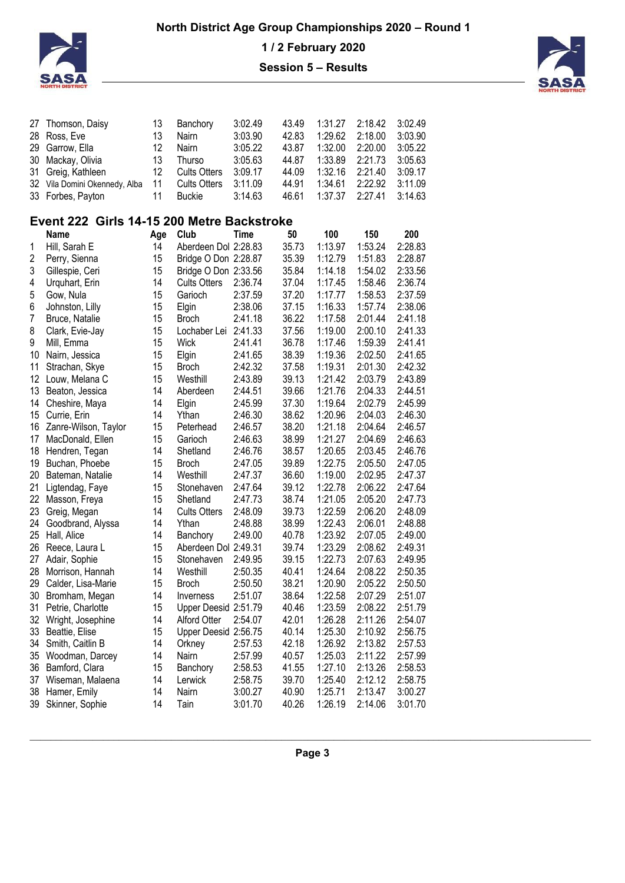| | | | | | | | | |
|---|---|---|---|---|---|---|---|---|
| 27 | Thomson, Daisy | 13 | Banchory | 3:02.49 | 43.49 | 1:31.27 | 2:18.42 | 3:02.49 |
| 28 | Ross, Eve | 13 | Nairn | 3:03.90 | 42.83 | 1:29.62 | 2:18.00 | 3:03.90 |
| 29 | Garrow, Ella | 12 | Nairn | 3:05.22 | 43.87 | 1:32.00 | 2:20.00 | 3:05.22 |
| 30 | Mackay, Olivia | 13 | Thurso | 3:05.63 | 44.87 | 1:33.89 | 2:21.73 | 3:05.63 |
| 31 | Greig, Kathleen | 12 | Cults Otters | 3:09.17 | 44.09 | 1:32.16 | 2:21.40 | 3:09.17 |
| 32 | Vila Domini Okennedy, Alba | 11 | Cults Otters | 3:11.09 | 44.91 | 1:34.61 | 2:22.92 | 3:11.09 |
| 33 | Forbes, Payton | 11 | Buckie | 3:14.63 | 46.61 | 1:37.37 | 2:27.41 | 3:14.63 |

## Event 222 Girls 14-15 200 Metre Backstroke

| | Name | Age | Club | Time | 50 | 100 | 150 | 200 |
|---|---|---|---|---|---|---|---|---|
| 1 | Hill, Sarah E | 14 | Aberdeen Dol | 2:28.83 | 35.73 | 1:13.97 | 1:53.24 | 2:28.83 |
| 2 | Perry, Sienna | 15 | Bridge O Don | 2:28.87 | 35.39 | 1:12.79 | 1:51.83 | 2:28.87 |
| 3 | Gillespie, Ceri | 15 | Bridge O Don | 2:33.56 | 35.84 | 1:14.18 | 1:54.02 | 2:33.56 |
| 4 | Urquhart, Erin | 14 | Cults Otters | 2:36.74 | 37.04 | 1:17.45 | 1:58.46 | 2:36.74 |
| 5 | Gow, Nula | 15 | Garioch | 2:37.59 | 37.20 | 1:17.77 | 1:58.53 | 2:37.59 |
| 6 | Johnston, Lilly | 15 | Elgin | 2:38.06 | 37.15 | 1:16.33 | 1:57.74 | 2:38.06 |
| 7 | Bruce, Natalie | 15 | Broch | 2:41.18 | 36.22 | 1:17.58 | 2:01.44 | 2:41.18 |
| 8 | Clark, Evie-Jay | 15 | Lochaber Lei | 2:41.33 | 37.56 | 1:19.00 | 2:00.10 | 2:41.33 |
| 9 | Mill, Emma | 15 | Wick | 2:41.41 | 36.78 | 1:17.46 | 1:59.39 | 2:41.41 |
| 10 | Nairn, Jessica | 15 | Elgin | 2:41.65 | 38.39 | 1:19.36 | 2:02.50 | 2:41.65 |
| 11 | Strachan, Skye | 15 | Broch | 2:42.32 | 37.58 | 1:19.31 | 2:01.30 | 2:42.32 |
| 12 | Louw, Melana C | 15 | Westhill | 2:43.89 | 39.13 | 1:21.42 | 2:03.79 | 2:43.89 |
| 13 | Beaton, Jessica | 14 | Aberdeen | 2:44.51 | 39.66 | 1:21.76 | 2:04.33 | 2:44.51 |
| 14 | Cheshire, Maya | 14 | Elgin | 2:45.99 | 37.30 | 1:19.64 | 2:02.79 | 2:45.99 |
| 15 | Currie, Erin | 14 | Ythan | 2:46.30 | 38.62 | 1:20.96 | 2:04.03 | 2:46.30 |
| 16 | Zanre-Wilson, Taylor | 15 | Peterhead | 2:46.57 | 38.20 | 1:21.18 | 2:04.64 | 2:46.57 |
| 17 | MacDonald, Ellen | 15 | Garioch | 2:46.63 | 38.99 | 1:21.27 | 2:04.69 | 2:46.63 |
| 18 | Hendren, Tegan | 14 | Shetland | 2:46.76 | 38.57 | 1:20.65 | 2:03.45 | 2:46.76 |
| 19 | Buchan, Phoebe | 15 | Broch | 2:47.05 | 39.89 | 1:22.75 | 2:05.50 | 2:47.05 |
| 20 | Bateman, Natalie | 14 | Westhill | 2:47.37 | 36.60 | 1:19.00 | 2:02.95 | 2:47.37 |
| 21 | Ligtendag, Faye | 15 | Stonehaven | 2:47.64 | 39.12 | 1:22.78 | 2:06.22 | 2:47.64 |
| 22 | Masson, Freya | 15 | Shetland | 2:47.73 | 38.74 | 1:21.05 | 2:05.20 | 2:47.73 |
| 23 | Greig, Megan | 14 | Cults Otters | 2:48.09 | 39.73 | 1:22.59 | 2:06.20 | 2:48.09 |
| 24 | Goodbrand, Alyssa | 14 | Ythan | 2:48.88 | 38.99 | 1:22.43 | 2:06.01 | 2:48.88 |
| 25 | Hall, Alice | 14 | Banchory | 2:49.00 | 40.78 | 1:23.92 | 2:07.05 | 2:49.00 |
| 26 | Reece, Laura L | 15 | Aberdeen Dol | 2:49.31 | 39.74 | 1:23.29 | 2:08.62 | 2:49.31 |
| 27 | Adair, Sophie | 15 | Stonehaven | 2:49.95 | 39.15 | 1:22.73 | 2:07.63 | 2:49.95 |
| 28 | Morrison, Hannah | 14 | Westhill | 2:50.35 | 40.41 | 1:24.64 | 2:08.22 | 2:50.35 |
| 29 | Calder, Lisa-Marie | 15 | Broch | 2:50.50 | 38.21 | 1:20.90 | 2:05.22 | 2:50.50 |
| 30 | Bromham, Megan | 14 | Inverness | 2:51.07 | 38.64 | 1:22.58 | 2:07.29 | 2:51.07 |
| 31 | Petrie, Charlotte | 15 | Upper Deesid | 2:51.79 | 40.46 | 1:23.59 | 2:08.22 | 2:51.79 |
| 32 | Wright, Josephine | 14 | Alford Otter | 2:54.07 | 42.01 | 1:26.28 | 2:11.26 | 2:54.07 |
| 33 | Beattie, Elise | 15 | Upper Deesid | 2:56.75 | 40.14 | 1:25.30 | 2:10.92 | 2:56.75 |
| 34 | Smith, Caitlin B | 14 | Orkney | 2:57.53 | 42.18 | 1:26.92 | 2:13.82 | 2:57.53 |
| 35 | Woodman, Darcey | 14 | Nairn | 2:57.99 | 40.57 | 1:25.03 | 2:11.22 | 2:57.99 |
| 36 | Bamford, Clara | 15 | Banchory | 2:58.53 | 41.55 | 1:27.10 | 2:13.26 | 2:58.53 |
| 37 | Wiseman, Malaena | 14 | Lerwick | 2:58.75 | 39.70 | 1:25.40 | 2:12.12 | 2:58.75 |
| 38 | Hamer, Emily | 14 | Nairn | 3:00.27 | 40.90 | 1:25.71 | 2:13.47 | 3:00.27 |
| 39 | Skinner, Sophie | 14 | Tain | 3:01.70 | 40.26 | 1:26.19 | 2:14.06 | 3:01.70 |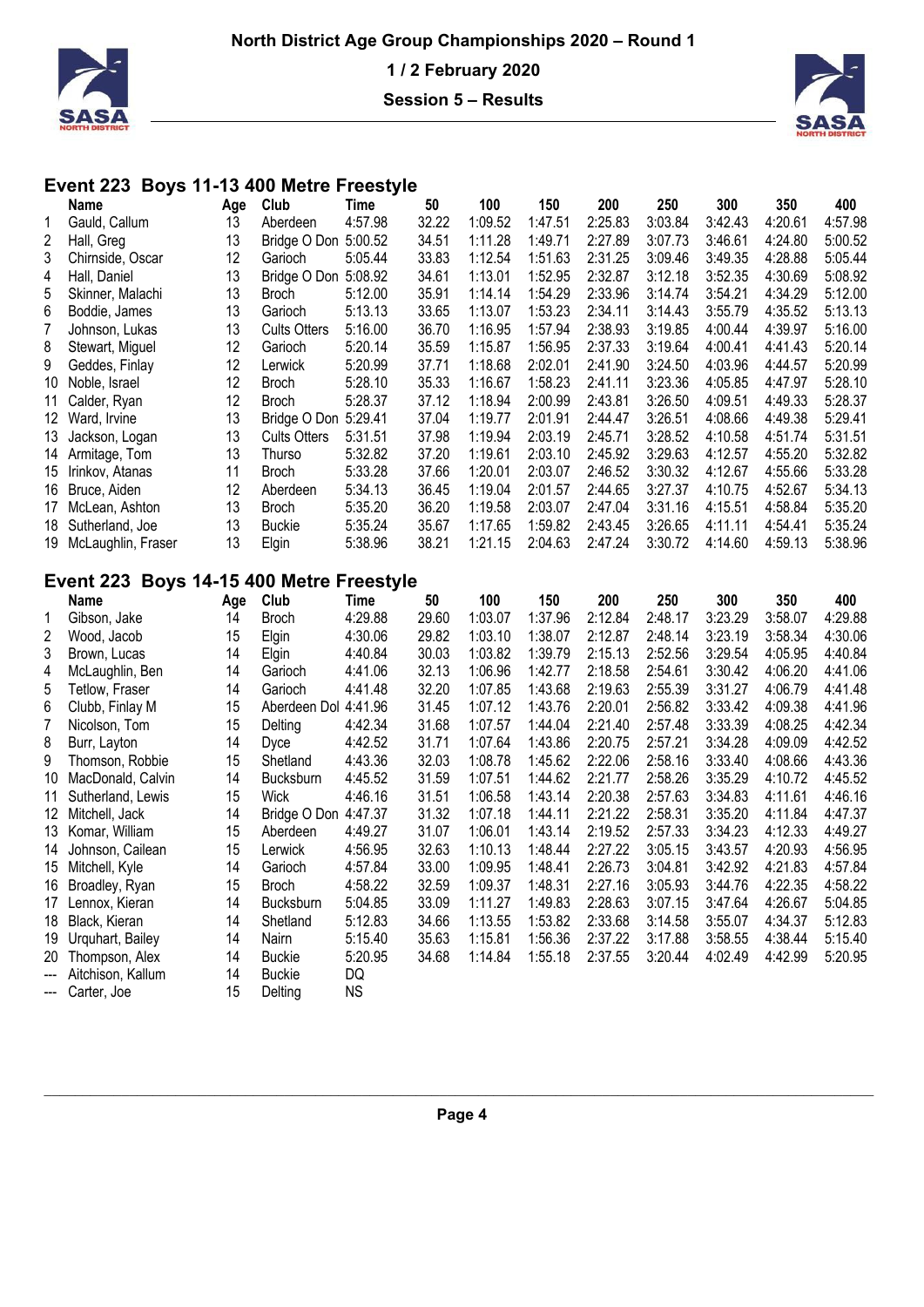# North District Age Group Championships 2020 – Round 1

**1 / 2 February 2020**

**Session 5 – Results**

## Event 223 Boys 11-13 400 Metre Freestyle

| | Name | Age | Club | Time | 50 | 100 | 150 | 200 | 250 | 300 | 350 | 400 |
|---|---|---|---|---|---|---|---|---|---|---|---|---|
| 1 | Gauld, Callum | 13 | Aberdeen | 4:57.98 | 32.22 | 1:09.52 | 1:47.51 | 2:25.83 | 3:03.84 | 3:42.43 | 4:20.61 | 4:57.98 |
| 2 | Hall, Greg | 13 | Bridge O Don | 5:00.52 | 34.51 | 1:11.28 | 1:49.71 | 2:27.89 | 3:07.73 | 3:46.61 | 4:24.80 | 5:00.52 |
| 3 | Chirnside, Oscar | 12 | Garioch | 5:05.44 | 33.83 | 1:12.54 | 1:51.63 | 2:31.25 | 3:09.46 | 3:49.35 | 4:28.88 | 5:05.44 |
| 4 | Hall, Daniel | 13 | Bridge O Don | 5:08.92 | 34.61 | 1:13.01 | 1:52.95 | 2:32.87 | 3:12.18 | 3:52.35 | 4:30.69 | 5:08.92 |
| 5 | Skinner, Malachi | 13 | Broch | 5:12.00 | 35.91 | 1:14.14 | 1:54.29 | 2:33.96 | 3:14.74 | 3:54.21 | 4:34.29 | 5:12.00 |
| 6 | Boddie, James | 13 | Garioch | 5:13.13 | 33.65 | 1:13.07 | 1:53.23 | 2:34.11 | 3:14.43 | 3:55.79 | 4:35.52 | 5:13.13 |
| 7 | Johnson, Lukas | 13 | Cults Otters | 5:16.00 | 36.70 | 1:16.95 | 1:57.94 | 2:38.93 | 3:19.85 | 4:00.44 | 4:39.97 | 5:16.00 |
| 8 | Stewart, Miguel | 12 | Garioch | 5:20.14 | 35.59 | 1:15.87 | 1:56.95 | 2:37.33 | 3:19.64 | 4:00.41 | 4:41.43 | 5:20.14 |
| 9 | Geddes, Finlay | 12 | Lerwick | 5:20.99 | 37.71 | 1:18.68 | 2:02.01 | 2:41.90 | 3:24.50 | 4:03.96 | 4:44.57 | 5:20.99 |
| 10 | Noble, Israel | 12 | Broch | 5:28.10 | 35.33 | 1:16.67 | 1:58.23 | 2:41.11 | 3:23.36 | 4:05.85 | 4:47.97 | 5:28.10 |
| 11 | Calder, Ryan | 12 | Broch | 5:28.37 | 37.12 | 1:18.94 | 2:00.99 | 2:43.81 | 3:26.50 | 4:09.51 | 4:49.33 | 5:28.37 |
| 12 | Ward, Irvine | 13 | Bridge O Don | 5:29.41 | 37.04 | 1:19.77 | 2:01.91 | 2:44.47 | 3:26.51 | 4:08.66 | 4:49.38 | 5:29.41 |
| 13 | Jackson, Logan | 13 | Cults Otters | 5:31.51 | 37.98 | 1:19.94 | 2:03.19 | 2:45.71 | 3:28.52 | 4:10.58 | 4:51.74 | 5:31.51 |
| 14 | Armitage, Tom | 13 | Thurso | 5:32.82 | 37.20 | 1:19.61 | 2:03.10 | 2:45.92 | 3:29.63 | 4:12.57 | 4:55.20 | 5:32.82 |
| 15 | Irinkov, Atanas | 11 | Broch | 5:33.28 | 37.66 | 1:20.01 | 2:03.07 | 2:46.52 | 3:30.32 | 4:12.67 | 4:55.66 | 5:33.28 |
| 16 | Bruce, Aiden | 12 | Aberdeen | 5:34.13 | 36.45 | 1:19.04 | 2:01.57 | 2:44.65 | 3:27.37 | 4:10.75 | 4:52.67 | 5:34.13 |
| 17 | McLean, Ashton | 13 | Broch | 5:35.20 | 36.20 | 1:19.58 | 2:03.07 | 2:47.04 | 3:31.16 | 4:15.51 | 4:58.84 | 5:35.20 |
| 18 | Sutherland, Joe | 13 | Buckie | 5:35.24 | 35.67 | 1:17.65 | 1:59.82 | 2:43.45 | 3:26.65 | 4:11.11 | 4:54.41 | 5:35.24 |
| 19 | McLaughlin, Fraser | 13 | Elgin | 5:38.96 | 38.21 | 1:21.15 | 2:04.63 | 2:47.24 | 3:30.72 | 4:14.60 | 4:59.13 | 5:38.96 |

## Event 223 Boys 14-15 400 Metre Freestyle

| | Name | Age | Club | Time | 50 | 100 | 150 | 200 | 250 | 300 | 350 | 400 |
|---|---|---|---|---|---|---|---|---|---|---|---|---|
| 1 | Gibson, Jake | 14 | Broch | 4:29.88 | 29.60 | 1:03.07 | 1:37.96 | 2:12.84 | 2:48.17 | 3:23.29 | 3:58.07 | 4:29.88 |
| 2 | Wood, Jacob | 15 | Elgin | 4:30.06 | 29.82 | 1:03.10 | 1:38.07 | 2:12.87 | 2:48.14 | 3:23.19 | 3:58.34 | 4:30.06 |
| 3 | Brown, Lucas | 14 | Elgin | 4:40.84 | 30.03 | 1:03.82 | 1:39.79 | 2:15.13 | 2:52.56 | 3:29.54 | 4:05.95 | 4:40.84 |
| 4 | McLaughlin, Ben | 14 | Garioch | 4:41.06 | 32.13 | 1:06.96 | 1:42.77 | 2:18.58 | 2:54.61 | 3:30.42 | 4:06.20 | 4:41.06 |
| 5 | Tetlow, Fraser | 14 | Garioch | 4:41.48 | 32.20 | 1:07.85 | 1:43.68 | 2:19.63 | 2:55.39 | 3:31.27 | 4:06.79 | 4:41.48 |
| 6 | Clubb, Finlay M | 15 | Aberdeen Dol | 4:41.96 | 31.45 | 1:07.12 | 1:43.76 | 2:20.01 | 2:56.82 | 3:33.42 | 4:09.38 | 4:41.96 |
| 7 | Nicolson, Tom | 15 | Delting | 4:42.34 | 31.68 | 1:07.57 | 1:44.04 | 2:21.40 | 2:57.48 | 3:33.39 | 4:08.25 | 4:42.34 |
| 8 | Burr, Layton | 14 | Dyce | 4:42.52 | 31.71 | 1:07.64 | 1:43.86 | 2:20.75 | 2:57.21 | 3:34.28 | 4:09.09 | 4:42.52 |
| 9 | Thomson, Robbie | 15 | Shetland | 4:43.36 | 32.03 | 1:08.78 | 1:45.62 | 2:22.06 | 2:58.16 | 3:33.40 | 4:08.66 | 4:43.36 |
| 10 | MacDonald, Calvin | 14 | Bucksburn | 4:45.52 | 31.59 | 1:07.51 | 1:44.62 | 2:21.77 | 2:58.26 | 3:35.29 | 4:10.72 | 4:45.52 |
| 11 | Sutherland, Lewis | 15 | Wick | 4:46.16 | 31.51 | 1:06.58 | 1:43.14 | 2:20.38 | 2:57.63 | 3:34.83 | 4:11.61 | 4:46.16 |
| 12 | Mitchell, Jack | 14 | Bridge O Don | 4:47.37 | 31.32 | 1:07.18 | 1:44.11 | 2:21.22 | 2:58.31 | 3:35.20 | 4:11.84 | 4:47.37 |
| 13 | Komar, William | 15 | Aberdeen | 4:49.27 | 31.07 | 1:06.01 | 1:43.14 | 2:19.52 | 2:57.33 | 3:34.23 | 4:12.33 | 4:49.27 |
| 14 | Johnson, Cailean | 15 | Lerwick | 4:56.95 | 32.63 | 1:10.13 | 1:48.44 | 2:27.22 | 3:05.15 | 3:43.57 | 4:20.93 | 4:56.95 |
| 15 | Mitchell, Kyle | 14 | Garioch | 4:57.84 | 33.00 | 1:09.95 | 1:48.41 | 2:26.73 | 3:04.81 | 3:42.92 | 4:21.83 | 4:57.84 |
| 16 | Broadley, Ryan | 15 | Broch | 4:58.22 | 32.59 | 1:09.37 | 1:48.31 | 2:27.16 | 3:05.93 | 3:44.76 | 4:22.35 | 4:58.22 |
| 17 | Lennox, Kieran | 14 | Bucksburn | 5:04.85 | 33.09 | 1:11.27 | 1:49.83 | 2:28.63 | 3:07.15 | 3:47.64 | 4:26.67 | 5:04.85 |
| 18 | Black, Kieran | 14 | Shetland | 5:12.83 | 34.66 | 1:13.55 | 1:53.82 | 2:33.68 | 3:14.58 | 3:55.07 | 4:34.37 | 5:12.83 |
| 19 | Urquhart, Bailey | 14 | Nairn | 5:15.40 | 35.63 | 1:15.81 | 1:56.36 | 2:37.22 | 3:17.88 | 3:58.55 | 4:38.44 | 5:15.40 |
| 20 | Thompson, Alex | 14 | Buckie | 5:20.95 | 34.68 | 1:14.84 | 1:55.18 | 2:37.55 | 3:20.44 | 4:02.49 | 4:42.99 | 5:20.95 |
| --- | Aitchison, Kallum | 14 | Buckie | DQ | | | | | | | | |
| --- | Carter, Joe | 15 | Delting | NS | | | | | | | | |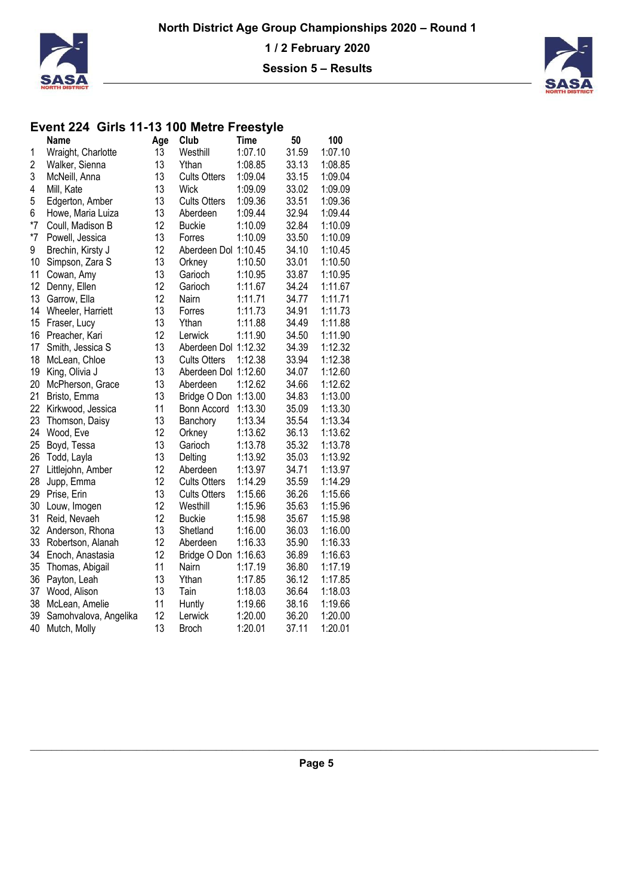North District Age Group Championships 2020 – Round 1

1 / 2 February 2020

Session 5 – Results

## Event 224 Girls 11-13 100 Metre Freestyle

| | Name | Age | Club | Time | 50 | 100 |
|---|---|---|---|---|---|---|
| 1 | Wraight, Charlotte | 13 | Westhill | 1:07.10 | 31.59 | 1:07.10 |
| 2 | Walker, Sienna | 13 | Ythan | 1:08.85 | 33.13 | 1:08.85 |
| 3 | McNeill, Anna | 13 | Cults Otters | 1:09.04 | 33.15 | 1:09.04 |
| 4 | Mill, Kate | 13 | Wick | 1:09.09 | 33.02 | 1:09.09 |
| 5 | Edgerton, Amber | 13 | Cults Otters | 1:09.36 | 33.51 | 1:09.36 |
| 6 | Howe, Maria Luiza | 13 | Aberdeen | 1:09.44 | 32.94 | 1:09.44 |
| *7 | Coull, Madison B | 12 | Buckie | 1:10.09 | 32.84 | 1:10.09 |
| *7 | Powell, Jessica | 13 | Forres | 1:10.09 | 33.50 | 1:10.09 |
| 9 | Brechin, Kirsty J | 12 | Aberdeen Dol | 1:10.45 | 34.10 | 1:10.45 |
| 10 | Simpson, Zara S | 13 | Orkney | 1:10.50 | 33.01 | 1:10.50 |
| 11 | Cowan, Amy | 13 | Garioch | 1:10.95 | 33.87 | 1:10.95 |
| 12 | Denny, Ellen | 12 | Garioch | 1:11.67 | 34.24 | 1:11.67 |
| 13 | Garrow, Ella | 12 | Nairn | 1:11.71 | 34.77 | 1:11.71 |
| 14 | Wheeler, Harriett | 13 | Forres | 1:11.73 | 34.91 | 1:11.73 |
| 15 | Fraser, Lucy | 13 | Ythan | 1:11.88 | 34.49 | 1:11.88 |
| 16 | Preacher, Kari | 12 | Lerwick | 1:11.90 | 34.50 | 1:11.90 |
| 17 | Smith, Jessica S | 13 | Aberdeen Dol | 1:12.32 | 34.39 | 1:12.32 |
| 18 | McLean, Chloe | 13 | Cults Otters | 1:12.38 | 33.94 | 1:12.38 |
| 19 | King, Olivia J | 13 | Aberdeen Dol | 1:12.60 | 34.07 | 1:12.60 |
| 20 | McPherson, Grace | 13 | Aberdeen | 1:12.62 | 34.66 | 1:12.62 |
| 21 | Bristo, Emma | 13 | Bridge O Don | 1:13.00 | 34.83 | 1:13.00 |
| 22 | Kirkwood, Jessica | 11 | Bonn Accord | 1:13.30 | 35.09 | 1:13.30 |
| 23 | Thomson, Daisy | 13 | Banchory | 1:13.34 | 35.54 | 1:13.34 |
| 24 | Wood, Eve | 12 | Orkney | 1:13.62 | 36.13 | 1:13.62 |
| 25 | Boyd, Tessa | 13 | Garioch | 1:13.78 | 35.32 | 1:13.78 |
| 26 | Todd, Layla | 13 | Delting | 1:13.92 | 35.03 | 1:13.92 |
| 27 | Littlejohn, Amber | 12 | Aberdeen | 1:13.97 | 34.71 | 1:13.97 |
| 28 | Jupp, Emma | 12 | Cults Otters | 1:14.29 | 35.59 | 1:14.29 |
| 29 | Prise, Erin | 13 | Cults Otters | 1:15.66 | 36.26 | 1:15.66 |
| 30 | Louw, Imogen | 12 | Westhill | 1:15.96 | 35.63 | 1:15.96 |
| 31 | Reid, Nevaeh | 12 | Buckie | 1:15.98 | 35.67 | 1:15.98 |
| 32 | Anderson, Rhona | 13 | Shetland | 1:16.00 | 36.03 | 1:16.00 |
| 33 | Robertson, Alanah | 12 | Aberdeen | 1:16.33 | 35.90 | 1:16.33 |
| 34 | Enoch, Anastasia | 12 | Bridge O Don | 1:16.63 | 36.89 | 1:16.63 |
| 35 | Thomas, Abigail | 11 | Nairn | 1:17.19 | 36.80 | 1:17.19 |
| 36 | Payton, Leah | 13 | Ythan | 1:17.85 | 36.12 | 1:17.85 |
| 37 | Wood, Alison | 13 | Tain | 1:18.03 | 36.64 | 1:18.03 |
| 38 | McLean, Amelie | 11 | Huntly | 1:19.66 | 38.16 | 1:19.66 |
| 39 | Samohvalova, Angelika | 12 | Lerwick | 1:20.00 | 36.20 | 1:20.00 |
| 40 | Mutch, Molly | 13 | Broch | 1:20.01 | 37.11 | 1:20.01 |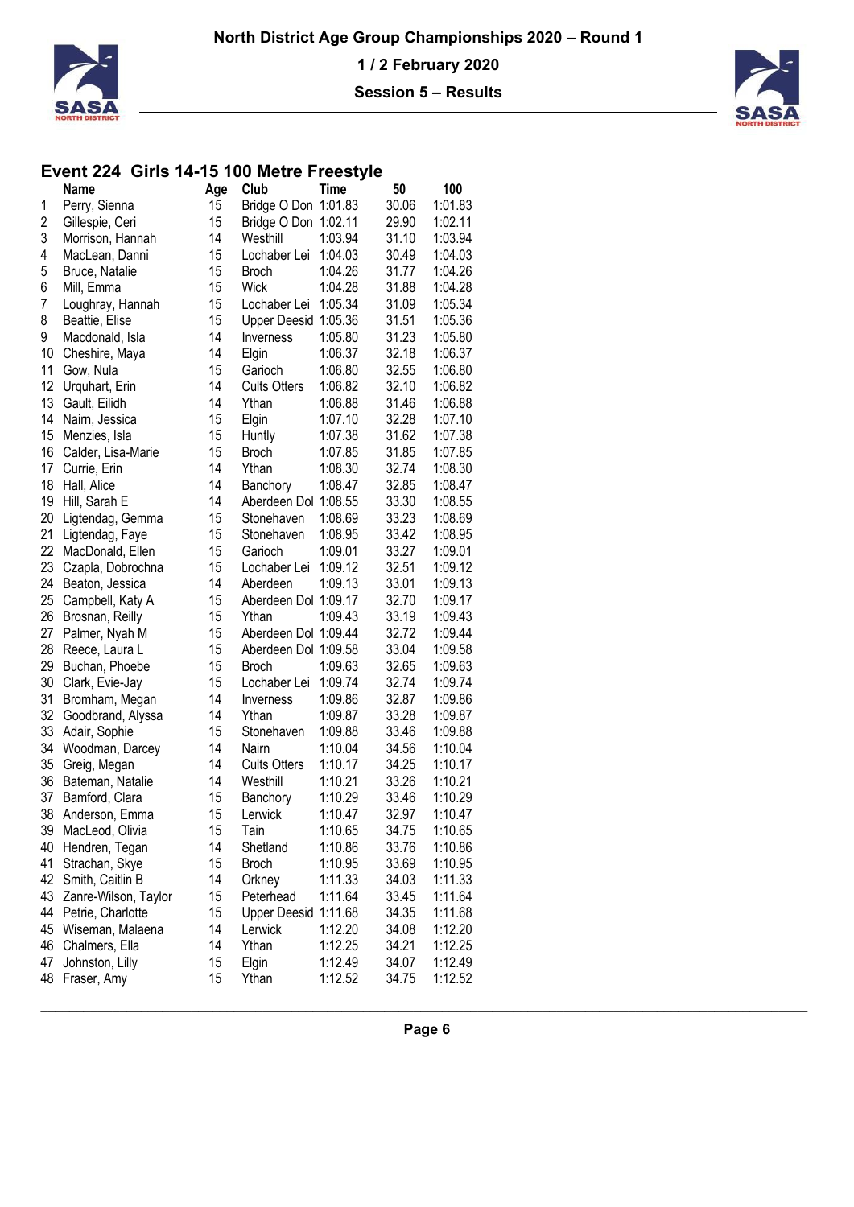# North District Age Group Championships 2020 – Round 1

**1 / 2 February 2020**

**Session 5 – Results**

## Event 224 Girls 14-15 100 Metre Freestyle

| | Name | Age | Club | Time | 50 | 100 |
|---|---|---|---|---|---|---|
| 1 | Perry, Sienna | 15 | Bridge O Don | 1:01.83 | 30.06 | 1:01.83 |
| 2 | Gillespie, Ceri | 15 | Bridge O Don | 1:02.11 | 29.90 | 1:02.11 |
| 3 | Morrison, Hannah | 14 | Westhill | 1:03.94 | 31.10 | 1:03.94 |
| 4 | MacLean, Danni | 15 | Lochaber Lei | 1:04.03 | 30.49 | 1:04.03 |
| 5 | Bruce, Natalie | 15 | Broch | 1:04.26 | 31.77 | 1:04.26 |
| 6 | Mill, Emma | 15 | Wick | 1:04.28 | 31.88 | 1:04.28 |
| 7 | Loughray, Hannah | 15 | Lochaber Lei | 1:05.34 | 31.09 | 1:05.34 |
| 8 | Beattie, Elise | 15 | Upper Deesid | 1:05.36 | 31.51 | 1:05.36 |
| 9 | Macdonald, Isla | 14 | Inverness | 1:05.80 | 31.23 | 1:05.80 |
| 10 | Cheshire, Maya | 14 | Elgin | 1:06.37 | 32.18 | 1:06.37 |
| 11 | Gow, Nula | 15 | Garioch | 1:06.80 | 32.55 | 1:06.80 |
| 12 | Urquhart, Erin | 14 | Cults Otters | 1:06.82 | 32.10 | 1:06.82 |
| 13 | Gault, Eilidh | 14 | Ythan | 1:06.88 | 31.46 | 1:06.88 |
| 14 | Nairn, Jessica | 15 | Elgin | 1:07.10 | 32.28 | 1:07.10 |
| 15 | Menzies, Isla | 15 | Huntly | 1:07.38 | 31.62 | 1:07.38 |
| 16 | Calder, Lisa-Marie | 15 | Broch | 1:07.85 | 31.85 | 1:07.85 |
| 17 | Currie, Erin | 14 | Ythan | 1:08.30 | 32.74 | 1:08.30 |
| 18 | Hall, Alice | 14 | Banchory | 1:08.47 | 32.85 | 1:08.47 |
| 19 | Hill, Sarah E | 14 | Aberdeen Dol | 1:08.55 | 33.30 | 1:08.55 |
| 20 | Ligtendag, Gemma | 15 | Stonehaven | 1:08.69 | 33.23 | 1:08.69 |
| 21 | Ligtendag, Faye | 15 | Stonehaven | 1:08.95 | 33.42 | 1:08.95 |
| 22 | MacDonald, Ellen | 15 | Garioch | 1:09.01 | 33.27 | 1:09.01 |
| 23 | Czapla, Dobrochna | 15 | Lochaber Lei | 1:09.12 | 32.51 | 1:09.12 |
| 24 | Beaton, Jessica | 14 | Aberdeen | 1:09.13 | 33.01 | 1:09.13 |
| 25 | Campbell, Katy A | 15 | Aberdeen Dol | 1:09.17 | 32.70 | 1:09.17 |
| 26 | Brosnan, Reilly | 15 | Ythan | 1:09.43 | 33.19 | 1:09.43 |
| 27 | Palmer, Nyah M | 15 | Aberdeen Dol | 1:09.44 | 32.72 | 1:09.44 |
| 28 | Reece, Laura L | 15 | Aberdeen Dol | 1:09.58 | 33.04 | 1:09.58 |
| 29 | Buchan, Phoebe | 15 | Broch | 1:09.63 | 32.65 | 1:09.63 |
| 30 | Clark, Evie-Jay | 15 | Lochaber Lei | 1:09.74 | 32.74 | 1:09.74 |
| 31 | Bromham, Megan | 14 | Inverness | 1:09.86 | 32.87 | 1:09.86 |
| 32 | Goodbrand, Alyssa | 14 | Ythan | 1:09.87 | 33.28 | 1:09.87 |
| 33 | Adair, Sophie | 15 | Stonehaven | 1:09.88 | 33.46 | 1:09.88 |
| 34 | Woodman, Darcey | 14 | Nairn | 1:10.04 | 34.56 | 1:10.04 |
| 35 | Greig, Megan | 14 | Cults Otters | 1:10.17 | 34.25 | 1:10.17 |
| 36 | Bateman, Natalie | 14 | Westhill | 1:10.21 | 33.26 | 1:10.21 |
| 37 | Bamford, Clara | 15 | Banchory | 1:10.29 | 33.46 | 1:10.29 |
| 38 | Anderson, Emma | 15 | Lerwick | 1:10.47 | 32.97 | 1:10.47 |
| 39 | MacLeod, Olivia | 15 | Tain | 1:10.65 | 34.75 | 1:10.65 |
| 40 | Hendren, Tegan | 14 | Shetland | 1:10.86 | 33.76 | 1:10.86 |
| 41 | Strachan, Skye | 15 | Broch | 1:10.95 | 33.69 | 1:10.95 |
| 42 | Smith, Caitlin B | 14 | Orkney | 1:11.33 | 34.03 | 1:11.33 |
| 43 | Zanre-Wilson, Taylor | 15 | Peterhead | 1:11.64 | 33.45 | 1:11.64 |
| 44 | Petrie, Charlotte | 15 | Upper Deesid | 1:11.68 | 34.35 | 1:11.68 |
| 45 | Wiseman, Malaena | 14 | Lerwick | 1:12.20 | 34.08 | 1:12.20 |
| 46 | Chalmers, Ella | 14 | Ythan | 1:12.25 | 34.21 | 1:12.25 |
| 47 | Johnston, Lilly | 15 | Elgin | 1:12.49 | 34.07 | 1:12.49 |
| 48 | Fraser, Amy | 15 | Ythan | 1:12.52 | 34.75 | 1:12.52 |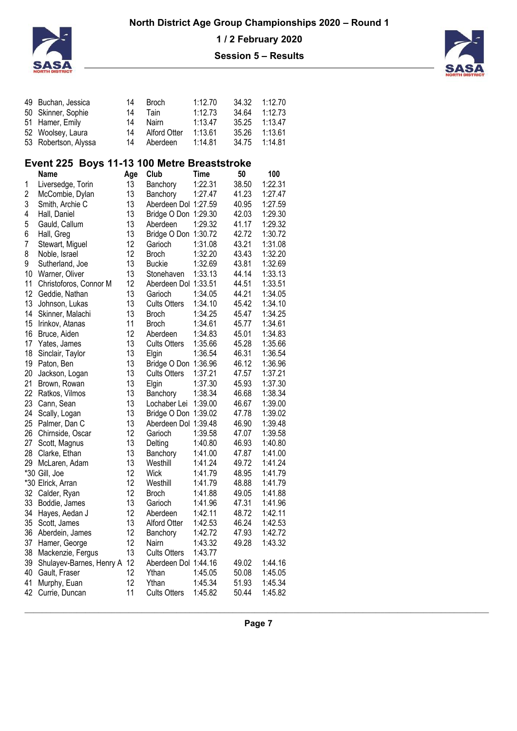| | Name | Age | Club | Time | 50 | 100 |
|---|---|---|---|---|---|---|
| 49 | Buchan, Jessica | 14 | Broch | 1:12.70 | 34.32 | 1:12.70 |
| 50 | Skinner, Sophie | 14 | Tain | 1:12.73 | 34.64 | 1:12.73 |
| 51 | Hamer, Emily | 14 | Nairn | 1:13.47 | 35.25 | 1:13.47 |
| 52 | Woolsey, Laura | 14 | Alford Otter | 1:13.61 | 35.26 | 1:13.61 |
| 53 | Robertson, Alyssa | 14 | Aberdeen | 1:14.81 | 34.75 | 1:14.81 |

## Event 225 Boys 11-13 100 Metre Breaststroke

| | Name | Age | Club | Time | 50 | 100 |
|---|---|---|---|---|---|---|
| 1 | Liversedge, Torin | 13 | Banchory | 1:22.31 | 38.50 | 1:22.31 |
| 2 | McCombie, Dylan | 13 | Banchory | 1:27.47 | 41.23 | 1:27.47 |
| 3 | Smith, Archie C | 13 | Aberdeen Dol | 1:27.59 | 40.95 | 1:27.59 |
| 4 | Hall, Daniel | 13 | Bridge O Don | 1:29.30 | 42.03 | 1:29.30 |
| 5 | Gauld, Callum | 13 | Aberdeen | 1:29.32 | 41.17 | 1:29.32 |
| 6 | Hall, Greg | 13 | Bridge O Don | 1:30.72 | 42.72 | 1:30.72 |
| 7 | Stewart, Miguel | 12 | Garioch | 1:31.08 | 43.21 | 1:31.08 |
| 8 | Noble, Israel | 12 | Broch | 1:32.20 | 43.43 | 1:32.20 |
| 9 | Sutherland, Joe | 13 | Buckie | 1:32.69 | 43.81 | 1:32.69 |
| 10 | Warner, Oliver | 13 | Stonehaven | 1:33.13 | 44.14 | 1:33.13 |
| 11 | Christoforos, Connor M | 12 | Aberdeen Dol | 1:33.51 | 44.51 | 1:33.51 |
| 12 | Geddie, Nathan | 13 | Garioch | 1:34.05 | 44.21 | 1:34.05 |
| 13 | Johnson, Lukas | 13 | Cults Otters | 1:34.10 | 45.42 | 1:34.10 |
| 14 | Skinner, Malachi | 13 | Broch | 1:34.25 | 45.47 | 1:34.25 |
| 15 | Irinkov, Atanas | 11 | Broch | 1:34.61 | 45.77 | 1:34.61 |
| 16 | Bruce, Aiden | 12 | Aberdeen | 1:34.83 | 45.01 | 1:34.83 |
| 17 | Yates, James | 13 | Cults Otters | 1:35.66 | 45.28 | 1:35.66 |
| 18 | Sinclair, Taylor | 13 | Elgin | 1:36.54 | 46.31 | 1:36.54 |
| 19 | Paton, Ben | 13 | Bridge O Don | 1:36.96 | 46.12 | 1:36.96 |
| 20 | Jackson, Logan | 13 | Cults Otters | 1:37.21 | 47.57 | 1:37.21 |
| 21 | Brown, Rowan | 13 | Elgin | 1:37.30 | 45.93 | 1:37.30 |
| 22 | Ratkos, Vilmos | 13 | Banchory | 1:38.34 | 46.68 | 1:38.34 |
| 23 | Cann, Sean | 13 | Lochaber Lei | 1:39.00 | 46.67 | 1:39.00 |
| 24 | Scally, Logan | 13 | Bridge O Don | 1:39.02 | 47.78 | 1:39.02 |
| 25 | Palmer, Dan C | 13 | Aberdeen Dol | 1:39.48 | 46.90 | 1:39.48 |
| 26 | Chirnside, Oscar | 12 | Garioch | 1:39.58 | 47.07 | 1:39.58 |
| 27 | Scott, Magnus | 13 | Delting | 1:40.80 | 46.93 | 1:40.80 |
| 28 | Clarke, Ethan | 13 | Banchory | 1:41.00 | 47.87 | 1:41.00 |
| 29 | McLaren, Adam | 13 | Westhill | 1:41.24 | 49.72 | 1:41.24 |
| *30 | Gill, Joe | 12 | Wick | 1:41.79 | 48.95 | 1:41.79 |
| *30 | Elrick, Arran | 12 | Westhill | 1:41.79 | 48.88 | 1:41.79 |
| 32 | Calder, Ryan | 12 | Broch | 1:41.88 | 49.05 | 1:41.88 |
| 33 | Boddie, James | 13 | Garioch | 1:41.96 | 47.31 | 1:41.96 |
| 34 | Hayes, Aedan J | 12 | Aberdeen | 1:42.11 | 48.72 | 1:42.11 |
| 35 | Scott, James | 13 | Alford Otter | 1:42.53 | 46.24 | 1:42.53 |
| 36 | Aberdein, James | 12 | Banchory | 1:42.72 | 47.93 | 1:42.72 |
| 37 | Hamer, George | 12 | Nairn | 1:43.32 | 49.28 | 1:43.32 |
| 38 | Mackenzie, Fergus | 13 | Cults Otters | 1:43.77 | | |
| 39 | Shulayev-Barnes, Henry A | 12 | Aberdeen Dol | 1:44.16 | 49.02 | 1:44.16 |
| 40 | Gault, Fraser | 12 | Ythan | 1:45.05 | 50.08 | 1:45.05 |
| 41 | Murphy, Euan | 12 | Ythan | 1:45.34 | 51.93 | 1:45.34 |
| 42 | Currie, Duncan | 11 | Cults Otters | 1:45.82 | 50.44 | 1:45.82 |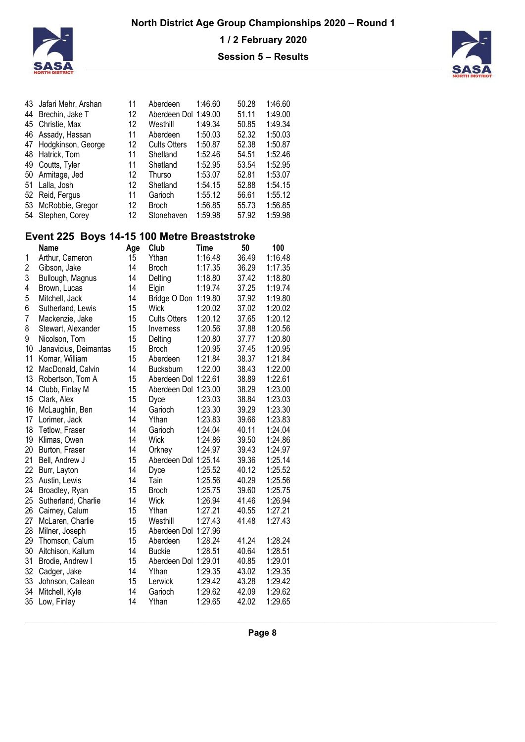| | | | | | | |
|---|---|---|---|---|---|---|
| 43 | Jafari Mehr, Arshan | 11 | Aberdeen | 1:46.60 | 50.28 | 1:46.60 |
| 44 | Brechin, Jake T | 12 | Aberdeen Dol | 1:49.00 | 51.11 | 1:49.00 |
| 45 | Christie, Max | 12 | Westhill | 1:49.34 | 50.85 | 1:49.34 |
| 46 | Assady, Hassan | 11 | Aberdeen | 1:50.03 | 52.32 | 1:50.03 |
| 47 | Hodgkinson, George | 12 | Cults Otters | 1:50.87 | 52.38 | 1:50.87 |
| 48 | Hatrick, Tom | 11 | Shetland | 1:52.46 | 54.51 | 1:52.46 |
| 49 | Coutts, Tyler | 11 | Shetland | 1:52.95 | 53.54 | 1:52.95 |
| 50 | Armitage, Jed | 12 | Thurso | 1:53.07 | 52.81 | 1:53.07 |
| 51 | Lalla, Josh | 12 | Shetland | 1:54.15 | 52.88 | 1:54.15 |
| 52 | Reid, Fergus | 11 | Garioch | 1:55.12 | 56.61 | 1:55.12 |
| 53 | McRobbie, Gregor | 12 | Broch | 1:56.85 | 55.73 | 1:56.85 |
| 54 | Stephen, Corey | 12 | Stonehaven | 1:59.98 | 57.92 | 1:59.98 |

## Event 225 Boys 14-15 100 Metre Breaststroke

| | Name | Age | Club | Time | 50 | 100 |
|---|---|---|---|---|---|---|
| 1 | Arthur, Cameron | 15 | Ythan | 1:16.48 | 36.49 | 1:16.48 |
| 2 | Gibson, Jake | 14 | Broch | 1:17.35 | 36.29 | 1:17.35 |
| 3 | Bullough, Magnus | 14 | Delting | 1:18.80 | 37.42 | 1:18.80 |
| 4 | Brown, Lucas | 14 | Elgin | 1:19.74 | 37.25 | 1:19.74 |
| 5 | Mitchell, Jack | 14 | Bridge O Don | 1:19.80 | 37.92 | 1:19.80 |
| 6 | Sutherland, Lewis | 15 | Wick | 1:20.02 | 37.02 | 1:20.02 |
| 7 | Mackenzie, Jake | 15 | Cults Otters | 1:20.12 | 37.65 | 1:20.12 |
| 8 | Stewart, Alexander | 15 | Inverness | 1:20.56 | 37.88 | 1:20.56 |
| 9 | Nicolson, Tom | 15 | Delting | 1:20.80 | 37.77 | 1:20.80 |
| 10 | Janavicius, Deimantas | 15 | Broch | 1:20.95 | 37.45 | 1:20.95 |
| 11 | Komar, William | 15 | Aberdeen | 1:21.84 | 38.37 | 1:21.84 |
| 12 | MacDonald, Calvin | 14 | Bucksburn | 1:22.00 | 38.43 | 1:22.00 |
| 13 | Robertson, Tom A | 15 | Aberdeen Dol | 1:22.61 | 38.89 | 1:22.61 |
| 14 | Clubb, Finlay M | 15 | Aberdeen Dol | 1:23.00 | 38.29 | 1:23.00 |
| 15 | Clark, Alex | 15 | Dyce | 1:23.03 | 38.84 | 1:23.03 |
| 16 | McLaughlin, Ben | 14 | Garioch | 1:23.30 | 39.29 | 1:23.30 |
| 17 | Lorimer, Jack | 14 | Ythan | 1:23.83 | 39.66 | 1:23.83 |
| 18 | Tetlow, Fraser | 14 | Garioch | 1:24.04 | 40.11 | 1:24.04 |
| 19 | Klimas, Owen | 14 | Wick | 1:24.86 | 39.50 | 1:24.86 |
| 20 | Burton, Fraser | 14 | Orkney | 1:24.97 | 39.43 | 1:24.97 |
| 21 | Bell, Andrew J | 15 | Aberdeen Dol | 1:25.14 | 39.36 | 1:25.14 |
| 22 | Burr, Layton | 14 | Dyce | 1:25.52 | 40.12 | 1:25.52 |
| 23 | Austin, Lewis | 14 | Tain | 1:25.56 | 40.29 | 1:25.56 |
| 24 | Broadley, Ryan | 15 | Broch | 1:25.75 | 39.60 | 1:25.75 |
| 25 | Sutherland, Charlie | 14 | Wick | 1:26.94 | 41.46 | 1:26.94 |
| 26 | Cairney, Calum | 15 | Ythan | 1:27.21 | 40.55 | 1:27.21 |
| 27 | McLaren, Charlie | 15 | Westhill | 1:27.43 | 41.48 | 1:27.43 |
| 28 | Milner, Joseph | 15 | Aberdeen Dol | 1:27.96 | | |
| 29 | Thomson, Calum | 15 | Aberdeen | 1:28.24 | 41.24 | 1:28.24 |
| 30 | Aitchison, Kallum | 14 | Buckie | 1:28.51 | 40.64 | 1:28.51 |
| 31 | Brodie, Andrew I | 15 | Aberdeen Dol | 1:29.01 | 40.85 | 1:29.01 |
| 32 | Cadger, Jake | 14 | Ythan | 1:29.35 | 43.02 | 1:29.35 |
| 33 | Johnson, Cailean | 15 | Lerwick | 1:29.42 | 43.28 | 1:29.42 |
| 34 | Mitchell, Kyle | 14 | Garioch | 1:29.62 | 42.09 | 1:29.62 |
| 35 | Low, Finlay | 14 | Ythan | 1:29.65 | 42.02 | 1:29.65 |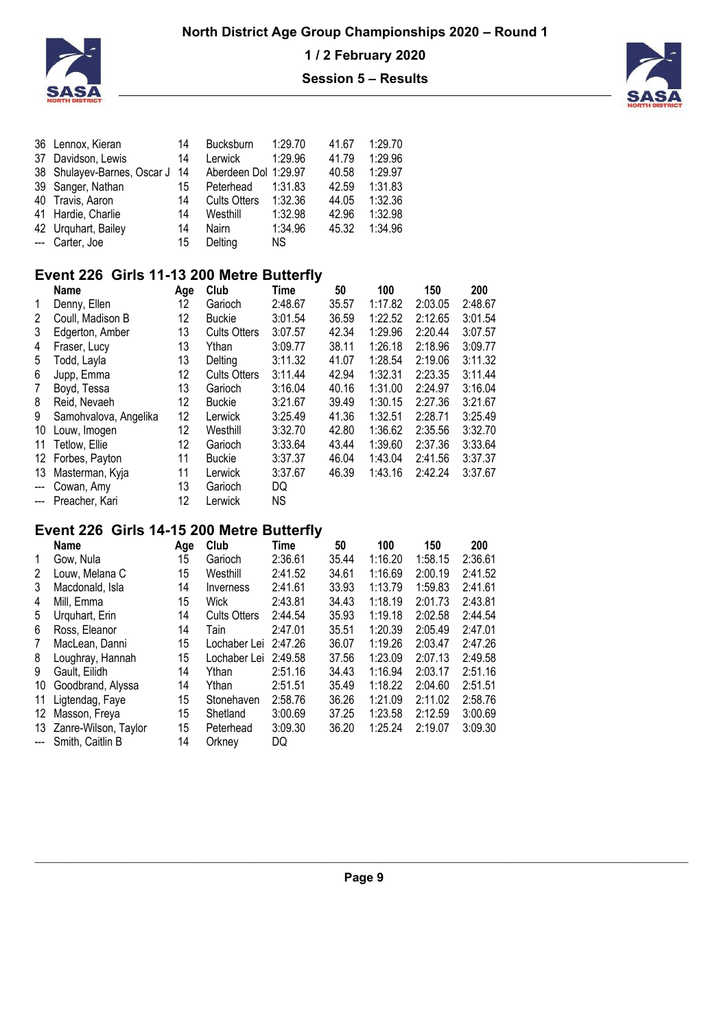| | | | | | | |
|---|---|---|---|---|---|---|
| 36 | Lennox, Kieran | 14 | Bucksburn | 1:29.70 | 41.67 | 1:29.70 |
| 37 | Davidson, Lewis | 14 | Lerwick | 1:29.96 | 41.79 | 1:29.96 |
| 38 | Shulayev-Barnes, Oscar J | 14 | Aberdeen Dol | 1:29.97 | 40.58 | 1:29.97 |
| 39 | Sanger, Nathan | 15 | Peterhead | 1:31.83 | 42.59 | 1:31.83 |
| 40 | Travis, Aaron | 14 | Cults Otters | 1:32.36 | 44.05 | 1:32.36 |
| 41 | Hardie, Charlie | 14 | Westhill | 1:32.98 | 42.96 | 1:32.98 |
| 42 | Urquhart, Bailey | 14 | Nairn | 1:34.96 | 45.32 | 1:34.96 |
| --- | Carter, Joe | 15 | Delting | NS | | |

## Event 226 Girls 11-13 200 Metre Butterfly

| | Name | Age | Club | Time | 50 | 100 | 150 | 200 |
|---|---|---|---|---|---|---|---|---|
| 1 | Denny, Ellen | 12 | Garioch | 2:48.67 | 35.57 | 1:17.82 | 2:03.05 | 2:48.67 |
| 2 | Coull, Madison B | 12 | Buckie | 3:01.54 | 36.59 | 1:22.52 | 2:12.65 | 3:01.54 |
| 3 | Edgerton, Amber | 13 | Cults Otters | 3:07.57 | 42.34 | 1:29.96 | 2:20.44 | 3:07.57 |
| 4 | Fraser, Lucy | 13 | Ythan | 3:09.77 | 38.11 | 1:26.18 | 2:18.96 | 3:09.77 |
| 5 | Todd, Layla | 13 | Delting | 3:11.32 | 41.07 | 1:28.54 | 2:19.06 | 3:11.32 |
| 6 | Jupp, Emma | 12 | Cults Otters | 3:11.44 | 42.94 | 1:32.31 | 2:23.35 | 3:11.44 |
| 7 | Boyd, Tessa | 13 | Garioch | 3:16.04 | 40.16 | 1:31.00 | 2:24.97 | 3:16.04 |
| 8 | Reid, Nevaeh | 12 | Buckie | 3:21.67 | 39.49 | 1:30.15 | 2:27.36 | 3:21.67 |
| 9 | Samohvalova, Angelika | 12 | Lerwick | 3:25.49 | 41.36 | 1:32.51 | 2:28.71 | 3:25.49 |
| 10 | Louw, Imogen | 12 | Westhill | 3:32.70 | 42.80 | 1:36.62 | 2:35.56 | 3:32.70 |
| 11 | Tetlow, Ellie | 12 | Garioch | 3:33.64 | 43.44 | 1:39.60 | 2:37.36 | 3:33.64 |
| 12 | Forbes, Payton | 11 | Buckie | 3:37.37 | 46.04 | 1:43.04 | 2:41.56 | 3:37.37 |
| 13 | Masterman, Kyja | 11 | Lerwick | 3:37.67 | 46.39 | 1:43.16 | 2:42.24 | 3:37.67 |
| --- | Cowan, Amy | 13 | Garioch | DQ | | | | |
| --- | Preacher, Kari | 12 | Lerwick | NS | | | | |

## Event 226 Girls 14-15 200 Metre Butterfly

| | Name | Age | Club | Time | 50 | 100 | 150 | 200 |
|---|---|---|---|---|---|---|---|---|
| 1 | Gow, Nula | 15 | Garioch | 2:36.61 | 35.44 | 1:16.20 | 1:58.15 | 2:36.61 |
| 2 | Louw, Melana C | 15 | Westhill | 2:41.52 | 34.61 | 1:16.69 | 2:00.19 | 2:41.52 |
| 3 | Macdonald, Isla | 14 | Inverness | 2:41.61 | 33.93 | 1:13.79 | 1:59.83 | 2:41.61 |
| 4 | Mill, Emma | 15 | Wick | 2:43.81 | 34.43 | 1:18.19 | 2:01.73 | 2:43.81 |
| 5 | Urquhart, Erin | 14 | Cults Otters | 2:44.54 | 35.93 | 1:19.18 | 2:02.58 | 2:44.54 |
| 6 | Ross, Eleanor | 14 | Tain | 2:47.01 | 35.51 | 1:20.39 | 2:05.49 | 2:47.01 |
| 7 | MacLean, Danni | 15 | Lochaber Lei | 2:47.26 | 36.07 | 1:19.26 | 2:03.47 | 2:47.26 |
| 8 | Loughray, Hannah | 15 | Lochaber Lei | 2:49.58 | 37.56 | 1:23.09 | 2:07.13 | 2:49.58 |
| 9 | Gault, Eilidh | 14 | Ythan | 2:51.16 | 34.43 | 1:16.94 | 2:03.17 | 2:51.16 |
| 10 | Goodbrand, Alyssa | 14 | Ythan | 2:51.51 | 35.49 | 1:18.22 | 2:04.60 | 2:51.51 |
| 11 | Ligtendag, Faye | 15 | Stonehaven | 2:58.76 | 36.26 | 1:21.09 | 2:11.02 | 2:58.76 |
| 12 | Masson, Freya | 15 | Shetland | 3:00.69 | 37.25 | 1:23.58 | 2:12.59 | 3:00.69 |
| 13 | Zanre-Wilson, Taylor | 15 | Peterhead | 3:09.30 | 36.20 | 1:25.24 | 2:19.07 | 3:09.30 |
| --- | Smith, Caitlin B | 14 | Orkney | DQ | | | | |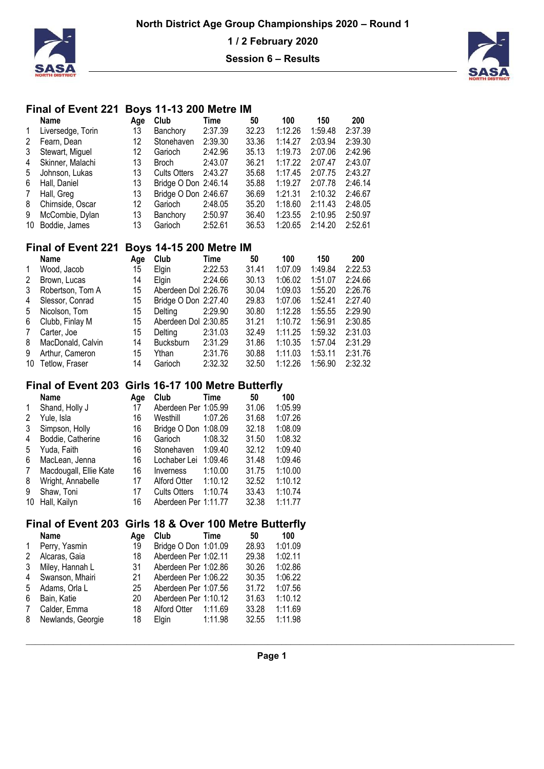# North District Age Group Championships 2020 – Round 1

**1 / 2 February 2020**

**Session 6 – Results**

## Final of Event 221 Boys 11-13 200 Metre IM

| | Name | Age | Club | Time | 50 | 100 | 150 | 200 |
|---|---|---|---|---|---|---|---|---|
| 1 | Liversedge, Torin | 13 | Banchory | 2:37.39 | 32.23 | 1:12.26 | 1:59.48 | 2:37.39 |
| 2 | Fearn, Dean | 12 | Stonehaven | 2:39.30 | 33.36 | 1:14.27 | 2:03.94 | 2:39.30 |
| 3 | Stewart, Miguel | 12 | Garioch | 2:42.96 | 35.13 | 1:19.73 | 2:07.06 | 2:42.96 |
| 4 | Skinner, Malachi | 13 | Broch | 2:43.07 | 36.21 | 1:17.22 | 2:07.47 | 2:43.07 |
| 5 | Johnson, Lukas | 13 | Cults Otters | 2:43.27 | 35.68 | 1:17.45 | 2:07.75 | 2:43.27 |
| 6 | Hall, Daniel | 13 | Bridge O Don | 2:46.14 | 35.88 | 1:19.27 | 2:07.78 | 2:46.14 |
| 7 | Hall, Greg | 13 | Bridge O Don | 2:46.67 | 36.69 | 1:21.31 | 2:10.32 | 2:46.67 |
| 8 | Chirnside, Oscar | 12 | Garioch | 2:48.05 | 35.20 | 1:18.60 | 2:11.43 | 2:48.05 |
| 9 | McCombie, Dylan | 13 | Banchory | 2:50.97 | 36.40 | 1:23.55 | 2:10.95 | 2:50.97 |
| 10 | Boddie, James | 13 | Garioch | 2:52.61 | 36.53 | 1:20.65 | 2:14.20 | 2:52.61 |

## Final of Event 221 Boys 14-15 200 Metre IM

| | Name | Age | Club | Time | 50 | 100 | 150 | 200 |
|---|---|---|---|---|---|---|---|---|
| 1 | Wood, Jacob | 15 | Elgin | 2:22.53 | 31.41 | 1:07.09 | 1:49.84 | 2:22.53 |
| 2 | Brown, Lucas | 14 | Elgin | 2:24.66 | 30.13 | 1:06.02 | 1:51.07 | 2:24.66 |
| 3 | Robertson, Tom A | 15 | Aberdeen Dol | 2:26.76 | 30.04 | 1:09.03 | 1:55.20 | 2:26.76 |
| 4 | Slessor, Conrad | 15 | Bridge O Don | 2:27.40 | 29.83 | 1:07.06 | 1:52.41 | 2:27.40 |
| 5 | Nicolson, Tom | 15 | Delting | 2:29.90 | 30.80 | 1:12.28 | 1:55.55 | 2:29.90 |
| 6 | Clubb, Finlay M | 15 | Aberdeen Dol | 2:30.85 | 31.21 | 1:10.72 | 1:56.91 | 2:30.85 |
| 7 | Carter, Joe | 15 | Delting | 2:31.03 | 32.49 | 1:11.25 | 1:59.32 | 2:31.03 |
| 8 | MacDonald, Calvin | 14 | Bucksburn | 2:31.29 | 31.86 | 1:10.35 | 1:57.04 | 2:31.29 |
| 9 | Arthur, Cameron | 15 | Ythan | 2:31.76 | 30.88 | 1:11.03 | 1:53.11 | 2:31.76 |
| 10 | Tetlow, Fraser | 14 | Garioch | 2:32.32 | 32.50 | 1:12.26 | 1:56.90 | 2:32.32 |

## Final of Event 203 Girls 16-17 100 Metre Butterfly

| | Name | Age | Club | Time | 50 | 100 |
|---|---|---|---|---|---|---|
| 1 | Shand, Holly J | 17 | Aberdeen Per | 1:05.99 | 31.06 | 1:05.99 |
| 2 | Yule, Isla | 16 | Westhill | 1:07.26 | 31.68 | 1:07.26 |
| 3 | Simpson, Holly | 16 | Bridge O Don | 1:08.09 | 32.18 | 1:08.09 |
| 4 | Boddie, Catherine | 16 | Garioch | 1:08.32 | 31.50 | 1:08.32 |
| 5 | Yuda, Faith | 16 | Stonehaven | 1:09.40 | 32.12 | 1:09.40 |
| 6 | MacLean, Jenna | 16 | Lochaber Lei | 1:09.46 | 31.48 | 1:09.46 |
| 7 | Macdougall, Ellie Kate | 16 | Inverness | 1:10.00 | 31.75 | 1:10.00 |
| 8 | Wright, Annabelle | 17 | Alford Otter | 1:10.12 | 32.52 | 1:10.12 |
| 9 | Shaw, Toni | 17 | Cults Otters | 1:10.74 | 33.43 | 1:10.74 |
| 10 | Hall, Kailyn | 16 | Aberdeen Per | 1:11.77 | 32.38 | 1:11.77 |

## Final of Event 203 Girls 18 & Over 100 Metre Butterfly

| | Name | Age | Club | Time | 50 | 100 |
|---|---|---|---|---|---|---|
| 1 | Perry, Yasmin | 19 | Bridge O Don | 1:01.09 | 28.93 | 1:01.09 |
| 2 | Alcaras, Gaia | 18 | Aberdeen Per | 1:02.11 | 29.38 | 1:02.11 |
| 3 | Miley, Hannah L | 31 | Aberdeen Per | 1:02.86 | 30.26 | 1:02.86 |
| 4 | Swanson, Mhairi | 21 | Aberdeen Per | 1:06.22 | 30.35 | 1:06.22 |
| 5 | Adams, Orla L | 25 | Aberdeen Per | 1:07.56 | 31.72 | 1:07.56 |
| 6 | Bain, Katie | 20 | Aberdeen Per | 1:10.12 | 31.63 | 1:10.12 |
| 7 | Calder, Emma | 18 | Alford Otter | 1:11.69 | 33.28 | 1:11.69 |
| 8 | Newlands, Georgie | 18 | Elgin | 1:11.98 | 32.55 | 1:11.98 |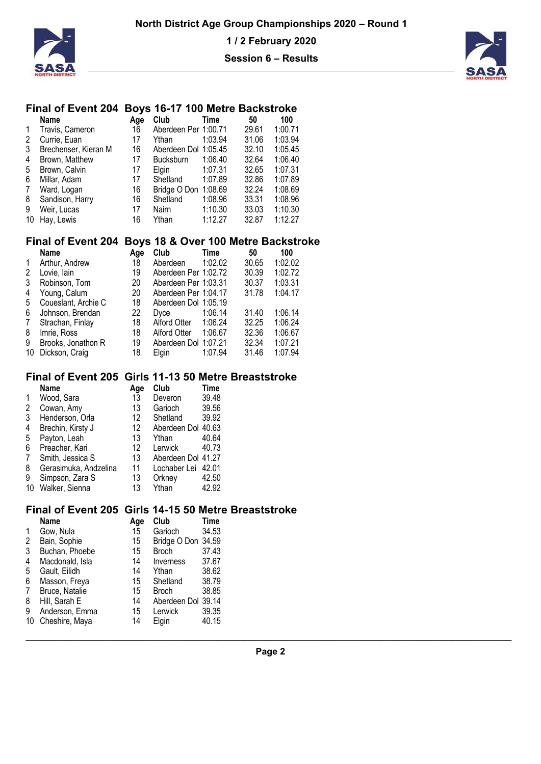# North District Age Group Championships 2020 – Round 1

**1 / 2 February 2020**

**Session 6 – Results**

## Final of Event 204 Boys 16-17 100 Metre Backstroke

| | Name | Age | Club | Time | 50 | 100 |
|---|---|---|---|---|---|---|
| 1 | Travis, Cameron | 16 | Aberdeen Per | 1:00.71 | 29.61 | 1:00.71 |
| 2 | Currie, Euan | 17 | Ythan | 1:03.94 | 31.06 | 1:03.94 |
| 3 | Brechenser, Kieran M | 16 | Aberdeen Dol | 1:05.45 | 32.10 | 1:05.45 |
| 4 | Brown, Matthew | 17 | Bucksburn | 1:06.40 | 32.64 | 1:06.40 |
| 5 | Brown, Calvin | 17 | Elgin | 1:07.31 | 32.65 | 1:07.31 |
| 6 | Millar, Adam | 17 | Shetland | 1:07.89 | 32.86 | 1:07.89 |
| 7 | Ward, Logan | 16 | Bridge O Don | 1:08.69 | 32.24 | 1:08.69 |
| 8 | Sandison, Harry | 16 | Shetland | 1:08.96 | 33.31 | 1:08.96 |
| 9 | Weir, Lucas | 17 | Nairn | 1:10.30 | 33.03 | 1:10.30 |
| 10 | Hay, Lewis | 16 | Ythan | 1:12.27 | 32.87 | 1:12.27 |

## Final of Event 204 Boys 18 & Over 100 Metre Backstroke

| | Name | Age | Club | Time | 50 | 100 |
|---|---|---|---|---|---|---|
| 1 | Arthur, Andrew | 18 | Aberdeen | 1:02.02 | 30.65 | 1:02.02 |
| 2 | Lovie, Iain | 19 | Aberdeen Per | 1:02.72 | 30.39 | 1:02.72 |
| 3 | Robinson, Tom | 20 | Aberdeen Per | 1:03.31 | 30.37 | 1:03.31 |
| 4 | Young, Calum | 20 | Aberdeen Per | 1:04.17 | 31.78 | 1:04.17 |
| 5 | Coueslant, Archie C | 18 | Aberdeen Dol | 1:05.19 | | |
| 6 | Johnson, Brendan | 22 | Dyce | 1:06.14 | 31.40 | 1:06.14 |
| 7 | Strachan, Finlay | 18 | Alford Otter | 1:06.24 | 32.25 | 1:06.24 |
| 8 | Imrie, Ross | 18 | Alford Otter | 1:06.67 | 32.36 | 1:06.67 |
| 9 | Brooks, Jonathon R | 19 | Aberdeen Dol | 1:07.21 | 32.34 | 1:07.21 |
| 10 | Dickson, Craig | 18 | Elgin | 1:07.94 | 31.46 | 1:07.94 |

## Final of Event 205 Girls 11-13 50 Metre Breaststroke

| | Name | Age | Club | Time |
|---|---|---|---|---|
| 1 | Wood, Sara | 13 | Deveron | 39.48 |
| 2 | Cowan, Amy | 13 | Garioch | 39.56 |
| 3 | Henderson, Orla | 12 | Shetland | 39.92 |
| 4 | Brechin, Kirsty J | 12 | Aberdeen Dol | 40.63 |
| 5 | Payton, Leah | 13 | Ythan | 40.64 |
| 6 | Preacher, Kari | 12 | Lerwick | 40.73 |
| 7 | Smith, Jessica S | 13 | Aberdeen Dol | 41.27 |
| 8 | Gerasimuka, Andzelina | 11 | Lochaber Lei | 42.01 |
| 9 | Simpson, Zara S | 13 | Orkney | 42.50 |
| 10 | Walker, Sienna | 13 | Ythan | 42.92 |

## Final of Event 205 Girls 14-15 50 Metre Breaststroke

| | Name | Age | Club | Time |
|---|---|---|---|---|
| 1 | Gow, Nula | 15 | Garioch | 34.53 |
| 2 | Bain, Sophie | 15 | Bridge O Don | 34.59 |
| 3 | Buchan, Phoebe | 15 | Broch | 37.43 |
| 4 | Macdonald, Isla | 14 | Inverness | 37.67 |
| 5 | Gault, Eilidh | 14 | Ythan | 38.62 |
| 6 | Masson, Freya | 15 | Shetland | 38.79 |
| 7 | Bruce, Natalie | 15 | Broch | 38.85 |
| 8 | Hill, Sarah E | 14 | Aberdeen Dol | 39.14 |
| 9 | Anderson, Emma | 15 | Lerwick | 39.35 |
| 10 | Cheshire, Maya | 14 | Elgin | 40.15 |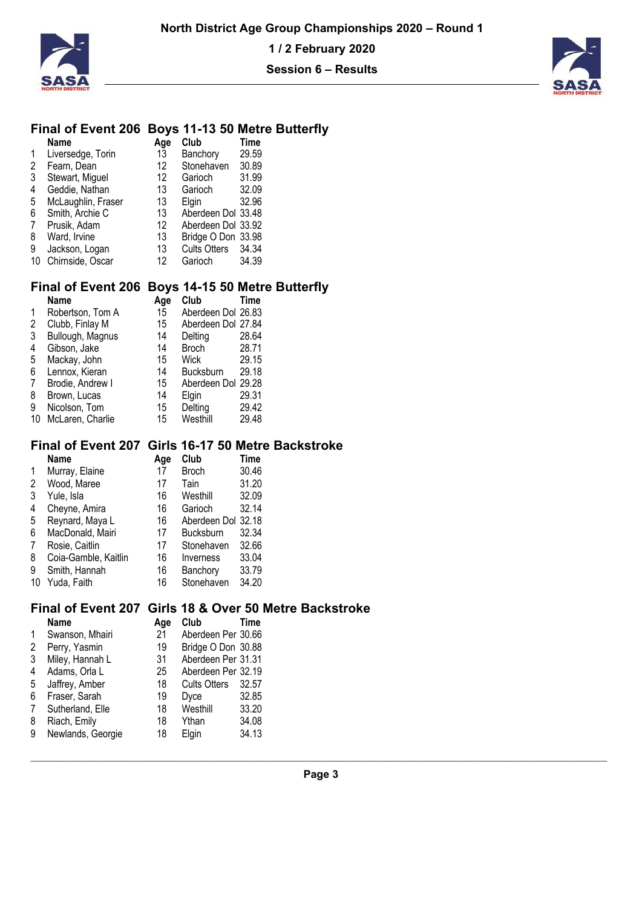North District Age Group Championships 2020 – Round 1

1 / 2 February 2020

Session 6 – Results

## Final of Event 206 Boys 11-13 50 Metre Butterfly

| | Name | Age | Club | Time |
|---|---|---|---|---|
| 1 | Liversedge, Torin | 13 | Banchory | 29.59 |
| 2 | Fearn, Dean | 12 | Stonehaven | 30.89 |
| 3 | Stewart, Miguel | 12 | Garioch | 31.99 |
| 4 | Geddie, Nathan | 13 | Garioch | 32.09 |
| 5 | McLaughlin, Fraser | 13 | Elgin | 32.96 |
| 6 | Smith, Archie C | 13 | Aberdeen Dol | 33.48 |
| 7 | Prusik, Adam | 12 | Aberdeen Dol | 33.92 |
| 8 | Ward, Irvine | 13 | Bridge O Don | 33.98 |
| 9 | Jackson, Logan | 13 | Cults Otters | 34.34 |
| 10 | Chirnside, Oscar | 12 | Garioch | 34.39 |

## Final of Event 206 Boys 14-15 50 Metre Butterfly

| | Name | Age | Club | Time |
|---|---|---|---|---|
| 1 | Robertson, Tom A | 15 | Aberdeen Dol | 26.83 |
| 2 | Clubb, Finlay M | 15 | Aberdeen Dol | 27.84 |
| 3 | Bullough, Magnus | 14 | Delting | 28.64 |
| 4 | Gibson, Jake | 14 | Broch | 28.71 |
| 5 | Mackay, John | 15 | Wick | 29.15 |
| 6 | Lennox, Kieran | 14 | Bucksburn | 29.18 |
| 7 | Brodie, Andrew I | 15 | Aberdeen Dol | 29.28 |
| 8 | Brown, Lucas | 14 | Elgin | 29.31 |
| 9 | Nicolson, Tom | 15 | Delting | 29.42 |
| 10 | McLaren, Charlie | 15 | Westhill | 29.48 |

## Final of Event 207 Girls 16-17 50 Metre Backstroke

| | Name | Age | Club | Time |
|---|---|---|---|---|
| 1 | Murray, Elaine | 17 | Broch | 30.46 |
| 2 | Wood, Maree | 17 | Tain | 31.20 |
| 3 | Yule, Isla | 16 | Westhill | 32.09 |
| 4 | Cheyne, Amira | 16 | Garioch | 32.14 |
| 5 | Reynard, Maya L | 16 | Aberdeen Dol | 32.18 |
| 6 | MacDonald, Mairi | 17 | Bucksburn | 32.34 |
| 7 | Rosie, Caitlin | 17 | Stonehaven | 32.66 |
| 8 | Coia-Gamble, Kaitlin | 16 | Inverness | 33.04 |
| 9 | Smith, Hannah | 16 | Banchory | 33.79 |
| 10 | Yuda, Faith | 16 | Stonehaven | 34.20 |

## Final of Event 207 Girls 18 & Over 50 Metre Backstroke

| | Name | Age | Club | Time |
|---|---|---|---|---|
| 1 | Swanson, Mhairi | 21 | Aberdeen Per | 30.66 |
| 2 | Perry, Yasmin | 19 | Bridge O Don | 30.88 |
| 3 | Miley, Hannah L | 31 | Aberdeen Per | 31.31 |
| 4 | Adams, Orla L | 25 | Aberdeen Per | 32.19 |
| 5 | Jaffrey, Amber | 18 | Cults Otters | 32.57 |
| 6 | Fraser, Sarah | 19 | Dyce | 32.85 |
| 7 | Sutherland, Elle | 18 | Westhill | 33.20 |
| 8 | Riach, Emily | 18 | Ythan | 34.08 |
| 9 | Newlands, Georgie | 18 | Elgin | 34.13 |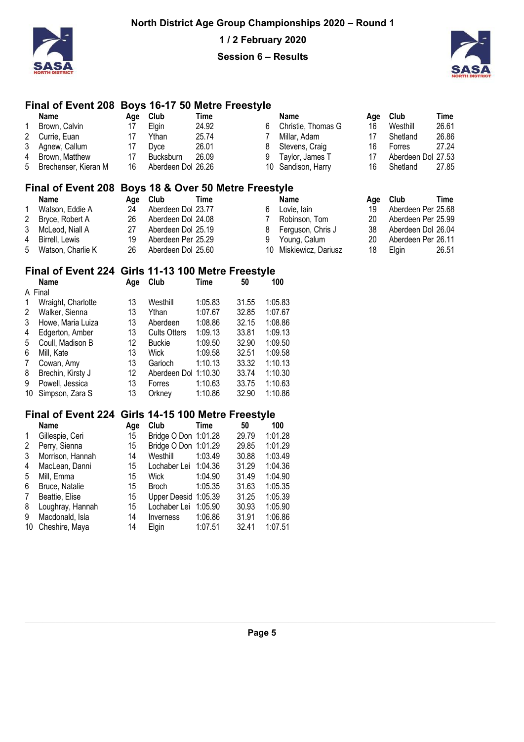# North District Age Group Championships 2020 – Round 1

**1 / 2 February 2020**

**Session 6 – Results**

## Final of Event 208 Boys 16-17 50 Metre Freestyle

| | Name | Age | Club | Time |
|---|---|---|---|---|
| 1 | Brown, Calvin | 17 | Elgin | 24.92 |
| 2 | Currie, Euan | 17 | Ythan | 25.74 |
| 3 | Agnew, Callum | 17 | Dyce | 26.01 |
| 4 | Brown, Matthew | 17 | Bucksburn | 26.09 |
| 5 | Brechenser, Kieran M | 16 | Aberdeen Dol | 26.26 |
| 6 | Christie, Thomas G | 16 | Westhill | 26.61 |
| 7 | Millar, Adam | 17 | Shetland | 26.86 |
| 8 | Stevens, Craig | 16 | Forres | 27.24 |
| 9 | Taylor, James T | 17 | Aberdeen Dol | 27.53 |
| 10 | Sandison, Harry | 16 | Shetland | 27.85 |

## Final of Event 208 Boys 18 & Over 50 Metre Freestyle

| | Name | Age | Club | Time |
|---|---|---|---|---|
| 1 | Watson, Eddie A | 24 | Aberdeen Dol | 23.77 |
| 2 | Bryce, Robert A | 26 | Aberdeen Dol | 24.08 |
| 3 | McLeod, Niall A | 27 | Aberdeen Dol | 25.19 |
| 4 | Birrell, Lewis | 19 | Aberdeen Per | 25.29 |
| 5 | Watson, Charlie K | 26 | Aberdeen Dol | 25.60 |
| 6 | Lovie, Iain | 19 | Aberdeen Per | 25.68 |
| 7 | Robinson, Tom | 20 | Aberdeen Per | 25.99 |
| 8 | Ferguson, Chris J | 38 | Aberdeen Dol | 26.04 |
| 9 | Young, Calum | 20 | Aberdeen Per | 26.11 |
| 10 | Miskiewicz, Dariusz | 18 | Elgin | 26.51 |

## Final of Event 224 Girls 11-13 100 Metre Freestyle

| | Name | Age | Club | Time | 50 | 100 |
|---|---|---|---|---|---|---|
| A Final | | | | | | |
| 1 | Wraight, Charlotte | 13 | Westhill | 1:05.83 | 31.55 | 1:05.83 |
| 2 | Walker, Sienna | 13 | Ythan | 1:07.67 | 32.85 | 1:07.67 |
| 3 | Howe, Maria Luiza | 13 | Aberdeen | 1:08.86 | 32.15 | 1:08.86 |
| 4 | Edgerton, Amber | 13 | Cults Otters | 1:09.13 | 33.81 | 1:09.13 |
| 5 | Coull, Madison B | 12 | Buckie | 1:09.50 | 32.90 | 1:09.50 |
| 6 | Mill, Kate | 13 | Wick | 1:09.58 | 32.51 | 1:09.58 |
| 7 | Cowan, Amy | 13 | Garioch | 1:10.13 | 33.32 | 1:10.13 |
| 8 | Brechin, Kirsty J | 12 | Aberdeen Dol | 1:10.30 | 33.74 | 1:10.30 |
| 9 | Powell, Jessica | 13 | Forres | 1:10.63 | 33.75 | 1:10.63 |
| 10 | Simpson, Zara S | 13 | Orkney | 1:10.86 | 32.90 | 1:10.86 |

## Final of Event 224 Girls 14-15 100 Metre Freestyle

| | Name | Age | Club | Time | 50 | 100 |
|---|---|---|---|---|---|---|
| 1 | Gillespie, Ceri | 15 | Bridge O Don | 1:01.28 | 29.79 | 1:01.28 |
| 2 | Perry, Sienna | 15 | Bridge O Don | 1:01.29 | 29.85 | 1:01.29 |
| 3 | Morrison, Hannah | 14 | Westhill | 1:03.49 | 30.88 | 1:03.49 |
| 4 | MacLean, Danni | 15 | Lochaber Lei | 1:04.36 | 31.29 | 1:04.36 |
| 5 | Mill, Emma | 15 | Wick | 1:04.90 | 31.49 | 1:04.90 |
| 6 | Bruce, Natalie | 15 | Broch | 1:05.35 | 31.63 | 1:05.35 |
| 7 | Beattie, Elise | 15 | Upper Deesid | 1:05.39 | 31.25 | 1:05.39 |
| 8 | Loughray, Hannah | 15 | Lochaber Lei | 1:05.90 | 30.93 | 1:05.90 |
| 9 | Macdonald, Isla | 14 | Inverness | 1:06.86 | 31.91 | 1:06.86 |
| 10 | Cheshire, Maya | 14 | Elgin | 1:07.51 | 32.41 | 1:07.51 |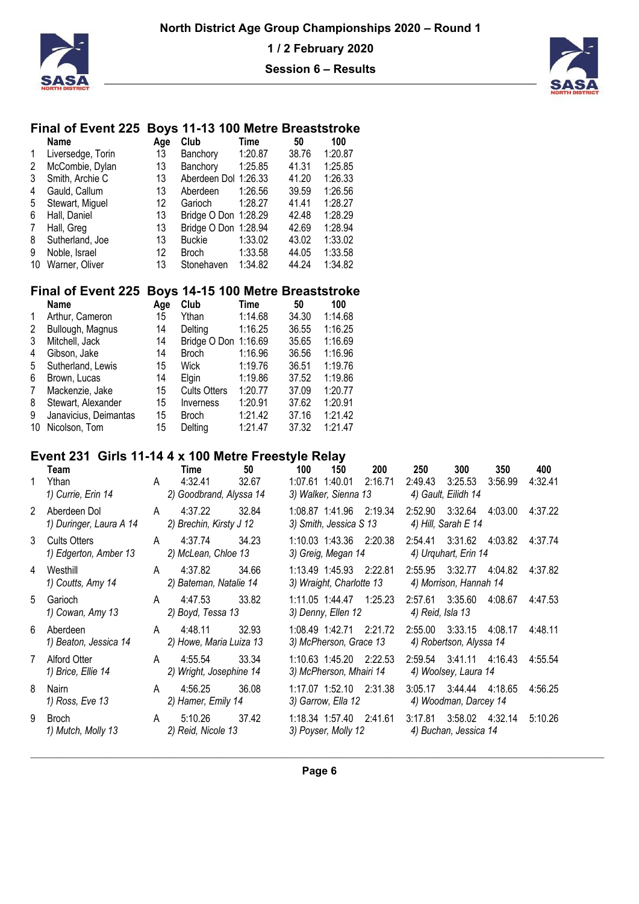# North District Age Group Championships 2020 – Round 1

**1 / 2 February 2020**

**Session 6 – Results**

## Final of Event 225 Boys 11-13 100 Metre Breaststroke

| | Name | Age | Club | Time | 50 | 100 |
|---|---|---|---|---|---|---|
| 1 | Liversedge, Torin | 13 | Banchory | 1:20.87 | 38.76 | 1:20.87 |
| 2 | McCombie, Dylan | 13 | Banchory | 1:25.85 | 41.31 | 1:25.85 |
| 3 | Smith, Archie C | 13 | Aberdeen Dol | 1:26.33 | 41.20 | 1:26.33 |
| 4 | Gauld, Callum | 13 | Aberdeen | 1:26.56 | 39.59 | 1:26.56 |
| 5 | Stewart, Miguel | 12 | Garioch | 1:28.27 | 41.41 | 1:28.27 |
| 6 | Hall, Daniel | 13 | Bridge O Don | 1:28.29 | 42.48 | 1:28.29 |
| 7 | Hall, Greg | 13 | Bridge O Don | 1:28.94 | 42.69 | 1:28.94 |
| 8 | Sutherland, Joe | 13 | Buckie | 1:33.02 | 43.02 | 1:33.02 |
| 9 | Noble, Israel | 12 | Broch | 1:33.58 | 44.05 | 1:33.58 |
| 10 | Warner, Oliver | 13 | Stonehaven | 1:34.82 | 44.24 | 1:34.82 |

## Final of Event 225 Boys 14-15 100 Metre Breaststroke

| | Name | Age | Club | Time | 50 | 100 |
|---|---|---|---|---|---|---|
| 1 | Arthur, Cameron | 15 | Ythan | 1:14.68 | 34.30 | 1:14.68 |
| 2 | Bullough, Magnus | 14 | Delting | 1:16.25 | 36.55 | 1:16.25 |
| 3 | Mitchell, Jack | 14 | Bridge O Don | 1:16.69 | 35.65 | 1:16.69 |
| 4 | Gibson, Jake | 14 | Broch | 1:16.96 | 36.56 | 1:16.96 |
| 5 | Sutherland, Lewis | 15 | Wick | 1:19.76 | 36.51 | 1:19.76 |
| 6 | Brown, Lucas | 14 | Elgin | 1:19.86 | 37.52 | 1:19.86 |
| 7 | Mackenzie, Jake | 15 | Cults Otters | 1:20.77 | 37.09 | 1:20.77 |
| 8 | Stewart, Alexander | 15 | Inverness | 1:20.91 | 37.62 | 1:20.91 |
| 9 | Janavicius, Deimantas | 15 | Broch | 1:21.42 | 37.16 | 1:21.42 |
| 10 | Nicolson, Tom | 15 | Delting | 1:21.47 | 37.32 | 1:21.47 |

## Event 231 Girls 11-14 4 x 100 Metre Freestyle Relay

| | Team | | Time | 50 | 100 | 150 | 200 | 250 | 300 | 350 | 400 |
|---|---|---|---|---|---|---|---|---|---|---|---|
| 1 | Ythan | A | 4:32.41 | 32.67 | 1:07.61 | 1:40.01 | 2:16.71 | 2:49.43 | 3:25.53 | 3:56.99 | 4:32.41 |
| | 1) Currie, Erin 14 | | 2) Goodbrand, Alyssa 14 | | 3) Walker, Sienna 13 | | | 4) Gault, Eilidh 14 | | | |
| 2 | Aberdeen Dol | A | 4:37.22 | 32.84 | 1:08.87 | 1:41.96 | 2:19.34 | 2:52.90 | 3:32.64 | 4:03.00 | 4:37.22 |
| | 1) Duringer, Laura A 14 | | 2) Brechin, Kirsty J 12 | | 3) Smith, Jessica S 13 | | | 4) Hill, Sarah E 14 | | | |
| 3 | Cults Otters | A | 4:37.74 | 34.23 | 1:10.03 | 1:43.36 | 2:20.38 | 2:54.41 | 3:31.62 | 4:03.82 | 4:37.74 |
| | 1) Edgerton, Amber 13 | | 2) McLean, Chloe 13 | | 3) Greig, Megan 14 | | | 4) Urquhart, Erin 14 | | | |
| 4 | Westhill | A | 4:37.82 | 34.66 | 1:13.49 | 1:45.93 | 2:22.81 | 2:55.95 | 3:32.77 | 4:04.82 | 4:37.82 |
| | 1) Coutts, Amy 14 | | 2) Bateman, Natalie 14 | | 3) Wraight, Charlotte 13 | | | 4) Morrison, Hannah 14 | | | |
| 5 | Garioch | A | 4:47.53 | 33.82 | 1:11.05 | 1:44.47 | 1:25.23 | 2:57.61 | 3:35.60 | 4:08.67 | 4:47.53 |
| | 1) Cowan, Amy 13 | | 2) Boyd, Tessa 13 | | 3) Denny, Ellen 12 | | | 4) Reid, Isla 13 | | | |
| 6 | Aberdeen | A | 4:48.11 | 32.93 | 1:08.49 | 1:42.71 | 2:21.72 | 2:55.00 | 3:33.15 | 4:08.17 | 4:48.11 |
| | 1) Beaton, Jessica 14 | | 2) Howe, Maria Luiza 13 | | 3) McPherson, Grace 13 | | | 4) Robertson, Alyssa 14 | | | |
| 7 | Alford Otter | A | 4:55.54 | 33.34 | 1:10.63 | 1:45.20 | 2:22.53 | 2:59.54 | 3:41.11 | 4:16.43 | 4:55.54 |
| | 1) Brice, Ellie 14 | | 2) Wright, Josephine 14 | | 3) McPherson, Mhairi 14 | | | 4) Woolsey, Laura 14 | | | |
| 8 | Nairn | A | 4:56.25 | 36.08 | 1:17.07 | 1:52.10 | 2:31.38 | 3:05.17 | 3:44.44 | 4:18.65 | 4:56.25 |
| | 1) Ross, Eve 13 | | 2) Hamer, Emily 14 | | 3) Garrow, Ella 12 | | | 4) Woodman, Darcey 14 | | | |
| 9 | Broch | A | 5:10.26 | 37.42 | 1:18.34 | 1:57.40 | 2:41.61 | 3:17.81 | 3:58.02 | 4:32.14 | 5:10.26 |
| | 1) Mutch, Molly 13 | | 2) Reid, Nicole 13 | | 3) Poyser, Molly 12 | | | 4) Buchan, Jessica 14 | | | |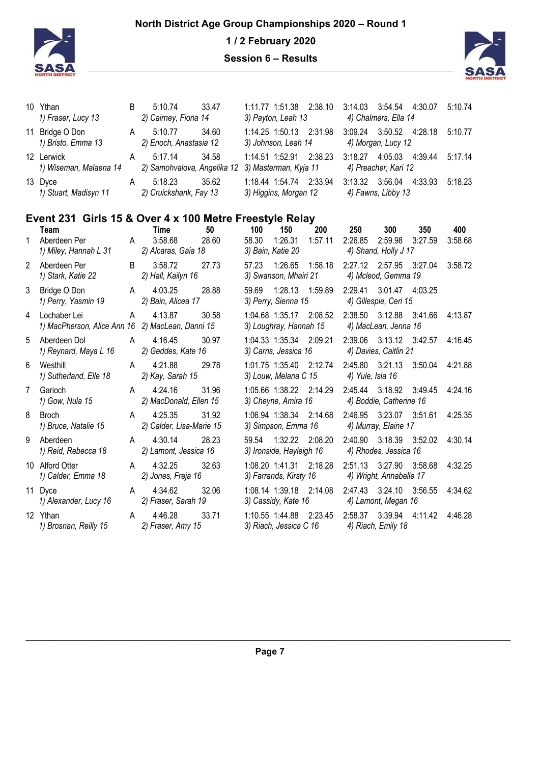| | Team | | Time | 50 | 100 | 150 | 200 | 250 | 300 | 350 | 400 |
|---|---|---|---|---|---|---|---|---|---|---|---|
| 10 | Ythan | B | 5:10.74 | 33.47 | 1:11.77 | 1:51.38 | 2:38.10 | 3:14.03 | 3:54.54 | 4:30.07 | 5:10.74 |
| | *1) Fraser, Lucy 13* | | *2) Cairney, Fiona 14* | | *3) Payton, Leah 13* | | | *4) Chalmers, Ella 14* | | | |
| 11 | Bridge O Don | A | 5:10.77 | 34.60 | 1:14.25 | 1:50.13 | 2:31.98 | 3:09.24 | 3:50.52 | 4:28.18 | 5:10.77 |
| | *1) Bristo, Emma 13* | | *2) Enoch, Anastasia 12* | | *3) Johnson, Leah 14* | | | *4) Morgan, Lucy 12* | | | |
| 12 | Lerwick | A | 5:17.14 | 34.58 | 1:14.51 | 1:52.91 | 2:38.23 | 3:18.27 | 4:05.03 | 4:39.44 | 5:17.14 |
| | *1) Wiseman, Malaena 14* | | *2) Samohvalova, Angelika 12* | | *3) Masterman, Kyja 11* | | | *4) Preacher, Kari 12* | | | |
| 13 | Dyce | A | 5:18.23 | 35.62 | 1:18.44 | 1:54.74 | 2:33.94 | 3:13.32 | 3:56.04 | 4:33.93 | 5:18.23 |
| | *1) Stuart, Madisyn 11* | | *2) Cruickshank, Fay 13* | | *3) Higgins, Morgan 12* | | | *4) Fawns, Libby 13* | | | |

## Event 231 Girls 15 & Over 4 x 100 Metre Freestyle Relay

| | Team | | Time | 50 | 100 | 150 | 200 | 250 | 300 | 350 | 400 |
|---|---|---|---|---|---|---|---|---|---|---|---|
| 1 | Aberdeen Per | A | 3:58.68 | 28.60 | 58.30 | 1:26.31 | 1:57.11 | 2:26.85 | 2:59.98 | 3:27.59 | 3:58.68 |
| | *1) Miley, Hannah L 31* | | *2) Alcaras, Gaia 18* | | *3) Bain, Katie 20* | | | *4) Shand, Holly J 17* | | | |
| 2 | Aberdeen Per | B | 3:58.72 | 27.73 | 57.23 | 1:26.65 | 1:58.18 | 2:27.12 | 2:57.95 | 3:27.04 | 3:58.72 |
| | *1) Stark, Katie 22* | | *2) Hall, Kailyn 16* | | *3) Swanson, Mhairi 21* | | | *4) Mcleod, Gemma 19* | | | |
| 3 | Bridge O Don | A | 4:03.25 | 28.88 | 59.69 | 1:28.13 | 1:59.89 | 2:29.41 | 3:01.47 | 4:03.25 | |
| | *1) Perry, Yasmin 19* | | *2) Bain, Alicea 17* | | *3) Perry, Sienna 15* | | | *4) Gillespie, Ceri 15* | | | |
| 4 | Lochaber Lei | A | 4:13.87 | 30.58 | 1:04.68 | 1:35.17 | 2:08.52 | 2:38.50 | 3:12.88 | 3:41.66 | 4:13.87 |
| | *1) MacPherson, Alice Ann 16* | | *2) MacLean, Danni 15* | | *3) Loughray, Hannah 15* | | | *4) MacLean, Jenna 16* | | | |
| 5 | Aberdeen Dol | A | 4:16.45 | 30.97 | 1:04.33 | 1:35.34 | 2:09.21 | 2:39.06 | 3:13.12 | 3:42.57 | 4:16.45 |
| | *1) Reynard, Maya L 16* | | *2) Geddes, Kate 16* | | *3) Carns, Jessica 16* | | | *4) Davies, Caitlin 21* | | | |
| 6 | Westhill | A | 4:21.88 | 29.78 | 1:01.75 | 1:35.40 | 2:12.74 | 2:45.80 | 3:21.13 | 3:50.04 | 4:21.88 |
| | *1) Sutherland, Elle 18* | | *2) Kay, Sarah 15* | | *3) Louw, Melana C 15* | | | *4) Yule, Isla 16* | | | |
| 7 | Garioch | A | 4:24.16 | 31.96 | 1:05.66 | 1:38.22 | 2:14.29 | 2:45.44 | 3:18.92 | 3:49.45 | 4:24.16 |
| | *1) Gow, Nula 15* | | *2) MacDonald, Ellen 15* | | *3) Cheyne, Amira 16* | | | *4) Boddie, Catherine 16* | | | |
| 8 | Broch | A | 4:25.35 | 31.92 | 1:06.94 | 1:38.34 | 2:14.68 | 2:46.95 | 3:23.07 | 3:51.61 | 4:25.35 |
| | *1) Bruce, Natalie 15* | | *2) Calder, Lisa-Marie 15* | | *3) Simpson, Emma 16* | | | *4) Murray, Elaine 17* | | | |
| 9 | Aberdeen | A | 4:30.14 | 28.23 | 59.54 | 1:32.22 | 2:08.20 | 2:40.90 | 3:18.39 | 3:52.02 | 4:30.14 |
| | *1) Reid, Rebecca 18* | | *2) Lamont, Jessica 16* | | *3) Ironside, Hayleigh 16* | | | *4) Rhodes, Jessica 16* | | | |
| 10 | Alford Otter | A | 4:32.25 | 32.63 | 1:08.20 | 1:41.31 | 2:18.28 | 2:51.13 | 3:27.90 | 3:58.68 | 4:32.25 |
| | *1) Calder, Emma 18* | | *2) Jones, Freja 16* | | *3) Farrands, Kirsty 16* | | | *4) Wright, Annabelle 17* | | | |
| 11 | Dyce | A | 4:34.62 | 32.06 | 1:08.14 | 1:39.18 | 2:14.08 | 2:47.43 | 3:24.10 | 3:56.55 | 4:34.62 |
| | *1) Alexander, Lucy 16* | | *2) Fraser, Sarah 19* | | *3) Cassidy, Kate 16* | | | *4) Lamont, Megan 16* | | | |
| 12 | Ythan | A | 4:46.28 | 33.71 | 1:10.55 | 1:44.88 | 2:23.45 | 2:58.37 | 3:39.94 | 4:11.42 | 4:46.28 |
| | *1) Brosnan, Reilly 15* | | *2) Fraser, Amy 15* | | *3) Riach, Jessica C 16* | | | *4) Riach, Emily 18* | | | |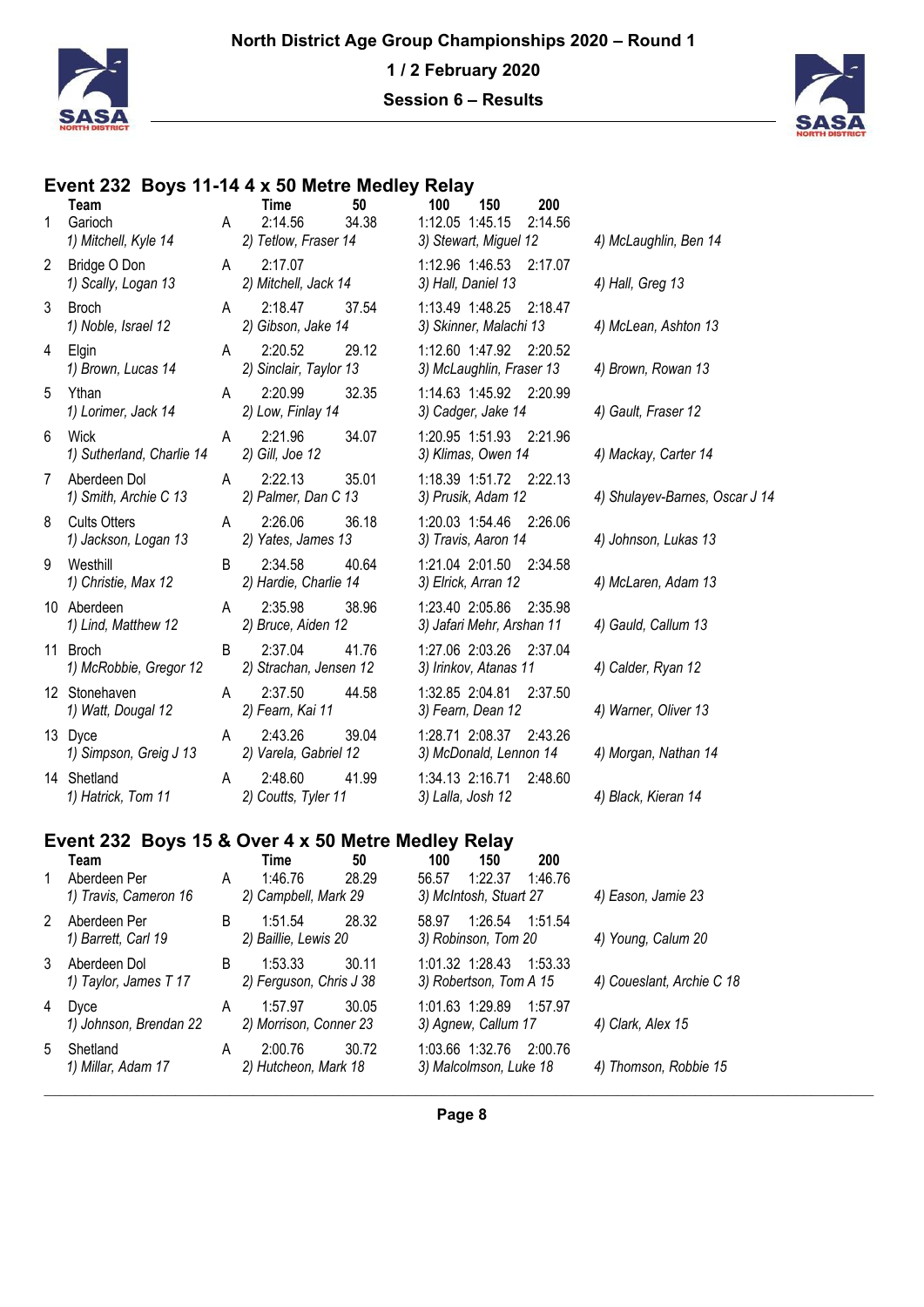North District Age Group Championships 2020 – Round 1

1 / 2 February 2020

Session 6 – Results

## Event 232 Boys 11-14 4 x 50 Metre Medley Relay

| | Team | | Time | 50 | 100 | 150 | 200 | |
|---|---|---|---|---|---|---|---|---|
| 1 | Garioch | A | 2:14.56 | 34.38 | 1:12.05 | 1:45.15 | 2:14.56 | |
| | *1) Mitchell, Kyle 14* | | *2) Tetlow, Fraser 14* | | *3) Stewart, Miguel 12* | | | *4) McLaughlin, Ben 14* |
| 2 | Bridge O Don | A | 2:17.07 | | 1:12.96 | 1:46.53 | 2:17.07 | |
| | *1) Scally, Logan 13* | | *2) Mitchell, Jack 14* | | *3) Hall, Daniel 13* | | | *4) Hall, Greg 13* |
| 3 | Broch | A | 2:18.47 | 37.54 | 1:13.49 | 1:48.25 | 2:18.47 | |
| | *1) Noble, Israel 12* | | *2) Gibson, Jake 14* | | *3) Skinner, Malachi 13* | | | *4) McLean, Ashton 13* |
| 4 | Elgin | A | 2:20.52 | 29.12 | 1:12.60 | 1:47.92 | 2:20.52 | |
| | *1) Brown, Lucas 14* | | *2) Sinclair, Taylor 13* | | *3) McLaughlin, Fraser 13* | | | *4) Brown, Rowan 13* |
| 5 | Ythan | A | 2:20.99 | 32.35 | 1:14.63 | 1:45.92 | 2:20.99 | |
| | *1) Lorimer, Jack 14* | | *2) Low, Finlay 14* | | *3) Cadger, Jake 14* | | | *4) Gault, Fraser 12* |
| 6 | Wick | A | 2:21.96 | 34.07 | 1:20.95 | 1:51.93 | 2:21.96 | |
| | *1) Sutherland, Charlie 14* | | *2) Gill, Joe 12* | | *3) Klimas, Owen 14* | | | *4) Mackay, Carter 14* |
| 7 | Aberdeen Dol | A | 2:22.13 | 35.01 | 1:18.39 | 1:51.72 | 2:22.13 | |
| | *1) Smith, Archie C 13* | | *2) Palmer, Dan C 13* | | *3) Prusik, Adam 12* | | | *4) Shulayev-Barnes, Oscar J 14* |
| 8 | Cults Otters | A | 2:26.06 | 36.18 | 1:20.03 | 1:54.46 | 2:26.06 | |
| | *1) Jackson, Logan 13* | | *2) Yates, James 13* | | *3) Travis, Aaron 14* | | | *4) Johnson, Lukas 13* |
| 9 | Westhill | B | 2:34.58 | 40.64 | 1:21.04 | 2:01.50 | 2:34.58 | |
| | *1) Christie, Max 12* | | *2) Hardie, Charlie 14* | | *3) Elrick, Arran 12* | | | *4) McLaren, Adam 13* |
| 10 | Aberdeen | A | 2:35.98 | 38.96 | 1:23.40 | 2:05.86 | 2:35.98 | |
| | *1) Lind, Matthew 12* | | *2) Bruce, Aiden 12* | | *3) Jafari Mehr, Arshan 11* | | | *4) Gauld, Callum 13* |
| 11 | Broch | B | 2:37.04 | 41.76 | 1:27.06 | 2:03.26 | 2:37.04 | |
| | *1) McRobbie, Gregor 12* | | *2) Strachan, Jensen 12* | | *3) Irinkov, Atanas 11* | | | *4) Calder, Ryan 12* |
| 12 | Stonehaven | A | 2:37.50 | 44.58 | 1:32.85 | 2:04.81 | 2:37.50 | |
| | *1) Watt, Dougal 12* | | *2) Fearn, Kai 11* | | *3) Fearn, Dean 12* | | | *4) Warner, Oliver 13* |
| 13 | Dyce | A | 2:43.26 | 39.04 | 1:28.71 | 2:08.37 | 2:43.26 | |
| | *1) Simpson, Greig J 13* | | *2) Varela, Gabriel 12* | | *3) McDonald, Lennon 14* | | | *4) Morgan, Nathan 14* |
| 14 | Shetland | A | 2:48.60 | 41.99 | 1:34.13 | 2:16.71 | 2:48.60 | |
| | *1) Hatrick, Tom 11* | | *2) Coutts, Tyler 11* | | *3) Lalla, Josh 12* | | | *4) Black, Kieran 14* |

## Event 232 Boys 15 & Over 4 x 50 Metre Medley Relay

| | Team | | Time | 50 | 100 | 150 | 200 | |
|---|---|---|---|---|---|---|---|---|
| 1 | Aberdeen Per | A | 1:46.76 | 28.29 | 56.57 | 1:22.37 | 1:46.76 | |
| | *1) Travis, Cameron 16* | | *2) Campbell, Mark 29* | | *3) McIntosh, Stuart 27* | | | *4) Eason, Jamie 23* |
| 2 | Aberdeen Per | B | 1:51.54 | 28.32 | 58.97 | 1:26.54 | 1:51.54 | |
| | *1) Barrett, Carl 19* | | *2) Baillie, Lewis 20* | | *3) Robinson, Tom 20* | | | *4) Young, Calum 20* |
| 3 | Aberdeen Dol | B | 1:53.33 | 30.11 | 1:01.32 | 1:28.43 | 1:53.33 | |
| | *1) Taylor, James T 17* | | *2) Ferguson, Chris J 38* | | *3) Robertson, Tom A 15* | | | *4) Coueslant, Archie C 18* |
| 4 | Dyce | A | 1:57.97 | 30.05 | 1:01.63 | 1:29.89 | 1:57.97 | |
| | *1) Johnson, Brendan 22* | | *2) Morrison, Conner 23* | | *3) Agnew, Callum 17* | | | *4) Clark, Alex 15* |
| 5 | Shetland | A | 2:00.76 | 30.72 | 1:03.66 | 1:32.76 | 2:00.76 | |
| | *1) Millar, Adam 17* | | *2) Hutcheon, Mark 18* | | *3) Malcolmson, Luke 18* | | | *4) Thomson, Robbie 15* |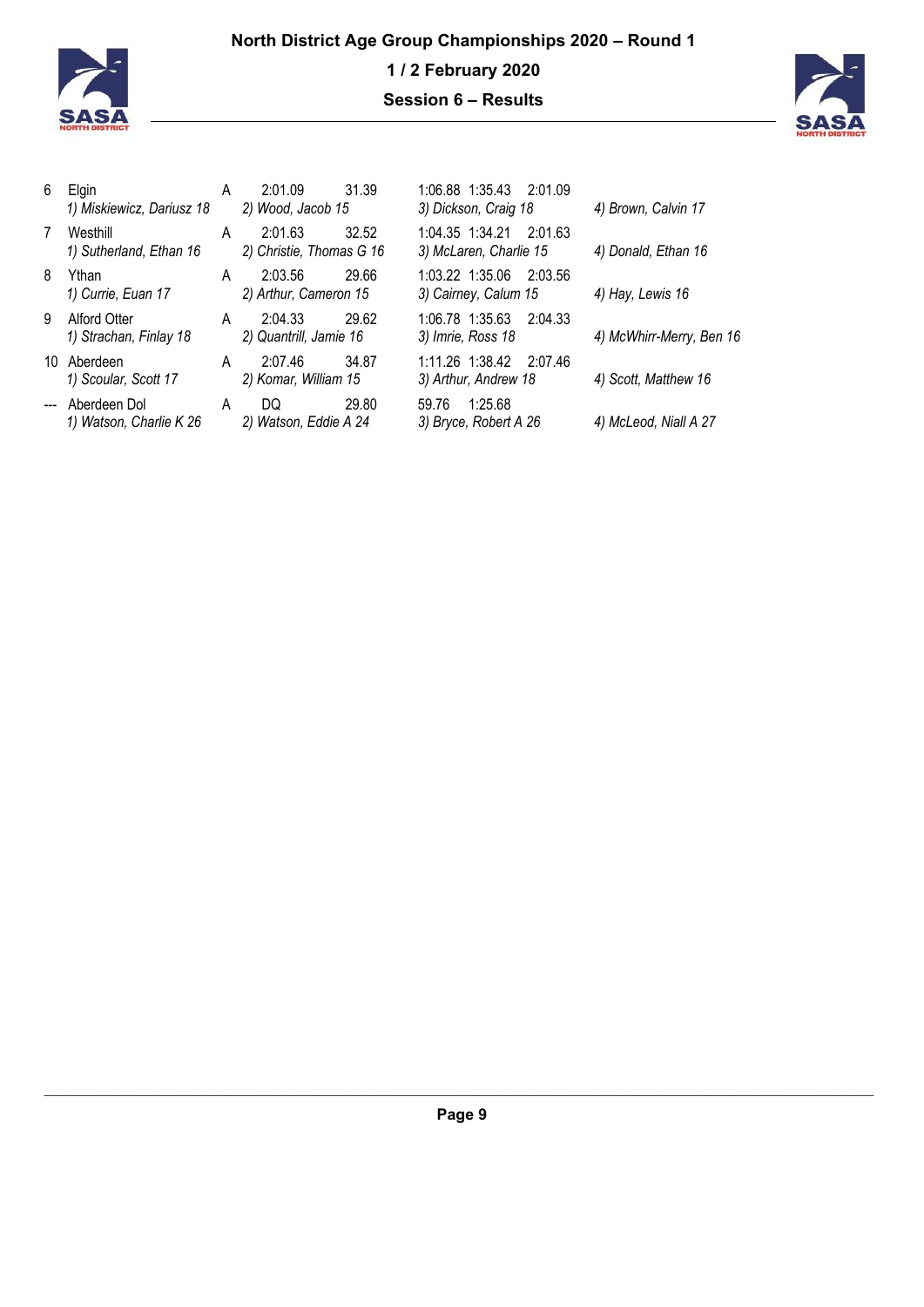# North District Age Group Championships 2020 – Round 1

**1 / 2 February 2020**

**Session 6 – Results**

| | | | | | | | | |
|---|---|---|---|---|---|---|---|---|
| 6 | Elgin | A | 2:01.09 | 31.39 | 1:06.88 | 1:35.43 | 2:01.09 | |
| | *1) Miskiewicz, Dariusz 18* | | *2) Wood, Jacob 15* | | *3) Dickson, Craig 18* | | | *4) Brown, Calvin 17* |
| 7 | Westhill | A | 2:01.63 | 32.52 | 1:04.35 | 1:34.21 | 2:01.63 | |
| | *1) Sutherland, Ethan 16* | | *2) Christie, Thomas G 16* | | *3) McLaren, Charlie 15* | | | *4) Donald, Ethan 16* |
| 8 | Ythan | A | 2:03.56 | 29.66 | 1:03.22 | 1:35.06 | 2:03.56 | |
| | *1) Currie, Euan 17* | | *2) Arthur, Cameron 15* | | *3) Cairney, Calum 15* | | | *4) Hay, Lewis 16* |
| 9 | Alford Otter | A | 2:04.33 | 29.62 | 1:06.78 | 1:35.63 | 2:04.33 | |
| | *1) Strachan, Finlay 18* | | *2) Quantrill, Jamie 16* | | *3) Imrie, Ross 18* | | | *4) McWhirr-Merry, Ben 16* |
| 10 | Aberdeen | A | 2:07.46 | 34.87 | 1:11.26 | 1:38.42 | 2:07.46 | |
| | *1) Scoular, Scott 17* | | *2) Komar, William 15* | | *3) Arthur, Andrew 18* | | | *4) Scott, Matthew 16* |
| --- | Aberdeen Dol | A | DQ | 29.80 | 59.76 | 1:25.68 | | |
| | *1) Watson, Charlie K 26* | | *2) Watson, Eddie A 24* | | *3) Bryce, Robert A 26* | | | *4) McLeod, Niall A 27* |